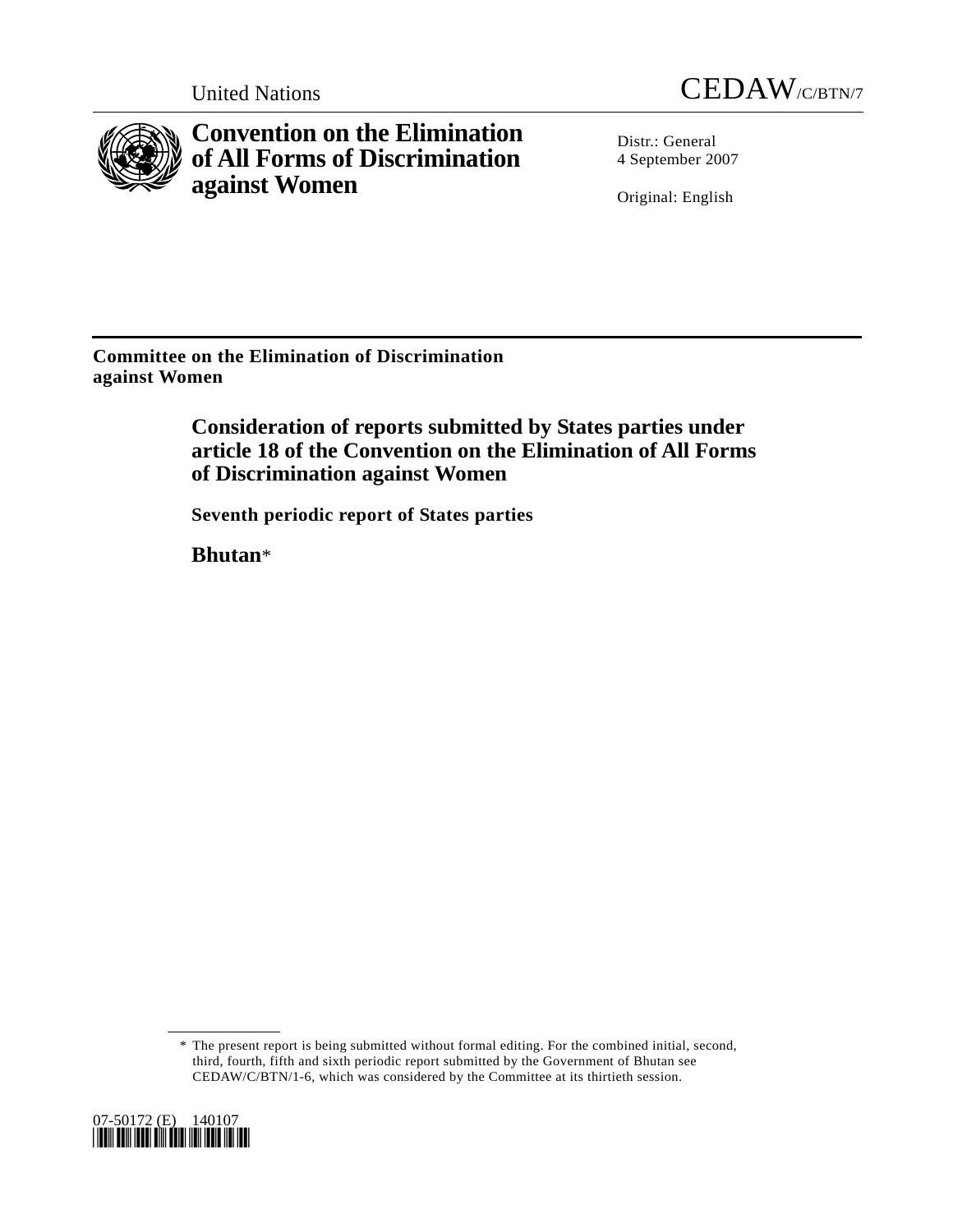United Nations CEDAW/C/BTN/7

# Convention on the Elimination of All Forms of Discrimination against Women

Distr.: General
4 September 2007

Original: English

**Committee on the Elimination of Discrimination against Women**

## Consideration of reports submitted by States parties under article 18 of the Convention on the Elimination of All Forms of Discrimination against Women

### Seventh periodic report of States parties

### Bhutan*

---

\* The present report is being submitted without formal editing. For the combined initial, second, third, fourth, fifth and sixth periodic report submitted by the Government of Bhutan see CEDAW/C/BTN/1-6, which was considered by the Committee at its thirtieth session.

07-50172 (E) 140107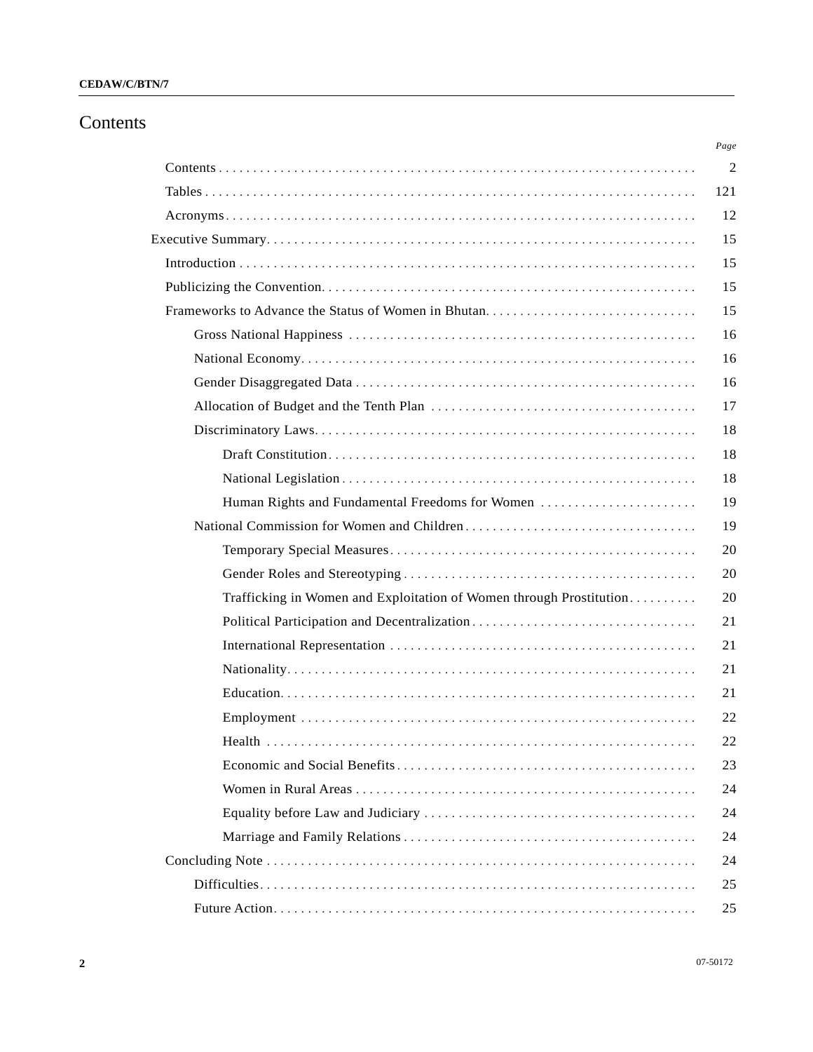# Contents

| | *Page* |
|---|---|
| Contents | 2 |
| Tables | 121 |
| Acronyms | 12 |
| Executive Summary | 15 |
| Introduction | 15 |
| Publicizing the Convention | 15 |
| Frameworks to Advance the Status of Women in Bhutan | 15 |
| Gross National Happiness | 16 |
| National Economy | 16 |
| Gender Disaggregated Data | 16 |
| Allocation of Budget and the Tenth Plan | 17 |
| Discriminatory Laws | 18 |
| Draft Constitution | 18 |
| National Legislation | 18 |
| Human Rights and Fundamental Freedoms for Women | 19 |
| National Commission for Women and Children | 19 |
| Temporary Special Measures | 20 |
| Gender Roles and Stereotyping | 20 |
| Trafficking in Women and Exploitation of Women through Prostitution | 20 |
| Political Participation and Decentralization | 21 |
| International Representation | 21 |
| Nationality | 21 |
| Education | 21 |
| Employment | 22 |
| Health | 22 |
| Economic and Social Benefits | 23 |
| Women in Rural Areas | 24 |
| Equality before Law and Judiciary | 24 |
| Marriage and Family Relations | 24 |
| Concluding Note | 24 |
| Difficulties | 25 |
| Future Action | 25 |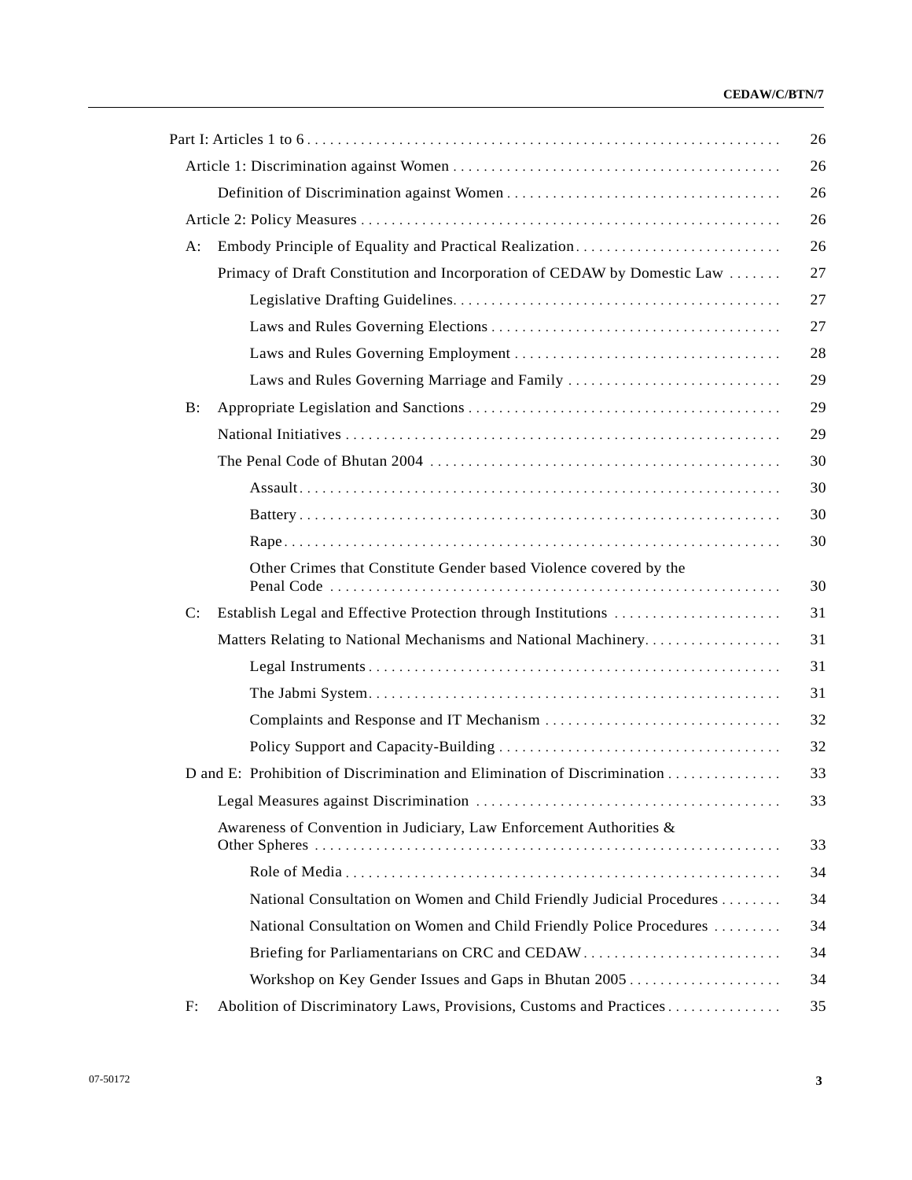| | |
|---|---|
| Part I: Articles 1 to 6 | 26 |
| Article 1: Discrimination against Women | 26 |
| Definition of Discrimination against Women | 26 |
| Article 2: Policy Measures | 26 |
| A: Embody Principle of Equality and Practical Realization | 26 |
| Primacy of Draft Constitution and Incorporation of CEDAW by Domestic Law | 27 |
| Legislative Drafting Guidelines | 27 |
| Laws and Rules Governing Elections | 27 |
| Laws and Rules Governing Employment | 28 |
| Laws and Rules Governing Marriage and Family | 29 |
| B: Appropriate Legislation and Sanctions | 29 |
| National Initiatives | 29 |
| The Penal Code of Bhutan 2004 | 30 |
| Assault | 30 |
| Battery | 30 |
| Rape | 30 |
| Other Crimes that Constitute Gender based Violence covered by the Penal Code | 30 |
| C: Establish Legal and Effective Protection through Institutions | 31 |
| Matters Relating to National Mechanisms and National Machinery | 31 |
| Legal Instruments | 31 |
| The Jabmi System | 31 |
| Complaints and Response and IT Mechanism | 32 |
| Policy Support and Capacity-Building | 32 |
| D and E: Prohibition of Discrimination and Elimination of Discrimination | 33 |
| Legal Measures against Discrimination | 33 |
| Awareness of Convention in Judiciary, Law Enforcement Authorities & Other Spheres | 33 |
| Role of Media | 34 |
| National Consultation on Women and Child Friendly Judicial Procedures | 34 |
| National Consultation on Women and Child Friendly Police Procedures | 34 |
| Briefing for Parliamentarians on CRC and CEDAW | 34 |
| Workshop on Key Gender Issues and Gaps in Bhutan 2005 | 34 |
| F: Abolition of Discriminatory Laws, Provisions, Customs and Practices | 35 |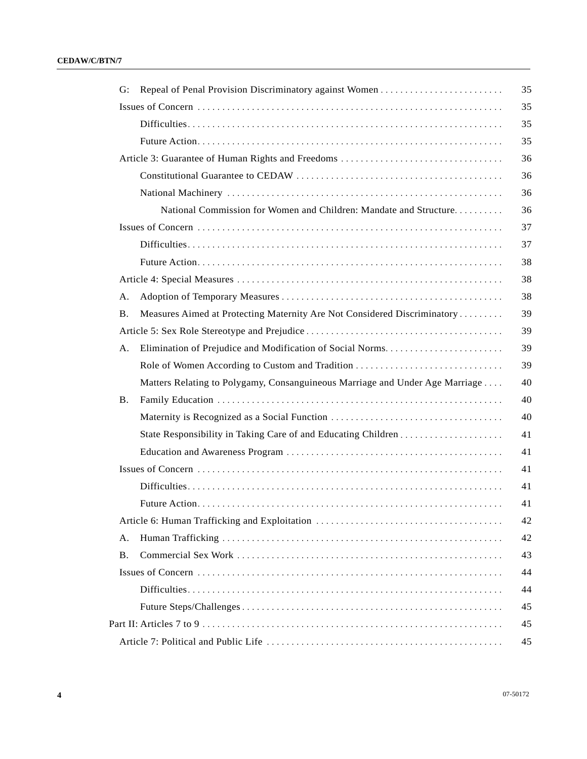| | |
|---|---|
| G: Repeal of Penal Provision Discriminatory against Women | 35 |
| Issues of Concern | 35 |
| Difficulties | 35 |
| Future Action | 35 |
| Article 3: Guarantee of Human Rights and Freedoms | 36 |
| Constitutional Guarantee to CEDAW | 36 |
| National Machinery | 36 |
| National Commission for Women and Children: Mandate and Structure | 36 |
| Issues of Concern | 37 |
| Difficulties | 37 |
| Future Action | 38 |
| Article 4: Special Measures | 38 |
| A. Adoption of Temporary Measures | 38 |
| B. Measures Aimed at Protecting Maternity Are Not Considered Discriminatory | 39 |
| Article 5: Sex Role Stereotype and Prejudice | 39 |
| A. Elimination of Prejudice and Modification of Social Norms | 39 |
| Role of Women According to Custom and Tradition | 39 |
| Matters Relating to Polygamy, Consanguineous Marriage and Under Age Marriage | 40 |
| B. Family Education | 40 |
| Maternity is Recognized as a Social Function | 40 |
| State Responsibility in Taking Care of and Educating Children | 41 |
| Education and Awareness Program | 41 |
| Issues of Concern | 41 |
| Difficulties | 41 |
| Future Action | 41 |
| Article 6: Human Trafficking and Exploitation | 42 |
| A. Human Trafficking | 42 |
| B. Commercial Sex Work | 43 |
| Issues of Concern | 44 |
| Difficulties | 44 |
| Future Steps/Challenges | 45 |
| Part II: Articles 7 to 9 | 45 |
| Article 7: Political and Public Life | 45 |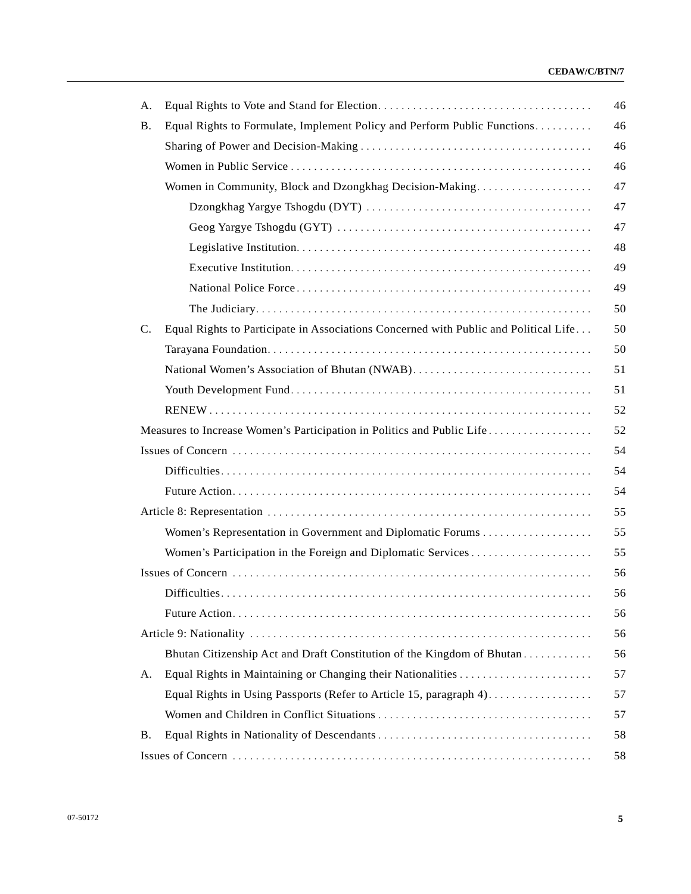| | | |
|---|---|---|
| A. | Equal Rights to Vote and Stand for Election | 46 |
| B. | Equal Rights to Formulate, Implement Policy and Perform Public Functions | 46 |
| | Sharing of Power and Decision-Making | 46 |
| | Women in Public Service | 46 |
| | Women in Community, Block and Dzongkhag Decision-Making | 47 |
| | Dzongkhag Yargye Tshogdu (DYT) | 47 |
| | Geog Yargye Tshogdu (GYT) | 47 |
| | Legislative Institution | 48 |
| | Executive Institution | 49 |
| | National Police Force | 49 |
| | The Judiciary | 50 |
| C. | Equal Rights to Participate in Associations Concerned with Public and Political Life | 50 |
| | Tarayana Foundation | 50 |
| | National Women's Association of Bhutan (NWAB) | 51 |
| | Youth Development Fund | 51 |
| | RENEW | 52 |
| Measures to Increase Women's Participation in Politics and Public Life | | 52 |
| Issues of Concern | | 54 |
| | Difficulties | 54 |
| | Future Action | 54 |
| Article 8: Representation | | 55 |
| | Women's Representation in Government and Diplomatic Forums | 55 |
| | Women's Participation in the Foreign and Diplomatic Services | 55 |
| Issues of Concern | | 56 |
| | Difficulties | 56 |
| | Future Action | 56 |
| Article 9: Nationality | | 56 |
| | Bhutan Citizenship Act and Draft Constitution of the Kingdom of Bhutan | 56 |
| A. | Equal Rights in Maintaining or Changing their Nationalities | 57 |
| | Equal Rights in Using Passports (Refer to Article 15, paragraph 4) | 57 |
| | Women and Children in Conflict Situations | 57 |
| B. | Equal Rights in Nationality of Descendants | 58 |
| Issues of Concern | | 58 |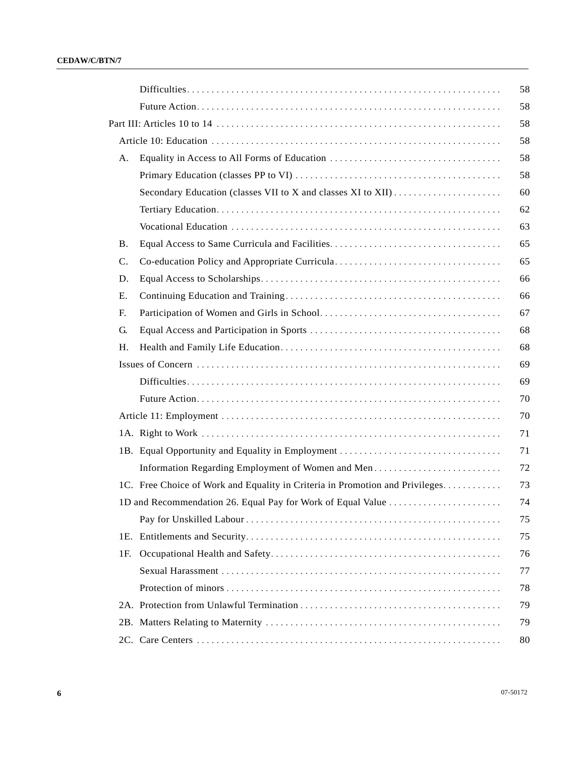| | |
|---|---|
| Difficulties | 58 |
| Future Action | 58 |
| Part III: Articles 10 to 14 | 58 |
| Article 10: Education | 58 |
| A. Equality in Access to All Forms of Education | 58 |
| Primary Education (classes PP to VI) | 58 |
| Secondary Education (classes VII to X and classes XI to XII) | 60 |
| Tertiary Education | 62 |
| Vocational Education | 63 |
| B. Equal Access to Same Curricula and Facilities | 65 |
| C. Co-education Policy and Appropriate Curricula | 65 |
| D. Equal Access to Scholarships | 66 |
| E. Continuing Education and Training | 66 |
| F. Participation of Women and Girls in School | 67 |
| G. Equal Access and Participation in Sports | 68 |
| H. Health and Family Life Education | 68 |
| Issues of Concern | 69 |
| Difficulties | 69 |
| Future Action | 70 |
| Article 11: Employment | 70 |
| 1A. Right to Work | 71 |
| 1B. Equal Opportunity and Equality in Employment | 71 |
| Information Regarding Employment of Women and Men | 72 |
| 1C. Free Choice of Work and Equality in Criteria in Promotion and Privileges | 73 |
| 1D and Recommendation 26. Equal Pay for Work of Equal Value | 74 |
| Pay for Unskilled Labour | 75 |
| 1E. Entitlements and Security | 75 |
| 1F. Occupational Health and Safety | 76 |
| Sexual Harassment | 77 |
| Protection of minors | 78 |
| 2A. Protection from Unlawful Termination | 79 |
| 2B. Matters Relating to Maternity | 79 |
| 2C. Care Centers | 80 |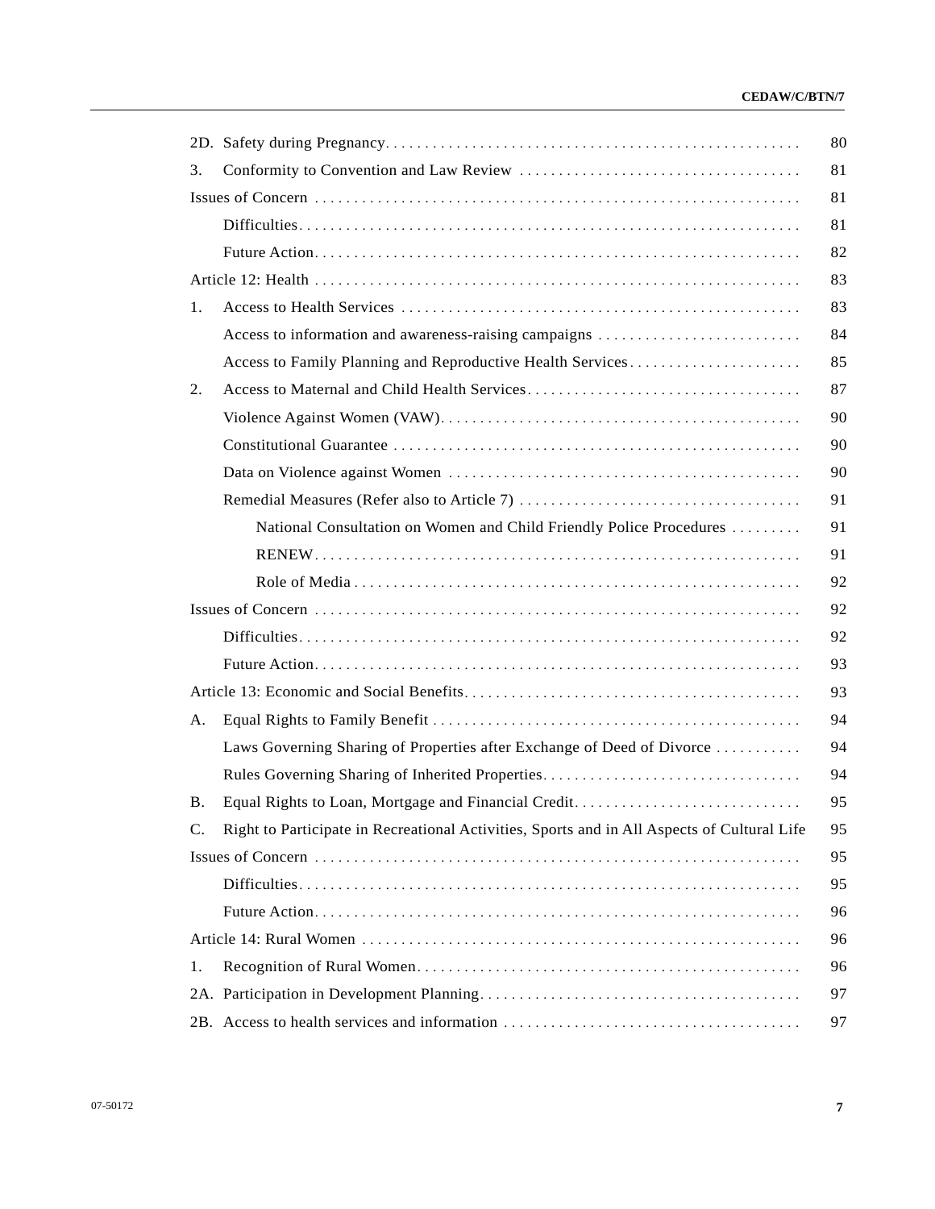| | |
|---|---|
| 2D. Safety during Pregnancy | 80 |
| 3. Conformity to Convention and Law Review | 81 |
| Issues of Concern | 81 |
| Difficulties | 81 |
| Future Action | 82 |
| Article 12: Health | 83 |
| 1. Access to Health Services | 83 |
| Access to information and awareness-raising campaigns | 84 |
| Access to Family Planning and Reproductive Health Services | 85 |
| 2. Access to Maternal and Child Health Services | 87 |
| Violence Against Women (VAW) | 90 |
| Constitutional Guarantee | 90 |
| Data on Violence against Women | 90 |
| Remedial Measures (Refer also to Article 7) | 91 |
| National Consultation on Women and Child Friendly Police Procedures | 91 |
| RENEW | 91 |
| Role of Media | 92 |
| Issues of Concern | 92 |
| Difficulties | 92 |
| Future Action | 93 |
| Article 13: Economic and Social Benefits | 93 |
| A. Equal Rights to Family Benefit | 94 |
| Laws Governing Sharing of Properties after Exchange of Deed of Divorce | 94 |
| Rules Governing Sharing of Inherited Properties | 94 |
| B. Equal Rights to Loan, Mortgage and Financial Credit | 95 |
| C. Right to Participate in Recreational Activities, Sports and in All Aspects of Cultural Life | 95 |
| Issues of Concern | 95 |
| Difficulties | 95 |
| Future Action | 96 |
| Article 14: Rural Women | 96 |
| 1. Recognition of Rural Women | 96 |
| 2A. Participation in Development Planning | 97 |
| 2B. Access to health services and information | 97 |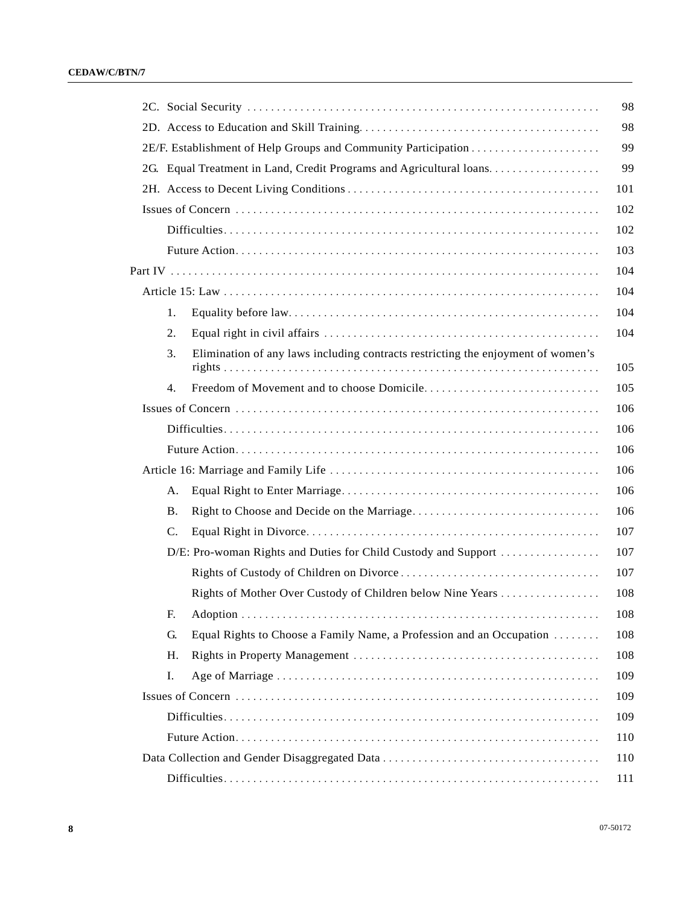| | |
|---|---|
| 2C. Social Security | 98 |
| 2D. Access to Education and Skill Training | 98 |
| 2E/F. Establishment of Help Groups and Community Participation | 99 |
| 2G. Equal Treatment in Land, Credit Programs and Agricultural loans | 99 |
| 2H. Access to Decent Living Conditions | 101 |
| Issues of Concern | 102 |
| Difficulties | 102 |
| Future Action | 103 |
| Part IV | 104 |
| Article 15: Law | 104 |
| 1. Equality before law | 104 |
| 2. Equal right in civil affairs | 104 |
| 3. Elimination of any laws including contracts restricting the enjoyment of women's rights | 105 |
| 4. Freedom of Movement and to choose Domicile | 105 |
| Issues of Concern | 106 |
| Difficulties | 106 |
| Future Action | 106 |
| Article 16: Marriage and Family Life | 106 |
| A. Equal Right to Enter Marriage | 106 |
| B. Right to Choose and Decide on the Marriage | 106 |
| C. Equal Right in Divorce | 107 |
| D/E: Pro-woman Rights and Duties for Child Custody and Support | 107 |
| Rights of Custody of Children on Divorce | 107 |
| Rights of Mother Over Custody of Children below Nine Years | 108 |
| F. Adoption | 108 |
| G. Equal Rights to Choose a Family Name, a Profession and an Occupation | 108 |
| H. Rights in Property Management | 108 |
| I. Age of Marriage | 109 |
| Issues of Concern | 109 |
| Difficulties | 109 |
| Future Action | 110 |
| Data Collection and Gender Disaggregated Data | 110 |
| Difficulties | 111 |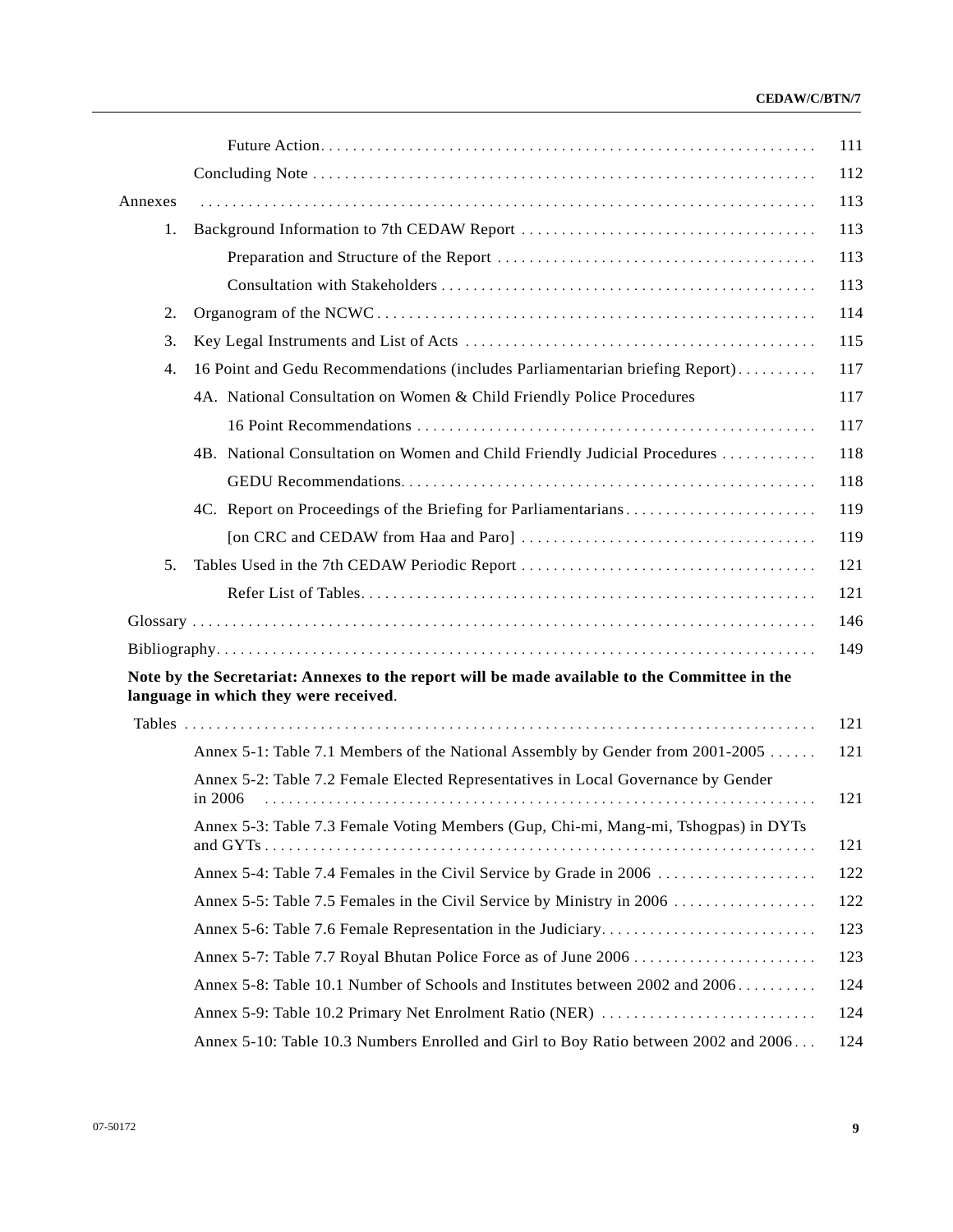| | | |
|---|---|---|
| | Future Action | 111 |
| | Concluding Note | 112 |
| Annexes | | 113 |
| 1. | Background Information to 7th CEDAW Report | 113 |
| | Preparation and Structure of the Report | 113 |
| | Consultation with Stakeholders | 113 |
| 2. | Organogram of the NCWC | 114 |
| 3. | Key Legal Instruments and List of Acts | 115 |
| 4. | 16 Point and Gedu Recommendations (includes Parliamentarian briefing Report) | 117 |
| | 4A. National Consultation on Women & Child Friendly Police Procedures | 117 |
| | 16 Point Recommendations | 117 |
| | 4B. National Consultation on Women and Child Friendly Judicial Procedures | 118 |
| | GEDU Recommendations | 118 |
| | 4C. Report on Proceedings of the Briefing for Parliamentarians | 119 |
| | [on CRC and CEDAW from Haa and Paro] | 119 |
| 5. | Tables Used in the 7th CEDAW Periodic Report | 121 |
| | Refer List of Tables | 121 |
| Glossary | | 146 |
| Bibliography | | 149 |

**Note by the Secretariat: Annexes to the report will be made available to the Committee in the language in which they were received**.

| | | |
|---|---|---|
| Tables | | 121 |
| | Annex 5-1: Table 7.1 Members of the National Assembly by Gender from 2001-2005 | 121 |
| | Annex 5-2: Table 7.2 Female Elected Representatives in Local Governance by Gender in 2006 | 121 |
| | Annex 5-3: Table 7.3 Female Voting Members (Gup, Chi-mi, Mang-mi, Tshogpas) in DYTs and GYTs | 121 |
| | Annex 5-4: Table 7.4 Females in the Civil Service by Grade in 2006 | 122 |
| | Annex 5-5: Table 7.5 Females in the Civil Service by Ministry in 2006 | 122 |
| | Annex 5-6: Table 7.6 Female Representation in the Judiciary | 123 |
| | Annex 5-7: Table 7.7 Royal Bhutan Police Force as of June 2006 | 123 |
| | Annex 5-8: Table 10.1 Number of Schools and Institutes between 2002 and 2006 | 124 |
| | Annex 5-9: Table 10.2 Primary Net Enrolment Ratio (NER) | 124 |
| | Annex 5-10: Table 10.3 Numbers Enrolled and Girl to Boy Ratio between 2002 and 2006 | 124 |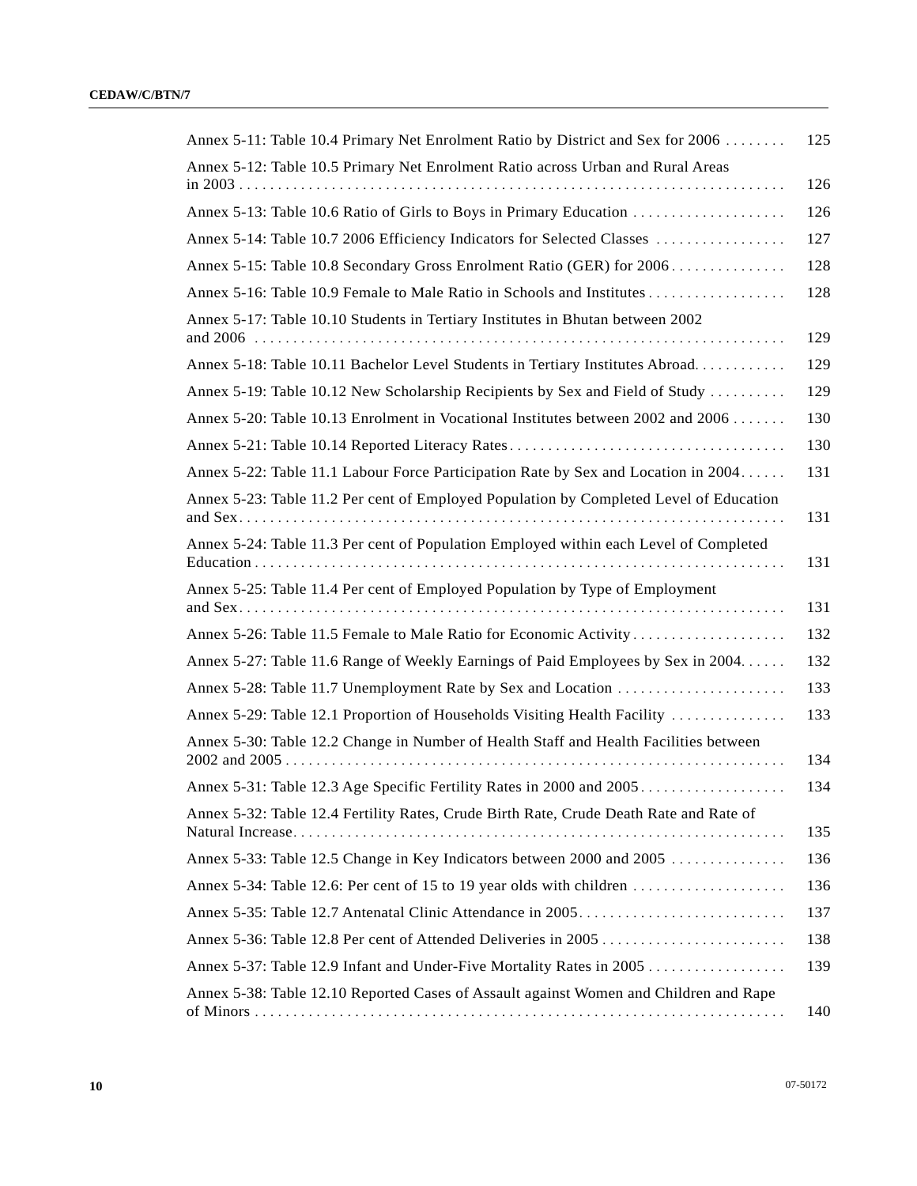| | |
|---|---|
| Annex 5-11: Table 10.4 Primary Net Enrolment Ratio by District and Sex for 2006 | 125 |
| Annex 5-12: Table 10.5 Primary Net Enrolment Ratio across Urban and Rural Areas in 2003 | 126 |
| Annex 5-13: Table 10.6 Ratio of Girls to Boys in Primary Education | 126 |
| Annex 5-14: Table 10.7 2006 Efficiency Indicators for Selected Classes | 127 |
| Annex 5-15: Table 10.8 Secondary Gross Enrolment Ratio (GER) for 2006 | 128 |
| Annex 5-16: Table 10.9 Female to Male Ratio in Schools and Institutes | 128 |
| Annex 5-17: Table 10.10 Students in Tertiary Institutes in Bhutan between 2002 and 2006 | 129 |
| Annex 5-18: Table 10.11 Bachelor Level Students in Tertiary Institutes Abroad | 129 |
| Annex 5-19: Table 10.12 New Scholarship Recipients by Sex and Field of Study | 129 |
| Annex 5-20: Table 10.13 Enrolment in Vocational Institutes between 2002 and 2006 | 130 |
| Annex 5-21: Table 10.14 Reported Literacy Rates | 130 |
| Annex 5-22: Table 11.1 Labour Force Participation Rate by Sex and Location in 2004 | 131 |
| Annex 5-23: Table 11.2 Per cent of Employed Population by Completed Level of Education and Sex | 131 |
| Annex 5-24: Table 11.3 Per cent of Population Employed within each Level of Completed Education | 131 |
| Annex 5-25: Table 11.4 Per cent of Employed Population by Type of Employment and Sex | 131 |
| Annex 5-26: Table 11.5 Female to Male Ratio for Economic Activity | 132 |
| Annex 5-27: Table 11.6 Range of Weekly Earnings of Paid Employees by Sex in 2004 | 132 |
| Annex 5-28: Table 11.7 Unemployment Rate by Sex and Location | 133 |
| Annex 5-29: Table 12.1 Proportion of Households Visiting Health Facility | 133 |
| Annex 5-30: Table 12.2 Change in Number of Health Staff and Health Facilities between 2002 and 2005 | 134 |
| Annex 5-31: Table 12.3 Age Specific Fertility Rates in 2000 and 2005 | 134 |
| Annex 5-32: Table 12.4 Fertility Rates, Crude Birth Rate, Crude Death Rate and Rate of Natural Increase | 135 |
| Annex 5-33: Table 12.5 Change in Key Indicators between 2000 and 2005 | 136 |
| Annex 5-34: Table 12.6: Per cent of 15 to 19 year olds with children | 136 |
| Annex 5-35: Table 12.7 Antenatal Clinic Attendance in 2005 | 137 |
| Annex 5-36: Table 12.8 Per cent of Attended Deliveries in 2005 | 138 |
| Annex 5-37: Table 12.9 Infant and Under-Five Mortality Rates in 2005 | 139 |
| Annex 5-38: Table 12.10 Reported Cases of Assault against Women and Children and Rape of Minors | 140 |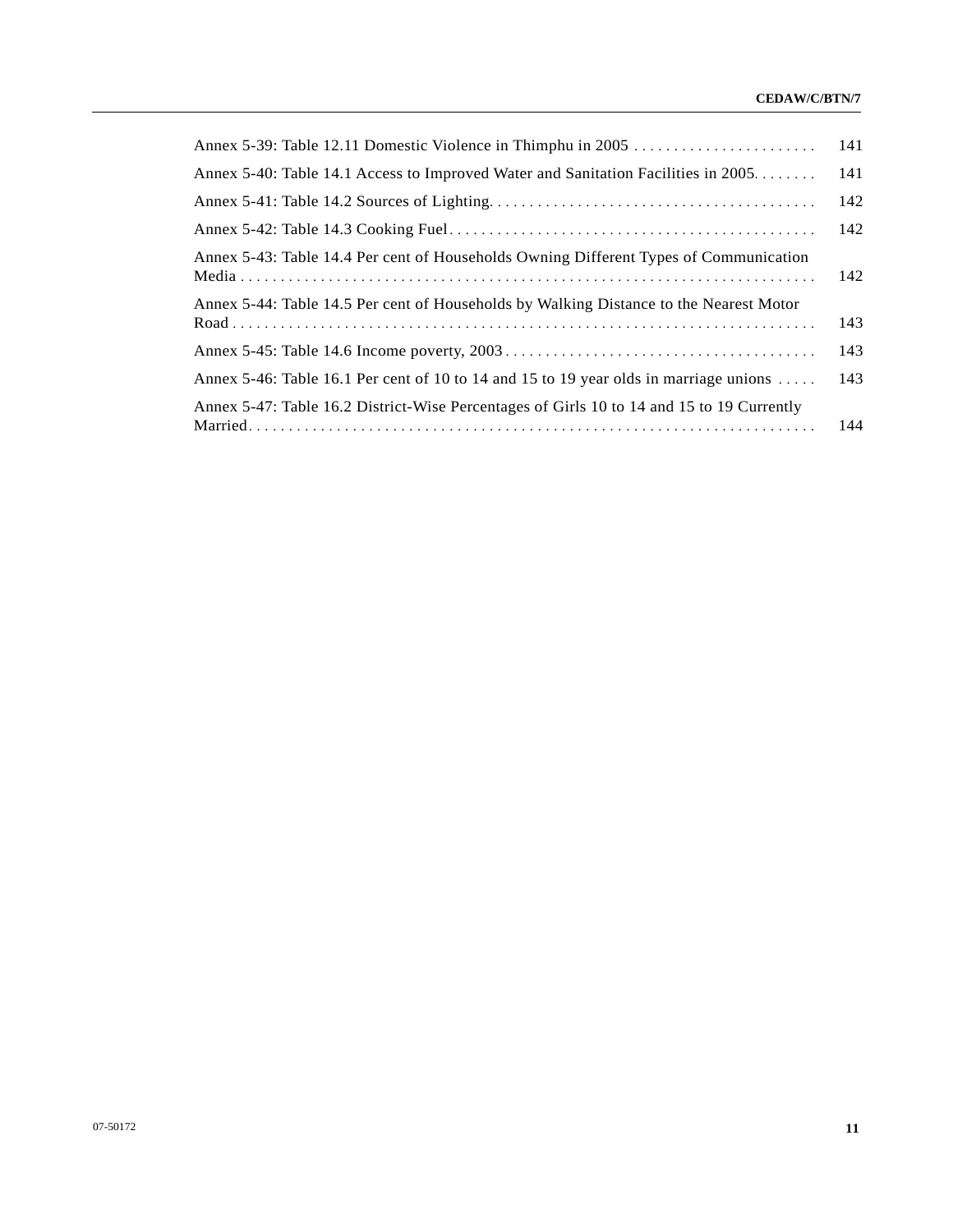| | |
|---|---|
| Annex 5-39: Table 12.11 Domestic Violence in Thimphu in 2005 | 141 |
| Annex 5-40: Table 14.1 Access to Improved Water and Sanitation Facilities in 2005 | 141 |
| Annex 5-41: Table 14.2 Sources of Lighting | 142 |
| Annex 5-42: Table 14.3 Cooking Fuel | 142 |
| Annex 5-43: Table 14.4 Per cent of Households Owning Different Types of Communication Media | 142 |
| Annex 5-44: Table 14.5 Per cent of Households by Walking Distance to the Nearest Motor Road | 143 |
| Annex 5-45: Table 14.6 Income poverty, 2003 | 143 |
| Annex 5-46: Table 16.1 Per cent of 10 to 14 and 15 to 19 year olds in marriage unions | 143 |
| Annex 5-47: Table 16.2 District-Wise Percentages of Girls 10 to 14 and 15 to 19 Currently Married | 144 |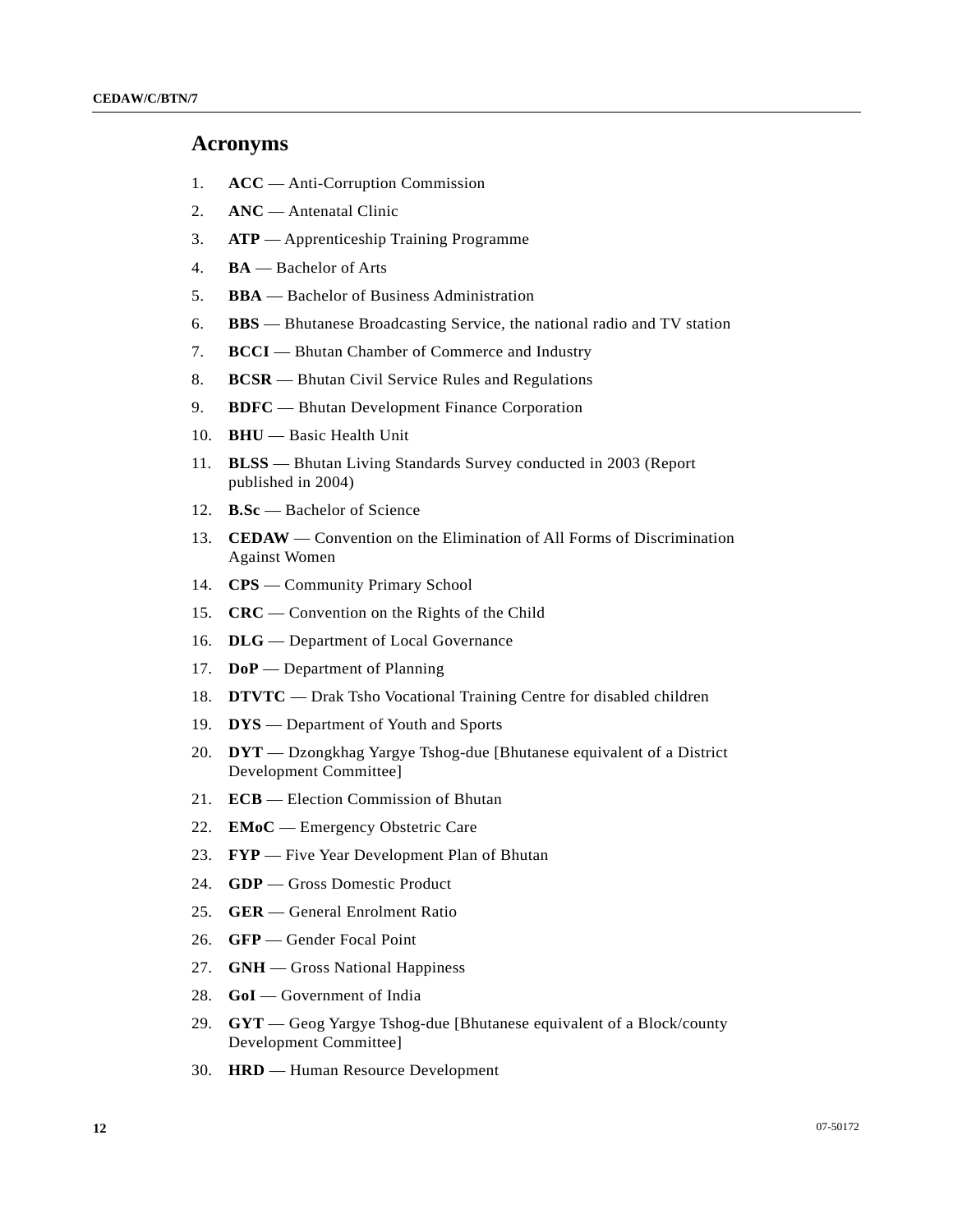## Acronyms

1. **ACC** — Anti-Corruption Commission
2. **ANC** — Antenatal Clinic
3. **ATP** — Apprenticeship Training Programme
4. **BA** — Bachelor of Arts
5. **BBA** — Bachelor of Business Administration
6. **BBS** — Bhutanese Broadcasting Service, the national radio and TV station
7. **BCCI** — Bhutan Chamber of Commerce and Industry
8. **BCSR** — Bhutan Civil Service Rules and Regulations
9. **BDFC** — Bhutan Development Finance Corporation
10. **BHU** — Basic Health Unit
11. **BLSS** — Bhutan Living Standards Survey conducted in 2003 (Report published in 2004)
12. **B.Sc** — Bachelor of Science
13. **CEDAW** — Convention on the Elimination of All Forms of Discrimination Against Women
14. **CPS** — Community Primary School
15. **CRC** — Convention on the Rights of the Child
16. **DLG** — Department of Local Governance
17. **DoP** — Department of Planning
18. **DTVTC** — Drak Tsho Vocational Training Centre for disabled children
19. **DYS** — Department of Youth and Sports
20. **DYT** — Dzongkhag Yargye Tshog-due [Bhutanese equivalent of a District Development Committee]
21. **ECB** — Election Commission of Bhutan
22. **EMoC** — Emergency Obstetric Care
23. **FYP** — Five Year Development Plan of Bhutan
24. **GDP** — Gross Domestic Product
25. **GER** — General Enrolment Ratio
26. **GFP** — Gender Focal Point
27. **GNH** — Gross National Happiness
28. **GoI** — Government of India
29. **GYT** — Geog Yargye Tshog-due [Bhutanese equivalent of a Block/county Development Committee]
30. **HRD** — Human Resource Development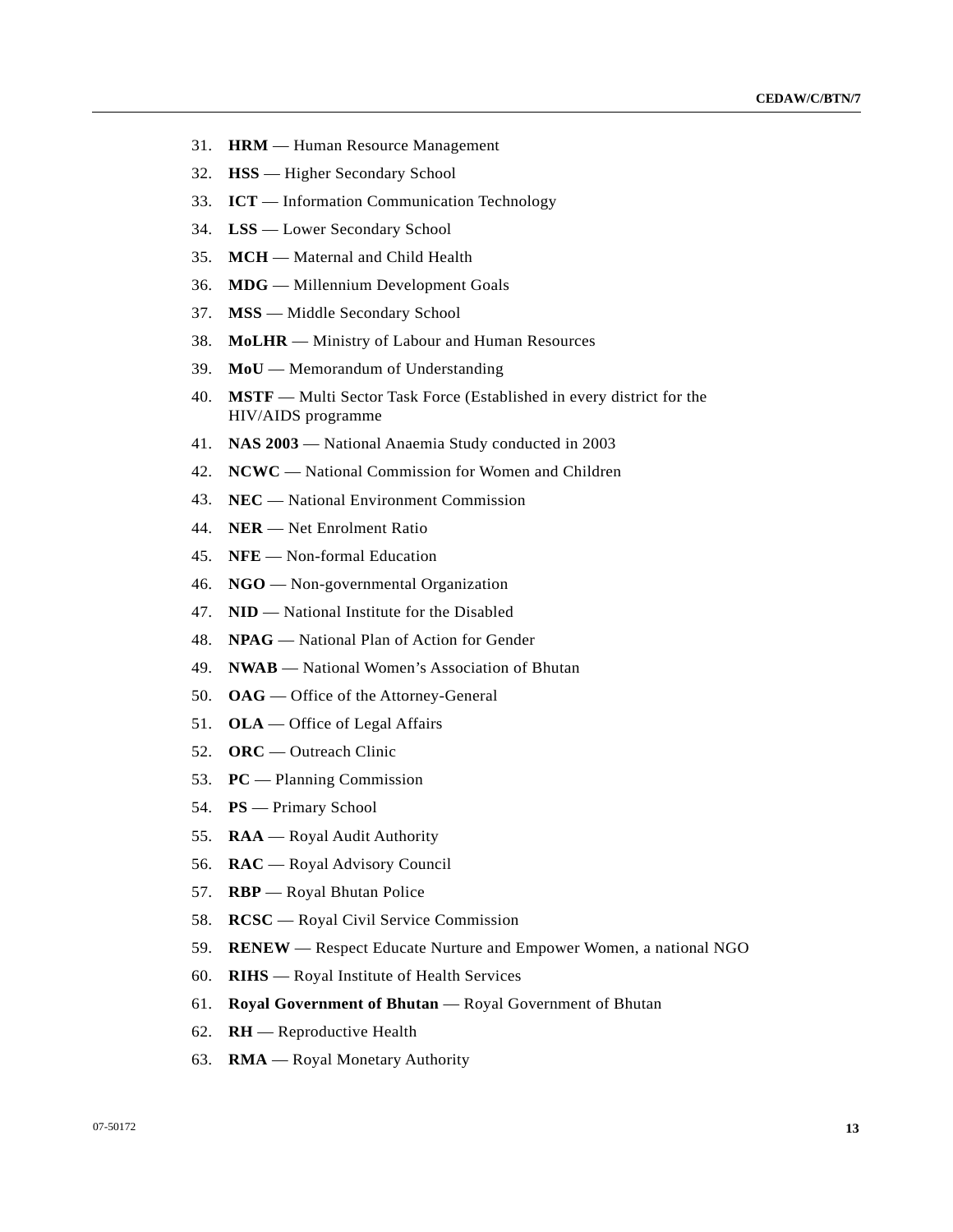31. **HRM** — Human Resource Management
32. **HSS** — Higher Secondary School
33. **ICT** — Information Communication Technology
34. **LSS** — Lower Secondary School
35. **MCH** — Maternal and Child Health
36. **MDG** — Millennium Development Goals
37. **MSS** — Middle Secondary School
38. **MoLHR** — Ministry of Labour and Human Resources
39. **MoU** — Memorandum of Understanding
40. **MSTF** — Multi Sector Task Force (Established in every district for the HIV/AIDS programme
41. **NAS 2003** — National Anaemia Study conducted in 2003
42. **NCWC** — National Commission for Women and Children
43. **NEC** — National Environment Commission
44. **NER** — Net Enrolment Ratio
45. **NFE** — Non-formal Education
46. **NGO** — Non-governmental Organization
47. **NID** — National Institute for the Disabled
48. **NPAG** — National Plan of Action for Gender
49. **NWAB** — National Women's Association of Bhutan
50. **OAG** — Office of the Attorney-General
51. **OLA** — Office of Legal Affairs
52. **ORC** — Outreach Clinic
53. **PC** — Planning Commission
54. **PS** — Primary School
55. **RAA** — Royal Audit Authority
56. **RAC** — Royal Advisory Council
57. **RBP** — Royal Bhutan Police
58. **RCSC** — Royal Civil Service Commission
59. **RENEW** — Respect Educate Nurture and Empower Women, a national NGO
60. **RIHS** — Royal Institute of Health Services
61. **Royal Government of Bhutan** — Royal Government of Bhutan
62. **RH** — Reproductive Health
63. **RMA** — Royal Monetary Authority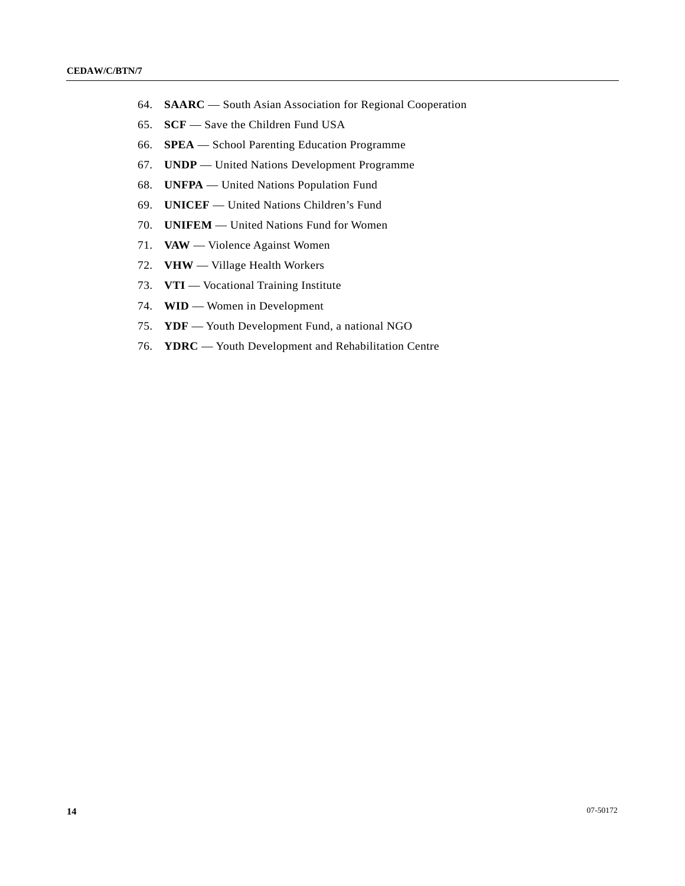64. **SAARC** — South Asian Association for Regional Cooperation
65. **SCF** — Save the Children Fund USA
66. **SPEA** — School Parenting Education Programme
67. **UNDP** — United Nations Development Programme
68. **UNFPA** — United Nations Population Fund
69. **UNICEF** — United Nations Children's Fund
70. **UNIFEM** — United Nations Fund for Women
71. **VAW** — Violence Against Women
72. **VHW** — Village Health Workers
73. **VTI** — Vocational Training Institute
74. **WID** — Women in Development
75. **YDF** — Youth Development Fund, a national NGO
76. **YDRC** — Youth Development and Rehabilitation Centre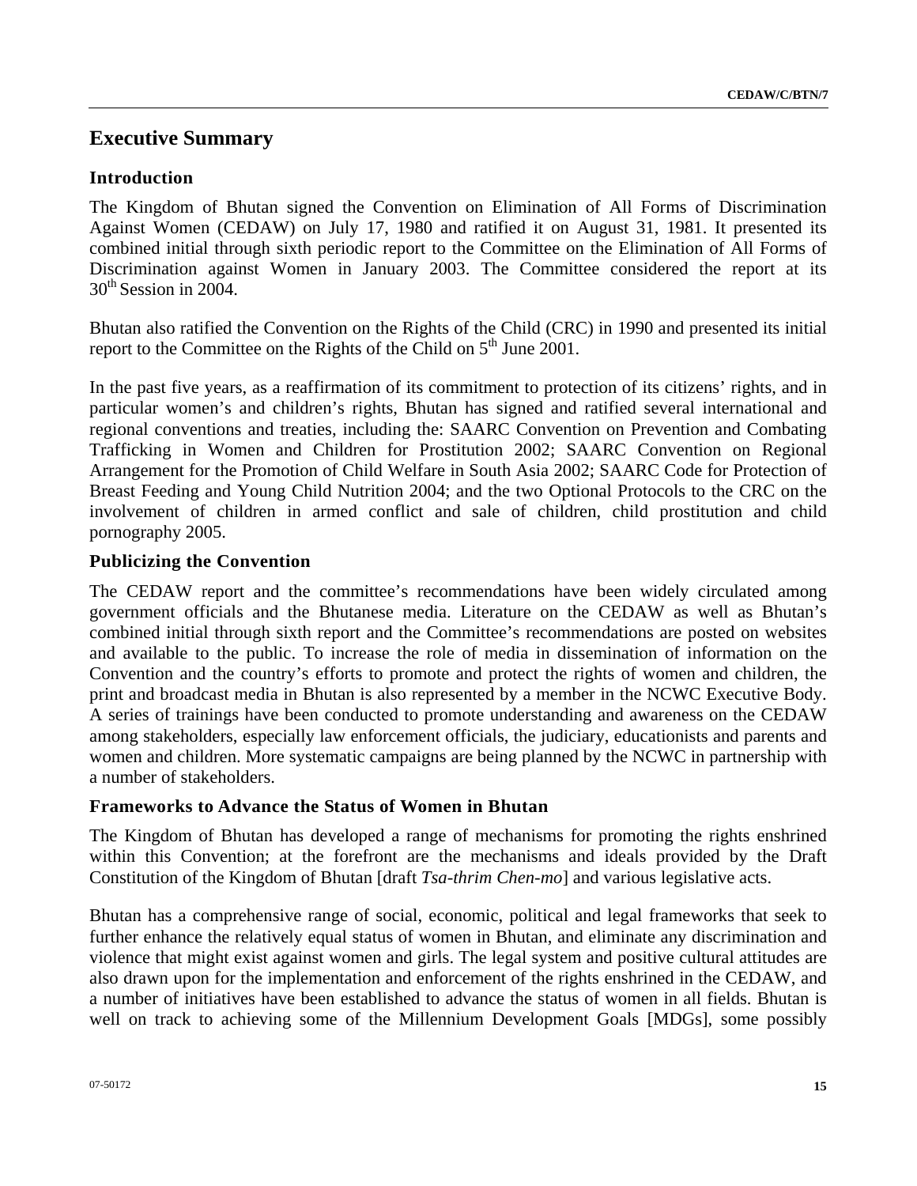## Executive Summary

### Introduction

The Kingdom of Bhutan signed the Convention on Elimination of All Forms of Discrimination Against Women (CEDAW) on July 17, 1980 and ratified it on August 31, 1981. It presented its combined initial through sixth periodic report to the Committee on the Elimination of All Forms of Discrimination against Women in January 2003. The Committee considered the report at its 30th Session in 2004.

Bhutan also ratified the Convention on the Rights of the Child (CRC) in 1990 and presented its initial report to the Committee on the Rights of the Child on 5th June 2001.

In the past five years, as a reaffirmation of its commitment to protection of its citizens' rights, and in particular women's and children's rights, Bhutan has signed and ratified several international and regional conventions and treaties, including the: SAARC Convention on Prevention and Combating Trafficking in Women and Children for Prostitution 2002; SAARC Convention on Regional Arrangement for the Promotion of Child Welfare in South Asia 2002; SAARC Code for Protection of Breast Feeding and Young Child Nutrition 2004; and the two Optional Protocols to the CRC on the involvement of children in armed conflict and sale of children, child prostitution and child pornography 2005.

### Publicizing the Convention

The CEDAW report and the committee's recommendations have been widely circulated among government officials and the Bhutanese media. Literature on the CEDAW as well as Bhutan's combined initial through sixth report and the Committee's recommendations are posted on websites and available to the public. To increase the role of media in dissemination of information on the Convention and the country's efforts to promote and protect the rights of women and children, the print and broadcast media in Bhutan is also represented by a member in the NCWC Executive Body. A series of trainings have been conducted to promote understanding and awareness on the CEDAW among stakeholders, especially law enforcement officials, the judiciary, educationists and parents and women and children. More systematic campaigns are being planned by the NCWC in partnership with a number of stakeholders.

### Frameworks to Advance the Status of Women in Bhutan

The Kingdom of Bhutan has developed a range of mechanisms for promoting the rights enshrined within this Convention; at the forefront are the mechanisms and ideals provided by the Draft Constitution of the Kingdom of Bhutan [draft *Tsa-thrim Chen-mo*] and various legislative acts.

Bhutan has a comprehensive range of social, economic, political and legal frameworks that seek to further enhance the relatively equal status of women in Bhutan, and eliminate any discrimination and violence that might exist against women and girls. The legal system and positive cultural attitudes are also drawn upon for the implementation and enforcement of the rights enshrined in the CEDAW, and a number of initiatives have been established to advance the status of women in all fields. Bhutan is well on track to achieving some of the Millennium Development Goals [MDGs], some possibly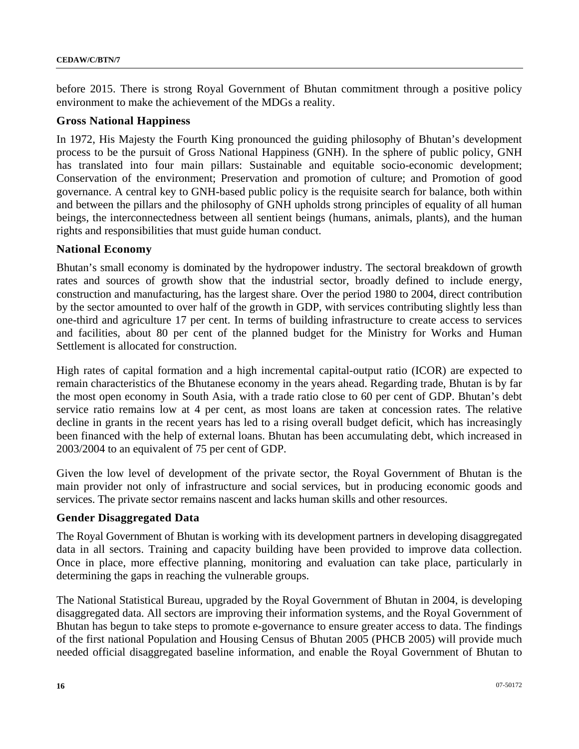before 2015. There is strong Royal Government of Bhutan commitment through a positive policy environment to make the achievement of the MDGs a reality.

### Gross National Happiness

In 1972, His Majesty the Fourth King pronounced the guiding philosophy of Bhutan's development process to be the pursuit of Gross National Happiness (GNH). In the sphere of public policy, GNH has translated into four main pillars: Sustainable and equitable socio-economic development; Conservation of the environment; Preservation and promotion of culture; and Promotion of good governance. A central key to GNH-based public policy is the requisite search for balance, both within and between the pillars and the philosophy of GNH upholds strong principles of equality of all human beings, the interconnectedness between all sentient beings (humans, animals, plants), and the human rights and responsibilities that must guide human conduct.

### National Economy

Bhutan's small economy is dominated by the hydropower industry. The sectoral breakdown of growth rates and sources of growth show that the industrial sector, broadly defined to include energy, construction and manufacturing, has the largest share. Over the period 1980 to 2004, direct contribution by the sector amounted to over half of the growth in GDP, with services contributing slightly less than one-third and agriculture 17 per cent. In terms of building infrastructure to create access to services and facilities, about 80 per cent of the planned budget for the Ministry for Works and Human Settlement is allocated for construction.

High rates of capital formation and a high incremental capital-output ratio (ICOR) are expected to remain characteristics of the Bhutanese economy in the years ahead. Regarding trade, Bhutan is by far the most open economy in South Asia, with a trade ratio close to 60 per cent of GDP. Bhutan's debt service ratio remains low at 4 per cent, as most loans are taken at concession rates. The relative decline in grants in the recent years has led to a rising overall budget deficit, which has increasingly been financed with the help of external loans. Bhutan has been accumulating debt, which increased in 2003/2004 to an equivalent of 75 per cent of GDP.

Given the low level of development of the private sector, the Royal Government of Bhutan is the main provider not only of infrastructure and social services, but in producing economic goods and services. The private sector remains nascent and lacks human skills and other resources.

### Gender Disaggregated Data

The Royal Government of Bhutan is working with its development partners in developing disaggregated data in all sectors. Training and capacity building have been provided to improve data collection. Once in place, more effective planning, monitoring and evaluation can take place, particularly in determining the gaps in reaching the vulnerable groups.

The National Statistical Bureau, upgraded by the Royal Government of Bhutan in 2004, is developing disaggregated data. All sectors are improving their information systems, and the Royal Government of Bhutan has begun to take steps to promote e-governance to ensure greater access to data. The findings of the first national Population and Housing Census of Bhutan 2005 (PHCB 2005) will provide much needed official disaggregated baseline information, and enable the Royal Government of Bhutan to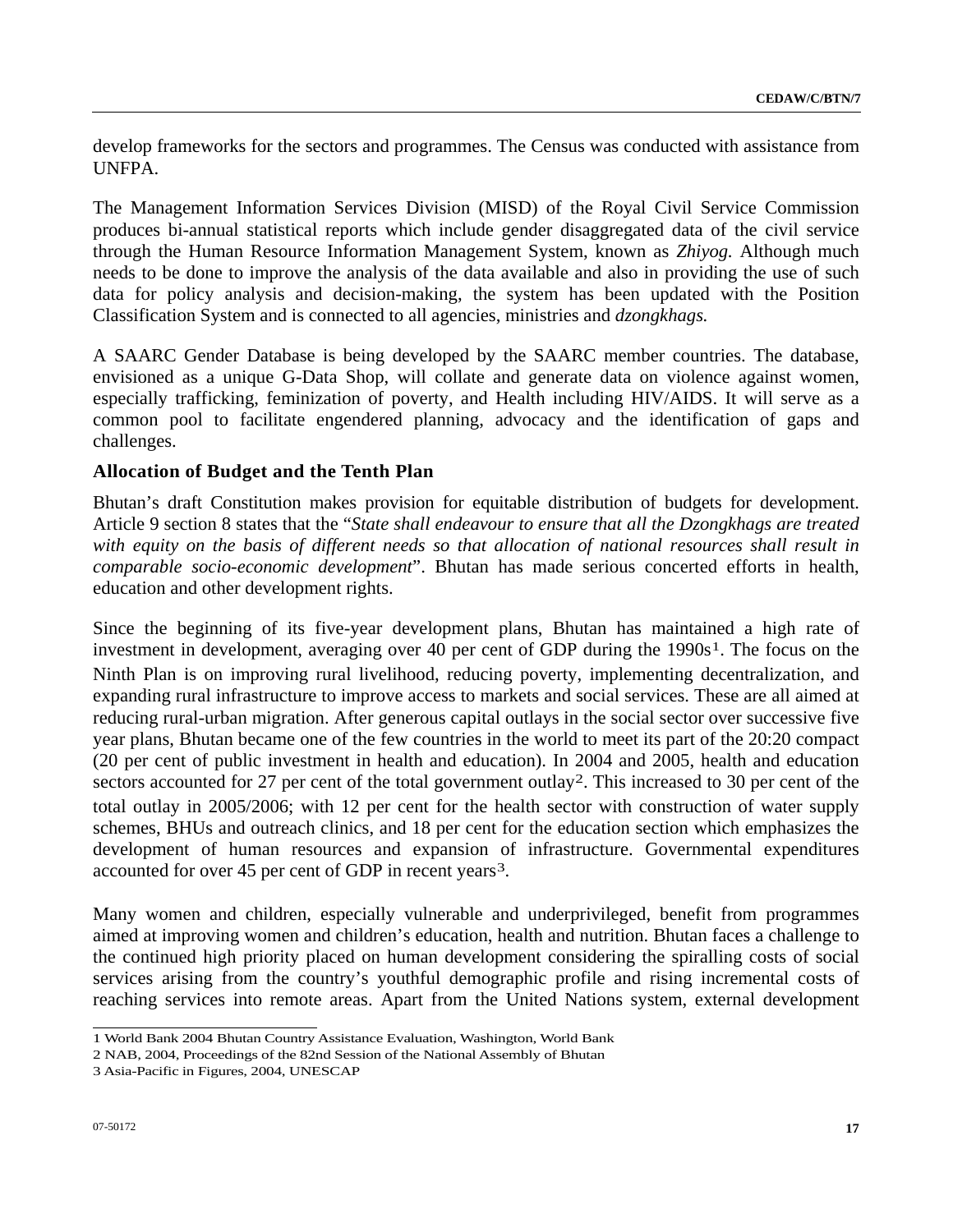develop frameworks for the sectors and programmes. The Census was conducted with assistance from UNFPA.

The Management Information Services Division (MISD) of the Royal Civil Service Commission produces bi-annual statistical reports which include gender disaggregated data of the civil service through the Human Resource Information Management System, known as *Zhiyog.* Although much needs to be done to improve the analysis of the data available and also in providing the use of such data for policy analysis and decision-making, the system has been updated with the Position Classification System and is connected to all agencies, ministries and *dzongkhags.*

A SAARC Gender Database is being developed by the SAARC member countries. The database, envisioned as a unique G-Data Shop, will collate and generate data on violence against women, especially trafficking, feminization of poverty, and Health including HIV/AIDS. It will serve as a common pool to facilitate engendered planning, advocacy and the identification of gaps and challenges.

### Allocation of Budget and the Tenth Plan

Bhutan's draft Constitution makes provision for equitable distribution of budgets for development. Article 9 section 8 states that the "*State shall endeavour to ensure that all the Dzongkhags are treated with equity on the basis of different needs so that allocation of national resources shall result in comparable socio-economic development*". Bhutan has made serious concerted efforts in health, education and other development rights.

Since the beginning of its five-year development plans, Bhutan has maintained a high rate of investment in development, averaging over 40 per cent of GDP during the 1990s[1]. The focus on the Ninth Plan is on improving rural livelihood, reducing poverty, implementing decentralization, and expanding rural infrastructure to improve access to markets and social services. These are all aimed at reducing rural-urban migration. After generous capital outlays in the social sector over successive five year plans, Bhutan became one of the few countries in the world to meet its part of the 20:20 compact (20 per cent of public investment in health and education). In 2004 and 2005, health and education sectors accounted for 27 per cent of the total government outlay[2]. This increased to 30 per cent of the total outlay in 2005/2006; with 12 per cent for the health sector with construction of water supply schemes, BHUs and outreach clinics, and 18 per cent for the education section which emphasizes the development of human resources and expansion of infrastructure. Governmental expenditures accounted for over 45 per cent of GDP in recent years[3].

Many women and children, especially vulnerable and underprivileged, benefit from programmes aimed at improving women and children's education, health and nutrition. Bhutan faces a challenge to the continued high priority placed on human development considering the spiralling costs of social services arising from the country's youthful demographic profile and rising incremental costs of reaching services into remote areas. Apart from the United Nations system, external development

---

1 World Bank 2004 Bhutan Country Assistance Evaluation, Washington, World Bank

2 NAB, 2004, Proceedings of the 82nd Session of the National Assembly of Bhutan

3 Asia-Pacific in Figures, 2004, UNESCAP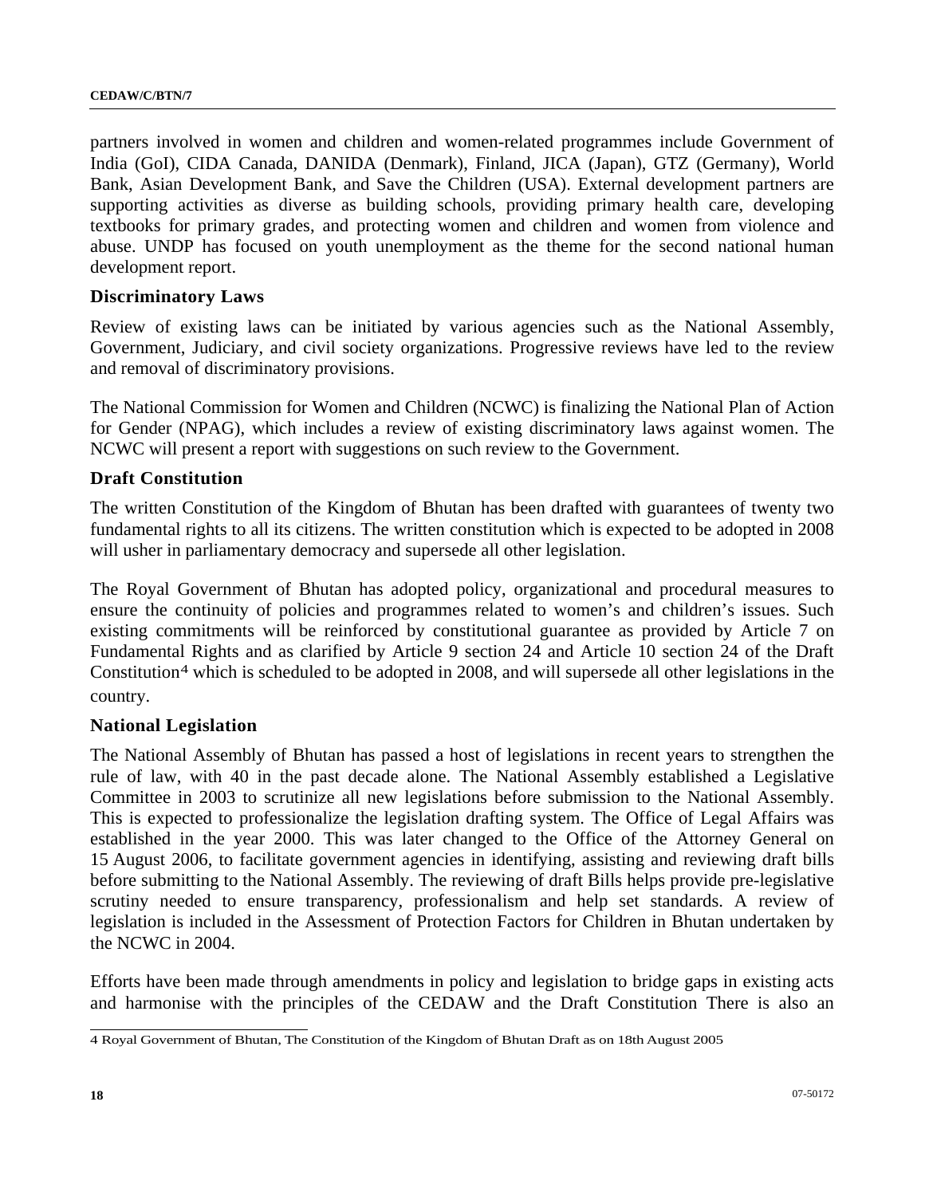partners involved in women and children and women-related programmes include Government of India (GoI), CIDA Canada, DANIDA (Denmark), Finland, JICA (Japan), GTZ (Germany), World Bank, Asian Development Bank, and Save the Children (USA). External development partners are supporting activities as diverse as building schools, providing primary health care, developing textbooks for primary grades, and protecting women and children and women from violence and abuse. UNDP has focused on youth unemployment as the theme for the second national human development report.

### Discriminatory Laws

Review of existing laws can be initiated by various agencies such as the National Assembly, Government, Judiciary, and civil society organizations. Progressive reviews have led to the review and removal of discriminatory provisions.

The National Commission for Women and Children (NCWC) is finalizing the National Plan of Action for Gender (NPAG), which includes a review of existing discriminatory laws against women. The NCWC will present a report with suggestions on such review to the Government.

### Draft Constitution

The written Constitution of the Kingdom of Bhutan has been drafted with guarantees of twenty two fundamental rights to all its citizens. The written constitution which is expected to be adopted in 2008 will usher in parliamentary democracy and supersede all other legislation.

The Royal Government of Bhutan has adopted policy, organizational and procedural measures to ensure the continuity of policies and programmes related to women's and children's issues. Such existing commitments will be reinforced by constitutional guarantee as provided by Article 7 on Fundamental Rights and as clarified by Article 9 section 24 and Article 10 section 24 of the Draft Constitution[4] which is scheduled to be adopted in 2008, and will supersede all other legislations in the country.

### National Legislation

The National Assembly of Bhutan has passed a host of legislations in recent years to strengthen the rule of law, with 40 in the past decade alone. The National Assembly established a Legislative Committee in 2003 to scrutinize all new legislations before submission to the National Assembly. This is expected to professionalize the legislation drafting system. The Office of Legal Affairs was established in the year 2000. This was later changed to the Office of the Attorney General on 15 August 2006, to facilitate government agencies in identifying, assisting and reviewing draft bills before submitting to the National Assembly. The reviewing of draft Bills helps provide pre-legislative scrutiny needed to ensure transparency, professionalism and help set standards. A review of legislation is included in the Assessment of Protection Factors for Children in Bhutan undertaken by the NCWC in 2004.

Efforts have been made through amendments in policy and legislation to bridge gaps in existing acts and harmonise with the principles of the CEDAW and the Draft Constitution There is also an

---

4 Royal Government of Bhutan, The Constitution of the Kingdom of Bhutan Draft as on 18th August 2005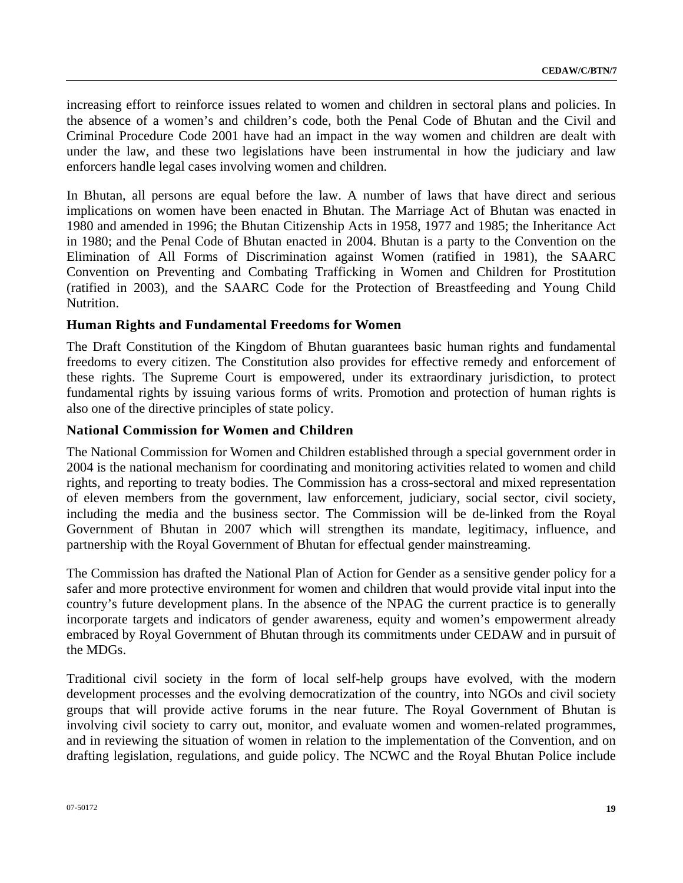increasing effort to reinforce issues related to women and children in sectoral plans and policies. In the absence of a women's and children's code, both the Penal Code of Bhutan and the Civil and Criminal Procedure Code 2001 have had an impact in the way women and children are dealt with under the law, and these two legislations have been instrumental in how the judiciary and law enforcers handle legal cases involving women and children.

In Bhutan, all persons are equal before the law. A number of laws that have direct and serious implications on women have been enacted in Bhutan. The Marriage Act of Bhutan was enacted in 1980 and amended in 1996; the Bhutan Citizenship Acts in 1958, 1977 and 1985; the Inheritance Act in 1980; and the Penal Code of Bhutan enacted in 2004. Bhutan is a party to the Convention on the Elimination of All Forms of Discrimination against Women (ratified in 1981), the SAARC Convention on Preventing and Combating Trafficking in Women and Children for Prostitution (ratified in 2003), and the SAARC Code for the Protection of Breastfeeding and Young Child Nutrition.

### Human Rights and Fundamental Freedoms for Women

The Draft Constitution of the Kingdom of Bhutan guarantees basic human rights and fundamental freedoms to every citizen. The Constitution also provides for effective remedy and enforcement of these rights. The Supreme Court is empowered, under its extraordinary jurisdiction, to protect fundamental rights by issuing various forms of writs. Promotion and protection of human rights is also one of the directive principles of state policy.

### National Commission for Women and Children

The National Commission for Women and Children established through a special government order in 2004 is the national mechanism for coordinating and monitoring activities related to women and child rights, and reporting to treaty bodies. The Commission has a cross-sectoral and mixed representation of eleven members from the government, law enforcement, judiciary, social sector, civil society, including the media and the business sector. The Commission will be de-linked from the Royal Government of Bhutan in 2007 which will strengthen its mandate, legitimacy, influence, and partnership with the Royal Government of Bhutan for effectual gender mainstreaming.

The Commission has drafted the National Plan of Action for Gender as a sensitive gender policy for a safer and more protective environment for women and children that would provide vital input into the country's future development plans. In the absence of the NPAG the current practice is to generally incorporate targets and indicators of gender awareness, equity and women's empowerment already embraced by Royal Government of Bhutan through its commitments under CEDAW and in pursuit of the MDGs.

Traditional civil society in the form of local self-help groups have evolved, with the modern development processes and the evolving democratization of the country, into NGOs and civil society groups that will provide active forums in the near future. The Royal Government of Bhutan is involving civil society to carry out, monitor, and evaluate women and women-related programmes, and in reviewing the situation of women in relation to the implementation of the Convention, and on drafting legislation, regulations, and guide policy. The NCWC and the Royal Bhutan Police include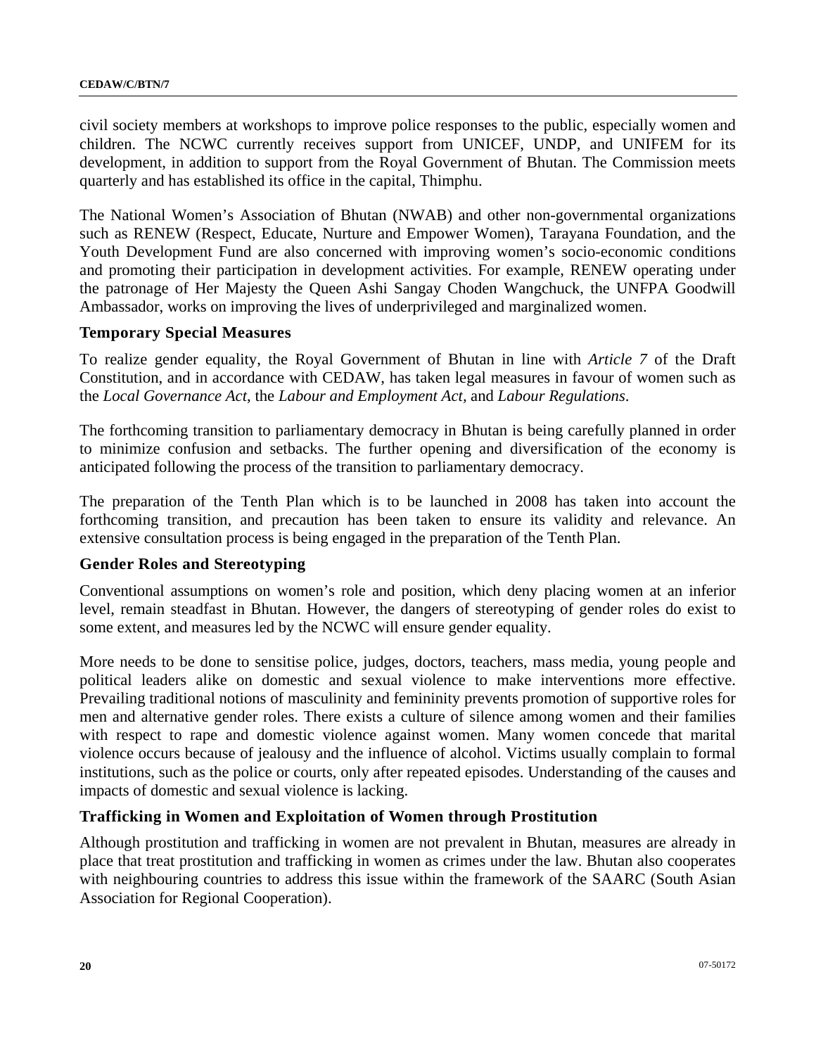civil society members at workshops to improve police responses to the public, especially women and children. The NCWC currently receives support from UNICEF, UNDP, and UNIFEM for its development, in addition to support from the Royal Government of Bhutan. The Commission meets quarterly and has established its office in the capital, Thimphu.

The National Women's Association of Bhutan (NWAB) and other non-governmental organizations such as RENEW (Respect, Educate, Nurture and Empower Women), Tarayana Foundation, and the Youth Development Fund are also concerned with improving women's socio-economic conditions and promoting their participation in development activities. For example, RENEW operating under the patronage of Her Majesty the Queen Ashi Sangay Choden Wangchuck, the UNFPA Goodwill Ambassador, works on improving the lives of underprivileged and marginalized women.

### Temporary Special Measures

To realize gender equality, the Royal Government of Bhutan in line with *Article 7* of the Draft Constitution, and in accordance with CEDAW, has taken legal measures in favour of women such as the *Local Governance Act*, the *Labour and Employment Act*, and *Labour Regulations*.

The forthcoming transition to parliamentary democracy in Bhutan is being carefully planned in order to minimize confusion and setbacks. The further opening and diversification of the economy is anticipated following the process of the transition to parliamentary democracy.

The preparation of the Tenth Plan which is to be launched in 2008 has taken into account the forthcoming transition, and precaution has been taken to ensure its validity and relevance. An extensive consultation process is being engaged in the preparation of the Tenth Plan.

### Gender Roles and Stereotyping

Conventional assumptions on women's role and position, which deny placing women at an inferior level, remain steadfast in Bhutan. However, the dangers of stereotyping of gender roles do exist to some extent, and measures led by the NCWC will ensure gender equality.

More needs to be done to sensitise police, judges, doctors, teachers, mass media, young people and political leaders alike on domestic and sexual violence to make interventions more effective. Prevailing traditional notions of masculinity and femininity prevents promotion of supportive roles for men and alternative gender roles. There exists a culture of silence among women and their families with respect to rape and domestic violence against women. Many women concede that marital violence occurs because of jealousy and the influence of alcohol. Victims usually complain to formal institutions, such as the police or courts, only after repeated episodes. Understanding of the causes and impacts of domestic and sexual violence is lacking.

### Trafficking in Women and Exploitation of Women through Prostitution

Although prostitution and trafficking in women are not prevalent in Bhutan, measures are already in place that treat prostitution and trafficking in women as crimes under the law. Bhutan also cooperates with neighbouring countries to address this issue within the framework of the SAARC (South Asian Association for Regional Cooperation).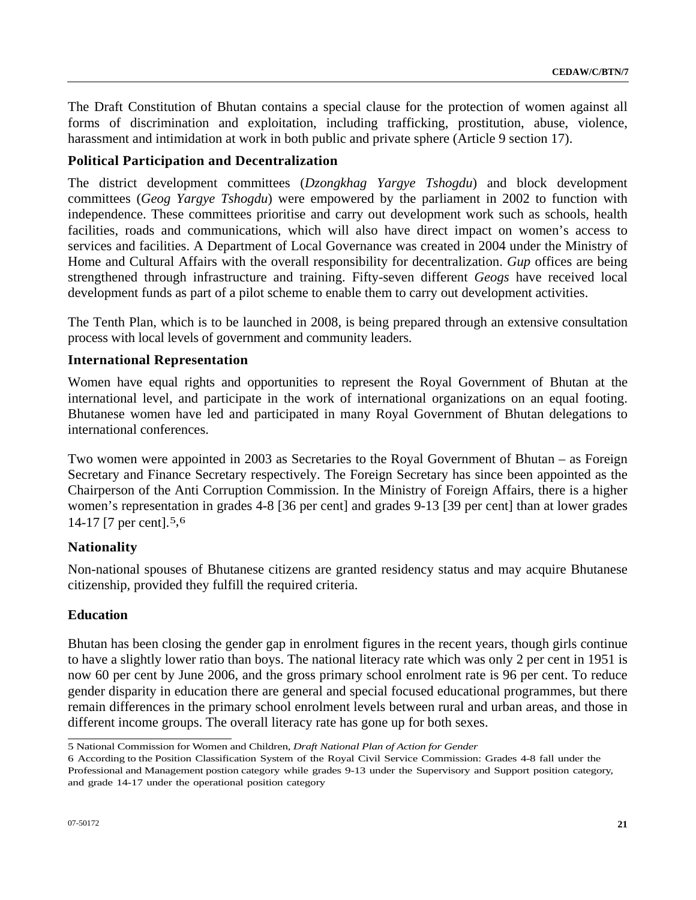The Draft Constitution of Bhutan contains a special clause for the protection of women against all forms of discrimination and exploitation, including trafficking, prostitution, abuse, violence, harassment and intimidation at work in both public and private sphere (Article 9 section 17).

### Political Participation and Decentralization

The district development committees (*Dzongkhag Yargye Tshogdu*) and block development committees (*Geog Yargye Tshogdu*) were empowered by the parliament in 2002 to function with independence. These committees prioritise and carry out development work such as schools, health facilities, roads and communications, which will also have direct impact on women's access to services and facilities. A Department of Local Governance was created in 2004 under the Ministry of Home and Cultural Affairs with the overall responsibility for decentralization. *Gup* offices are being strengthened through infrastructure and training. Fifty-seven different *Geogs* have received local development funds as part of a pilot scheme to enable them to carry out development activities.

The Tenth Plan, which is to be launched in 2008, is being prepared through an extensive consultation process with local levels of government and community leaders.

### International Representation

Women have equal rights and opportunities to represent the Royal Government of Bhutan at the international level, and participate in the work of international organizations on an equal footing. Bhutanese women have led and participated in many Royal Government of Bhutan delegations to international conferences.

Two women were appointed in 2003 as Secretaries to the Royal Government of Bhutan – as Foreign Secretary and Finance Secretary respectively. The Foreign Secretary has since been appointed as the Chairperson of the Anti Corruption Commission. In the Ministry of Foreign Affairs, there is a higher women's representation in grades 4-8 [36 per cent] and grades 9-13 [39 per cent] than at lower grades 14-17 [7 per cent].[5,6]

### Nationality

Non-national spouses of Bhutanese citizens are granted residency status and may acquire Bhutanese citizenship, provided they fulfill the required criteria.

### Education

Bhutan has been closing the gender gap in enrolment figures in the recent years, though girls continue to have a slightly lower ratio than boys. The national literacy rate which was only 2 per cent in 1951 is now 60 per cent by June 2006, and the gross primary school enrolment rate is 96 per cent. To reduce gender disparity in education there are general and special focused educational programmes, but there remain differences in the primary school enrolment levels between rural and urban areas, and those in different income groups. The overall literacy rate has gone up for both sexes.

---

5 National Commission for Women and Children, *Draft National Plan of Action for Gender*

6 According to the Position Classification System of the Royal Civil Service Commission: Grades 4-8 fall under the Professional and Management postion category while grades 9-13 under the Supervisory and Support position category, and grade 14-17 under the operational position category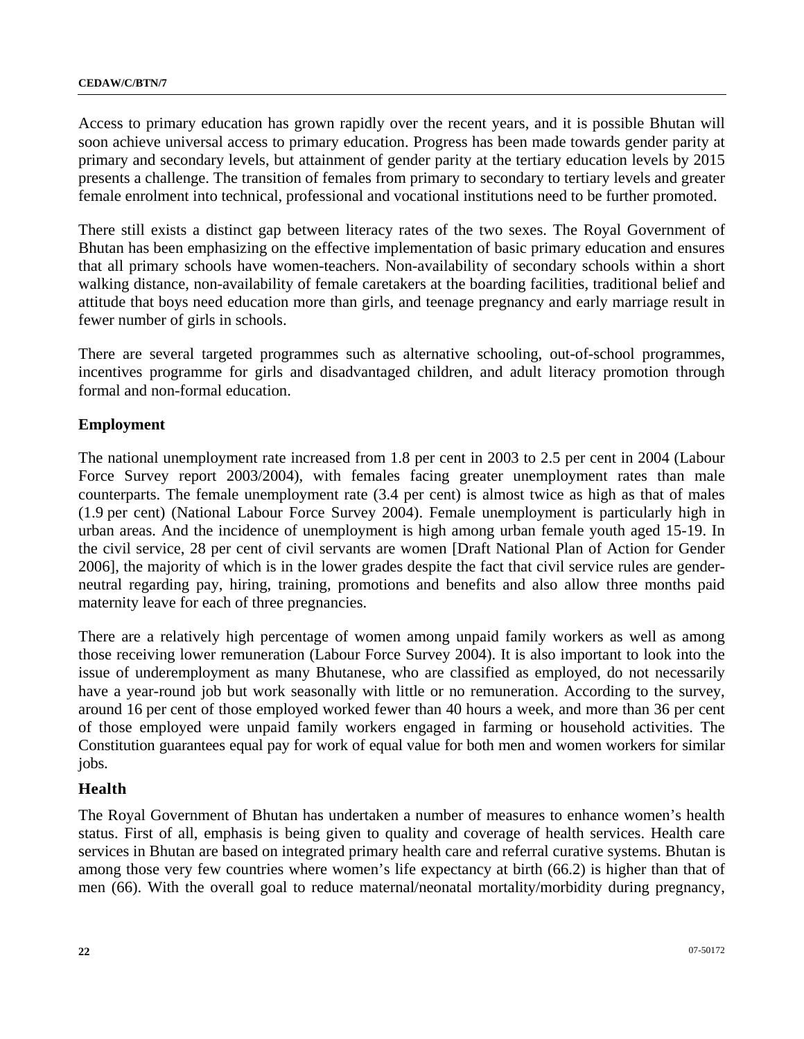Access to primary education has grown rapidly over the recent years, and it is possible Bhutan will soon achieve universal access to primary education. Progress has been made towards gender parity at primary and secondary levels, but attainment of gender parity at the tertiary education levels by 2015 presents a challenge. The transition of females from primary to secondary to tertiary levels and greater female enrolment into technical, professional and vocational institutions need to be further promoted.

There still exists a distinct gap between literacy rates of the two sexes. The Royal Government of Bhutan has been emphasizing on the effective implementation of basic primary education and ensures that all primary schools have women-teachers. Non-availability of secondary schools within a short walking distance, non-availability of female caretakers at the boarding facilities, traditional belief and attitude that boys need education more than girls, and teenage pregnancy and early marriage result in fewer number of girls in schools.

There are several targeted programmes such as alternative schooling, out-of-school programmes, incentives programme for girls and disadvantaged children, and adult literacy promotion through formal and non-formal education.

## Employment

The national unemployment rate increased from 1.8 per cent in 2003 to 2.5 per cent in 2004 (Labour Force Survey report 2003/2004), with females facing greater unemployment rates than male counterparts. The female unemployment rate (3.4 per cent) is almost twice as high as that of males (1.9 per cent) (National Labour Force Survey 2004). Female unemployment is particularly high in urban areas. And the incidence of unemployment is high among urban female youth aged 15-19. In the civil service, 28 per cent of civil servants are women [Draft National Plan of Action for Gender 2006], the majority of which is in the lower grades despite the fact that civil service rules are gender-neutral regarding pay, hiring, training, promotions and benefits and also allow three months paid maternity leave for each of three pregnancies.

There are a relatively high percentage of women among unpaid family workers as well as among those receiving lower remuneration (Labour Force Survey 2004). It is also important to look into the issue of underemployment as many Bhutanese, who are classified as employed, do not necessarily have a year-round job but work seasonally with little or no remuneration. According to the survey, around 16 per cent of those employed worked fewer than 40 hours a week, and more than 36 per cent of those employed were unpaid family workers engaged in farming or household activities. The Constitution guarantees equal pay for work of equal value for both men and women workers for similar jobs.

## Health

The Royal Government of Bhutan has undertaken a number of measures to enhance women's health status. First of all, emphasis is being given to quality and coverage of health services. Health care services in Bhutan are based on integrated primary health care and referral curative systems. Bhutan is among those very few countries where women's life expectancy at birth (66.2) is higher than that of men (66). With the overall goal to reduce maternal/neonatal mortality/morbidity during pregnancy,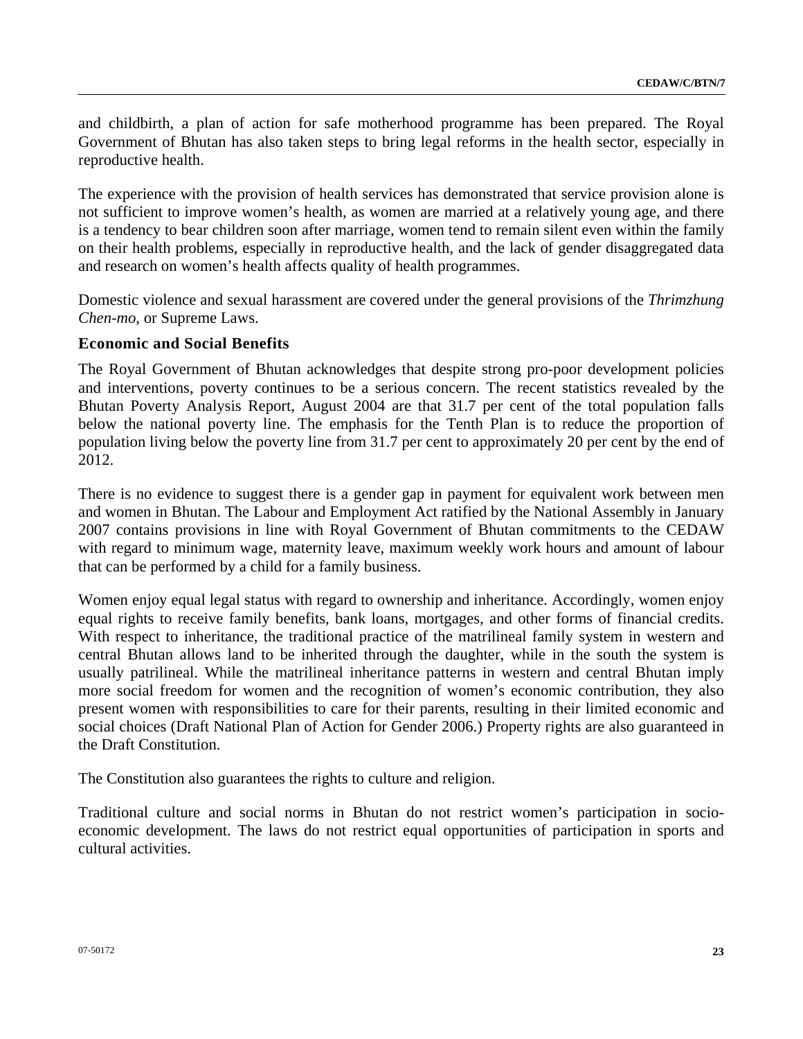and childbirth, a plan of action for safe motherhood programme has been prepared. The Royal Government of Bhutan has also taken steps to bring legal reforms in the health sector, especially in reproductive health.

The experience with the provision of health services has demonstrated that service provision alone is not sufficient to improve women's health, as women are married at a relatively young age, and there is a tendency to bear children soon after marriage, women tend to remain silent even within the family on their health problems, especially in reproductive health, and the lack of gender disaggregated data and research on women's health affects quality of health programmes.

Domestic violence and sexual harassment are covered under the general provisions of the *Thrimzhung Chen-mo*, or Supreme Laws.

### Economic and Social Benefits

The Royal Government of Bhutan acknowledges that despite strong pro-poor development policies and interventions, poverty continues to be a serious concern. The recent statistics revealed by the Bhutan Poverty Analysis Report, August 2004 are that 31.7 per cent of the total population falls below the national poverty line. The emphasis for the Tenth Plan is to reduce the proportion of population living below the poverty line from 31.7 per cent to approximately 20 per cent by the end of 2012.

There is no evidence to suggest there is a gender gap in payment for equivalent work between men and women in Bhutan. The Labour and Employment Act ratified by the National Assembly in January 2007 contains provisions in line with Royal Government of Bhutan commitments to the CEDAW with regard to minimum wage, maternity leave, maximum weekly work hours and amount of labour that can be performed by a child for a family business.

Women enjoy equal legal status with regard to ownership and inheritance. Accordingly, women enjoy equal rights to receive family benefits, bank loans, mortgages, and other forms of financial credits. With respect to inheritance, the traditional practice of the matrilineal family system in western and central Bhutan allows land to be inherited through the daughter, while in the south the system is usually patrilineal. While the matrilineal inheritance patterns in western and central Bhutan imply more social freedom for women and the recognition of women's economic contribution, they also present women with responsibilities to care for their parents, resulting in their limited economic and social choices (Draft National Plan of Action for Gender 2006.) Property rights are also guaranteed in the Draft Constitution.

The Constitution also guarantees the rights to culture and religion.

Traditional culture and social norms in Bhutan do not restrict women's participation in socio-economic development. The laws do not restrict equal opportunities of participation in sports and cultural activities.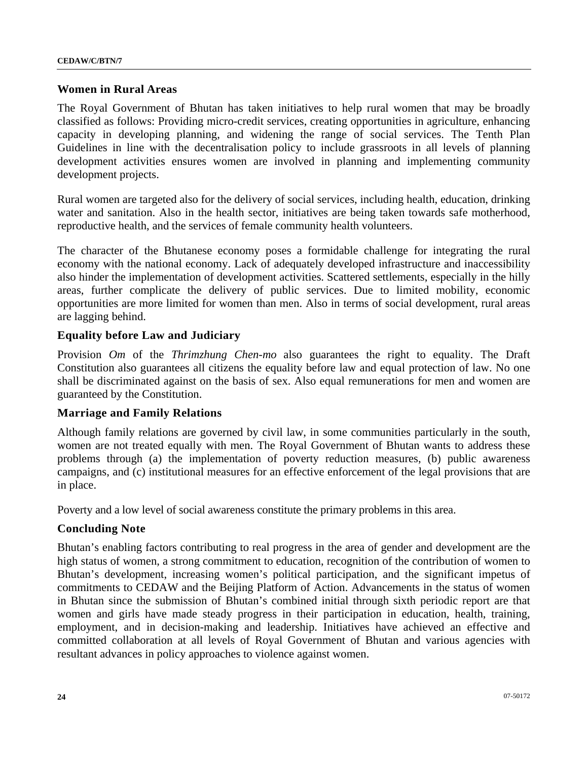### Women in Rural Areas

The Royal Government of Bhutan has taken initiatives to help rural women that may be broadly classified as follows: Providing micro-credit services, creating opportunities in agriculture, enhancing capacity in developing planning, and widening the range of social services. The Tenth Plan Guidelines in line with the decentralisation policy to include grassroots in all levels of planning development activities ensures women are involved in planning and implementing community development projects.

Rural women are targeted also for the delivery of social services, including health, education, drinking water and sanitation. Also in the health sector, initiatives are being taken towards safe motherhood, reproductive health, and the services of female community health volunteers.

The character of the Bhutanese economy poses a formidable challenge for integrating the rural economy with the national economy. Lack of adequately developed infrastructure and inaccessibility also hinder the implementation of development activities. Scattered settlements, especially in the hilly areas, further complicate the delivery of public services. Due to limited mobility, economic opportunities are more limited for women than men. Also in terms of social development, rural areas are lagging behind.

### Equality before Law and Judiciary

Provision *Om* of the *Thrimzhung Chen-mo* also guarantees the right to equality. The Draft Constitution also guarantees all citizens the equality before law and equal protection of law. No one shall be discriminated against on the basis of sex. Also equal remunerations for men and women are guaranteed by the Constitution.

### Marriage and Family Relations

Although family relations are governed by civil law, in some communities particularly in the south, women are not treated equally with men. The Royal Government of Bhutan wants to address these problems through (a) the implementation of poverty reduction measures, (b) public awareness campaigns, and (c) institutional measures for an effective enforcement of the legal provisions that are in place.

Poverty and a low level of social awareness constitute the primary problems in this area.

### Concluding Note

Bhutan's enabling factors contributing to real progress in the area of gender and development are the high status of women, a strong commitment to education, recognition of the contribution of women to Bhutan's development, increasing women's political participation, and the significant impetus of commitments to CEDAW and the Beijing Platform of Action. Advancements in the status of women in Bhutan since the submission of Bhutan's combined initial through sixth periodic report are that women and girls have made steady progress in their participation in education, health, training, employment, and in decision-making and leadership. Initiatives have achieved an effective and committed collaboration at all levels of Royal Government of Bhutan and various agencies with resultant advances in policy approaches to violence against women.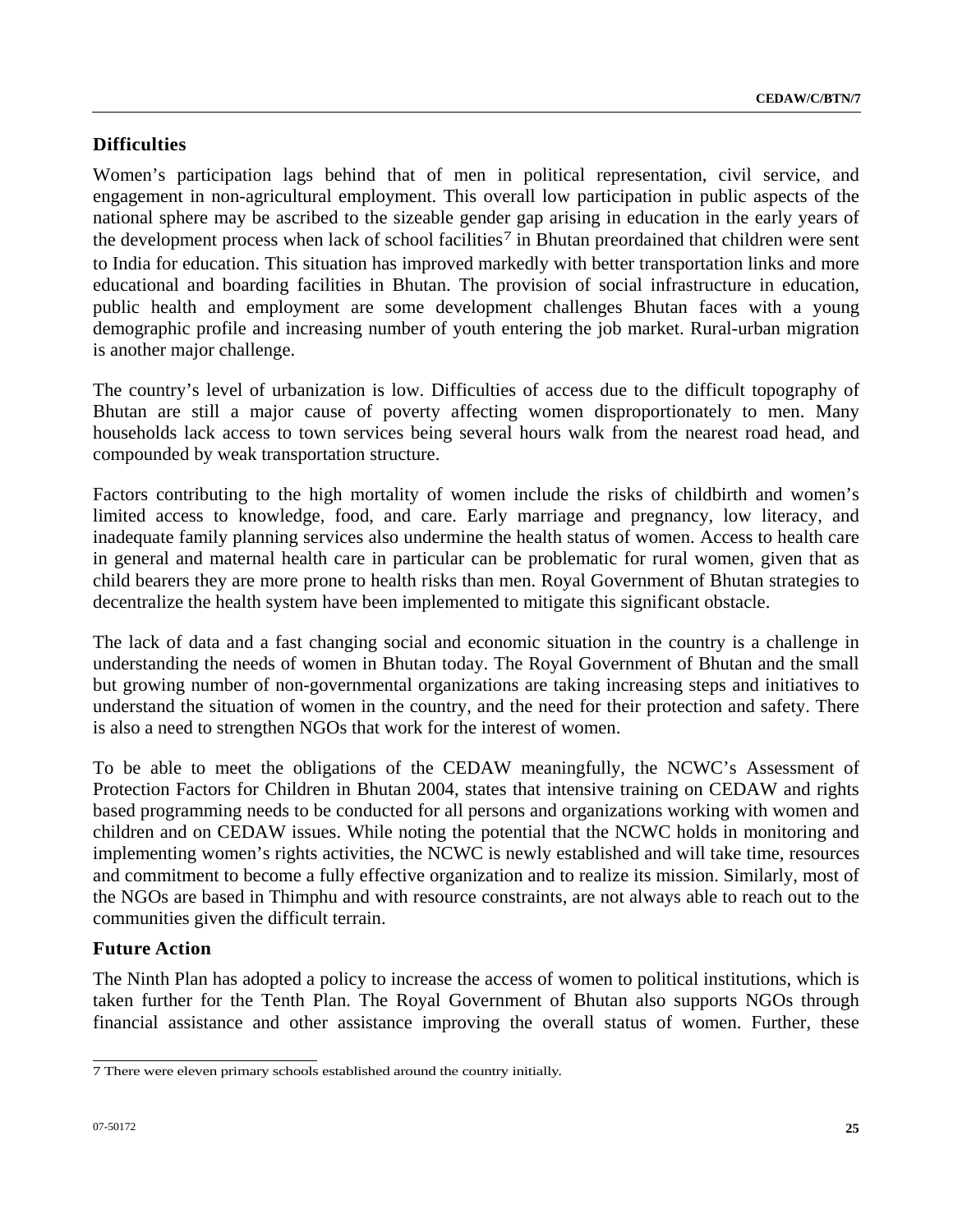### Difficulties

Women's participation lags behind that of men in political representation, civil service, and engagement in non-agricultural employment. This overall low participation in public aspects of the national sphere may be ascribed to the sizeable gender gap arising in education in the early years of the development process when lack of school facilities[7] in Bhutan preordained that children were sent to India for education. This situation has improved markedly with better transportation links and more educational and boarding facilities in Bhutan. The provision of social infrastructure in education, public health and employment are some development challenges Bhutan faces with a young demographic profile and increasing number of youth entering the job market. Rural-urban migration is another major challenge.

The country's level of urbanization is low. Difficulties of access due to the difficult topography of Bhutan are still a major cause of poverty affecting women disproportionately to men. Many households lack access to town services being several hours walk from the nearest road head, and compounded by weak transportation structure.

Factors contributing to the high mortality of women include the risks of childbirth and women's limited access to knowledge, food, and care. Early marriage and pregnancy, low literacy, and inadequate family planning services also undermine the health status of women. Access to health care in general and maternal health care in particular can be problematic for rural women, given that as child bearers they are more prone to health risks than men. Royal Government of Bhutan strategies to decentralize the health system have been implemented to mitigate this significant obstacle.

The lack of data and a fast changing social and economic situation in the country is a challenge in understanding the needs of women in Bhutan today. The Royal Government of Bhutan and the small but growing number of non-governmental organizations are taking increasing steps and initiatives to understand the situation of women in the country, and the need for their protection and safety. There is also a need to strengthen NGOs that work for the interest of women.

To be able to meet the obligations of the CEDAW meaningfully, the NCWC's Assessment of Protection Factors for Children in Bhutan 2004, states that intensive training on CEDAW and rights based programming needs to be conducted for all persons and organizations working with women and children and on CEDAW issues. While noting the potential that the NCWC holds in monitoring and implementing women's rights activities, the NCWC is newly established and will take time, resources and commitment to become a fully effective organization and to realize its mission. Similarly, most of the NGOs are based in Thimphu and with resource constraints, are not always able to reach out to the communities given the difficult terrain.

### Future Action

The Ninth Plan has adopted a policy to increase the access of women to political institutions, which is taken further for the Tenth Plan. The Royal Government of Bhutan also supports NGOs through financial assistance and other assistance improving the overall status of women. Further, these

---

[7] There were eleven primary schools established around the country initially.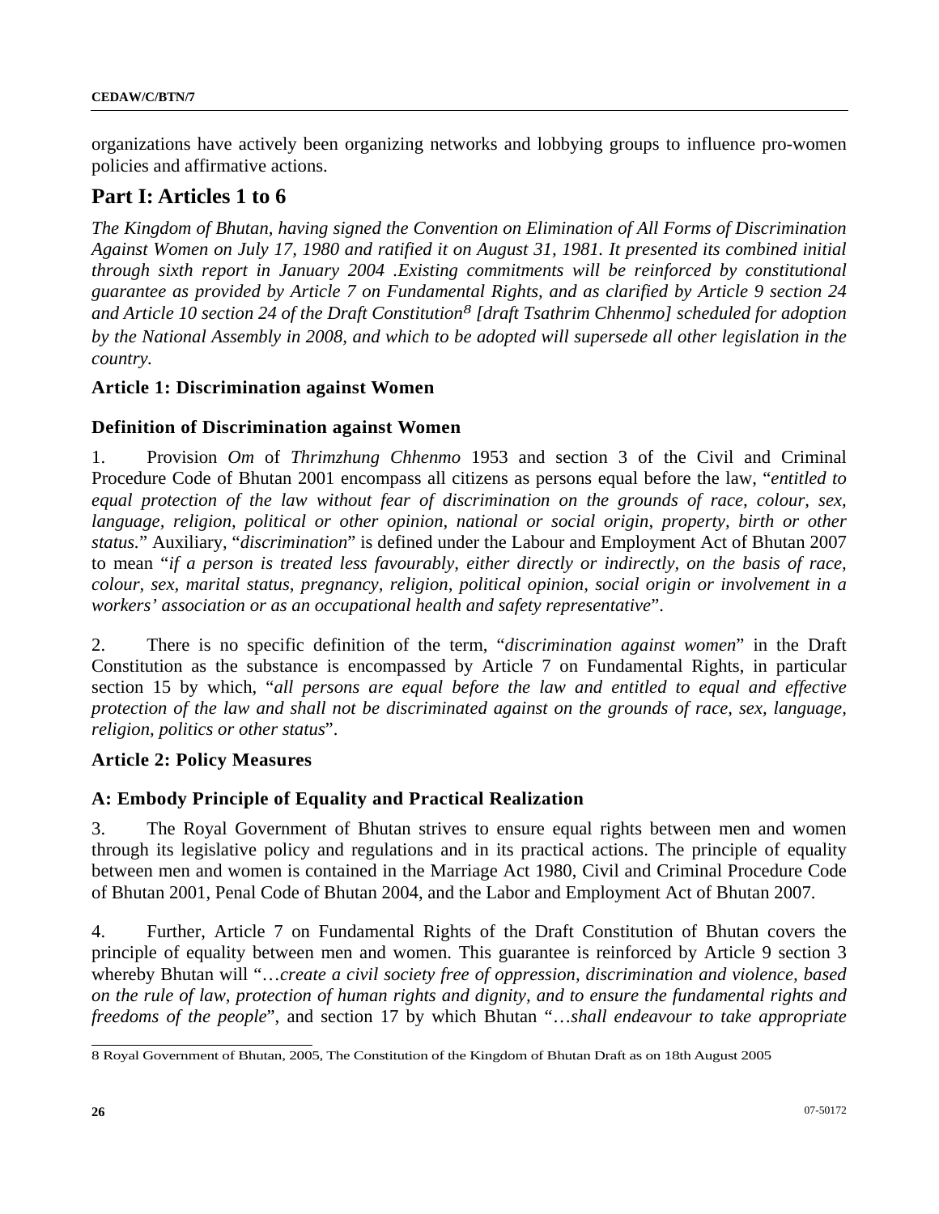organizations have actively been organizing networks and lobbying groups to influence pro-women policies and affirmative actions.

# Part I: Articles 1 to 6

*The Kingdom of Bhutan, having signed the Convention on Elimination of All Forms of Discrimination Against Women on July 17, 1980 and ratified it on August 31, 1981. It presented its combined initial through sixth report in January 2004 .Existing commitments will be reinforced by constitutional guarantee as provided by Article 7 on Fundamental Rights, and as clarified by Article 9 section 24 and Article 10 section 24 of the Draft Constitution[8] [draft Tsathrim Chhenmo] scheduled for adoption by the National Assembly in 2008, and which to be adopted will supersede all other legislation in the country.*

## Article 1: Discrimination against Women

### Definition of Discrimination against Women

1. Provision *Om* of *Thrimzhung Chhenmo* 1953 and section 3 of the Civil and Criminal Procedure Code of Bhutan 2001 encompass all citizens as persons equal before the law, "*entitled to equal protection of the law without fear of discrimination on the grounds of race, colour, sex, language, religion, political or other opinion, national or social origin, property, birth or other status.*" Auxiliary, "*discrimination*" is defined under the Labour and Employment Act of Bhutan 2007 to mean "*if a person is treated less favourably, either directly or indirectly, on the basis of race, colour, sex, marital status, pregnancy, religion, political opinion, social origin or involvement in a workers' association or as an occupational health and safety representative*".

2. There is no specific definition of the term, "*discrimination against women*" in the Draft Constitution as the substance is encompassed by Article 7 on Fundamental Rights, in particular section 15 by which, "*all persons are equal before the law and entitled to equal and effective protection of the law and shall not be discriminated against on the grounds of race, sex, language, religion, politics or other status*".

## Article 2: Policy Measures

### A: Embody Principle of Equality and Practical Realization

3. The Royal Government of Bhutan strives to ensure equal rights between men and women through its legislative policy and regulations and in its practical actions. The principle of equality between men and women is contained in the Marriage Act 1980, Civil and Criminal Procedure Code of Bhutan 2001, Penal Code of Bhutan 2004, and the Labor and Employment Act of Bhutan 2007.

4. Further, Article 7 on Fundamental Rights of the Draft Constitution of Bhutan covers the principle of equality between men and women. This guarantee is reinforced by Article 9 section 3 whereby Bhutan will "…*create a civil society free of oppression, discrimination and violence, based on the rule of law, protection of human rights and dignity, and to ensure the fundamental rights and freedoms of the people*", and section 17 by which Bhutan "…*shall endeavour to take appropriate*

---

8 Royal Government of Bhutan, 2005, The Constitution of the Kingdom of Bhutan Draft as on 18th August 2005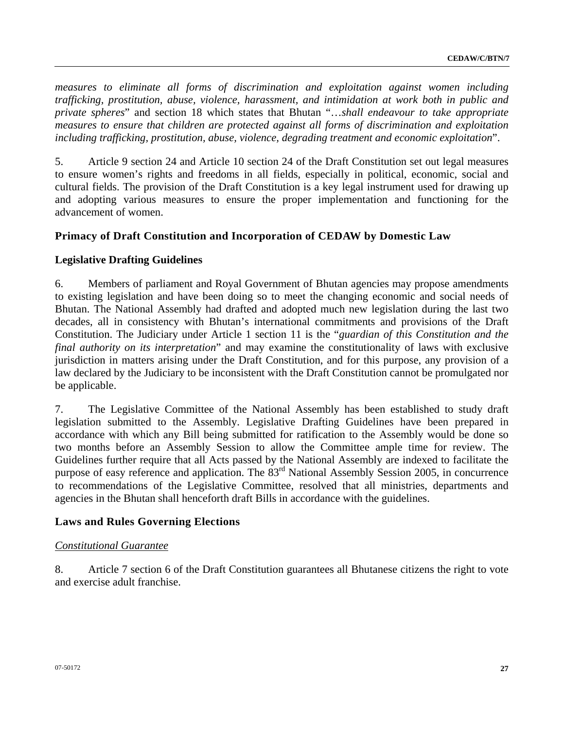*measures to eliminate all forms of discrimination and exploitation against women including trafficking, prostitution, abuse, violence, harassment, and intimidation at work both in public and private spheres*" and section 18 which states that Bhutan "…*shall endeavour to take appropriate measures to ensure that children are protected against all forms of discrimination and exploitation including trafficking, prostitution, abuse, violence, degrading treatment and economic exploitation*".

5. Article 9 section 24 and Article 10 section 24 of the Draft Constitution set out legal measures to ensure women's rights and freedoms in all fields, especially in political, economic, social and cultural fields. The provision of the Draft Constitution is a key legal instrument used for drawing up and adopting various measures to ensure the proper implementation and functioning for the advancement of women.

### Primacy of Draft Constitution and Incorporation of CEDAW by Domestic Law

### Legislative Drafting Guidelines

6. Members of parliament and Royal Government of Bhutan agencies may propose amendments to existing legislation and have been doing so to meet the changing economic and social needs of Bhutan. The National Assembly had drafted and adopted much new legislation during the last two decades, all in consistency with Bhutan's international commitments and provisions of the Draft Constitution. The Judiciary under Article 1 section 11 is the "*guardian of this Constitution and the final authority on its interpretation*" and may examine the constitutionality of laws with exclusive jurisdiction in matters arising under the Draft Constitution, and for this purpose, any provision of a law declared by the Judiciary to be inconsistent with the Draft Constitution cannot be promulgated nor be applicable.

7. The Legislative Committee of the National Assembly has been established to study draft legislation submitted to the Assembly. Legislative Drafting Guidelines have been prepared in accordance with which any Bill being submitted for ratification to the Assembly would be done so two months before an Assembly Session to allow the Committee ample time for review. The Guidelines further require that all Acts passed by the National Assembly are indexed to facilitate the purpose of easy reference and application. The 83rd National Assembly Session 2005, in concurrence to recommendations of the Legislative Committee, resolved that all ministries, departments and agencies in the Bhutan shall henceforth draft Bills in accordance with the guidelines.

### Laws and Rules Governing Elections

<u>*Constitutional Guarantee*</u>

8. Article 7 section 6 of the Draft Constitution guarantees all Bhutanese citizens the right to vote and exercise adult franchise.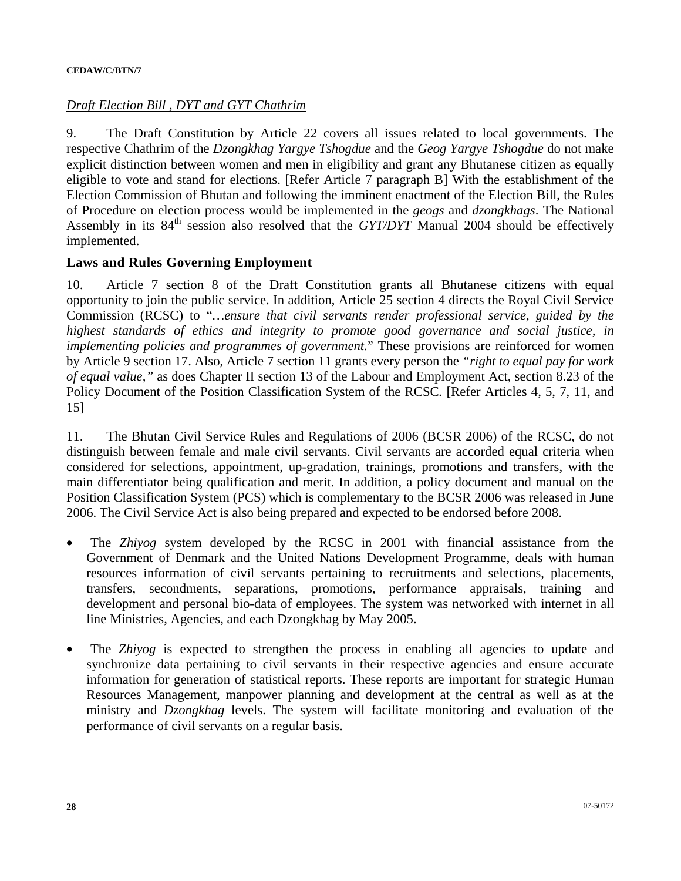*Draft Election Bill , DYT and GYT Chathrim*

9. The Draft Constitution by Article 22 covers all issues related to local governments. The respective Chathrim of the *Dzongkhag Yargye Tshogdue* and the *Geog Yargye Tshogdue* do not make explicit distinction between women and men in eligibility and grant any Bhutanese citizen as equally eligible to vote and stand for elections. [Refer Article 7 paragraph B] With the establishment of the Election Commission of Bhutan and following the imminent enactment of the Election Bill, the Rules of Procedure on election process would be implemented in the *geogs* and *dzongkhags*. The National Assembly in its 84th session also resolved that the *GYT/DYT* Manual 2004 should be effectively implemented.

## Laws and Rules Governing Employment

10. Article 7 section 8 of the Draft Constitution grants all Bhutanese citizens with equal opportunity to join the public service. In addition, Article 25 section 4 directs the Royal Civil Service Commission (RCSC) to "*…ensure that civil servants render professional service, guided by the highest standards of ethics and integrity to promote good governance and social justice, in implementing policies and programmes of government.*" These provisions are reinforced for women by Article 9 section 17. Also, Article 7 section 11 grants every person the *"right to equal pay for work of equal value,"* as does Chapter II section 13 of the Labour and Employment Act, section 8.23 of the Policy Document of the Position Classification System of the RCSC. [Refer Articles 4, 5, 7, 11, and 15]

11. The Bhutan Civil Service Rules and Regulations of 2006 (BCSR 2006) of the RCSC, do not distinguish between female and male civil servants. Civil servants are accorded equal criteria when considered for selections, appointment, up-gradation, trainings, promotions and transfers, with the main differentiator being qualification and merit. In addition, a policy document and manual on the Position Classification System (PCS) which is complementary to the BCSR 2006 was released in June 2006. The Civil Service Act is also being prepared and expected to be endorsed before 2008.

- The *Zhiyog* system developed by the RCSC in 2001 with financial assistance from the Government of Denmark and the United Nations Development Programme, deals with human resources information of civil servants pertaining to recruitments and selections, placements, transfers, secondments, separations, promotions, performance appraisals, training and development and personal bio-data of employees. The system was networked with internet in all line Ministries, Agencies, and each Dzongkhag by May 2005.

- The *Zhiyog* is expected to strengthen the process in enabling all agencies to update and synchronize data pertaining to civil servants in their respective agencies and ensure accurate information for generation of statistical reports. These reports are important for strategic Human Resources Management, manpower planning and development at the central as well as at the ministry and *Dzongkhag* levels. The system will facilitate monitoring and evaluation of the performance of civil servants on a regular basis.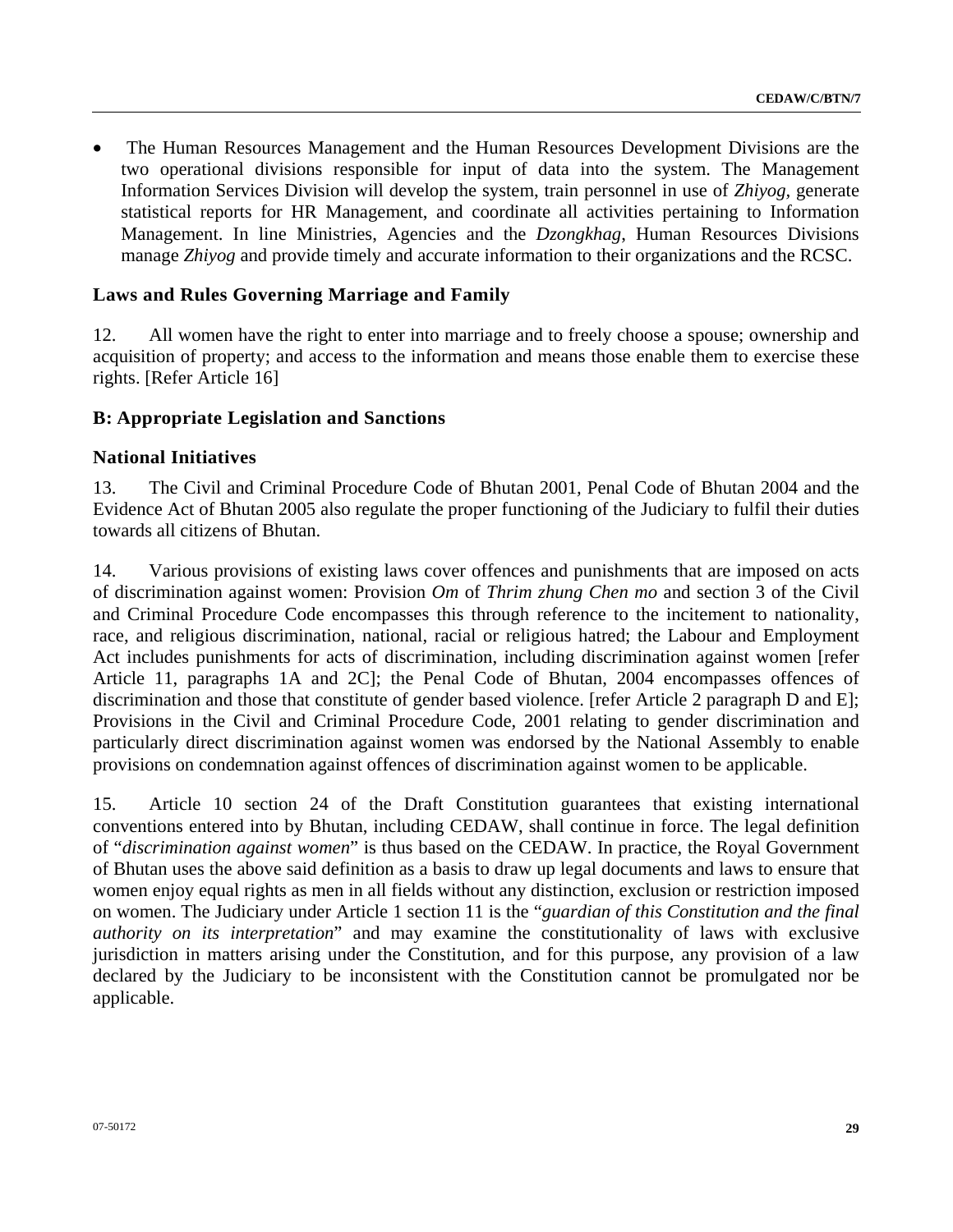- The Human Resources Management and the Human Resources Development Divisions are the two operational divisions responsible for input of data into the system. The Management Information Services Division will develop the system, train personnel in use of *Zhiyog*, generate statistical reports for HR Management, and coordinate all activities pertaining to Information Management. In line Ministries, Agencies and the *Dzongkhag*, Human Resources Divisions manage *Zhiyog* and provide timely and accurate information to their organizations and the RCSC.

### Laws and Rules Governing Marriage and Family

12. All women have the right to enter into marriage and to freely choose a spouse; ownership and acquisition of property; and access to the information and means those enable them to exercise these rights. [Refer Article 16]

### B: Appropriate Legislation and Sanctions

### National Initiatives

13. The Civil and Criminal Procedure Code of Bhutan 2001, Penal Code of Bhutan 2004 and the Evidence Act of Bhutan 2005 also regulate the proper functioning of the Judiciary to fulfil their duties towards all citizens of Bhutan.

14. Various provisions of existing laws cover offences and punishments that are imposed on acts of discrimination against women: Provision *Om* of *Thrim zhung Chen mo* and section 3 of the Civil and Criminal Procedure Code encompasses this through reference to the incitement to nationality, race, and religious discrimination, national, racial or religious hatred; the Labour and Employment Act includes punishments for acts of discrimination, including discrimination against women [refer Article 11, paragraphs 1A and 2C]; the Penal Code of Bhutan, 2004 encompasses offences of discrimination and those that constitute of gender based violence. [refer Article 2 paragraph D and E]; Provisions in the Civil and Criminal Procedure Code, 2001 relating to gender discrimination and particularly direct discrimination against women was endorsed by the National Assembly to enable provisions on condemnation against offences of discrimination against women to be applicable.

15. Article 10 section 24 of the Draft Constitution guarantees that existing international conventions entered into by Bhutan, including CEDAW, shall continue in force. The legal definition of "*discrimination against women*" is thus based on the CEDAW. In practice, the Royal Government of Bhutan uses the above said definition as a basis to draw up legal documents and laws to ensure that women enjoy equal rights as men in all fields without any distinction, exclusion or restriction imposed on women. The Judiciary under Article 1 section 11 is the "*guardian of this Constitution and the final authority on its interpretation*" and may examine the constitutionality of laws with exclusive jurisdiction in matters arising under the Constitution, and for this purpose, any provision of a law declared by the Judiciary to be inconsistent with the Constitution cannot be promulgated nor be applicable.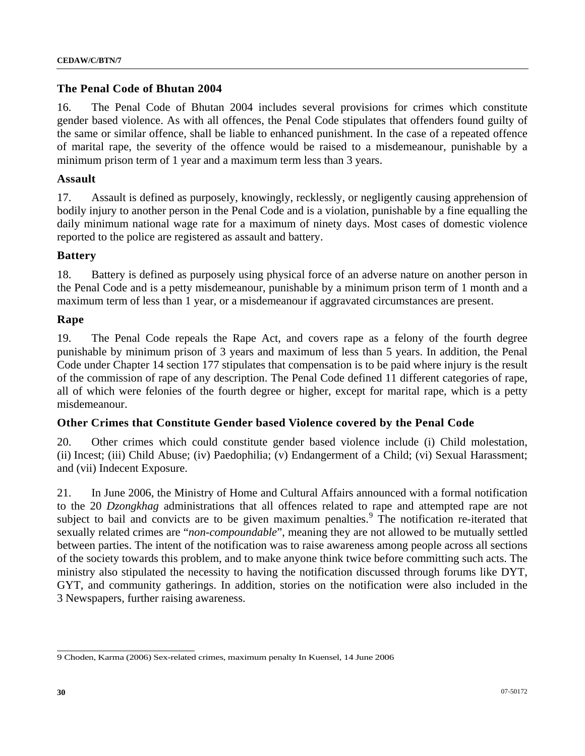### The Penal Code of Bhutan 2004

16. The Penal Code of Bhutan 2004 includes several provisions for crimes which constitute gender based violence. As with all offences, the Penal Code stipulates that offenders found guilty of the same or similar offence, shall be liable to enhanced punishment. In the case of a repeated offence of marital rape, the severity of the offence would be raised to a misdemeanour, punishable by a minimum prison term of 1 year and a maximum term less than 3 years.

### Assault

17. Assault is defined as purposely, knowingly, recklessly, or negligently causing apprehension of bodily injury to another person in the Penal Code and is a violation, punishable by a fine equalling the daily minimum national wage rate for a maximum of ninety days. Most cases of domestic violence reported to the police are registered as assault and battery.

### Battery

18. Battery is defined as purposely using physical force of an adverse nature on another person in the Penal Code and is a petty misdemeanour, punishable by a minimum prison term of 1 month and a maximum term of less than 1 year, or a misdemeanour if aggravated circumstances are present.

### Rape

19. The Penal Code repeals the Rape Act, and covers rape as a felony of the fourth degree punishable by minimum prison of 3 years and maximum of less than 5 years. In addition, the Penal Code under Chapter 14 section 177 stipulates that compensation is to be paid where injury is the result of the commission of rape of any description. The Penal Code defined 11 different categories of rape, all of which were felonies of the fourth degree or higher, except for marital rape, which is a petty misdemeanour.

### Other Crimes that Constitute Gender based Violence covered by the Penal Code

20. Other crimes which could constitute gender based violence include (i) Child molestation, (ii) Incest; (iii) Child Abuse; (iv) Paedophilia; (v) Endangerment of a Child; (vi) Sexual Harassment; and (vii) Indecent Exposure.

21. In June 2006, the Ministry of Home and Cultural Affairs announced with a formal notification to the 20 *Dzongkhag* administrations that all offences related to rape and attempted rape are not subject to bail and convicts are to be given maximum penalties.[9] The notification re-iterated that sexually related crimes are "*non-compoundable*", meaning they are not allowed to be mutually settled between parties. The intent of the notification was to raise awareness among people across all sections of the society towards this problem, and to make anyone think twice before committing such acts. The ministry also stipulated the necessity to having the notification discussed through forums like DYT, GYT, and community gatherings. In addition, stories on the notification were also included in the 3 Newspapers, further raising awareness.

---

9 Choden, Karma (2006) Sex-related crimes, maximum penalty In Kuensel, 14 June 2006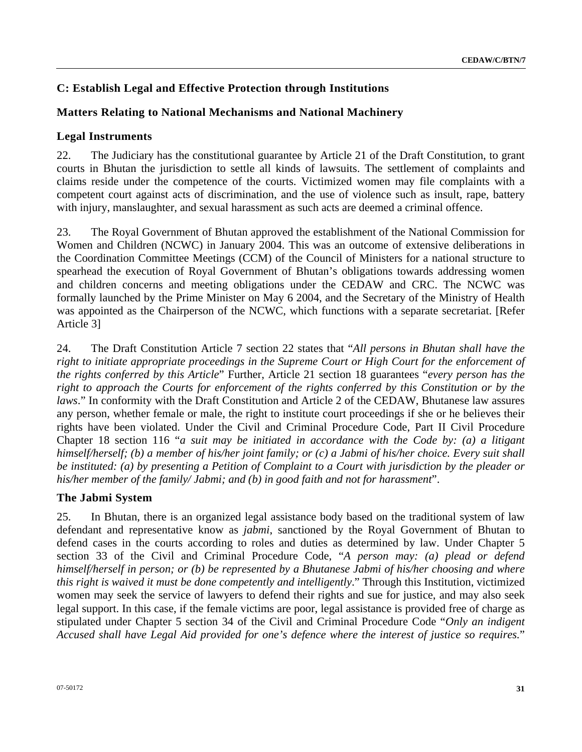## C: Establish Legal and Effective Protection through Institutions

## Matters Relating to National Mechanisms and National Machinery

### Legal Instruments

22. The Judiciary has the constitutional guarantee by Article 21 of the Draft Constitution, to grant courts in Bhutan the jurisdiction to settle all kinds of lawsuits. The settlement of complaints and claims reside under the competence of the courts. Victimized women may file complaints with a competent court against acts of discrimination, and the use of violence such as insult, rape, battery with injury, manslaughter, and sexual harassment as such acts are deemed a criminal offence.

23. The Royal Government of Bhutan approved the establishment of the National Commission for Women and Children (NCWC) in January 2004. This was an outcome of extensive deliberations in the Coordination Committee Meetings (CCM) of the Council of Ministers for a national structure to spearhead the execution of Royal Government of Bhutan's obligations towards addressing women and children concerns and meeting obligations under the CEDAW and CRC. The NCWC was formally launched by the Prime Minister on May 6 2004, and the Secretary of the Ministry of Health was appointed as the Chairperson of the NCWC, which functions with a separate secretariat. [Refer Article 3]

24. The Draft Constitution Article 7 section 22 states that "*All persons in Bhutan shall have the right to initiate appropriate proceedings in the Supreme Court or High Court for the enforcement of the rights conferred by this Article*" Further, Article 21 section 18 guarantees "*every person has the right to approach the Courts for enforcement of the rights conferred by this Constitution or by the laws*." In conformity with the Draft Constitution and Article 2 of the CEDAW, Bhutanese law assures any person, whether female or male, the right to institute court proceedings if she or he believes their rights have been violated. Under the Civil and Criminal Procedure Code, Part II Civil Procedure Chapter 18 section 116 "*a suit may be initiated in accordance with the Code by: (a) a litigant himself/herself; (b) a member of his/her joint family; or (c) a Jabmi of his/her choice. Every suit shall be instituted: (a) by presenting a Petition of Complaint to a Court with jurisdiction by the pleader or his/her member of the family/ Jabmi; and (b) in good faith and not for harassment*".

### The Jabmi System

25. In Bhutan, there is an organized legal assistance body based on the traditional system of law defendant and representative know as *jabmi,* sanctioned by the Royal Government of Bhutan to defend cases in the courts according to roles and duties as determined by law. Under Chapter 5 section 33 of the Civil and Criminal Procedure Code, "*A person may: (a) plead or defend himself/herself in person; or (b) be represented by a Bhutanese Jabmi of his/her choosing and where this right is waived it must be done competently and intelligently*." Through this Institution, victimized women may seek the service of lawyers to defend their rights and sue for justice, and may also seek legal support. In this case, if the female victims are poor, legal assistance is provided free of charge as stipulated under Chapter 5 section 34 of the Civil and Criminal Procedure Code "*Only an indigent Accused shall have Legal Aid provided for one's defence where the interest of justice so requires.*"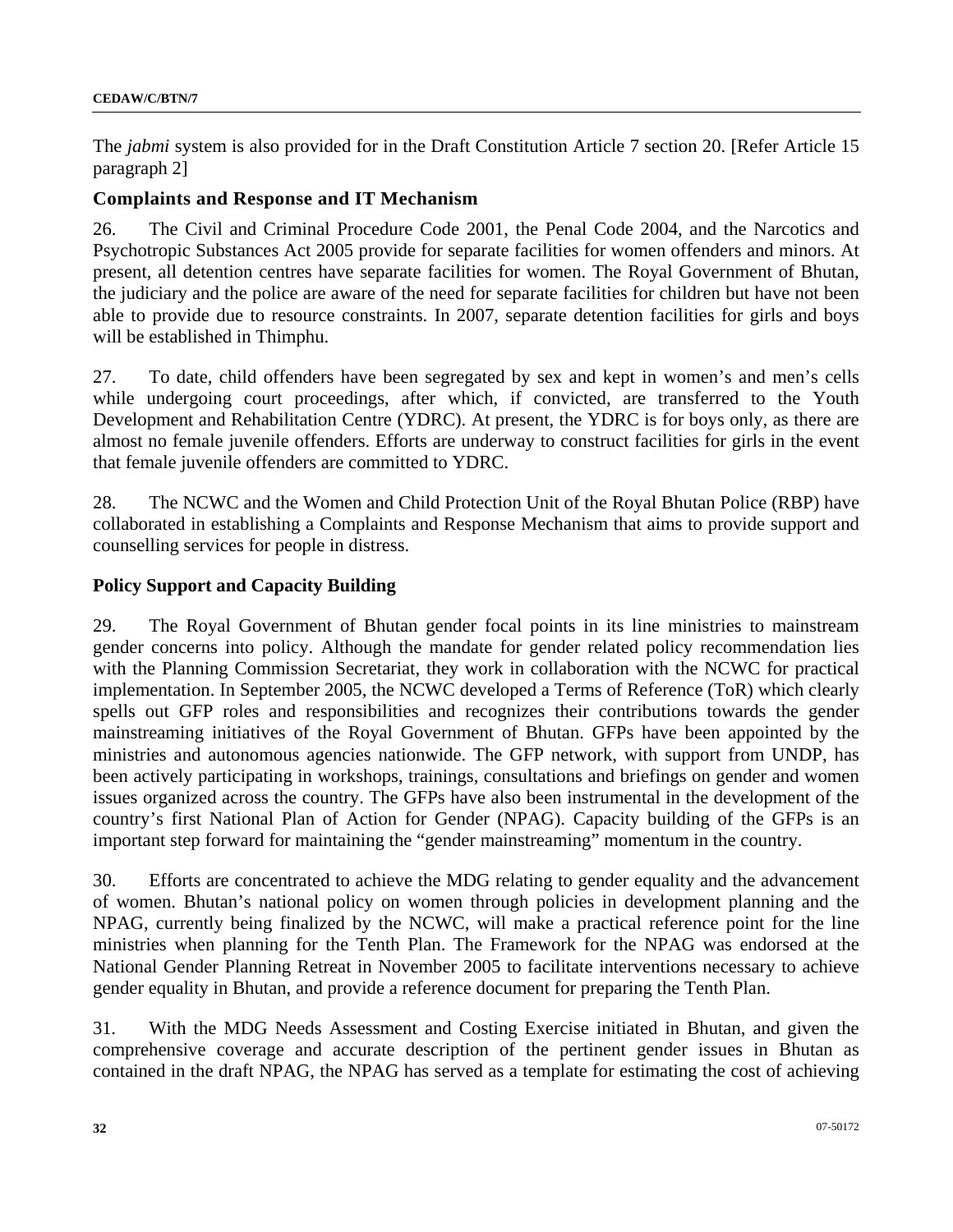The *jabmi* system is also provided for in the Draft Constitution Article 7 section 20. [Refer Article 15 paragraph 2]

### Complaints and Response and IT Mechanism

26. The Civil and Criminal Procedure Code 2001, the Penal Code 2004, and the Narcotics and Psychotropic Substances Act 2005 provide for separate facilities for women offenders and minors. At present, all detention centres have separate facilities for women. The Royal Government of Bhutan, the judiciary and the police are aware of the need for separate facilities for children but have not been able to provide due to resource constraints. In 2007, separate detention facilities for girls and boys will be established in Thimphu.

27. To date, child offenders have been segregated by sex and kept in women's and men's cells while undergoing court proceedings, after which, if convicted, are transferred to the Youth Development and Rehabilitation Centre (YDRC). At present, the YDRC is for boys only, as there are almost no female juvenile offenders. Efforts are underway to construct facilities for girls in the event that female juvenile offenders are committed to YDRC.

28. The NCWC and the Women and Child Protection Unit of the Royal Bhutan Police (RBP) have collaborated in establishing a Complaints and Response Mechanism that aims to provide support and counselling services for people in distress.

### Policy Support and Capacity Building

29. The Royal Government of Bhutan gender focal points in its line ministries to mainstream gender concerns into policy. Although the mandate for gender related policy recommendation lies with the Planning Commission Secretariat, they work in collaboration with the NCWC for practical implementation. In September 2005, the NCWC developed a Terms of Reference (ToR) which clearly spells out GFP roles and responsibilities and recognizes their contributions towards the gender mainstreaming initiatives of the Royal Government of Bhutan. GFPs have been appointed by the ministries and autonomous agencies nationwide. The GFP network, with support from UNDP, has been actively participating in workshops, trainings, consultations and briefings on gender and women issues organized across the country. The GFPs have also been instrumental in the development of the country's first National Plan of Action for Gender (NPAG). Capacity building of the GFPs is an important step forward for maintaining the "gender mainstreaming" momentum in the country.

30. Efforts are concentrated to achieve the MDG relating to gender equality and the advancement of women. Bhutan's national policy on women through policies in development planning and the NPAG, currently being finalized by the NCWC, will make a practical reference point for the line ministries when planning for the Tenth Plan. The Framework for the NPAG was endorsed at the National Gender Planning Retreat in November 2005 to facilitate interventions necessary to achieve gender equality in Bhutan, and provide a reference document for preparing the Tenth Plan.

31. With the MDG Needs Assessment and Costing Exercise initiated in Bhutan, and given the comprehensive coverage and accurate description of the pertinent gender issues in Bhutan as contained in the draft NPAG, the NPAG has served as a template for estimating the cost of achieving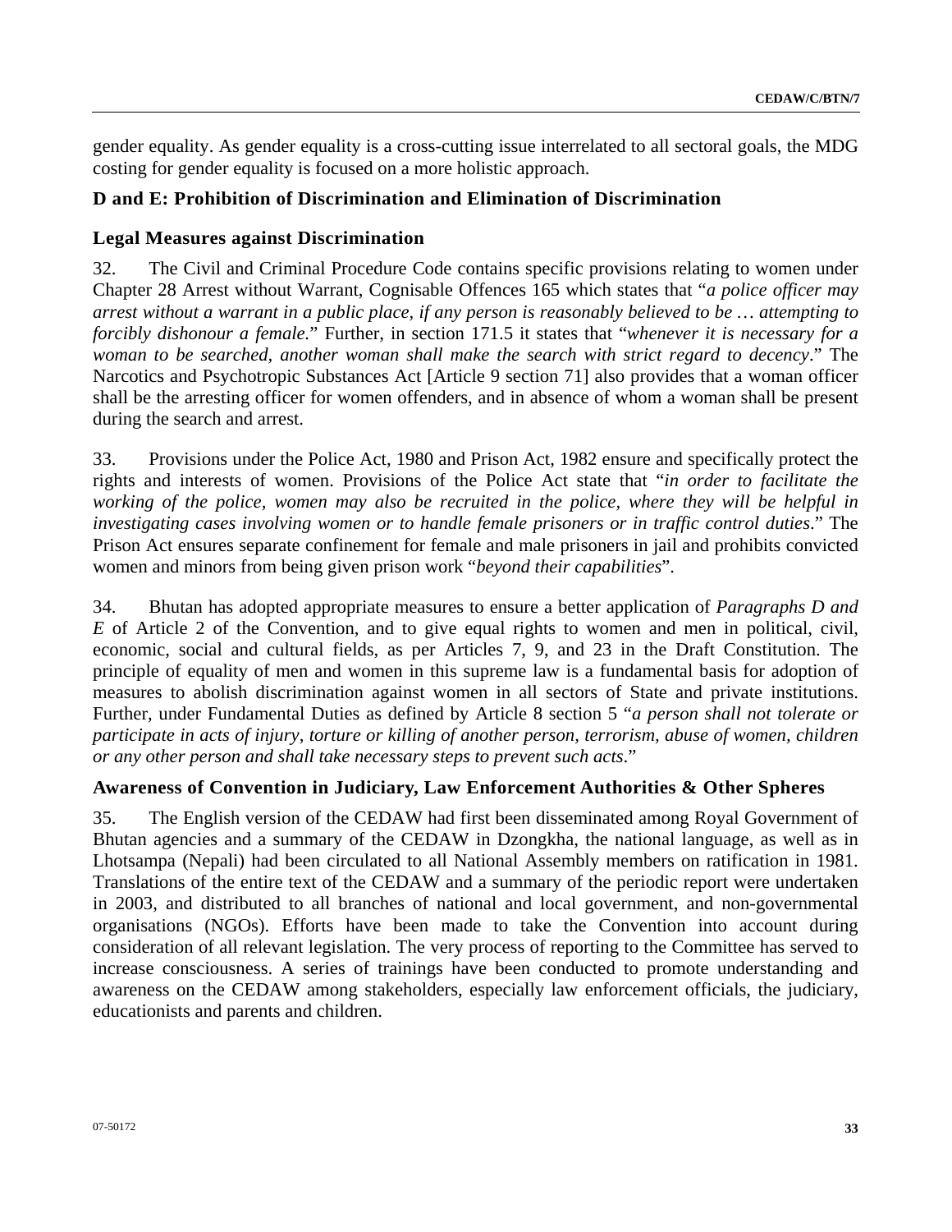gender equality. As gender equality is a cross-cutting issue interrelated to all sectoral goals, the MDG costing for gender equality is focused on a more holistic approach.

### D and E: Prohibition of Discrimination and Elimination of Discrimination

### Legal Measures against Discrimination

32. The Civil and Criminal Procedure Code contains specific provisions relating to women under Chapter 28 Arrest without Warrant, Cognisable Offences 165 which states that "*a police officer may arrest without a warrant in a public place, if any person is reasonably believed to be … attempting to forcibly dishonour a female.*" Further, in section 171.5 it states that "*whenever it is necessary for a woman to be searched, another woman shall make the search with strict regard to decency*." The Narcotics and Psychotropic Substances Act [Article 9 section 71] also provides that a woman officer shall be the arresting officer for women offenders, and in absence of whom a woman shall be present during the search and arrest.

33. Provisions under the Police Act, 1980 and Prison Act, 1982 ensure and specifically protect the rights and interests of women. Provisions of the Police Act state that "*in order to facilitate the working of the police, women may also be recruited in the police, where they will be helpful in investigating cases involving women or to handle female prisoners or in traffic control duties*." The Prison Act ensures separate confinement for female and male prisoners in jail and prohibits convicted women and minors from being given prison work "*beyond their capabilities*".

34. Bhutan has adopted appropriate measures to ensure a better application of *Paragraphs D and E* of Article 2 of the Convention, and to give equal rights to women and men in political, civil, economic, social and cultural fields, as per Articles 7, 9, and 23 in the Draft Constitution. The principle of equality of men and women in this supreme law is a fundamental basis for adoption of measures to abolish discrimination against women in all sectors of State and private institutions. Further, under Fundamental Duties as defined by Article 8 section 5 "*a person shall not tolerate or participate in acts of injury, torture or killing of another person, terrorism, abuse of women, children or any other person and shall take necessary steps to prevent such acts*."

### Awareness of Convention in Judiciary, Law Enforcement Authorities & Other Spheres

35. The English version of the CEDAW had first been disseminated among Royal Government of Bhutan agencies and a summary of the CEDAW in Dzongkha, the national language, as well as in Lhotsampa (Nepali) had been circulated to all National Assembly members on ratification in 1981. Translations of the entire text of the CEDAW and a summary of the periodic report were undertaken in 2003, and distributed to all branches of national and local government, and non-governmental organisations (NGOs). Efforts have been made to take the Convention into account during consideration of all relevant legislation. The very process of reporting to the Committee has served to increase consciousness. A series of trainings have been conducted to promote understanding and awareness on the CEDAW among stakeholders, especially law enforcement officials, the judiciary, educationists and parents and children.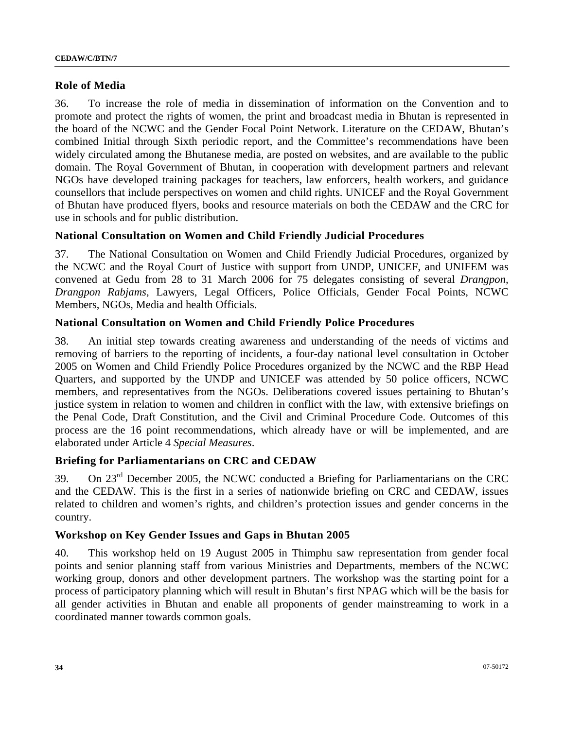## Role of Media

36. To increase the role of media in dissemination of information on the Convention and to promote and protect the rights of women, the print and broadcast media in Bhutan is represented in the board of the NCWC and the Gender Focal Point Network. Literature on the CEDAW, Bhutan's combined Initial through Sixth periodic report, and the Committee's recommendations have been widely circulated among the Bhutanese media, are posted on websites, and are available to the public domain. The Royal Government of Bhutan, in cooperation with development partners and relevant NGOs have developed training packages for teachers, law enforcers, health workers, and guidance counsellors that include perspectives on women and child rights. UNICEF and the Royal Government of Bhutan have produced flyers, books and resource materials on both the CEDAW and the CRC for use in schools and for public distribution.

## National Consultation on Women and Child Friendly Judicial Procedures

37. The National Consultation on Women and Child Friendly Judicial Procedures, organized by the NCWC and the Royal Court of Justice with support from UNDP, UNICEF, and UNIFEM was convened at Gedu from 28 to 31 March 2006 for 75 delegates consisting of several *Drangpon, Drangpon Rabjams*, Lawyers, Legal Officers, Police Officials, Gender Focal Points, NCWC Members, NGOs, Media and health Officials.

## National Consultation on Women and Child Friendly Police Procedures

38. An initial step towards creating awareness and understanding of the needs of victims and removing of barriers to the reporting of incidents, a four-day national level consultation in October 2005 on Women and Child Friendly Police Procedures organized by the NCWC and the RBP Head Quarters, and supported by the UNDP and UNICEF was attended by 50 police officers, NCWC members, and representatives from the NGOs. Deliberations covered issues pertaining to Bhutan's justice system in relation to women and children in conflict with the law, with extensive briefings on the Penal Code, Draft Constitution, and the Civil and Criminal Procedure Code. Outcomes of this process are the 16 point recommendations, which already have or will be implemented, and are elaborated under Article 4 *Special Measures*.

## Briefing for Parliamentarians on CRC and CEDAW

39. On 23rd December 2005, the NCWC conducted a Briefing for Parliamentarians on the CRC and the CEDAW. This is the first in a series of nationwide briefing on CRC and CEDAW, issues related to children and women's rights, and children's protection issues and gender concerns in the country.

## Workshop on Key Gender Issues and Gaps in Bhutan 2005

40. This workshop held on 19 August 2005 in Thimphu saw representation from gender focal points and senior planning staff from various Ministries and Departments, members of the NCWC working group, donors and other development partners. The workshop was the starting point for a process of participatory planning which will result in Bhutan's first NPAG which will be the basis for all gender activities in Bhutan and enable all proponents of gender mainstreaming to work in a coordinated manner towards common goals.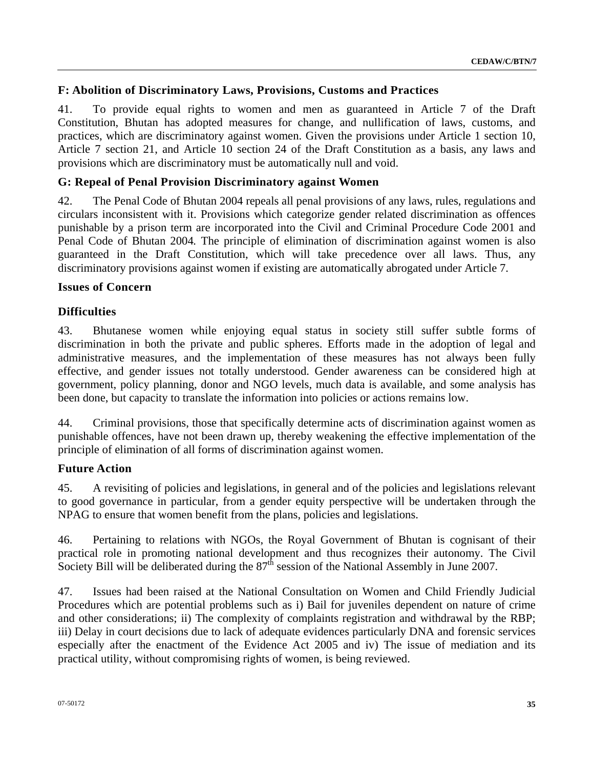### F: Abolition of Discriminatory Laws, Provisions, Customs and Practices

41. To provide equal rights to women and men as guaranteed in Article 7 of the Draft Constitution, Bhutan has adopted measures for change, and nullification of laws, customs, and practices, which are discriminatory against women. Given the provisions under Article 1 section 10, Article 7 section 21, and Article 10 section 24 of the Draft Constitution as a basis, any laws and provisions which are discriminatory must be automatically null and void.

### G: Repeal of Penal Provision Discriminatory against Women

42. The Penal Code of Bhutan 2004 repeals all penal provisions of any laws, rules, regulations and circulars inconsistent with it. Provisions which categorize gender related discrimination as offences punishable by a prison term are incorporated into the Civil and Criminal Procedure Code 2001 and Penal Code of Bhutan 2004. The principle of elimination of discrimination against women is also guaranteed in the Draft Constitution, which will take precedence over all laws. Thus, any discriminatory provisions against women if existing are automatically abrogated under Article 7.

### Issues of Concern

### Difficulties

43. Bhutanese women while enjoying equal status in society still suffer subtle forms of discrimination in both the private and public spheres. Efforts made in the adoption of legal and administrative measures, and the implementation of these measures has not always been fully effective, and gender issues not totally understood. Gender awareness can be considered high at government, policy planning, donor and NGO levels, much data is available, and some analysis has been done, but capacity to translate the information into policies or actions remains low.

44. Criminal provisions, those that specifically determine acts of discrimination against women as punishable offences, have not been drawn up, thereby weakening the effective implementation of the principle of elimination of all forms of discrimination against women.

### Future Action

45. A revisiting of policies and legislations, in general and of the policies and legislations relevant to good governance in particular, from a gender equity perspective will be undertaken through the NPAG to ensure that women benefit from the plans, policies and legislations.

46. Pertaining to relations with NGOs, the Royal Government of Bhutan is cognisant of their practical role in promoting national development and thus recognizes their autonomy. The Civil Society Bill will be deliberated during the 87th session of the National Assembly in June 2007.

47. Issues had been raised at the National Consultation on Women and Child Friendly Judicial Procedures which are potential problems such as i) Bail for juveniles dependent on nature of crime and other considerations; ii) The complexity of complaints registration and withdrawal by the RBP; iii) Delay in court decisions due to lack of adequate evidences particularly DNA and forensic services especially after the enactment of the Evidence Act 2005 and iv) The issue of mediation and its practical utility, without compromising rights of women, is being reviewed.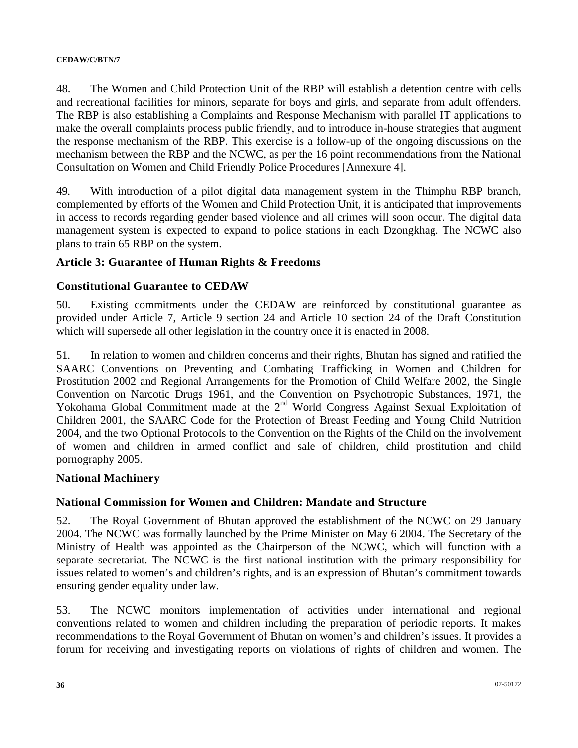48. The Women and Child Protection Unit of the RBP will establish a detention centre with cells and recreational facilities for minors, separate for boys and girls, and separate from adult offenders. The RBP is also establishing a Complaints and Response Mechanism with parallel IT applications to make the overall complaints process public friendly, and to introduce in-house strategies that augment the response mechanism of the RBP. This exercise is a follow-up of the ongoing discussions on the mechanism between the RBP and the NCWC, as per the 16 point recommendations from the National Consultation on Women and Child Friendly Police Procedures [Annexure 4].

49. With introduction of a pilot digital data management system in the Thimphu RBP branch, complemented by efforts of the Women and Child Protection Unit, it is anticipated that improvements in access to records regarding gender based violence and all crimes will soon occur. The digital data management system is expected to expand to police stations in each Dzongkhag. The NCWC also plans to train 65 RBP on the system.

### Article 3: Guarantee of Human Rights & Freedoms

### Constitutional Guarantee to CEDAW

50. Existing commitments under the CEDAW are reinforced by constitutional guarantee as provided under Article 7, Article 9 section 24 and Article 10 section 24 of the Draft Constitution which will supersede all other legislation in the country once it is enacted in 2008.

51. In relation to women and children concerns and their rights, Bhutan has signed and ratified the SAARC Conventions on Preventing and Combating Trafficking in Women and Children for Prostitution 2002 and Regional Arrangements for the Promotion of Child Welfare 2002, the Single Convention on Narcotic Drugs 1961, and the Convention on Psychotropic Substances, 1971, the Yokohama Global Commitment made at the 2nd World Congress Against Sexual Exploitation of Children 2001, the SAARC Code for the Protection of Breast Feeding and Young Child Nutrition 2004, and the two Optional Protocols to the Convention on the Rights of the Child on the involvement of women and children in armed conflict and sale of children, child prostitution and child pornography 2005.

### National Machinery

### National Commission for Women and Children: Mandate and Structure

52. The Royal Government of Bhutan approved the establishment of the NCWC on 29 January 2004. The NCWC was formally launched by the Prime Minister on May 6 2004. The Secretary of the Ministry of Health was appointed as the Chairperson of the NCWC, which will function with a separate secretariat. The NCWC is the first national institution with the primary responsibility for issues related to women's and children's rights, and is an expression of Bhutan's commitment towards ensuring gender equality under law.

53. The NCWC monitors implementation of activities under international and regional conventions related to women and children including the preparation of periodic reports. It makes recommendations to the Royal Government of Bhutan on women's and children's issues. It provides a forum for receiving and investigating reports on violations of rights of children and women. The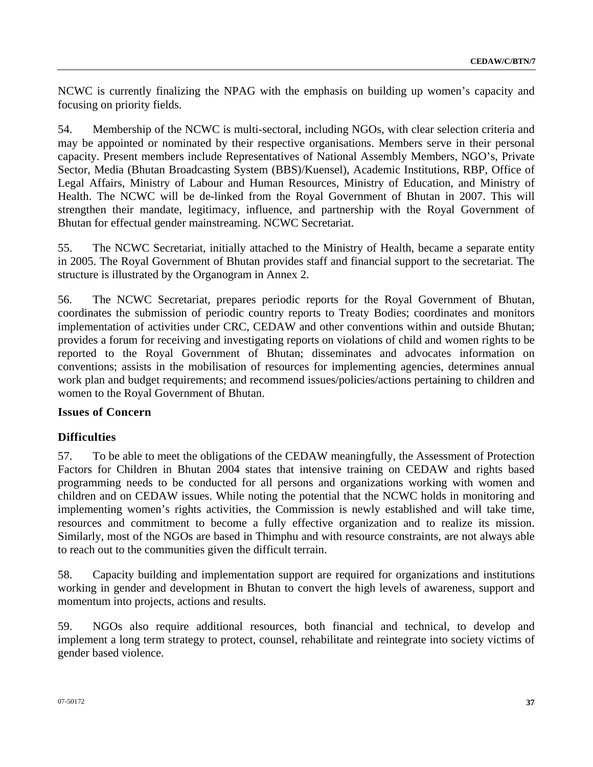NCWC is currently finalizing the NPAG with the emphasis on building up women's capacity and focusing on priority fields.

54. Membership of the NCWC is multi-sectoral, including NGOs, with clear selection criteria and may be appointed or nominated by their respective organisations. Members serve in their personal capacity. Present members include Representatives of National Assembly Members, NGO's, Private Sector, Media (Bhutan Broadcasting System (BBS)/Kuensel), Academic Institutions, RBP, Office of Legal Affairs, Ministry of Labour and Human Resources, Ministry of Education, and Ministry of Health. The NCWC will be de-linked from the Royal Government of Bhutan in 2007. This will strengthen their mandate, legitimacy, influence, and partnership with the Royal Government of Bhutan for effectual gender mainstreaming. NCWC Secretariat.

55. The NCWC Secretariat, initially attached to the Ministry of Health, became a separate entity in 2005. The Royal Government of Bhutan provides staff and financial support to the secretariat. The structure is illustrated by the Organogram in Annex 2.

56. The NCWC Secretariat, prepares periodic reports for the Royal Government of Bhutan, coordinates the submission of periodic country reports to Treaty Bodies; coordinates and monitors implementation of activities under CRC, CEDAW and other conventions within and outside Bhutan; provides a forum for receiving and investigating reports on violations of child and women rights to be reported to the Royal Government of Bhutan; disseminates and advocates information on conventions; assists in the mobilisation of resources for implementing agencies, determines annual work plan and budget requirements; and recommend issues/policies/actions pertaining to children and women to the Royal Government of Bhutan.

### Issues of Concern

### Difficulties

57. To be able to meet the obligations of the CEDAW meaningfully, the Assessment of Protection Factors for Children in Bhutan 2004 states that intensive training on CEDAW and rights based programming needs to be conducted for all persons and organizations working with women and children and on CEDAW issues. While noting the potential that the NCWC holds in monitoring and implementing women's rights activities, the Commission is newly established and will take time, resources and commitment to become a fully effective organization and to realize its mission. Similarly, most of the NGOs are based in Thimphu and with resource constraints, are not always able to reach out to the communities given the difficult terrain.

58. Capacity building and implementation support are required for organizations and institutions working in gender and development in Bhutan to convert the high levels of awareness, support and momentum into projects, actions and results.

59. NGOs also require additional resources, both financial and technical, to develop and implement a long term strategy to protect, counsel, rehabilitate and reintegrate into society victims of gender based violence.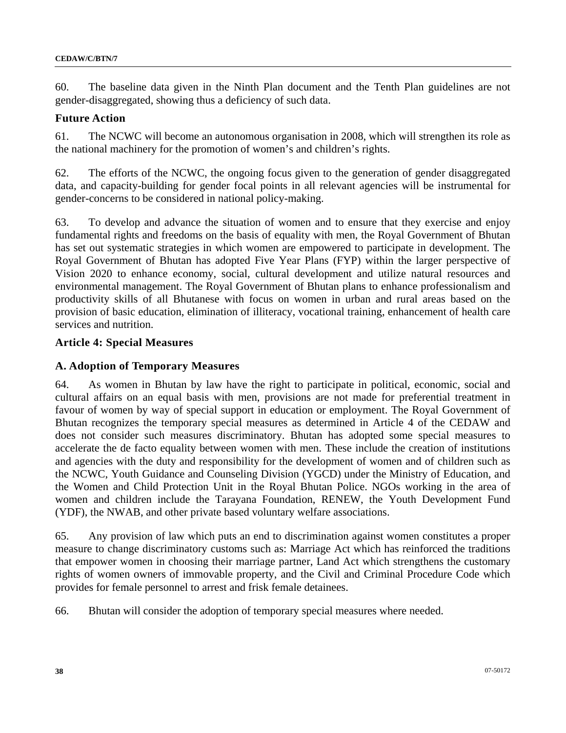60. The baseline data given in the Ninth Plan document and the Tenth Plan guidelines are not gender-disaggregated, showing thus a deficiency of such data.

### Future Action

61. The NCWC will become an autonomous organisation in 2008, which will strengthen its role as the national machinery for the promotion of women's and children's rights.

62. The efforts of the NCWC, the ongoing focus given to the generation of gender disaggregated data, and capacity-building for gender focal points in all relevant agencies will be instrumental for gender-concerns to be considered in national policy-making.

63. To develop and advance the situation of women and to ensure that they exercise and enjoy fundamental rights and freedoms on the basis of equality with men, the Royal Government of Bhutan has set out systematic strategies in which women are empowered to participate in development. The Royal Government of Bhutan has adopted Five Year Plans (FYP) within the larger perspective of Vision 2020 to enhance economy, social, cultural development and utilize natural resources and environmental management. The Royal Government of Bhutan plans to enhance professionalism and productivity skills of all Bhutanese with focus on women in urban and rural areas based on the provision of basic education, elimination of illiteracy, vocational training, enhancement of health care services and nutrition.

## Article 4: Special Measures

### A. Adoption of Temporary Measures

64. As women in Bhutan by law have the right to participate in political, economic, social and cultural affairs on an equal basis with men, provisions are not made for preferential treatment in favour of women by way of special support in education or employment. The Royal Government of Bhutan recognizes the temporary special measures as determined in Article 4 of the CEDAW and does not consider such measures discriminatory. Bhutan has adopted some special measures to accelerate the de facto equality between women with men. These include the creation of institutions and agencies with the duty and responsibility for the development of women and of children such as the NCWC, Youth Guidance and Counseling Division (YGCD) under the Ministry of Education, and the Women and Child Protection Unit in the Royal Bhutan Police. NGOs working in the area of women and children include the Tarayana Foundation, RENEW, the Youth Development Fund (YDF), the NWAB, and other private based voluntary welfare associations.

65. Any provision of law which puts an end to discrimination against women constitutes a proper measure to change discriminatory customs such as: Marriage Act which has reinforced the traditions that empower women in choosing their marriage partner, Land Act which strengthens the customary rights of women owners of immovable property, and the Civil and Criminal Procedure Code which provides for female personnel to arrest and frisk female detainees.

66. Bhutan will consider the adoption of temporary special measures where needed.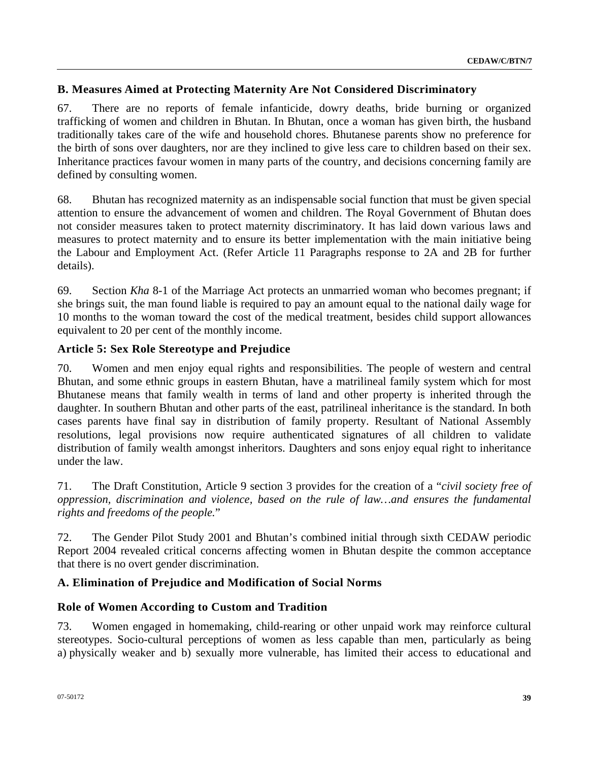### B. Measures Aimed at Protecting Maternity Are Not Considered Discriminatory

67. There are no reports of female infanticide, dowry deaths, bride burning or organized trafficking of women and children in Bhutan. In Bhutan, once a woman has given birth, the husband traditionally takes care of the wife and household chores. Bhutanese parents show no preference for the birth of sons over daughters, nor are they inclined to give less care to children based on their sex. Inheritance practices favour women in many parts of the country, and decisions concerning family are defined by consulting women.

68. Bhutan has recognized maternity as an indispensable social function that must be given special attention to ensure the advancement of women and children. The Royal Government of Bhutan does not consider measures taken to protect maternity discriminatory. It has laid down various laws and measures to protect maternity and to ensure its better implementation with the main initiative being the Labour and Employment Act. (Refer Article 11 Paragraphs response to 2A and 2B for further details).

69. Section *Kha* 8-1 of the Marriage Act protects an unmarried woman who becomes pregnant; if she brings suit, the man found liable is required to pay an amount equal to the national daily wage for 10 months to the woman toward the cost of the medical treatment, besides child support allowances equivalent to 20 per cent of the monthly income.

## Article 5: Sex Role Stereotype and Prejudice

70. Women and men enjoy equal rights and responsibilities. The people of western and central Bhutan, and some ethnic groups in eastern Bhutan, have a matrilineal family system which for most Bhutanese means that family wealth in terms of land and other property is inherited through the daughter. In southern Bhutan and other parts of the east, patrilineal inheritance is the standard. In both cases parents have final say in distribution of family property. Resultant of National Assembly resolutions, legal provisions now require authenticated signatures of all children to validate distribution of family wealth amongst inheritors. Daughters and sons enjoy equal right to inheritance under the law.

71. The Draft Constitution, Article 9 section 3 provides for the creation of a "*civil society free of oppression, discrimination and violence, based on the rule of law…and ensures the fundamental rights and freedoms of the people.*"

72. The Gender Pilot Study 2001 and Bhutan's combined initial through sixth CEDAW periodic Report 2004 revealed critical concerns affecting women in Bhutan despite the common acceptance that there is no overt gender discrimination.

### A. Elimination of Prejudice and Modification of Social Norms

#### Role of Women According to Custom and Tradition

73. Women engaged in homemaking, child-rearing or other unpaid work may reinforce cultural stereotypes. Socio-cultural perceptions of women as less capable than men, particularly as being a) physically weaker and b) sexually more vulnerable, has limited their access to educational and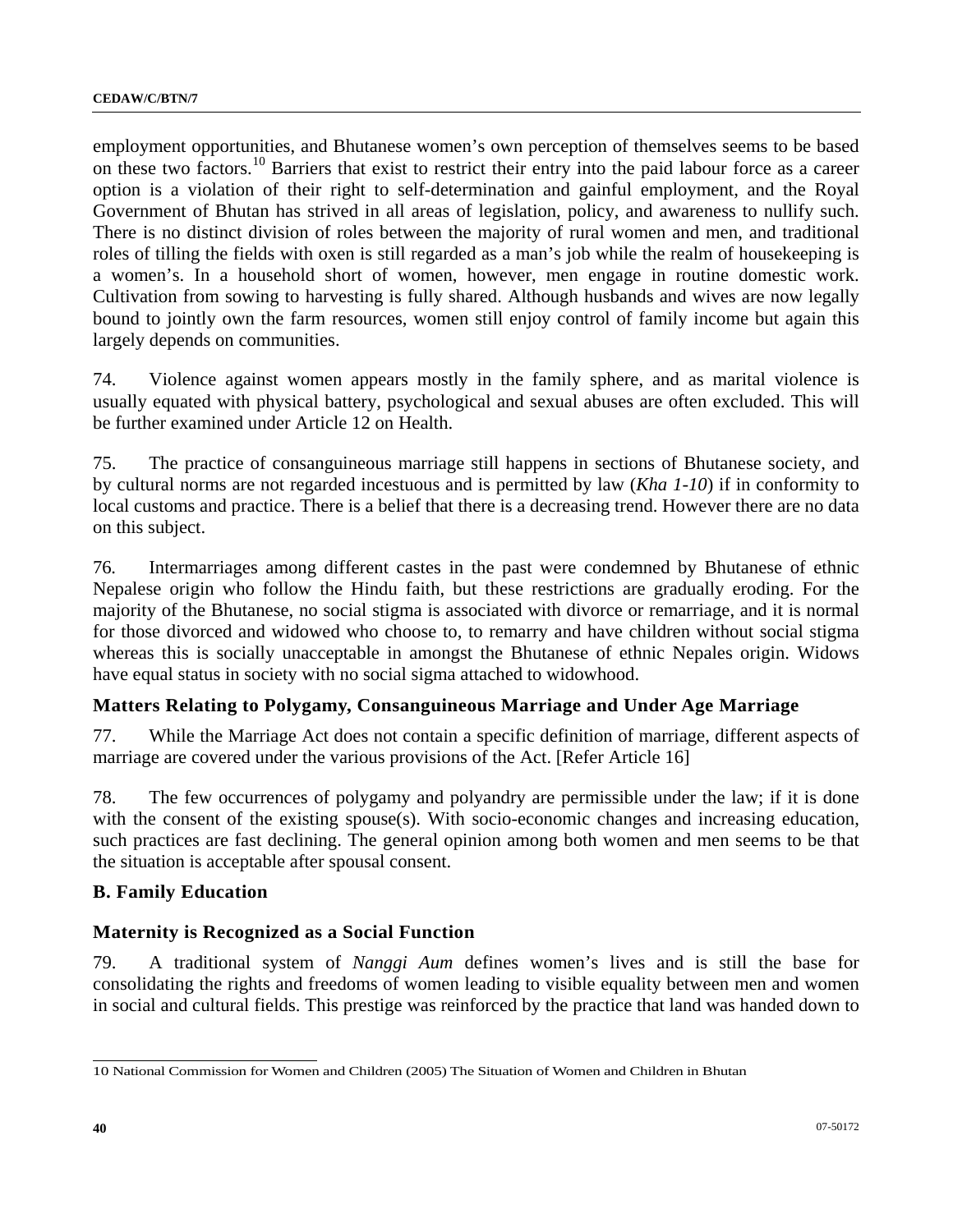employment opportunities, and Bhutanese women's own perception of themselves seems to be based on these two factors.[10] Barriers that exist to restrict their entry into the paid labour force as a career option is a violation of their right to self-determination and gainful employment, and the Royal Government of Bhutan has strived in all areas of legislation, policy, and awareness to nullify such. There is no distinct division of roles between the majority of rural women and men, and traditional roles of tilling the fields with oxen is still regarded as a man's job while the realm of housekeeping is a women's. In a household short of women, however, men engage in routine domestic work. Cultivation from sowing to harvesting is fully shared. Although husbands and wives are now legally bound to jointly own the farm resources, women still enjoy control of family income but again this largely depends on communities.

74. Violence against women appears mostly in the family sphere, and as marital violence is usually equated with physical battery, psychological and sexual abuses are often excluded. This will be further examined under Article 12 on Health.

75. The practice of consanguineous marriage still happens in sections of Bhutanese society, and by cultural norms are not regarded incestuous and is permitted by law (*Kha 1-10*) if in conformity to local customs and practice. There is a belief that there is a decreasing trend. However there are no data on this subject.

76. Intermarriages among different castes in the past were condemned by Bhutanese of ethnic Nepalese origin who follow the Hindu faith, but these restrictions are gradually eroding. For the majority of the Bhutanese, no social stigma is associated with divorce or remarriage, and it is normal for those divorced and widowed who choose to, to remarry and have children without social stigma whereas this is socially unacceptable in amongst the Bhutanese of ethnic Nepales origin. Widows have equal status in society with no social sigma attached to widowhood.

### Matters Relating to Polygamy, Consanguineous Marriage and Under Age Marriage

77. While the Marriage Act does not contain a specific definition of marriage, different aspects of marriage are covered under the various provisions of the Act. [Refer Article 16]

78. The few occurrences of polygamy and polyandry are permissible under the law; if it is done with the consent of the existing spouse(s). With socio-economic changes and increasing education, such practices are fast declining. The general opinion among both women and men seems to be that the situation is acceptable after spousal consent.

### B. Family Education

### Maternity is Recognized as a Social Function

79. A traditional system of *Nanggi Aum* defines women's lives and is still the base for consolidating the rights and freedoms of women leading to visible equality between men and women in social and cultural fields. This prestige was reinforced by the practice that land was handed down to

---

10 National Commission for Women and Children (2005) The Situation of Women and Children in Bhutan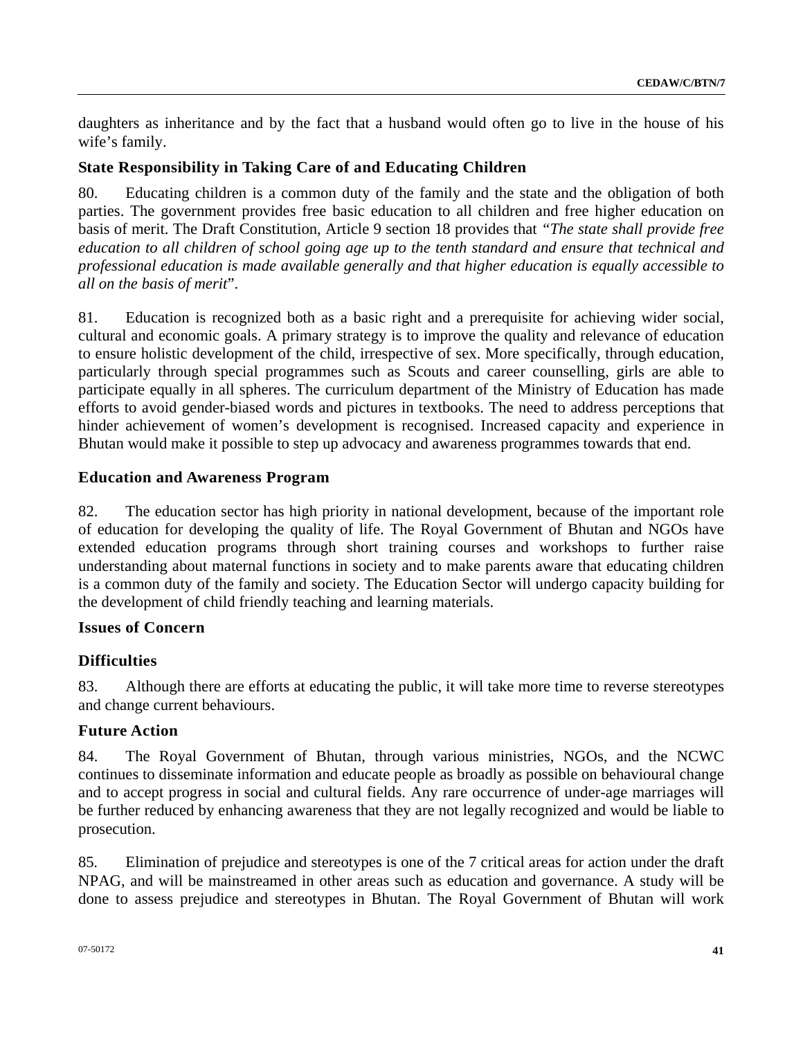daughters as inheritance and by the fact that a husband would often go to live in the house of his wife's family.

### State Responsibility in Taking Care of and Educating Children

80. Educating children is a common duty of the family and the state and the obligation of both parties. The government provides free basic education to all children and free higher education on basis of merit. The Draft Constitution, Article 9 section 18 provides that *"The state shall provide free education to all children of school going age up to the tenth standard and ensure that technical and professional education is made available generally and that higher education is equally accessible to all on the basis of merit*".

81. Education is recognized both as a basic right and a prerequisite for achieving wider social, cultural and economic goals. A primary strategy is to improve the quality and relevance of education to ensure holistic development of the child, irrespective of sex. More specifically, through education, particularly through special programmes such as Scouts and career counselling, girls are able to participate equally in all spheres. The curriculum department of the Ministry of Education has made efforts to avoid gender-biased words and pictures in textbooks. The need to address perceptions that hinder achievement of women's development is recognised. Increased capacity and experience in Bhutan would make it possible to step up advocacy and awareness programmes towards that end.

### Education and Awareness Program

82. The education sector has high priority in national development, because of the important role of education for developing the quality of life. The Royal Government of Bhutan and NGOs have extended education programs through short training courses and workshops to further raise understanding about maternal functions in society and to make parents aware that educating children is a common duty of the family and society. The Education Sector will undergo capacity building for the development of child friendly teaching and learning materials.

### Issues of Concern

### Difficulties

83. Although there are efforts at educating the public, it will take more time to reverse stereotypes and change current behaviours.

### Future Action

84. The Royal Government of Bhutan, through various ministries, NGOs, and the NCWC continues to disseminate information and educate people as broadly as possible on behavioural change and to accept progress in social and cultural fields. Any rare occurrence of under-age marriages will be further reduced by enhancing awareness that they are not legally recognized and would be liable to prosecution.

85. Elimination of prejudice and stereotypes is one of the 7 critical areas for action under the draft NPAG, and will be mainstreamed in other areas such as education and governance. A study will be done to assess prejudice and stereotypes in Bhutan. The Royal Government of Bhutan will work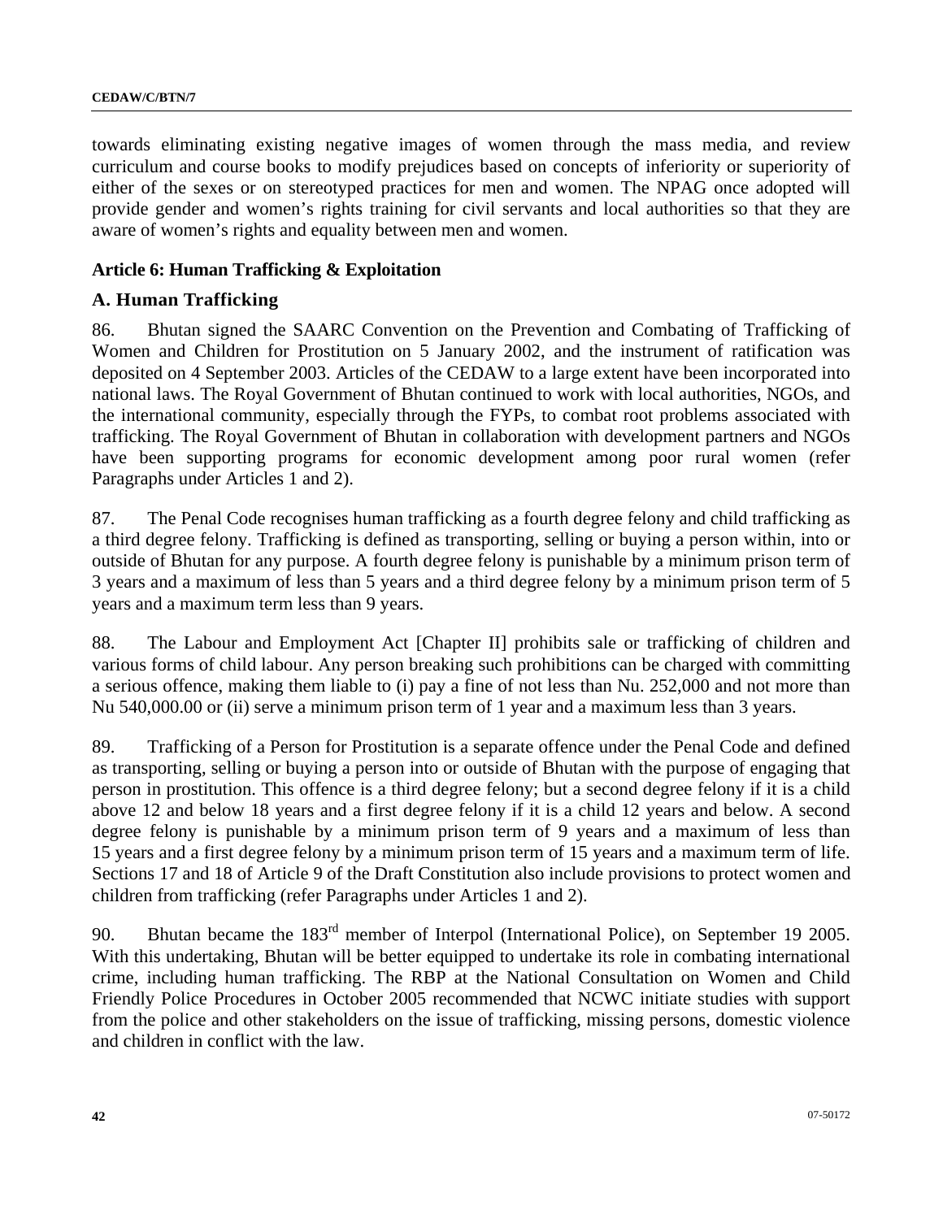towards eliminating existing negative images of women through the mass media, and review curriculum and course books to modify prejudices based on concepts of inferiority or superiority of either of the sexes or on stereotyped practices for men and women. The NPAG once adopted will provide gender and women's rights training for civil servants and local authorities so that they are aware of women's rights and equality between men and women.

## Article 6: Human Trafficking & Exploitation

### A. Human Trafficking

86. Bhutan signed the SAARC Convention on the Prevention and Combating of Trafficking of Women and Children for Prostitution on 5 January 2002, and the instrument of ratification was deposited on 4 September 2003. Articles of the CEDAW to a large extent have been incorporated into national laws. The Royal Government of Bhutan continued to work with local authorities, NGOs, and the international community, especially through the FYPs, to combat root problems associated with trafficking. The Royal Government of Bhutan in collaboration with development partners and NGOs have been supporting programs for economic development among poor rural women (refer Paragraphs under Articles 1 and 2).

87. The Penal Code recognises human trafficking as a fourth degree felony and child trafficking as a third degree felony. Trafficking is defined as transporting, selling or buying a person within, into or outside of Bhutan for any purpose. A fourth degree felony is punishable by a minimum prison term of 3 years and a maximum of less than 5 years and a third degree felony by a minimum prison term of 5 years and a maximum term less than 9 years.

88. The Labour and Employment Act [Chapter II] prohibits sale or trafficking of children and various forms of child labour. Any person breaking such prohibitions can be charged with committing a serious offence, making them liable to (i) pay a fine of not less than Nu. 252,000 and not more than Nu 540,000.00 or (ii) serve a minimum prison term of 1 year and a maximum less than 3 years.

89. Trafficking of a Person for Prostitution is a separate offence under the Penal Code and defined as transporting, selling or buying a person into or outside of Bhutan with the purpose of engaging that person in prostitution. This offence is a third degree felony; but a second degree felony if it is a child above 12 and below 18 years and a first degree felony if it is a child 12 years and below. A second degree felony is punishable by a minimum prison term of 9 years and a maximum of less than 15 years and a first degree felony by a minimum prison term of 15 years and a maximum term of life. Sections 17 and 18 of Article 9 of the Draft Constitution also include provisions to protect women and children from trafficking (refer Paragraphs under Articles 1 and 2).

90. Bhutan became the 183rd member of Interpol (International Police), on September 19 2005. With this undertaking, Bhutan will be better equipped to undertake its role in combating international crime, including human trafficking. The RBP at the National Consultation on Women and Child Friendly Police Procedures in October 2005 recommended that NCWC initiate studies with support from the police and other stakeholders on the issue of trafficking, missing persons, domestic violence and children in conflict with the law.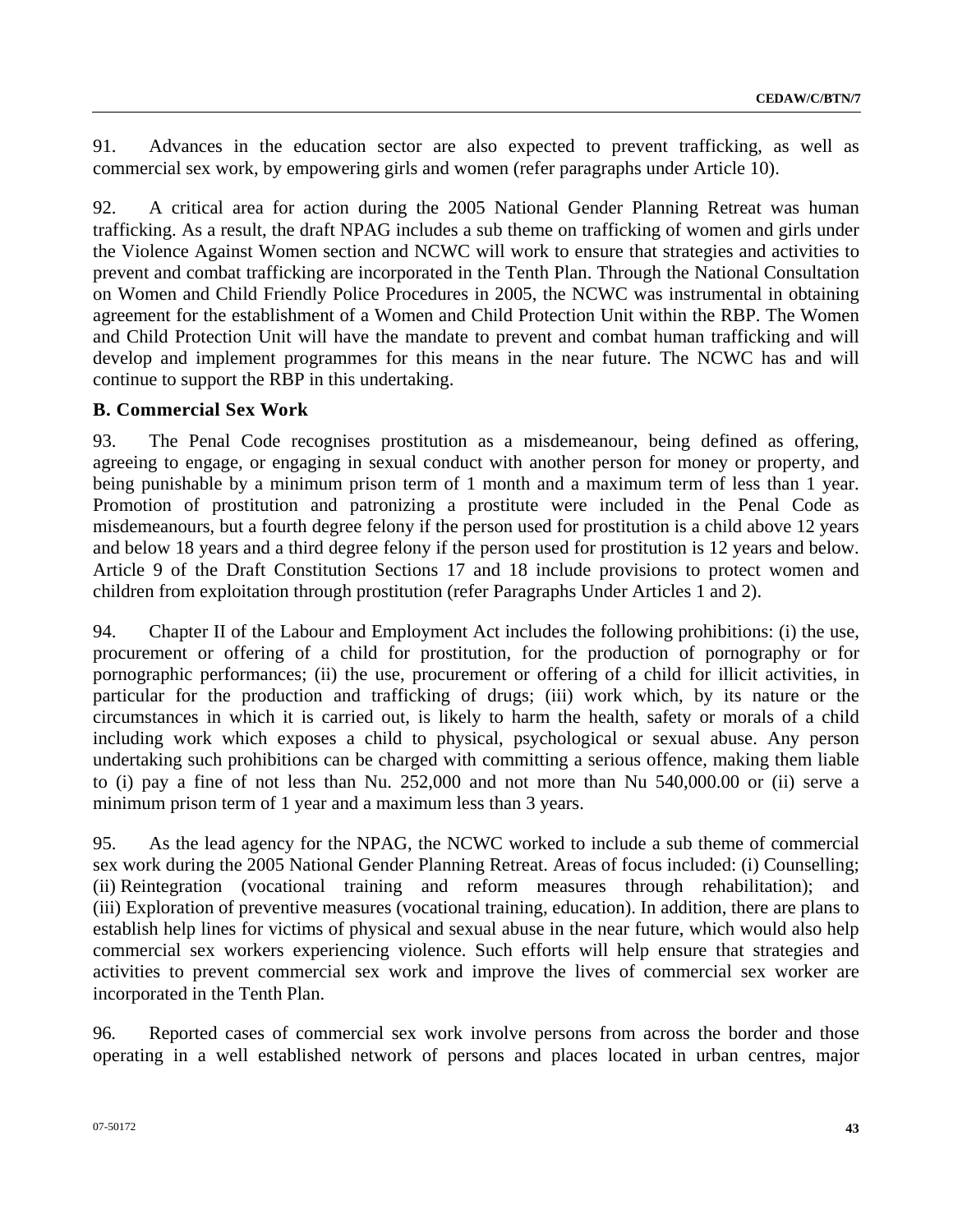91. Advances in the education sector are also expected to prevent trafficking, as well as commercial sex work, by empowering girls and women (refer paragraphs under Article 10).

92. A critical area for action during the 2005 National Gender Planning Retreat was human trafficking. As a result, the draft NPAG includes a sub theme on trafficking of women and girls under the Violence Against Women section and NCWC will work to ensure that strategies and activities to prevent and combat trafficking are incorporated in the Tenth Plan. Through the National Consultation on Women and Child Friendly Police Procedures in 2005, the NCWC was instrumental in obtaining agreement for the establishment of a Women and Child Protection Unit within the RBP. The Women and Child Protection Unit will have the mandate to prevent and combat human trafficking and will develop and implement programmes for this means in the near future. The NCWC has and will continue to support the RBP in this undertaking.

### B. Commercial Sex Work

93. The Penal Code recognises prostitution as a misdemeanour, being defined as offering, agreeing to engage, or engaging in sexual conduct with another person for money or property, and being punishable by a minimum prison term of 1 month and a maximum term of less than 1 year. Promotion of prostitution and patronizing a prostitute were included in the Penal Code as misdemeanours, but a fourth degree felony if the person used for prostitution is a child above 12 years and below 18 years and a third degree felony if the person used for prostitution is 12 years and below. Article 9 of the Draft Constitution Sections 17 and 18 include provisions to protect women and children from exploitation through prostitution (refer Paragraphs Under Articles 1 and 2).

94. Chapter II of the Labour and Employment Act includes the following prohibitions: (i) the use, procurement or offering of a child for prostitution, for the production of pornography or for pornographic performances; (ii) the use, procurement or offering of a child for illicit activities, in particular for the production and trafficking of drugs; (iii) work which, by its nature or the circumstances in which it is carried out, is likely to harm the health, safety or morals of a child including work which exposes a child to physical, psychological or sexual abuse. Any person undertaking such prohibitions can be charged with committing a serious offence, making them liable to (i) pay a fine of not less than Nu. 252,000 and not more than Nu 540,000.00 or (ii) serve a minimum prison term of 1 year and a maximum less than 3 years.

95. As the lead agency for the NPAG, the NCWC worked to include a sub theme of commercial sex work during the 2005 National Gender Planning Retreat. Areas of focus included: (i) Counselling; (ii) Reintegration (vocational training and reform measures through rehabilitation); and (iii) Exploration of preventive measures (vocational training, education). In addition, there are plans to establish help lines for victims of physical and sexual abuse in the near future, which would also help commercial sex workers experiencing violence. Such efforts will help ensure that strategies and activities to prevent commercial sex work and improve the lives of commercial sex worker are incorporated in the Tenth Plan.

96. Reported cases of commercial sex work involve persons from across the border and those operating in a well established network of persons and places located in urban centres, major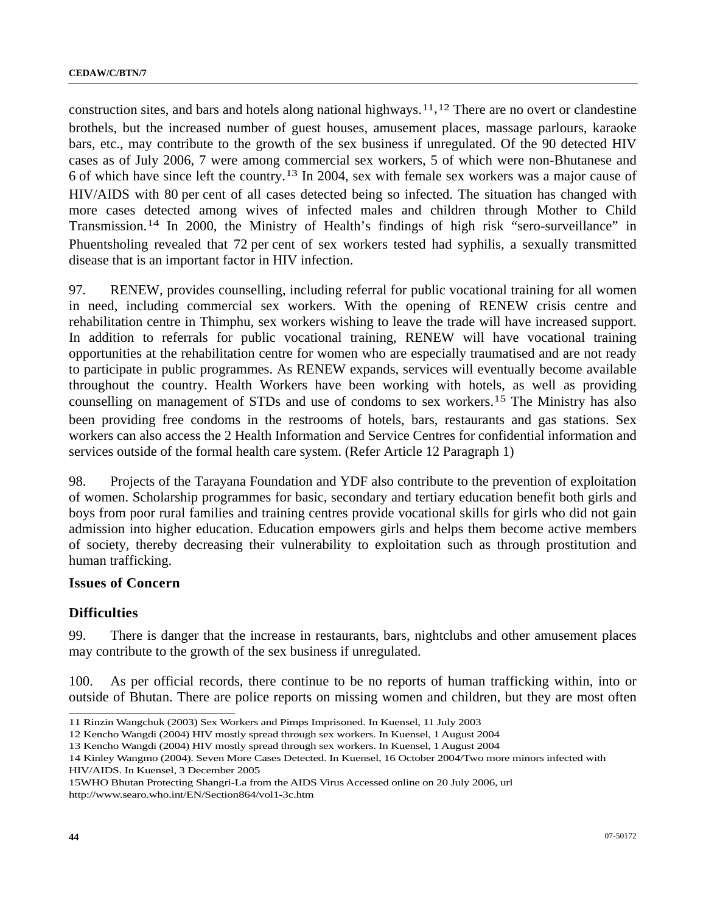construction sites, and bars and hotels along national highways.[11],[12] There are no overt or clandestine brothels, but the increased number of guest houses, amusement places, massage parlours, karaoke bars, etc., may contribute to the growth of the sex business if unregulated. Of the 90 detected HIV cases as of July 2006, 7 were among commercial sex workers, 5 of which were non-Bhutanese and 6 of which have since left the country.[13] In 2004, sex with female sex workers was a major cause of HIV/AIDS with 80 per cent of all cases detected being so infected. The situation has changed with more cases detected among wives of infected males and children through Mother to Child Transmission.[14] In 2000, the Ministry of Health's findings of high risk "sero-surveillance" in Phuentsholing revealed that 72 per cent of sex workers tested had syphilis, a sexually transmitted disease that is an important factor in HIV infection.

97. RENEW, provides counselling, including referral for public vocational training for all women in need, including commercial sex workers. With the opening of RENEW crisis centre and rehabilitation centre in Thimphu, sex workers wishing to leave the trade will have increased support. In addition to referrals for public vocational training, RENEW will have vocational training opportunities at the rehabilitation centre for women who are especially traumatised and are not ready to participate in public programmes. As RENEW expands, services will eventually become available throughout the country. Health Workers have been working with hotels, as well as providing counselling on management of STDs and use of condoms to sex workers.[15] The Ministry has also been providing free condoms in the restrooms of hotels, bars, restaurants and gas stations. Sex workers can also access the 2 Health Information and Service Centres for confidential information and services outside of the formal health care system. (Refer Article 12 Paragraph 1)

98. Projects of the Tarayana Foundation and YDF also contribute to the prevention of exploitation of women. Scholarship programmes for basic, secondary and tertiary education benefit both girls and boys from poor rural families and training centres provide vocational skills for girls who did not gain admission into higher education. Education empowers girls and helps them become active members of society, thereby decreasing their vulnerability to exploitation such as through prostitution and human trafficking.

### Issues of Concern

### Difficulties

99. There is danger that the increase in restaurants, bars, nightclubs and other amusement places may contribute to the growth of the sex business if unregulated.

100. As per official records, there continue to be no reports of human trafficking within, into or outside of Bhutan. There are police reports on missing women and children, but they are most often

---

11 Rinzin Wangchuk (2003) Sex Workers and Pimps Imprisoned. In Kuensel, 11 July 2003

12 Kencho Wangdi (2004) HIV mostly spread through sex workers. In Kuensel, 1 August 2004

13 Kencho Wangdi (2004) HIV mostly spread through sex workers. In Kuensel, 1 August 2004

14 Kinley Wangmo (2004). Seven More Cases Detected. In Kuensel, 16 October 2004/Two more minors infected with HIV/AIDS. In Kuensel, 3 December 2005

15WHO Bhutan Protecting Shangri-La from the AIDS Virus Accessed online on 20 July 2006, url http://www.searo.who.int/EN/Section864/vol1-3c.htm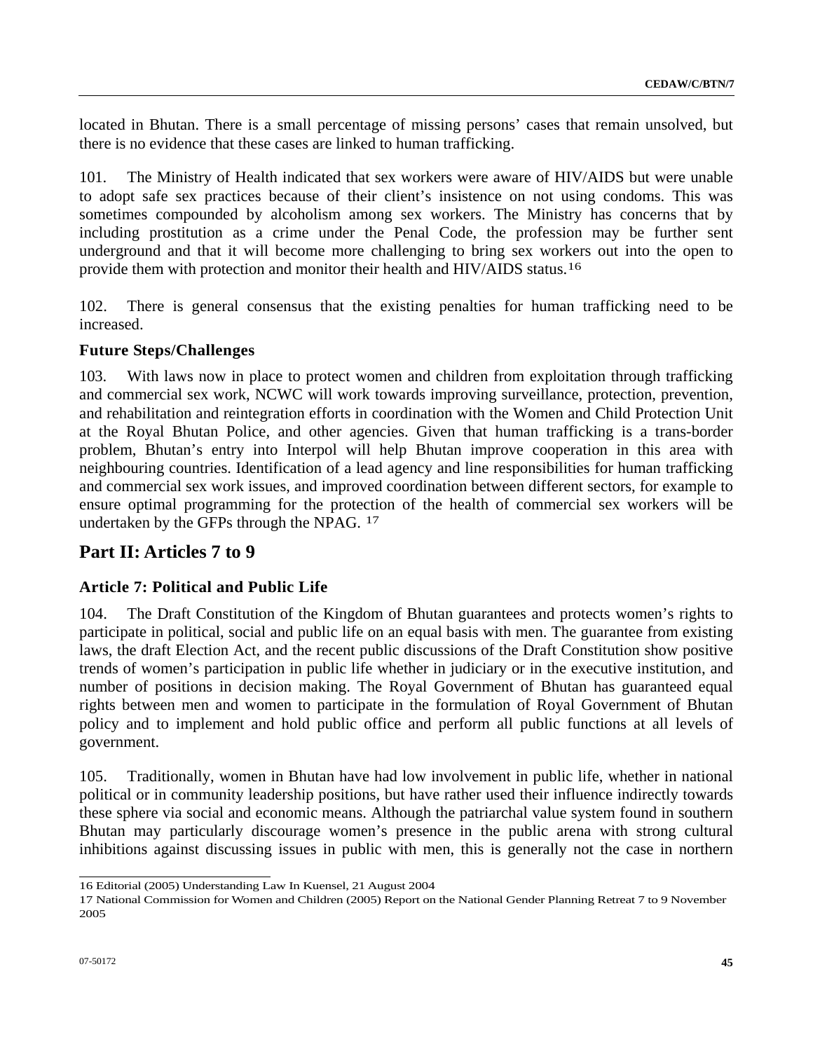located in Bhutan. There is a small percentage of missing persons' cases that remain unsolved, but there is no evidence that these cases are linked to human trafficking.

101. The Ministry of Health indicated that sex workers were aware of HIV/AIDS but were unable to adopt safe sex practices because of their client's insistence on not using condoms. This was sometimes compounded by alcoholism among sex workers. The Ministry has concerns that by including prostitution as a crime under the Penal Code, the profession may be further sent underground and that it will become more challenging to bring sex workers out into the open to provide them with protection and monitor their health and HIV/AIDS status.[16]

102. There is general consensus that the existing penalties for human trafficking need to be increased.

### Future Steps/Challenges

103. With laws now in place to protect women and children from exploitation through trafficking and commercial sex work, NCWC will work towards improving surveillance, protection, prevention, and rehabilitation and reintegration efforts in coordination with the Women and Child Protection Unit at the Royal Bhutan Police, and other agencies. Given that human trafficking is a trans-border problem, Bhutan's entry into Interpol will help Bhutan improve cooperation in this area with neighbouring countries. Identification of a lead agency and line responsibilities for human trafficking and commercial sex work issues, and improved coordination between different sectors, for example to ensure optimal programming for the protection of the health of commercial sex workers will be undertaken by the GFPs through the NPAG. [17]

## Part II: Articles 7 to 9

### Article 7: Political and Public Life

104. The Draft Constitution of the Kingdom of Bhutan guarantees and protects women's rights to participate in political, social and public life on an equal basis with men. The guarantee from existing laws, the draft Election Act, and the recent public discussions of the Draft Constitution show positive trends of women's participation in public life whether in judiciary or in the executive institution, and number of positions in decision making. The Royal Government of Bhutan has guaranteed equal rights between men and women to participate in the formulation of Royal Government of Bhutan policy and to implement and hold public office and perform all public functions at all levels of government.

105. Traditionally, women in Bhutan have had low involvement in public life, whether in national political or in community leadership positions, but have rather used their influence indirectly towards these sphere via social and economic means. Although the patriarchal value system found in southern Bhutan may particularly discourage women's presence in the public arena with strong cultural inhibitions against discussing issues in public with men, this is generally not the case in northern

---

16 Editorial (2005) Understanding Law In Kuensel, 21 August 2004

17 National Commission for Women and Children (2005) Report on the National Gender Planning Retreat 7 to 9 November 2005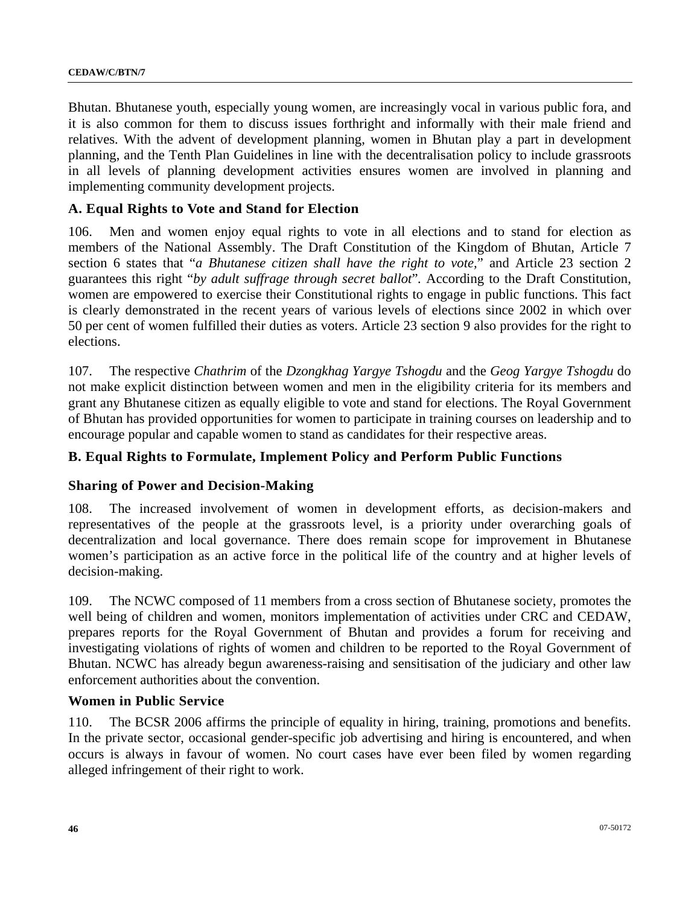Bhutan. Bhutanese youth, especially young women, are increasingly vocal in various public fora, and it is also common for them to discuss issues forthright and informally with their male friend and relatives. With the advent of development planning, women in Bhutan play a part in development planning, and the Tenth Plan Guidelines in line with the decentralisation policy to include grassroots in all levels of planning development activities ensures women are involved in planning and implementing community development projects.

### A. Equal Rights to Vote and Stand for Election

106. Men and women enjoy equal rights to vote in all elections and to stand for election as members of the National Assembly. The Draft Constitution of the Kingdom of Bhutan, Article 7 section 6 states that "*a Bhutanese citizen shall have the right to vote,*" and Article 23 section 2 guarantees this right "*by adult suffrage through secret ballot*". According to the Draft Constitution, women are empowered to exercise their Constitutional rights to engage in public functions. This fact is clearly demonstrated in the recent years of various levels of elections since 2002 in which over 50 per cent of women fulfilled their duties as voters. Article 23 section 9 also provides for the right to elections.

107. The respective *Chathrim* of the *Dzongkhag Yargye Tshogdu* and the *Geog Yargye Tshogdu* do not make explicit distinction between women and men in the eligibility criteria for its members and grant any Bhutanese citizen as equally eligible to vote and stand for elections. The Royal Government of Bhutan has provided opportunities for women to participate in training courses on leadership and to encourage popular and capable women to stand as candidates for their respective areas.

### B. Equal Rights to Formulate, Implement Policy and Perform Public Functions

#### Sharing of Power and Decision-Making

108. The increased involvement of women in development efforts, as decision-makers and representatives of the people at the grassroots level, is a priority under overarching goals of decentralization and local governance. There does remain scope for improvement in Bhutanese women's participation as an active force in the political life of the country and at higher levels of decision-making.

109. The NCWC composed of 11 members from a cross section of Bhutanese society, promotes the well being of children and women, monitors implementation of activities under CRC and CEDAW, prepares reports for the Royal Government of Bhutan and provides a forum for receiving and investigating violations of rights of women and children to be reported to the Royal Government of Bhutan. NCWC has already begun awareness-raising and sensitisation of the judiciary and other law enforcement authorities about the convention.

#### Women in Public Service

110. The BCSR 2006 affirms the principle of equality in hiring, training, promotions and benefits. In the private sector, occasional gender-specific job advertising and hiring is encountered, and when occurs is always in favour of women. No court cases have ever been filed by women regarding alleged infringement of their right to work.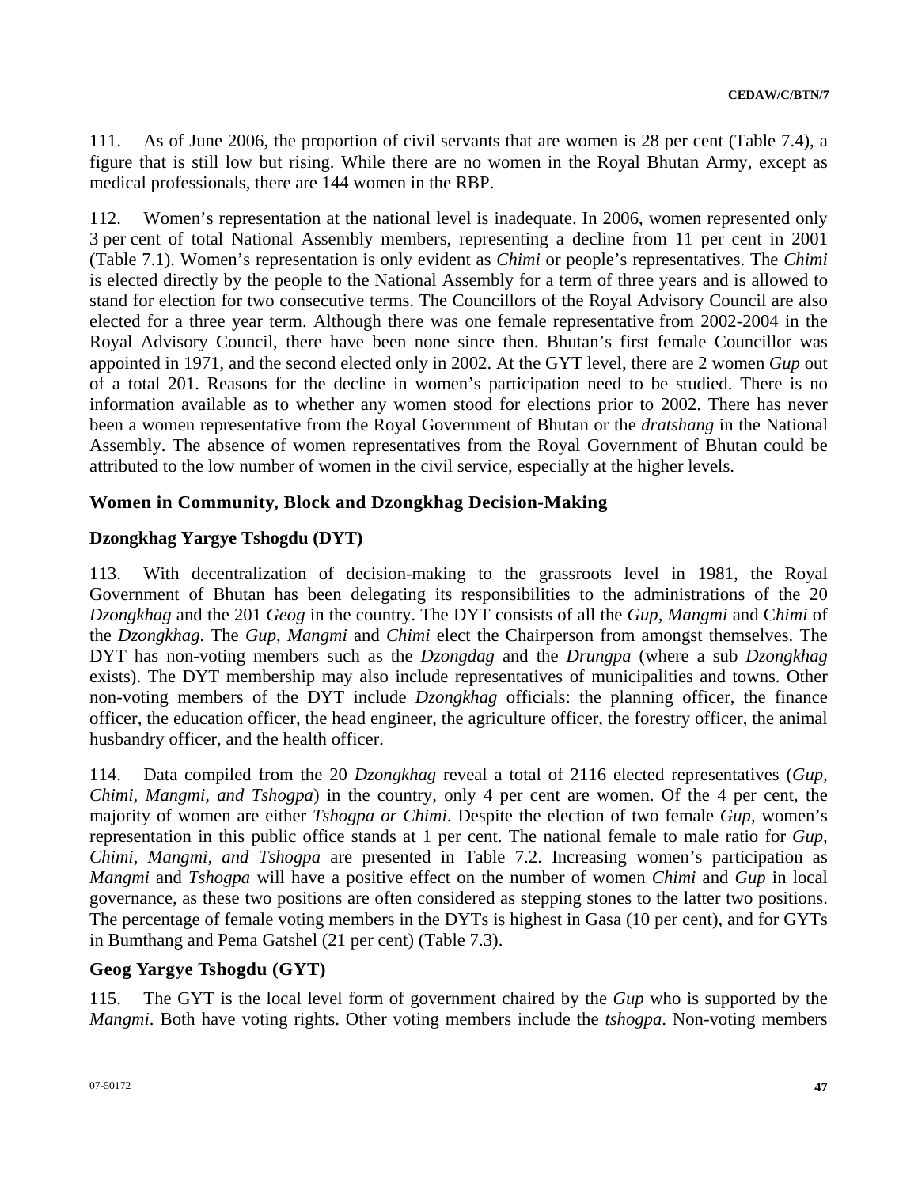111. As of June 2006, the proportion of civil servants that are women is 28 per cent (Table 7.4), a figure that is still low but rising. While there are no women in the Royal Bhutan Army, except as medical professionals, there are 144 women in the RBP.

112. Women's representation at the national level is inadequate. In 2006, women represented only 3 per cent of total National Assembly members, representing a decline from 11 per cent in 2001 (Table 7.1). Women's representation is only evident as *Chimi* or people's representatives. The *Chimi* is elected directly by the people to the National Assembly for a term of three years and is allowed to stand for election for two consecutive terms. The Councillors of the Royal Advisory Council are also elected for a three year term. Although there was one female representative from 2002-2004 in the Royal Advisory Council, there have been none since then. Bhutan's first female Councillor was appointed in 1971, and the second elected only in 2002. At the GYT level, there are 2 women *Gup* out of a total 201. Reasons for the decline in women's participation need to be studied. There is no information available as to whether any women stood for elections prior to 2002. There has never been a women representative from the Royal Government of Bhutan or the *dratshang* in the National Assembly. The absence of women representatives from the Royal Government of Bhutan could be attributed to the low number of women in the civil service, especially at the higher levels.

### Women in Community, Block and Dzongkhag Decision-Making

### Dzongkhag Yargye Tshogdu (DYT)

113. With decentralization of decision-making to the grassroots level in 1981, the Royal Government of Bhutan has been delegating its responsibilities to the administrations of the 20 *Dzongkhag* and the 201 *Geog* in the country. The DYT consists of all the *Gup, Mangmi* and C*himi* of the *Dzongkhag*. The *Gup, Mangmi* and *Chimi* elect the Chairperson from amongst themselves. The DYT has non-voting members such as the *Dzongdag* and the *Drungpa* (where a sub *Dzongkhag* exists). The DYT membership may also include representatives of municipalities and towns. Other non-voting members of the DYT include *Dzongkhag* officials: the planning officer, the finance officer, the education officer, the head engineer, the agriculture officer, the forestry officer, the animal husbandry officer, and the health officer.

114. Data compiled from the 20 *Dzongkhag* reveal a total of 2116 elected representatives (*Gup, Chimi, Mangmi, and Tshogpa*) in the country, only 4 per cent are women. Of the 4 per cent, the majority of women are either *Tshogpa or Chimi*. Despite the election of two female *Gup,* women's representation in this public office stands at 1 per cent. The national female to male ratio for *Gup, Chimi, Mangmi, and Tshogpa* are presented in Table 7.2. Increasing women's participation as *Mangmi* and *Tshogpa* will have a positive effect on the number of women *Chimi* and *Gup* in local governance, as these two positions are often considered as stepping stones to the latter two positions. The percentage of female voting members in the DYTs is highest in Gasa (10 per cent), and for GYTs in Bumthang and Pema Gatshel (21 per cent) (Table 7.3).

### Geog Yargye Tshogdu (GYT)

115. The GYT is the local level form of government chaired by the *Gup* who is supported by the *Mangmi*. Both have voting rights. Other voting members include the *tshogpa*. Non-voting members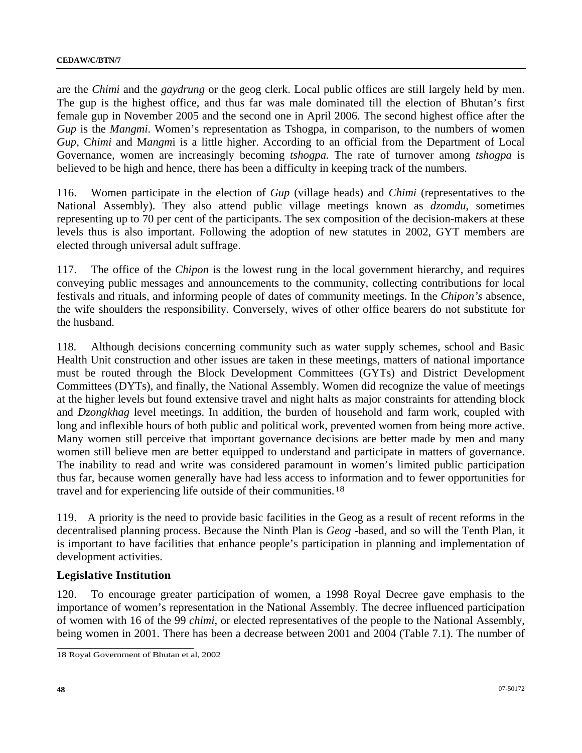are the *Chimi* and the *gaydrung* or the geog clerk. Local public offices are still largely held by men. The gup is the highest office, and thus far was male dominated till the election of Bhutan's first female gup in November 2005 and the second one in April 2006. The second highest office after the *Gup* is the *Mangmi*. Women's representation as Tshogpa, in comparison, to the numbers of women *Gup*, C*himi* and M*angm*i is a little higher. According to an official from the Department of Local Governance, women are increasingly becoming *tshogpa*. The rate of turnover among *tshogpa* is believed to be high and hence, there has been a difficulty in keeping track of the numbers.

116. Women participate in the election of *Gup* (village heads) and *Chimi* (representatives to the National Assembly). They also attend public village meetings known as *dzomdu*, sometimes representing up to 70 per cent of the participants. The sex composition of the decision-makers at these levels thus is also important. Following the adoption of new statutes in 2002, GYT members are elected through universal adult suffrage.

117. The office of the *Chipon* is the lowest rung in the local government hierarchy, and requires conveying public messages and announcements to the community, collecting contributions for local festivals and rituals, and informing people of dates of community meetings. In the *Chipon's* absence, the wife shoulders the responsibility. Conversely, wives of other office bearers do not substitute for the husband.

118. Although decisions concerning community such as water supply schemes, school and Basic Health Unit construction and other issues are taken in these meetings, matters of national importance must be routed through the Block Development Committees (GYTs) and District Development Committees (DYTs), and finally, the National Assembly. Women did recognize the value of meetings at the higher levels but found extensive travel and night halts as major constraints for attending block and *Dzongkhag* level meetings. In addition, the burden of household and farm work, coupled with long and inflexible hours of both public and political work, prevented women from being more active. Many women still perceive that important governance decisions are better made by men and many women still believe men are better equipped to understand and participate in matters of governance. The inability to read and write was considered paramount in women's limited public participation thus far, because women generally have had less access to information and to fewer opportunities for travel and for experiencing life outside of their communities.[18]

119. A priority is the need to provide basic facilities in the Geog as a result of recent reforms in the decentralised planning process. Because the Ninth Plan is *Geog* -based, and so will the Tenth Plan, it is important to have facilities that enhance people's participation in planning and implementation of development activities.

### Legislative Institution

120. To encourage greater participation of women, a 1998 Royal Decree gave emphasis to the importance of women's representation in the National Assembly. The decree influenced participation of women with 16 of the 99 *chimi*, or elected representatives of the people to the National Assembly, being women in 2001. There has been a decrease between 2001 and 2004 (Table 7.1). The number of

18 Royal Government of Bhutan et al, 2002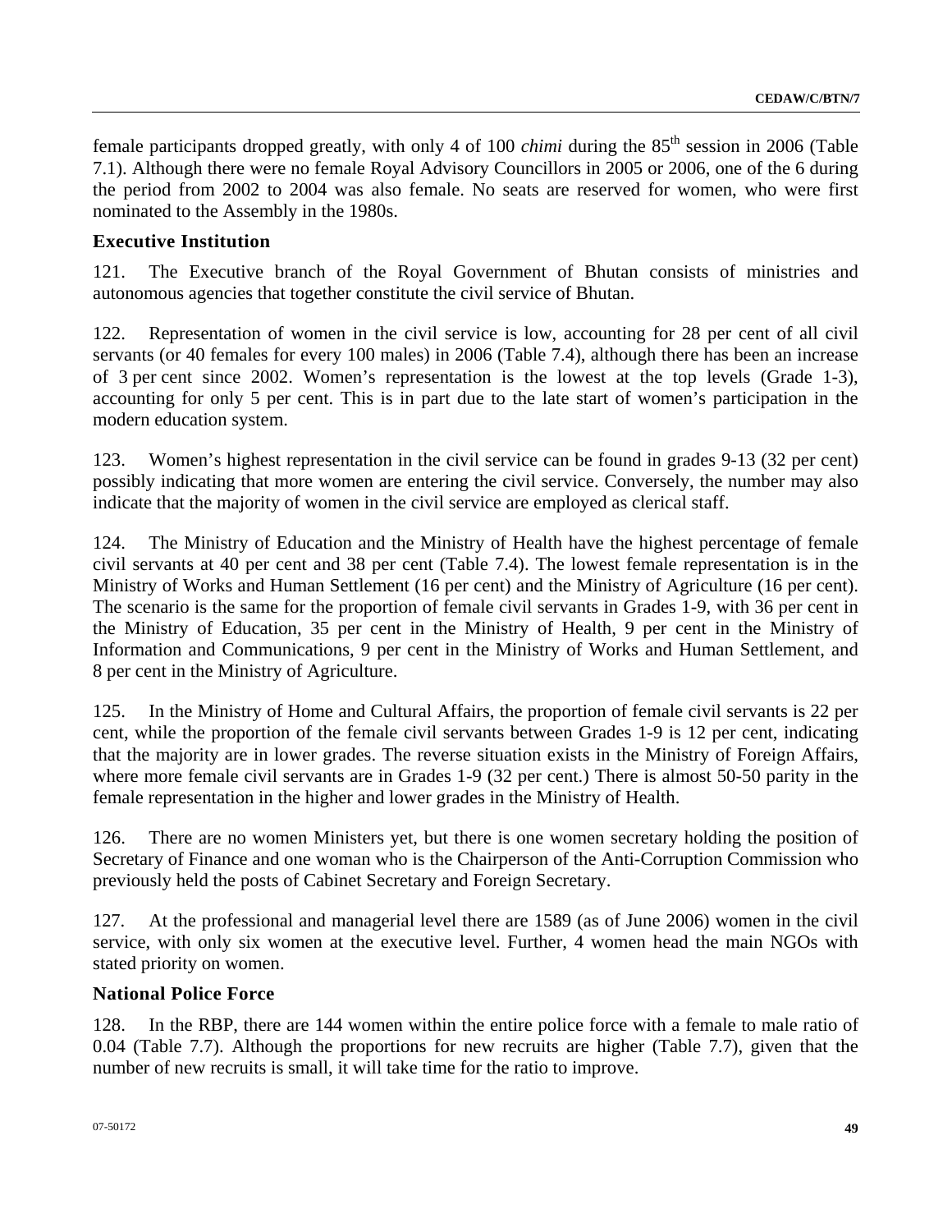female participants dropped greatly, with only 4 of 100 *chimi* during the 85th session in 2006 (Table 7.1). Although there were no female Royal Advisory Councillors in 2005 or 2006, one of the 6 during the period from 2002 to 2004 was also female. No seats are reserved for women, who were first nominated to the Assembly in the 1980s.

### Executive Institution

121. The Executive branch of the Royal Government of Bhutan consists of ministries and autonomous agencies that together constitute the civil service of Bhutan.

122. Representation of women in the civil service is low, accounting for 28 per cent of all civil servants (or 40 females for every 100 males) in 2006 (Table 7.4), although there has been an increase of 3 per cent since 2002. Women's representation is the lowest at the top levels (Grade 1-3), accounting for only 5 per cent. This is in part due to the late start of women's participation in the modern education system.

123. Women's highest representation in the civil service can be found in grades 9-13 (32 per cent) possibly indicating that more women are entering the civil service. Conversely, the number may also indicate that the majority of women in the civil service are employed as clerical staff.

124. The Ministry of Education and the Ministry of Health have the highest percentage of female civil servants at 40 per cent and 38 per cent (Table 7.4). The lowest female representation is in the Ministry of Works and Human Settlement (16 per cent) and the Ministry of Agriculture (16 per cent). The scenario is the same for the proportion of female civil servants in Grades 1-9, with 36 per cent in the Ministry of Education, 35 per cent in the Ministry of Health, 9 per cent in the Ministry of Information and Communications, 9 per cent in the Ministry of Works and Human Settlement, and 8 per cent in the Ministry of Agriculture.

125. In the Ministry of Home and Cultural Affairs, the proportion of female civil servants is 22 per cent, while the proportion of the female civil servants between Grades 1-9 is 12 per cent, indicating that the majority are in lower grades. The reverse situation exists in the Ministry of Foreign Affairs, where more female civil servants are in Grades 1-9 (32 per cent.) There is almost 50-50 parity in the female representation in the higher and lower grades in the Ministry of Health.

126. There are no women Ministers yet, but there is one women secretary holding the position of Secretary of Finance and one woman who is the Chairperson of the Anti-Corruption Commission who previously held the posts of Cabinet Secretary and Foreign Secretary.

127. At the professional and managerial level there are 1589 (as of June 2006) women in the civil service, with only six women at the executive level. Further, 4 women head the main NGOs with stated priority on women.

### National Police Force

128. In the RBP, there are 144 women within the entire police force with a female to male ratio of 0.04 (Table 7.7). Although the proportions for new recruits are higher (Table 7.7), given that the number of new recruits is small, it will take time for the ratio to improve.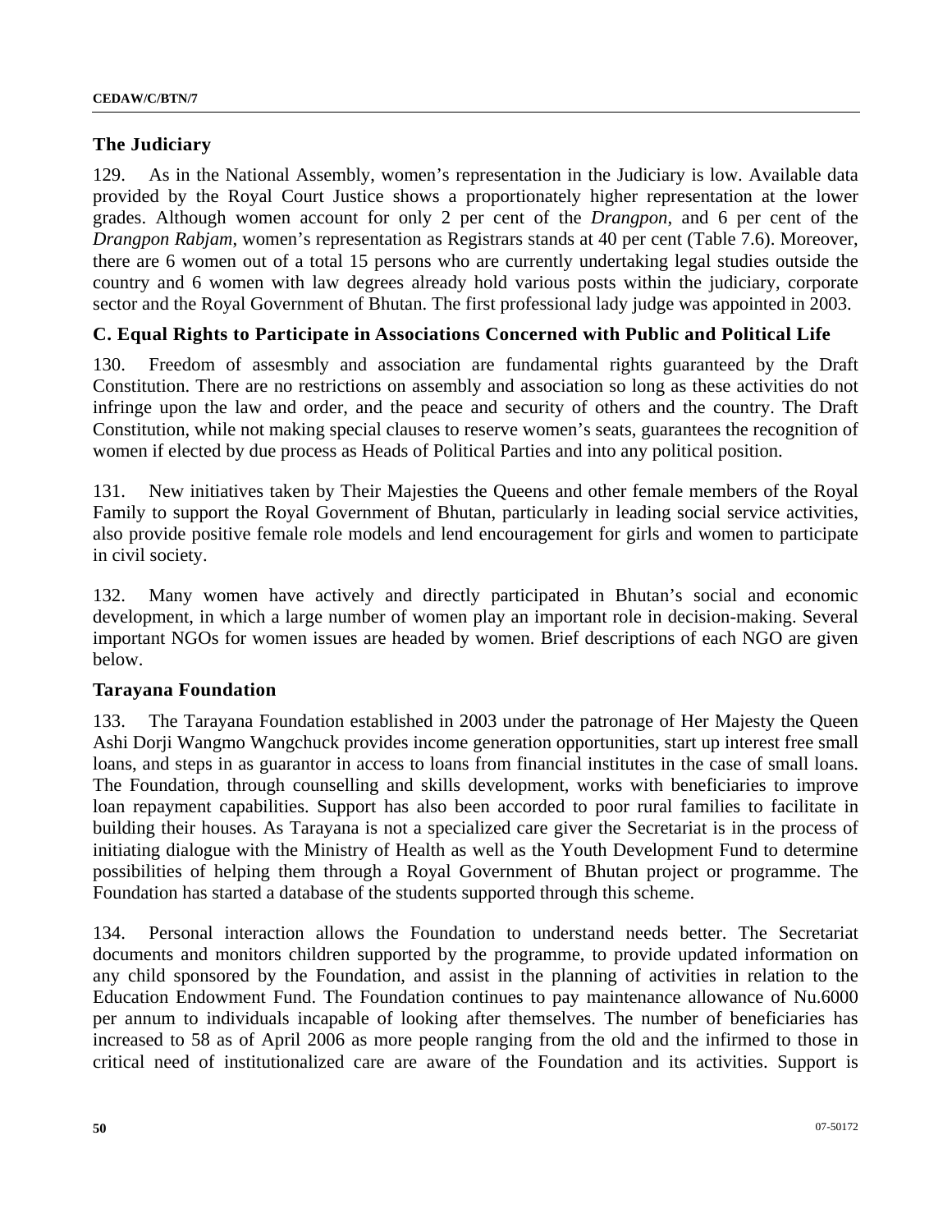## The Judiciary

129. As in the National Assembly, women's representation in the Judiciary is low. Available data provided by the Royal Court Justice shows a proportionately higher representation at the lower grades. Although women account for only 2 per cent of the *Drangpon*, and 6 per cent of the *Drangpon Rabjam*, women's representation as Registrars stands at 40 per cent (Table 7.6). Moreover, there are 6 women out of a total 15 persons who are currently undertaking legal studies outside the country and 6 women with law degrees already hold various posts within the judiciary, corporate sector and the Royal Government of Bhutan. The first professional lady judge was appointed in 2003.

## C. Equal Rights to Participate in Associations Concerned with Public and Political Life

130. Freedom of assesmbly and association are fundamental rights guaranteed by the Draft Constitution. There are no restrictions on assembly and association so long as these activities do not infringe upon the law and order, and the peace and security of others and the country. The Draft Constitution, while not making special clauses to reserve women's seats, guarantees the recognition of women if elected by due process as Heads of Political Parties and into any political position.

131. New initiatives taken by Their Majesties the Queens and other female members of the Royal Family to support the Royal Government of Bhutan, particularly in leading social service activities, also provide positive female role models and lend encouragement for girls and women to participate in civil society.

132. Many women have actively and directly participated in Bhutan's social and economic development, in which a large number of women play an important role in decision-making. Several important NGOs for women issues are headed by women. Brief descriptions of each NGO are given below.

### Tarayana Foundation

133. The Tarayana Foundation established in 2003 under the patronage of Her Majesty the Queen Ashi Dorji Wangmo Wangchuck provides income generation opportunities, start up interest free small loans, and steps in as guarantor in access to loans from financial institutes in the case of small loans. The Foundation, through counselling and skills development, works with beneficiaries to improve loan repayment capabilities. Support has also been accorded to poor rural families to facilitate in building their houses. As Tarayana is not a specialized care giver the Secretariat is in the process of initiating dialogue with the Ministry of Health as well as the Youth Development Fund to determine possibilities of helping them through a Royal Government of Bhutan project or programme. The Foundation has started a database of the students supported through this scheme.

134. Personal interaction allows the Foundation to understand needs better. The Secretariat documents and monitors children supported by the programme, to provide updated information on any child sponsored by the Foundation, and assist in the planning of activities in relation to the Education Endowment Fund. The Foundation continues to pay maintenance allowance of Nu.6000 per annum to individuals incapable of looking after themselves. The number of beneficiaries has increased to 58 as of April 2006 as more people ranging from the old and the infirmed to those in critical need of institutionalized care are aware of the Foundation and its activities. Support is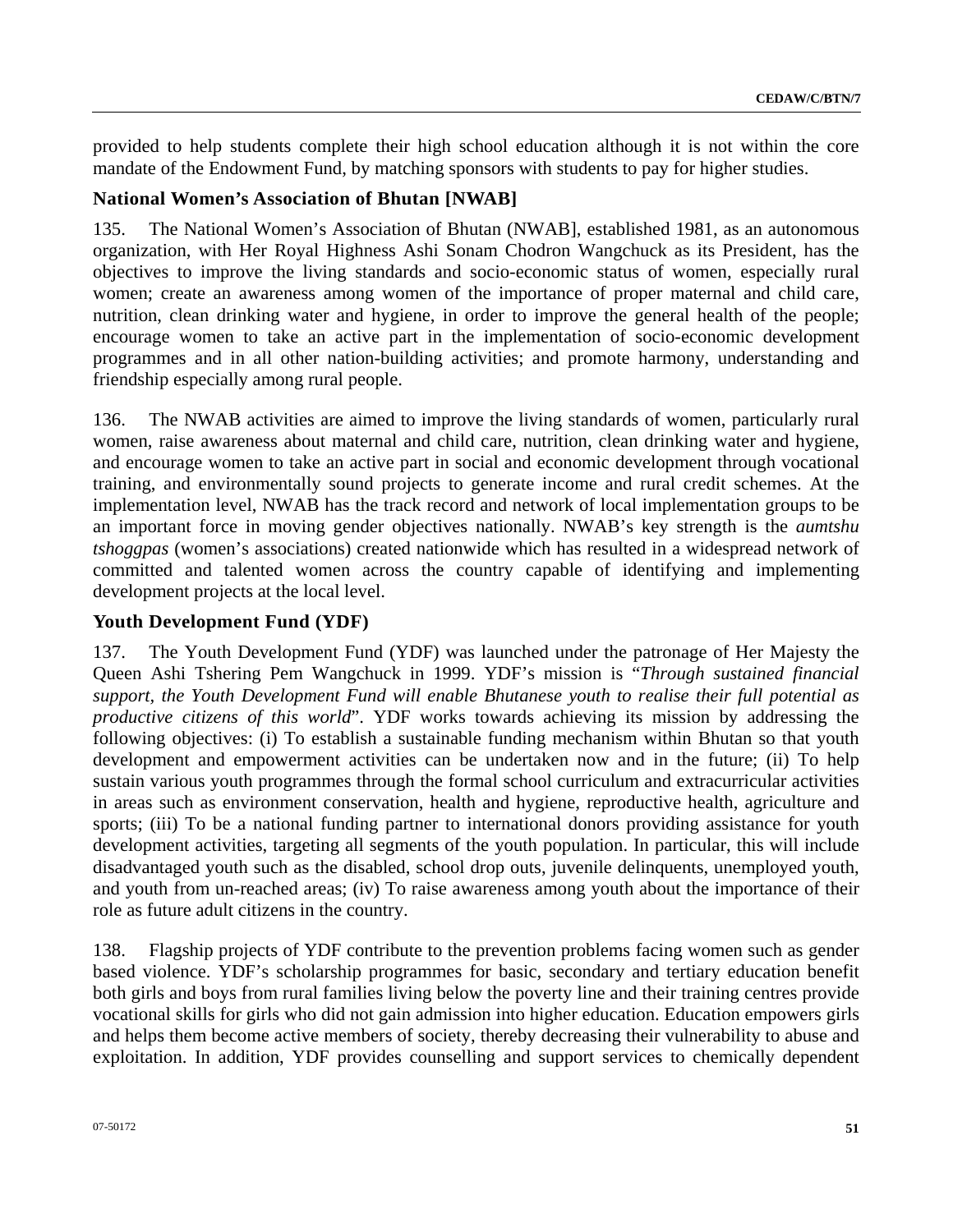provided to help students complete their high school education although it is not within the core mandate of the Endowment Fund, by matching sponsors with students to pay for higher studies.

### National Women's Association of Bhutan [NWAB]

135. The National Women's Association of Bhutan (NWAB], established 1981, as an autonomous organization, with Her Royal Highness Ashi Sonam Chodron Wangchuck as its President, has the objectives to improve the living standards and socio-economic status of women, especially rural women; create an awareness among women of the importance of proper maternal and child care, nutrition, clean drinking water and hygiene, in order to improve the general health of the people; encourage women to take an active part in the implementation of socio-economic development programmes and in all other nation-building activities; and promote harmony, understanding and friendship especially among rural people.

136. The NWAB activities are aimed to improve the living standards of women, particularly rural women, raise awareness about maternal and child care, nutrition, clean drinking water and hygiene, and encourage women to take an active part in social and economic development through vocational training, and environmentally sound projects to generate income and rural credit schemes. At the implementation level, NWAB has the track record and network of local implementation groups to be an important force in moving gender objectives nationally. NWAB's key strength is the *aumtshu tshoggpas* (women's associations) created nationwide which has resulted in a widespread network of committed and talented women across the country capable of identifying and implementing development projects at the local level.

### Youth Development Fund (YDF)

137. The Youth Development Fund (YDF) was launched under the patronage of Her Majesty the Queen Ashi Tshering Pem Wangchuck in 1999. YDF's mission is "*Through sustained financial support, the Youth Development Fund will enable Bhutanese youth to realise their full potential as productive citizens of this world*". YDF works towards achieving its mission by addressing the following objectives: (i) To establish a sustainable funding mechanism within Bhutan so that youth development and empowerment activities can be undertaken now and in the future; (ii) To help sustain various youth programmes through the formal school curriculum and extracurricular activities in areas such as environment conservation, health and hygiene, reproductive health, agriculture and sports; (iii) To be a national funding partner to international donors providing assistance for youth development activities, targeting all segments of the youth population. In particular, this will include disadvantaged youth such as the disabled, school drop outs, juvenile delinquents, unemployed youth, and youth from un-reached areas; (iv) To raise awareness among youth about the importance of their role as future adult citizens in the country.

138. Flagship projects of YDF contribute to the prevention problems facing women such as gender based violence. YDF's scholarship programmes for basic, secondary and tertiary education benefit both girls and boys from rural families living below the poverty line and their training centres provide vocational skills for girls who did not gain admission into higher education. Education empowers girls and helps them become active members of society, thereby decreasing their vulnerability to abuse and exploitation. In addition, YDF provides counselling and support services to chemically dependent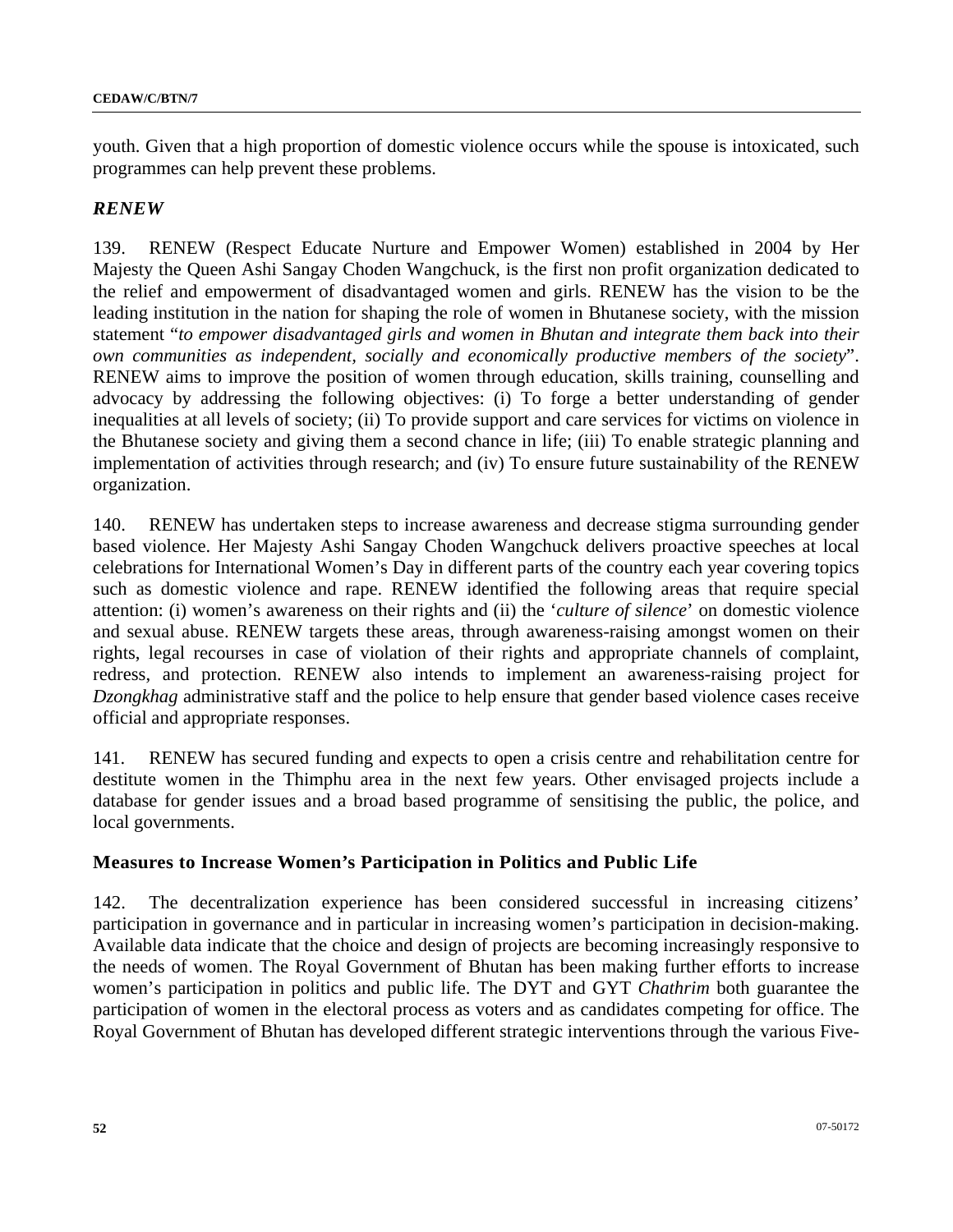youth. Given that a high proportion of domestic violence occurs while the spouse is intoxicated, such programmes can help prevent these problems.

### *RENEW*

139. RENEW (Respect Educate Nurture and Empower Women) established in 2004 by Her Majesty the Queen Ashi Sangay Choden Wangchuck, is the first non profit organization dedicated to the relief and empowerment of disadvantaged women and girls. RENEW has the vision to be the leading institution in the nation for shaping the role of women in Bhutanese society, with the mission statement "*to empower disadvantaged girls and women in Bhutan and integrate them back into their own communities as independent, socially and economically productive members of the society*". RENEW aims to improve the position of women through education, skills training, counselling and advocacy by addressing the following objectives: (i) To forge a better understanding of gender inequalities at all levels of society; (ii) To provide support and care services for victims on violence in the Bhutanese society and giving them a second chance in life; (iii) To enable strategic planning and implementation of activities through research; and (iv) To ensure future sustainability of the RENEW organization.

140. RENEW has undertaken steps to increase awareness and decrease stigma surrounding gender based violence. Her Majesty Ashi Sangay Choden Wangchuck delivers proactive speeches at local celebrations for International Women's Day in different parts of the country each year covering topics such as domestic violence and rape. RENEW identified the following areas that require special attention: (i) women's awareness on their rights and (ii) the '*culture of silence*' on domestic violence and sexual abuse. RENEW targets these areas, through awareness-raising amongst women on their rights, legal recourses in case of violation of their rights and appropriate channels of complaint, redress, and protection. RENEW also intends to implement an awareness-raising project for *Dzongkhag* administrative staff and the police to help ensure that gender based violence cases receive official and appropriate responses.

141. RENEW has secured funding and expects to open a crisis centre and rehabilitation centre for destitute women in the Thimphu area in the next few years. Other envisaged projects include a database for gender issues and a broad based programme of sensitising the public, the police, and local governments.

## Measures to Increase Women's Participation in Politics and Public Life

142. The decentralization experience has been considered successful in increasing citizens' participation in governance and in particular in increasing women's participation in decision-making. Available data indicate that the choice and design of projects are becoming increasingly responsive to the needs of women. The Royal Government of Bhutan has been making further efforts to increase women's participation in politics and public life. The DYT and GYT *Chathrim* both guarantee the participation of women in the electoral process as voters and as candidates competing for office. The Royal Government of Bhutan has developed different strategic interventions through the various Five-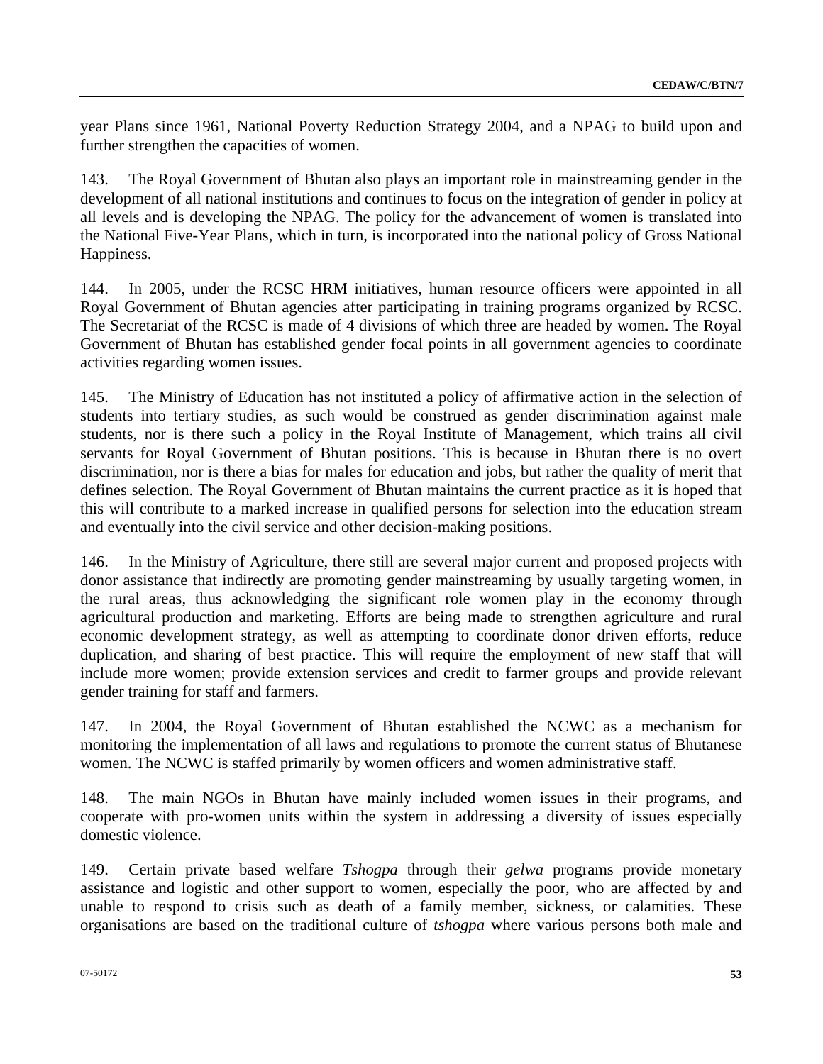year Plans since 1961, National Poverty Reduction Strategy 2004, and a NPAG to build upon and further strengthen the capacities of women.

143. The Royal Government of Bhutan also plays an important role in mainstreaming gender in the development of all national institutions and continues to focus on the integration of gender in policy at all levels and is developing the NPAG. The policy for the advancement of women is translated into the National Five-Year Plans, which in turn, is incorporated into the national policy of Gross National Happiness.

144. In 2005, under the RCSC HRM initiatives, human resource officers were appointed in all Royal Government of Bhutan agencies after participating in training programs organized by RCSC. The Secretariat of the RCSC is made of 4 divisions of which three are headed by women. The Royal Government of Bhutan has established gender focal points in all government agencies to coordinate activities regarding women issues.

145. The Ministry of Education has not instituted a policy of affirmative action in the selection of students into tertiary studies, as such would be construed as gender discrimination against male students, nor is there such a policy in the Royal Institute of Management, which trains all civil servants for Royal Government of Bhutan positions. This is because in Bhutan there is no overt discrimination, nor is there a bias for males for education and jobs, but rather the quality of merit that defines selection. The Royal Government of Bhutan maintains the current practice as it is hoped that this will contribute to a marked increase in qualified persons for selection into the education stream and eventually into the civil service and other decision-making positions.

146. In the Ministry of Agriculture, there still are several major current and proposed projects with donor assistance that indirectly are promoting gender mainstreaming by usually targeting women, in the rural areas, thus acknowledging the significant role women play in the economy through agricultural production and marketing. Efforts are being made to strengthen agriculture and rural economic development strategy, as well as attempting to coordinate donor driven efforts, reduce duplication, and sharing of best practice. This will require the employment of new staff that will include more women; provide extension services and credit to farmer groups and provide relevant gender training for staff and farmers.

147. In 2004, the Royal Government of Bhutan established the NCWC as a mechanism for monitoring the implementation of all laws and regulations to promote the current status of Bhutanese women. The NCWC is staffed primarily by women officers and women administrative staff.

148. The main NGOs in Bhutan have mainly included women issues in their programs, and cooperate with pro-women units within the system in addressing a diversity of issues especially domestic violence.

149. Certain private based welfare *Tshogpa* through their *gelwa* programs provide monetary assistance and logistic and other support to women, especially the poor, who are affected by and unable to respond to crisis such as death of a family member, sickness, or calamities. These organisations are based on the traditional culture of *tshogpa* where various persons both male and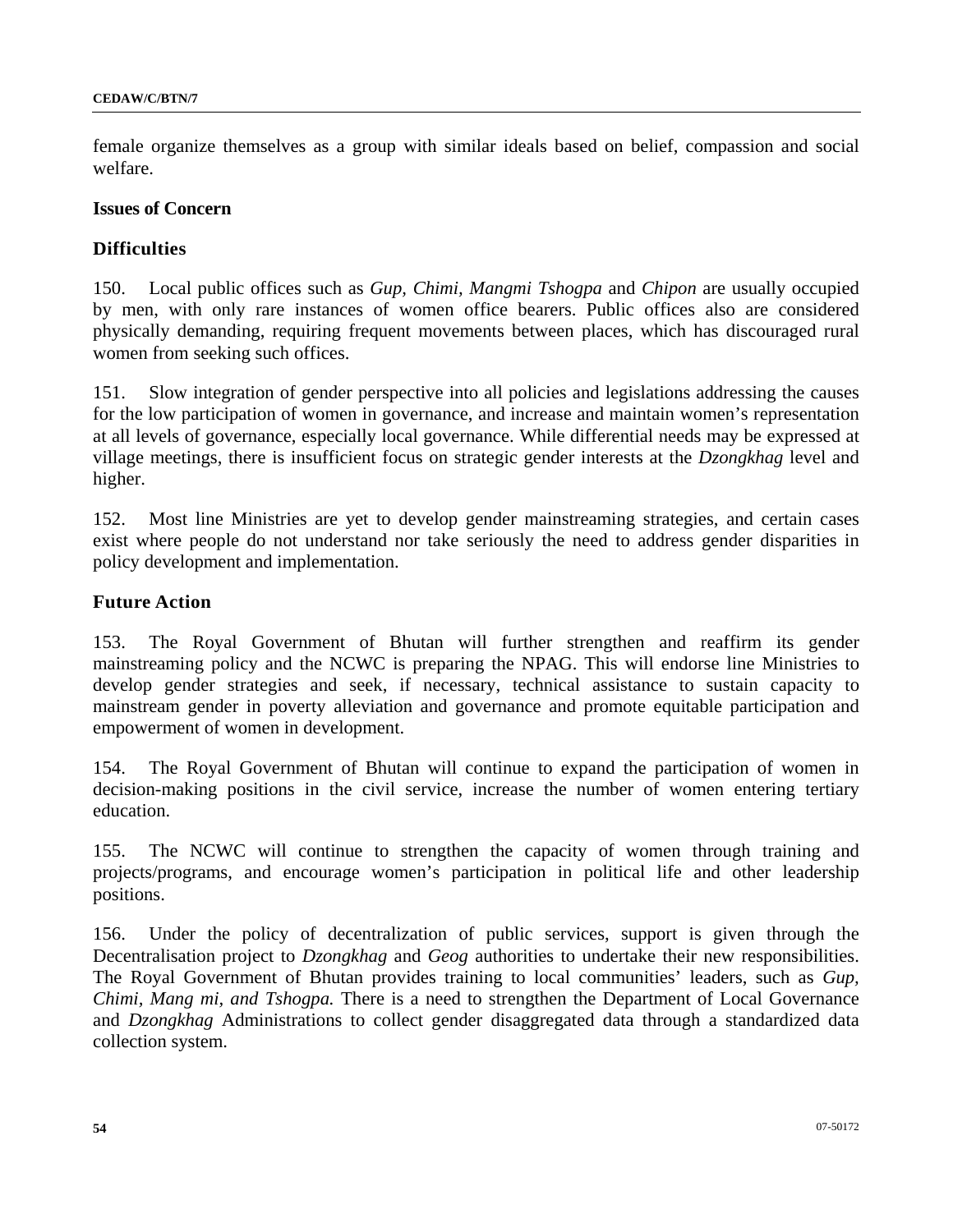female organize themselves as a group with similar ideals based on belief, compassion and social welfare.

**Issues of Concern**

### Difficulties

150. Local public offices such as *Gup, Chimi, Mangmi Tshogpa* and *Chipon* are usually occupied by men, with only rare instances of women office bearers. Public offices also are considered physically demanding, requiring frequent movements between places, which has discouraged rural women from seeking such offices.

151. Slow integration of gender perspective into all policies and legislations addressing the causes for the low participation of women in governance, and increase and maintain women's representation at all levels of governance, especially local governance. While differential needs may be expressed at village meetings, there is insufficient focus on strategic gender interests at the *Dzongkhag* level and higher.

152. Most line Ministries are yet to develop gender mainstreaming strategies, and certain cases exist where people do not understand nor take seriously the need to address gender disparities in policy development and implementation.

### Future Action

153. The Royal Government of Bhutan will further strengthen and reaffirm its gender mainstreaming policy and the NCWC is preparing the NPAG. This will endorse line Ministries to develop gender strategies and seek, if necessary, technical assistance to sustain capacity to mainstream gender in poverty alleviation and governance and promote equitable participation and empowerment of women in development.

154. The Royal Government of Bhutan will continue to expand the participation of women in decision-making positions in the civil service, increase the number of women entering tertiary education.

155. The NCWC will continue to strengthen the capacity of women through training and projects/programs, and encourage women's participation in political life and other leadership positions.

156. Under the policy of decentralization of public services, support is given through the Decentralisation project to *Dzongkhag* and *Geog* authorities to undertake their new responsibilities. The Royal Government of Bhutan provides training to local communities' leaders, such as *Gup, Chimi, Mang mi, and Tshogpa.* There is a need to strengthen the Department of Local Governance and *Dzongkhag* Administrations to collect gender disaggregated data through a standardized data collection system.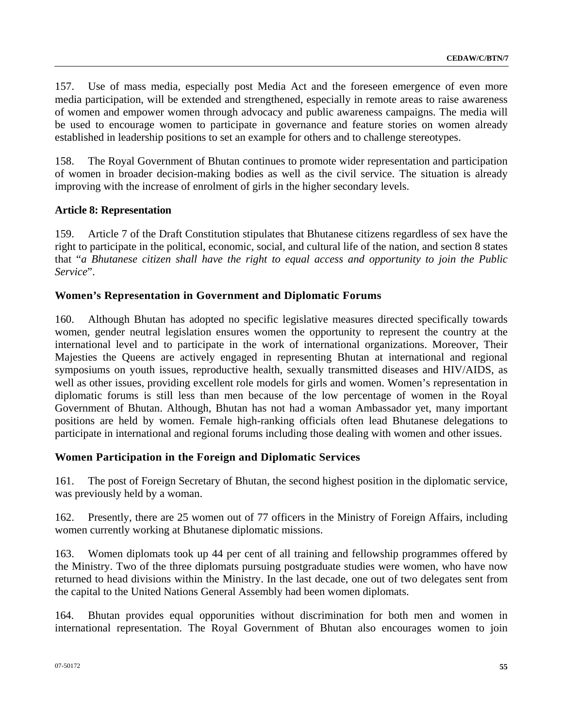157. Use of mass media, especially post Media Act and the foreseen emergence of even more media participation, will be extended and strengthened, especially in remote areas to raise awareness of women and empower women through advocacy and public awareness campaigns. The media will be used to encourage women to participate in governance and feature stories on women already established in leadership positions to set an example for others and to challenge stereotypes.

158. The Royal Government of Bhutan continues to promote wider representation and participation of women in broader decision-making bodies as well as the civil service. The situation is already improving with the increase of enrolment of girls in the higher secondary levels.

**Article 8: Representation**

159. Article 7 of the Draft Constitution stipulates that Bhutanese citizens regardless of sex have the right to participate in the political, economic, social, and cultural life of the nation, and section 8 states that "*a Bhutanese citizen shall have the right to equal access and opportunity to join the Public Service*".

**Women's Representation in Government and Diplomatic Forums**

160. Although Bhutan has adopted no specific legislative measures directed specifically towards women, gender neutral legislation ensures women the opportunity to represent the country at the international level and to participate in the work of international organizations. Moreover, Their Majesties the Queens are actively engaged in representing Bhutan at international and regional symposiums on youth issues, reproductive health, sexually transmitted diseases and HIV/AIDS, as well as other issues, providing excellent role models for girls and women. Women's representation in diplomatic forums is still less than men because of the low percentage of women in the Royal Government of Bhutan. Although, Bhutan has not had a woman Ambassador yet, many important positions are held by women. Female high-ranking officials often lead Bhutanese delegations to participate in international and regional forums including those dealing with women and other issues.

**Women Participation in the Foreign and Diplomatic Services**

161. The post of Foreign Secretary of Bhutan, the second highest position in the diplomatic service, was previously held by a woman.

162. Presently, there are 25 women out of 77 officers in the Ministry of Foreign Affairs, including women currently working at Bhutanese diplomatic missions.

163. Women diplomats took up 44 per cent of all training and fellowship programmes offered by the Ministry. Two of the three diplomats pursuing postgraduate studies were women, who have now returned to head divisions within the Ministry. In the last decade, one out of two delegates sent from the capital to the United Nations General Assembly had been women diplomats.

164. Bhutan provides equal opporunities without discrimination for both men and women in international representation. The Royal Government of Bhutan also encourages women to join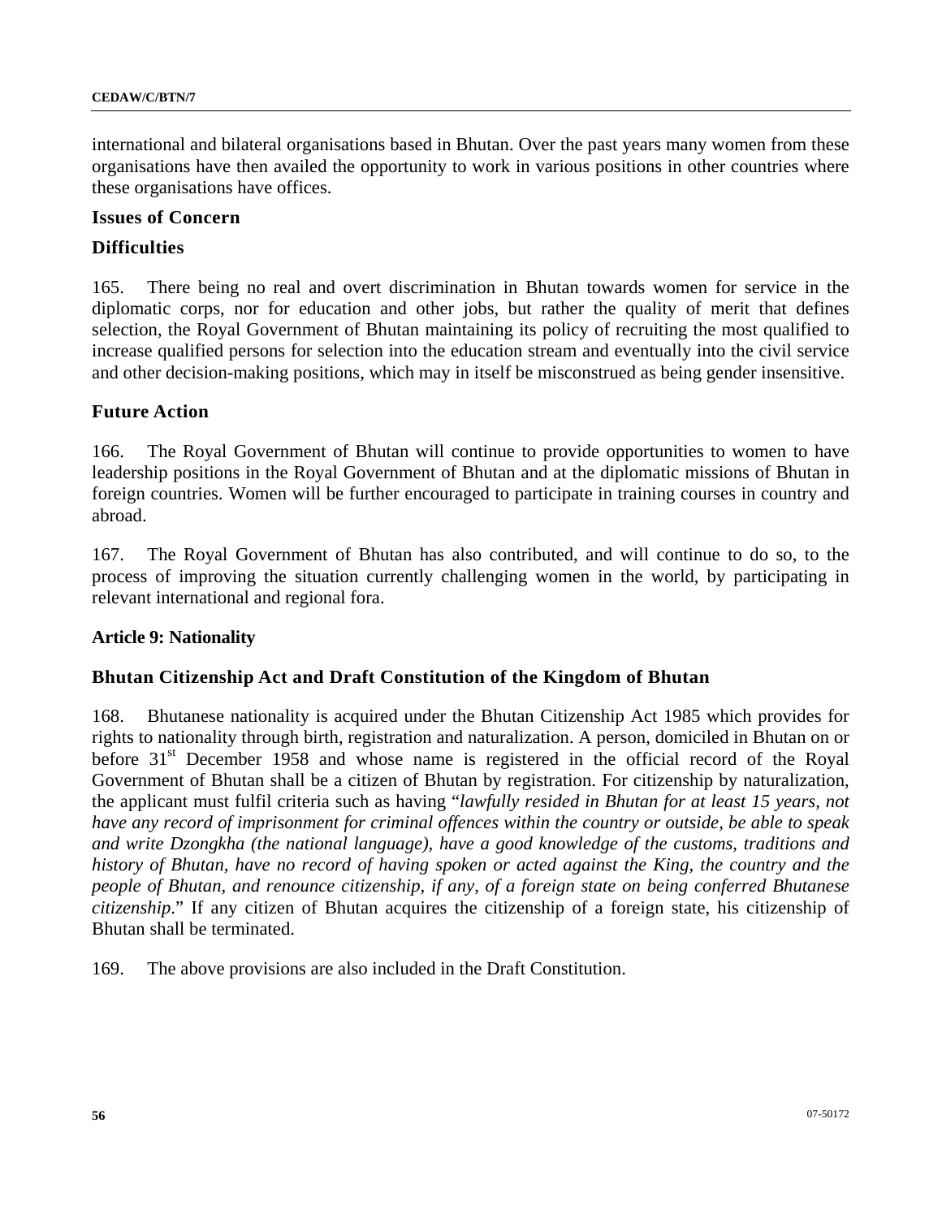international and bilateral organisations based in Bhutan. Over the past years many women from these organisations have then availed the opportunity to work in various positions in other countries where these organisations have offices.

### Issues of Concern

### Difficulties

165. There being no real and overt discrimination in Bhutan towards women for service in the diplomatic corps, nor for education and other jobs, but rather the quality of merit that defines selection, the Royal Government of Bhutan maintaining its policy of recruiting the most qualified to increase qualified persons for selection into the education stream and eventually into the civil service and other decision-making positions, which may in itself be misconstrued as being gender insensitive.

### Future Action

166. The Royal Government of Bhutan will continue to provide opportunities to women to have leadership positions in the Royal Government of Bhutan and at the diplomatic missions of Bhutan in foreign countries. Women will be further encouraged to participate in training courses in country and abroad.

167. The Royal Government of Bhutan has also contributed, and will continue to do so, to the process of improving the situation currently challenging women in the world, by participating in relevant international and regional fora.

## Article 9: Nationality

### Bhutan Citizenship Act and Draft Constitution of the Kingdom of Bhutan

168. Bhutanese nationality is acquired under the Bhutan Citizenship Act 1985 which provides for rights to nationality through birth, registration and naturalization. A person, domiciled in Bhutan on or before 31st December 1958 and whose name is registered in the official record of the Royal Government of Bhutan shall be a citizen of Bhutan by registration. For citizenship by naturalization, the applicant must fulfil criteria such as having "*lawfully resided in Bhutan for at least 15 years, not have any record of imprisonment for criminal offences within the country or outside, be able to speak and write Dzongkha (the national language), have a good knowledge of the customs, traditions and history of Bhutan, have no record of having spoken or acted against the King, the country and the people of Bhutan, and renounce citizenship, if any, of a foreign state on being conferred Bhutanese citizenship*." If any citizen of Bhutan acquires the citizenship of a foreign state, his citizenship of Bhutan shall be terminated.

169. The above provisions are also included in the Draft Constitution.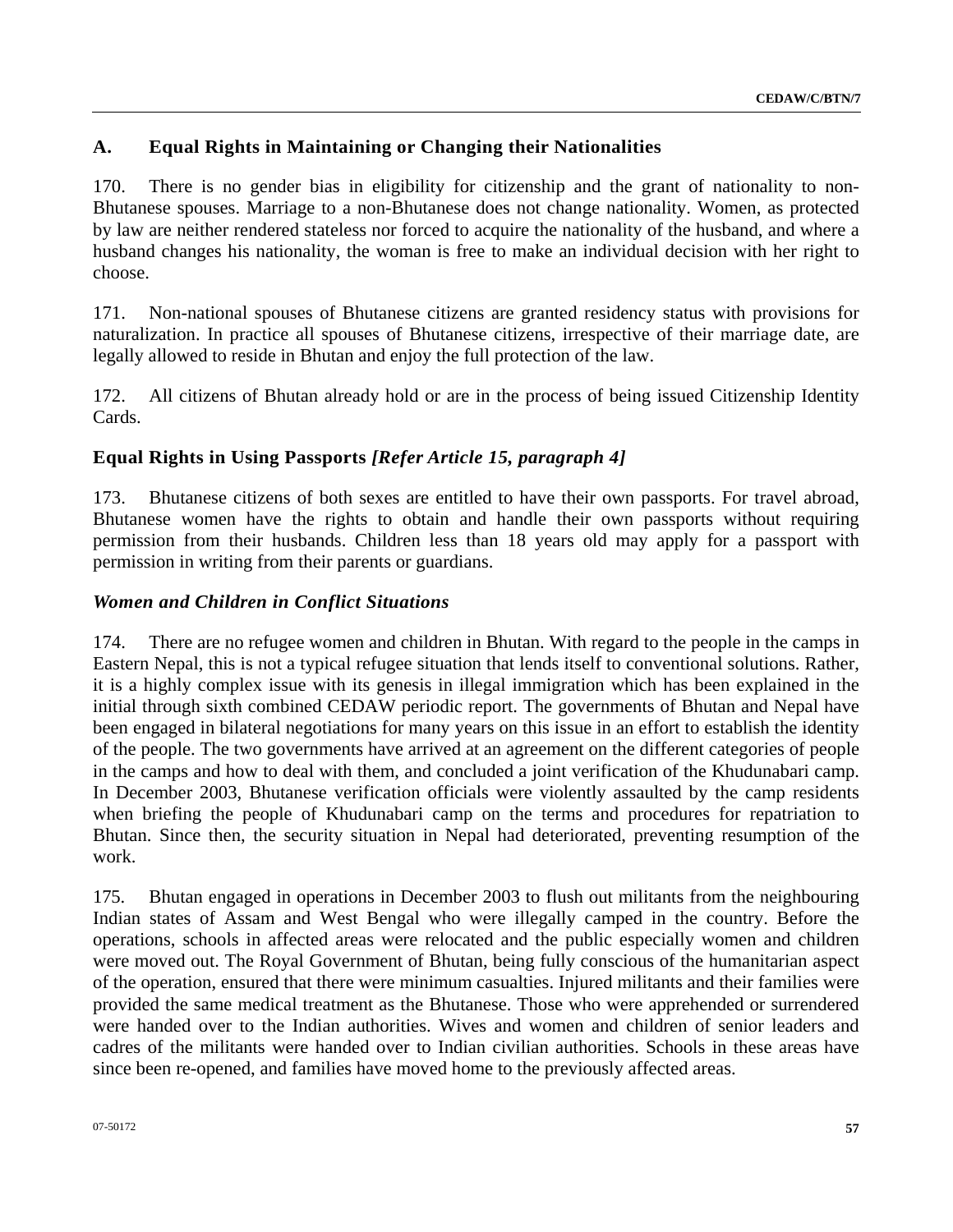## A. Equal Rights in Maintaining or Changing their Nationalities

170. There is no gender bias in eligibility for citizenship and the grant of nationality to non-Bhutanese spouses. Marriage to a non-Bhutanese does not change nationality. Women, as protected by law are neither rendered stateless nor forced to acquire the nationality of the husband, and where a husband changes his nationality, the woman is free to make an individual decision with her right to choose.

171. Non-national spouses of Bhutanese citizens are granted residency status with provisions for naturalization. In practice all spouses of Bhutanese citizens, irrespective of their marriage date, are legally allowed to reside in Bhutan and enjoy the full protection of the law.

172. All citizens of Bhutan already hold or are in the process of being issued Citizenship Identity Cards.

### Equal Rights in Using Passports *[Refer Article 15, paragraph 4]*

173. Bhutanese citizens of both sexes are entitled to have their own passports. For travel abroad, Bhutanese women have the rights to obtain and handle their own passports without requiring permission from their husbands. Children less than 18 years old may apply for a passport with permission in writing from their parents or guardians.

### *Women and Children in Conflict Situations*

174. There are no refugee women and children in Bhutan. With regard to the people in the camps in Eastern Nepal, this is not a typical refugee situation that lends itself to conventional solutions. Rather, it is a highly complex issue with its genesis in illegal immigration which has been explained in the initial through sixth combined CEDAW periodic report. The governments of Bhutan and Nepal have been engaged in bilateral negotiations for many years on this issue in an effort to establish the identity of the people. The two governments have arrived at an agreement on the different categories of people in the camps and how to deal with them, and concluded a joint verification of the Khudunabari camp. In December 2003, Bhutanese verification officials were violently assaulted by the camp residents when briefing the people of Khudunabari camp on the terms and procedures for repatriation to Bhutan. Since then, the security situation in Nepal had deteriorated, preventing resumption of the work.

175. Bhutan engaged in operations in December 2003 to flush out militants from the neighbouring Indian states of Assam and West Bengal who were illegally camped in the country. Before the operations, schools in affected areas were relocated and the public especially women and children were moved out. The Royal Government of Bhutan, being fully conscious of the humanitarian aspect of the operation, ensured that there were minimum casualties. Injured militants and their families were provided the same medical treatment as the Bhutanese. Those who were apprehended or surrendered were handed over to the Indian authorities. Wives and women and children of senior leaders and cadres of the militants were handed over to Indian civilian authorities. Schools in these areas have since been re-opened, and families have moved home to the previously affected areas.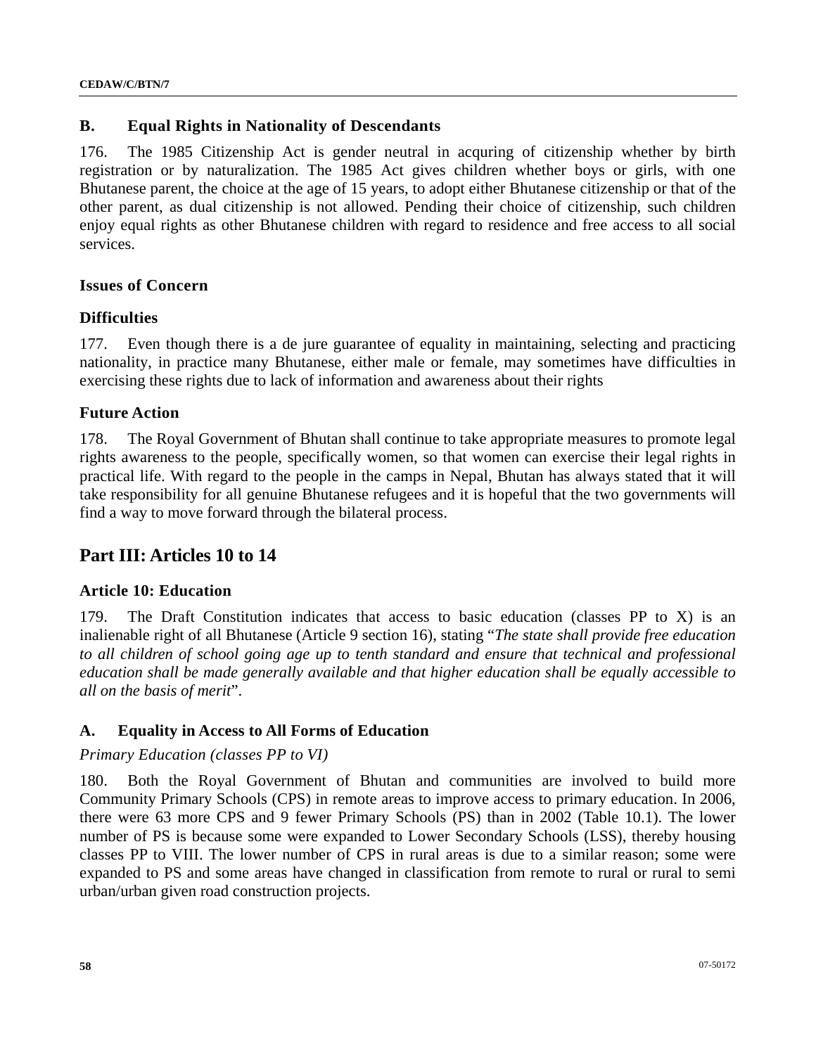## B. Equal Rights in Nationality of Descendants

176. The 1985 Citizenship Act is gender neutral in acquring of citizenship whether by birth registration or by naturalization. The 1985 Act gives children whether boys or girls, with one Bhutanese parent, the choice at the age of 15 years, to adopt either Bhutanese citizenship or that of the other parent, as dual citizenship is not allowed. Pending their choice of citizenship, such children enjoy equal rights as other Bhutanese children with regard to residence and free access to all social services.

### Issues of Concern

### Difficulties

177. Even though there is a de jure guarantee of equality in maintaining, selecting and practicing nationality, in practice many Bhutanese, either male or female, may sometimes have difficulties in exercising these rights due to lack of information and awareness about their rights

### Future Action

178. The Royal Government of Bhutan shall continue to take appropriate measures to promote legal rights awareness to the people, specifically women, so that women can exercise their legal rights in practical life. With regard to the people in the camps in Nepal, Bhutan has always stated that it will take responsibility for all genuine Bhutanese refugees and it is hopeful that the two governments will find a way to move forward through the bilateral process.

# Part III: Articles 10 to 14

### Article 10: Education

179. The Draft Constitution indicates that access to basic education (classes PP to X) is an inalienable right of all Bhutanese (Article 9 section 16), stating "*The state shall provide free education to all children of school going age up to tenth standard and ensure that technical and professional education shall be made generally available and that higher education shall be equally accessible to all on the basis of merit*".

## A. Equality in Access to All Forms of Education

*Primary Education (classes PP to VI)*

180. Both the Royal Government of Bhutan and communities are involved to build more Community Primary Schools (CPS) in remote areas to improve access to primary education. In 2006, there were 63 more CPS and 9 fewer Primary Schools (PS) than in 2002 (Table 10.1). The lower number of PS is because some were expanded to Lower Secondary Schools (LSS), thereby housing classes PP to VIII. The lower number of CPS in rural areas is due to a similar reason; some were expanded to PS and some areas have changed in classification from remote to rural or rural to semi urban/urban given road construction projects.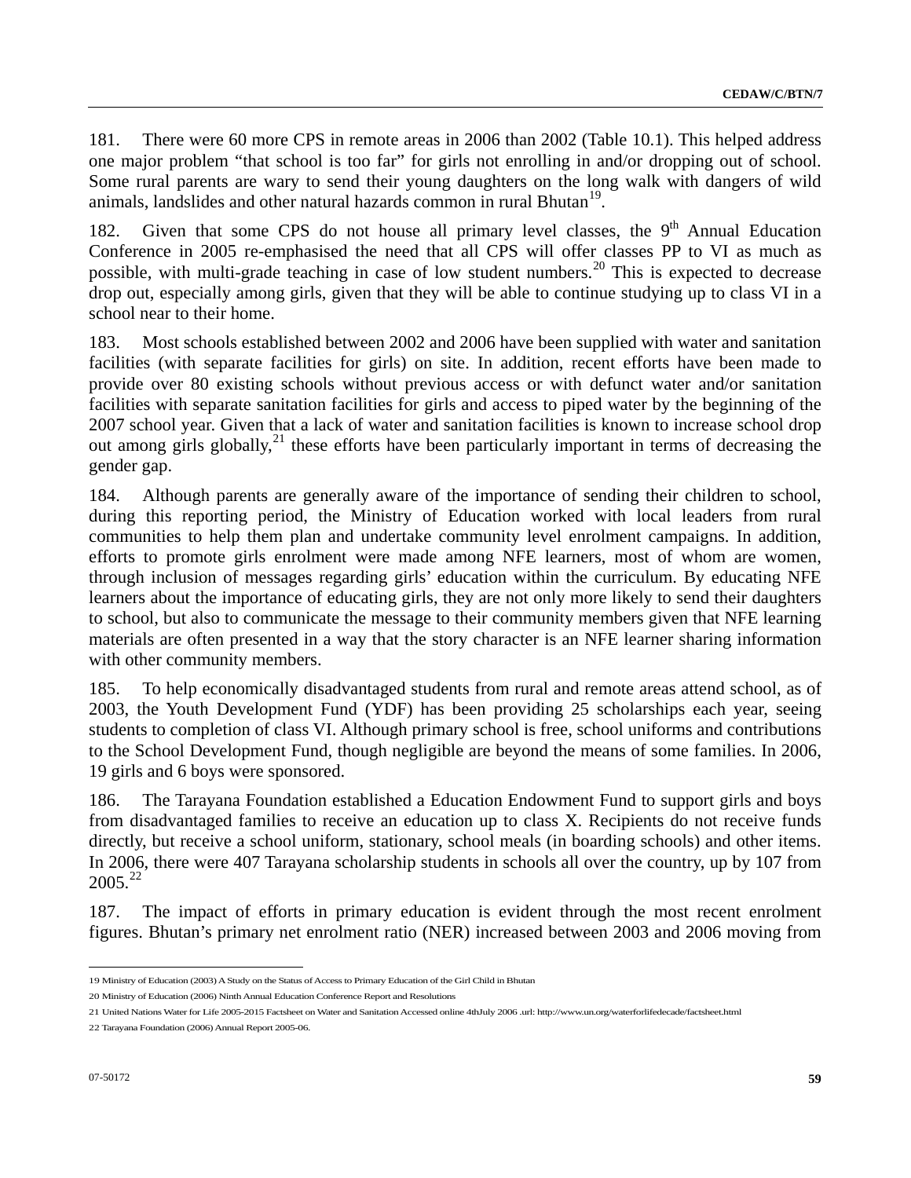181. There were 60 more CPS in remote areas in 2006 than 2002 (Table 10.1). This helped address one major problem "that school is too far" for girls not enrolling in and/or dropping out of school. Some rural parents are wary to send their young daughters on the long walk with dangers of wild animals, landslides and other natural hazards common in rural Bhutan[19].

182. Given that some CPS do not house all primary level classes, the 9th Annual Education Conference in 2005 re-emphasised the need that all CPS will offer classes PP to VI as much as possible, with multi-grade teaching in case of low student numbers.[20] This is expected to decrease drop out, especially among girls, given that they will be able to continue studying up to class VI in a school near to their home.

183. Most schools established between 2002 and 2006 have been supplied with water and sanitation facilities (with separate facilities for girls) on site. In addition, recent efforts have been made to provide over 80 existing schools without previous access or with defunct water and/or sanitation facilities with separate sanitation facilities for girls and access to piped water by the beginning of the 2007 school year. Given that a lack of water and sanitation facilities is known to increase school drop out among girls globally,[21] these efforts have been particularly important in terms of decreasing the gender gap.

184. Although parents are generally aware of the importance of sending their children to school, during this reporting period, the Ministry of Education worked with local leaders from rural communities to help them plan and undertake community level enrolment campaigns. In addition, efforts to promote girls enrolment were made among NFE learners, most of whom are women, through inclusion of messages regarding girls' education within the curriculum. By educating NFE learners about the importance of educating girls, they are not only more likely to send their daughters to school, but also to communicate the message to their community members given that NFE learning materials are often presented in a way that the story character is an NFE learner sharing information with other community members.

185. To help economically disadvantaged students from rural and remote areas attend school, as of 2003, the Youth Development Fund (YDF) has been providing 25 scholarships each year, seeing students to completion of class VI. Although primary school is free, school uniforms and contributions to the School Development Fund, though negligible are beyond the means of some families. In 2006, 19 girls and 6 boys were sponsored.

186. The Tarayana Foundation established a Education Endowment Fund to support girls and boys from disadvantaged families to receive an education up to class X. Recipients do not receive funds directly, but receive a school uniform, stationary, school meals (in boarding schools) and other items. In 2006, there were 407 Tarayana scholarship students in schools all over the country, up by 107 from 2005.[22]

187. The impact of efforts in primary education is evident through the most recent enrolment figures. Bhutan's primary net enrolment ratio (NER) increased between 2003 and 2006 moving from

---

19 Ministry of Education (2003) A Study on the Status of Access to Primary Education of the Girl Child in Bhutan

20 Ministry of Education (2006) Ninth Annual Education Conference Report and Resolutions

21 United Nations Water for Life 2005-2015 Factsheet on Water and Sanitation Accessed online 4thJuly 2006 .url: http://www.un.org/waterforlifedecade/factsheet.html

22 Tarayana Foundation (2006) Annual Report 2005-06.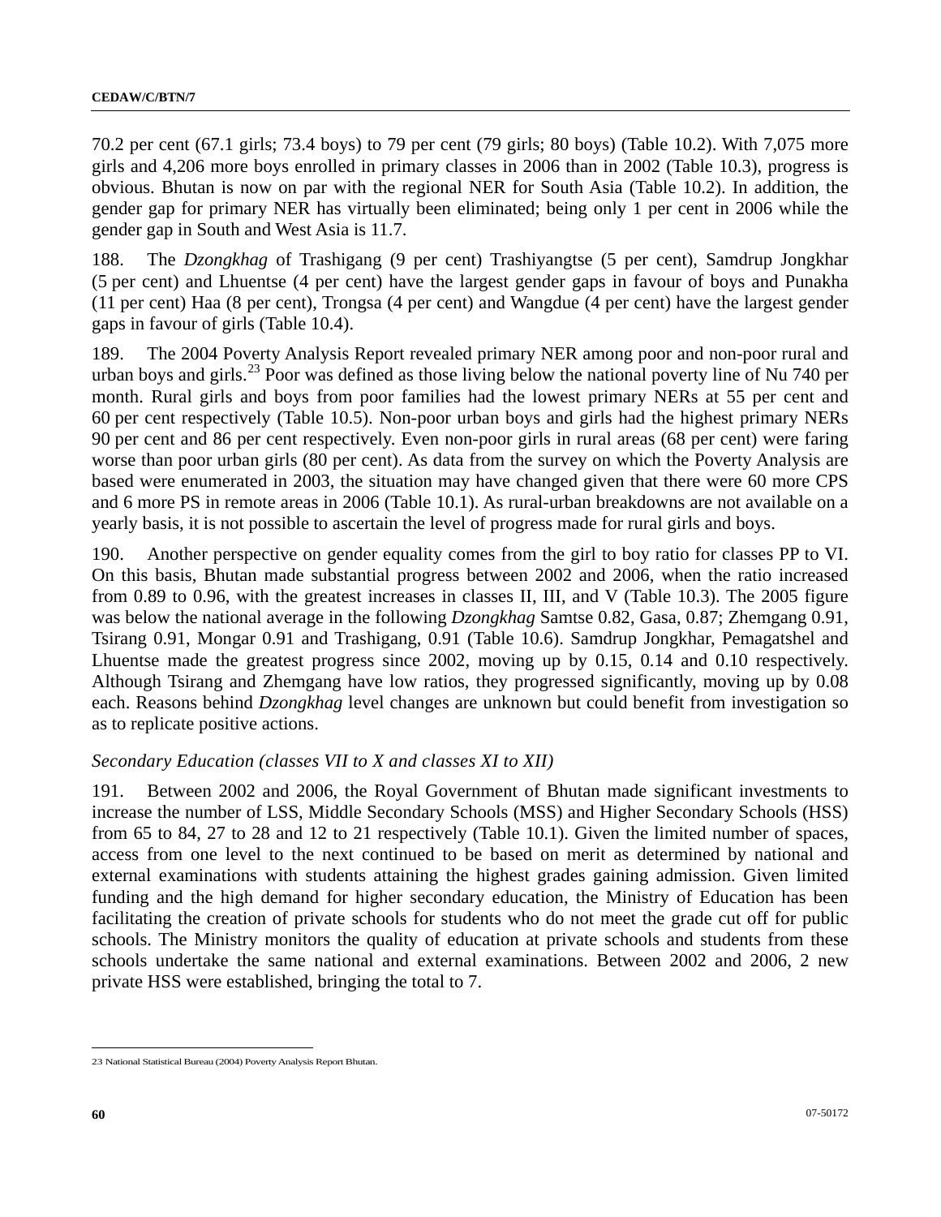70.2 per cent (67.1 girls; 73.4 boys) to 79 per cent (79 girls; 80 boys) (Table 10.2). With 7,075 more girls and 4,206 more boys enrolled in primary classes in 2006 than in 2002 (Table 10.3), progress is obvious. Bhutan is now on par with the regional NER for South Asia (Table 10.2). In addition, the gender gap for primary NER has virtually been eliminated; being only 1 per cent in 2006 while the gender gap in South and West Asia is 11.7.

188. The *Dzongkhag* of Trashigang (9 per cent) Trashiyangtse (5 per cent), Samdrup Jongkhar (5 per cent) and Lhuentse (4 per cent) have the largest gender gaps in favour of boys and Punakha (11 per cent) Haa (8 per cent), Trongsa (4 per cent) and Wangdue (4 per cent) have the largest gender gaps in favour of girls (Table 10.4).

189. The 2004 Poverty Analysis Report revealed primary NER among poor and non-poor rural and urban boys and girls.[23] Poor was defined as those living below the national poverty line of Nu 740 per month. Rural girls and boys from poor families had the lowest primary NERs at 55 per cent and 60 per cent respectively (Table 10.5). Non-poor urban boys and girls had the highest primary NERs 90 per cent and 86 per cent respectively. Even non-poor girls in rural areas (68 per cent) were faring worse than poor urban girls (80 per cent). As data from the survey on which the Poverty Analysis are based were enumerated in 2003, the situation may have changed given that there were 60 more CPS and 6 more PS in remote areas in 2006 (Table 10.1). As rural-urban breakdowns are not available on a yearly basis, it is not possible to ascertain the level of progress made for rural girls and boys.

190. Another perspective on gender equality comes from the girl to boy ratio for classes PP to VI. On this basis, Bhutan made substantial progress between 2002 and 2006, when the ratio increased from 0.89 to 0.96, with the greatest increases in classes II, III, and V (Table 10.3). The 2005 figure was below the national average in the following *Dzongkhag* Samtse 0.82, Gasa, 0.87; Zhemgang 0.91, Tsirang 0.91, Mongar 0.91 and Trashigang, 0.91 (Table 10.6). Samdrup Jongkhar, Pemagatshel and Lhuentse made the greatest progress since 2002, moving up by 0.15, 0.14 and 0.10 respectively. Although Tsirang and Zhemgang have low ratios, they progressed significantly, moving up by 0.08 each. Reasons behind *Dzongkhag* level changes are unknown but could benefit from investigation so as to replicate positive actions.

*Secondary Education (classes VII to X and classes XI to XII)*

191. Between 2002 and 2006, the Royal Government of Bhutan made significant investments to increase the number of LSS, Middle Secondary Schools (MSS) and Higher Secondary Schools (HSS) from 65 to 84, 27 to 28 and 12 to 21 respectively (Table 10.1). Given the limited number of spaces, access from one level to the next continued to be based on merit as determined by national and external examinations with students attaining the highest grades gaining admission. Given limited funding and the high demand for higher secondary education, the Ministry of Education has been facilitating the creation of private schools for students who do not meet the grade cut off for public schools. The Ministry monitors the quality of education at private schools and students from these schools undertake the same national and external examinations. Between 2002 and 2006, 2 new private HSS were established, bringing the total to 7.

---

23 National Statistical Bureau (2004) Poverty Analysis Report Bhutan.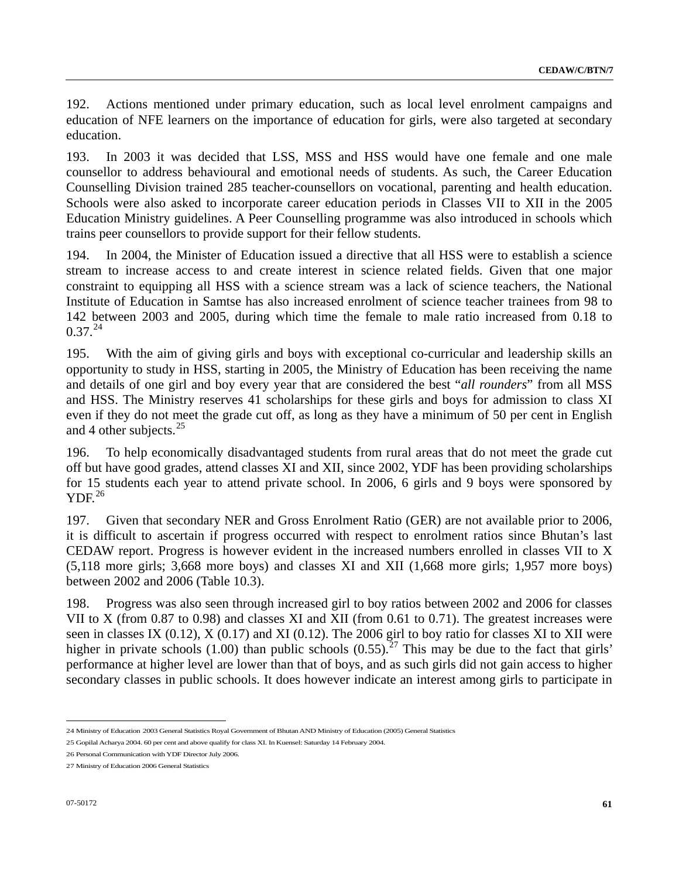192. Actions mentioned under primary education, such as local level enrolment campaigns and education of NFE learners on the importance of education for girls, were also targeted at secondary education.

193. In 2003 it was decided that LSS, MSS and HSS would have one female and one male counsellor to address behavioural and emotional needs of students. As such, the Career Education Counselling Division trained 285 teacher-counsellors on vocational, parenting and health education. Schools were also asked to incorporate career education periods in Classes VII to XII in the 2005 Education Ministry guidelines. A Peer Counselling programme was also introduced in schools which trains peer counsellors to provide support for their fellow students.

194. In 2004, the Minister of Education issued a directive that all HSS were to establish a science stream to increase access to and create interest in science related fields. Given that one major constraint to equipping all HSS with a science stream was a lack of science teachers, the National Institute of Education in Samtse has also increased enrolment of science teacher trainees from 98 to 142 between 2003 and 2005, during which time the female to male ratio increased from 0.18 to 0.37.[24]

195. With the aim of giving girls and boys with exceptional co-curricular and leadership skills an opportunity to study in HSS, starting in 2005, the Ministry of Education has been receiving the name and details of one girl and boy every year that are considered the best "*all rounders*" from all MSS and HSS. The Ministry reserves 41 scholarships for these girls and boys for admission to class XI even if they do not meet the grade cut off, as long as they have a minimum of 50 per cent in English and 4 other subjects.[25]

196. To help economically disadvantaged students from rural areas that do not meet the grade cut off but have good grades, attend classes XI and XII, since 2002, YDF has been providing scholarships for 15 students each year to attend private school. In 2006, 6 girls and 9 boys were sponsored by YDF.[26]

197. Given that secondary NER and Gross Enrolment Ratio (GER) are not available prior to 2006, it is difficult to ascertain if progress occurred with respect to enrolment ratios since Bhutan's last CEDAW report. Progress is however evident in the increased numbers enrolled in classes VII to X (5,118 more girls; 3,668 more boys) and classes XI and XII (1,668 more girls; 1,957 more boys) between 2002 and 2006 (Table 10.3).

198. Progress was also seen through increased girl to boy ratios between 2002 and 2006 for classes VII to X (from 0.87 to 0.98) and classes XI and XII (from 0.61 to 0.71). The greatest increases were seen in classes IX (0.12), X (0.17) and XI (0.12). The 2006 girl to boy ratio for classes XI to XII were higher in private schools (1.00) than public schools (0.55).[27] This may be due to the fact that girls' performance at higher level are lower than that of boys, and as such girls did not gain access to higher secondary classes in public schools. It does however indicate an interest among girls to participate in

---

24 Ministry of Education 2003 General Statistics Royal Government of Bhutan AND Ministry of Education (2005) General Statistics

25 Gopilal Acharya 2004. 60 per cent and above qualify for class XI. In Kuensel: Saturday 14 February 2004.

26 Personal Communication with YDF Director July 2006.

27 Ministry of Education 2006 General Statistics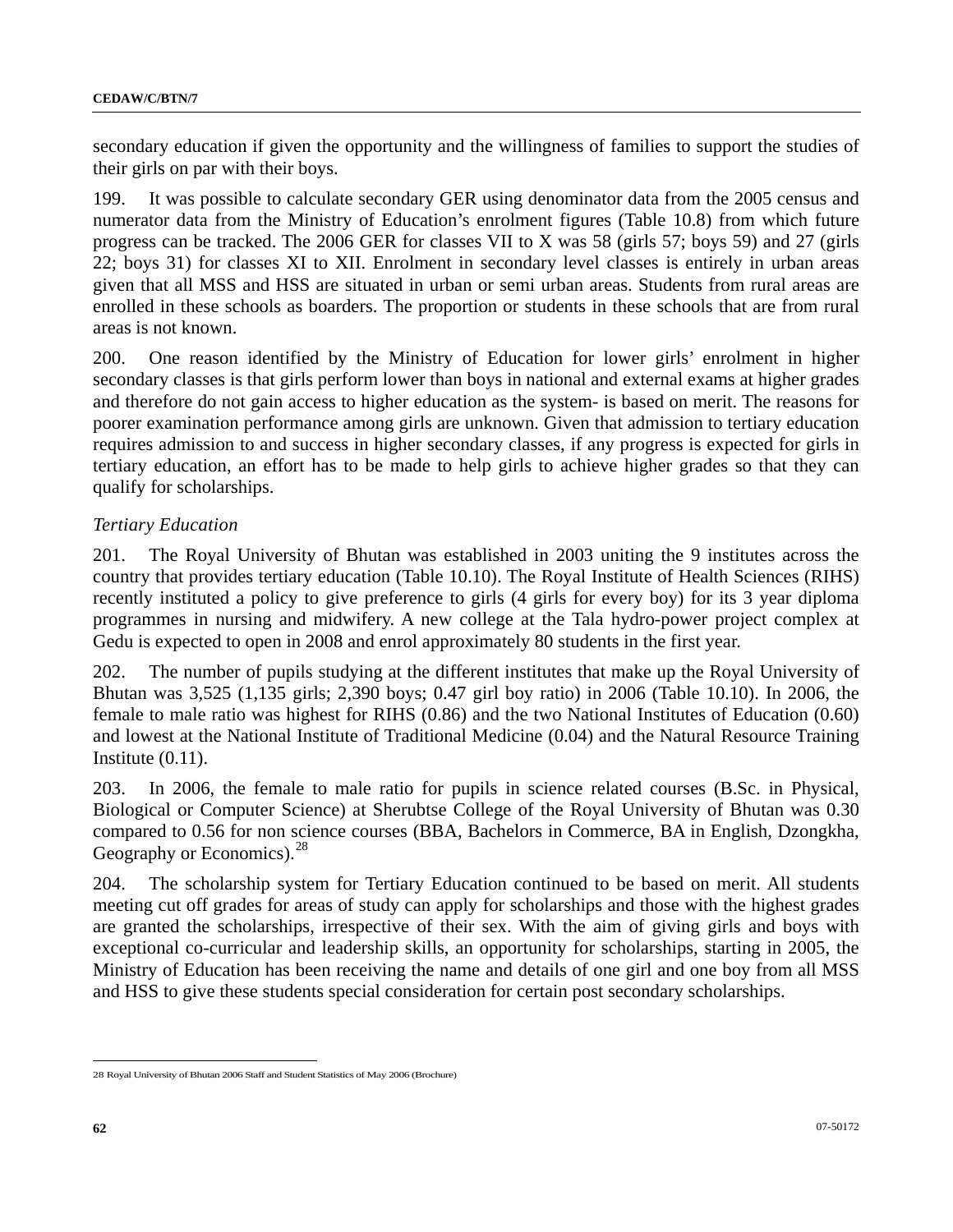secondary education if given the opportunity and the willingness of families to support the studies of their girls on par with their boys.

199. It was possible to calculate secondary GER using denominator data from the 2005 census and numerator data from the Ministry of Education's enrolment figures (Table 10.8) from which future progress can be tracked. The 2006 GER for classes VII to X was 58 (girls 57; boys 59) and 27 (girls 22; boys 31) for classes XI to XII. Enrolment in secondary level classes is entirely in urban areas given that all MSS and HSS are situated in urban or semi urban areas. Students from rural areas are enrolled in these schools as boarders. The proportion or students in these schools that are from rural areas is not known.

200. One reason identified by the Ministry of Education for lower girls' enrolment in higher secondary classes is that girls perform lower than boys in national and external exams at higher grades and therefore do not gain access to higher education as the system- is based on merit. The reasons for poorer examination performance among girls are unknown. Given that admission to tertiary education requires admission to and success in higher secondary classes, if any progress is expected for girls in tertiary education, an effort has to be made to help girls to achieve higher grades so that they can qualify for scholarships.

*Tertiary Education*

201. The Royal University of Bhutan was established in 2003 uniting the 9 institutes across the country that provides tertiary education (Table 10.10). The Royal Institute of Health Sciences (RIHS) recently instituted a policy to give preference to girls (4 girls for every boy) for its 3 year diploma programmes in nursing and midwifery. A new college at the Tala hydro-power project complex at Gedu is expected to open in 2008 and enrol approximately 80 students in the first year.

202. The number of pupils studying at the different institutes that make up the Royal University of Bhutan was 3,525 (1,135 girls; 2,390 boys; 0.47 girl boy ratio) in 2006 (Table 10.10). In 2006, the female to male ratio was highest for RIHS (0.86) and the two National Institutes of Education (0.60) and lowest at the National Institute of Traditional Medicine (0.04) and the Natural Resource Training Institute (0.11).

203. In 2006, the female to male ratio for pupils in science related courses (B.Sc. in Physical, Biological or Computer Science) at Sherubtse College of the Royal University of Bhutan was 0.30 compared to 0.56 for non science courses (BBA, Bachelors in Commerce, BA in English, Dzongkha, Geography or Economics).[28]

204. The scholarship system for Tertiary Education continued to be based on merit. All students meeting cut off grades for areas of study can apply for scholarships and those with the highest grades are granted the scholarships, irrespective of their sex. With the aim of giving girls and boys with exceptional co-curricular and leadership skills, an opportunity for scholarships, starting in 2005, the Ministry of Education has been receiving the name and details of one girl and one boy from all MSS and HSS to give these students special consideration for certain post secondary scholarships.

---

28 Royal University of Bhutan 2006 Staff and Student Statistics of May 2006 (Brochure)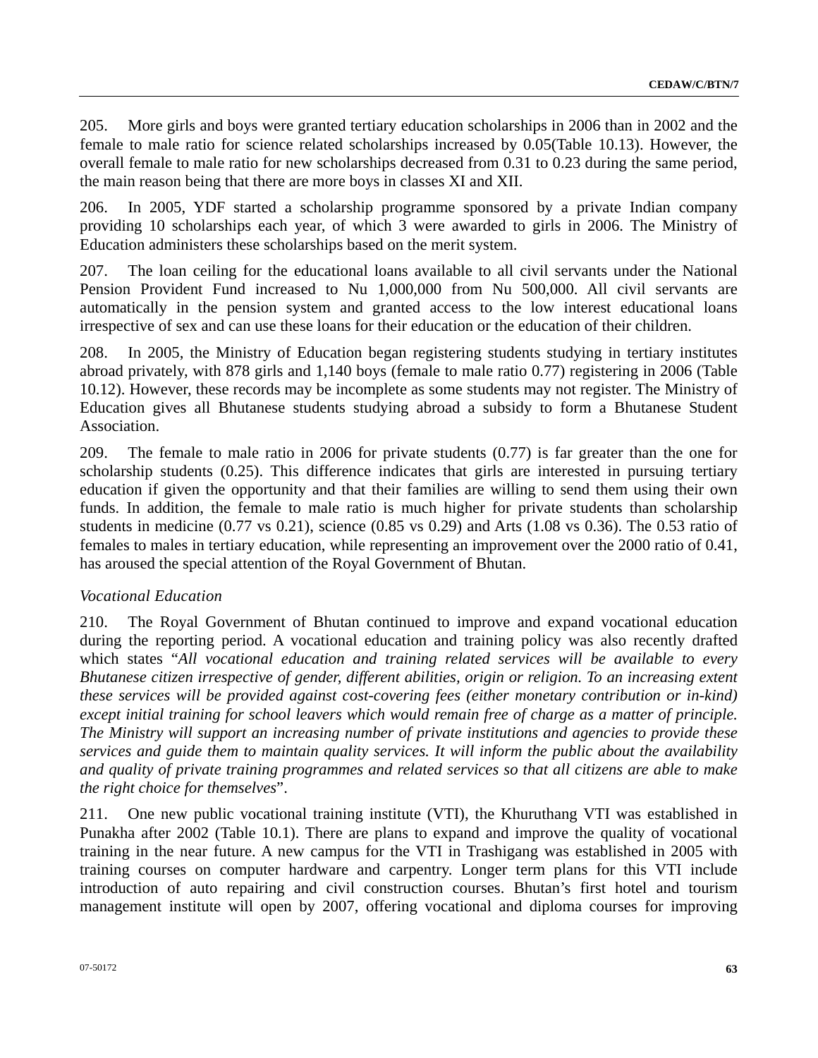205. More girls and boys were granted tertiary education scholarships in 2006 than in 2002 and the female to male ratio for science related scholarships increased by 0.05(Table 10.13). However, the overall female to male ratio for new scholarships decreased from 0.31 to 0.23 during the same period, the main reason being that there are more boys in classes XI and XII.

206. In 2005, YDF started a scholarship programme sponsored by a private Indian company providing 10 scholarships each year, of which 3 were awarded to girls in 2006. The Ministry of Education administers these scholarships based on the merit system.

207. The loan ceiling for the educational loans available to all civil servants under the National Pension Provident Fund increased to Nu 1,000,000 from Nu 500,000. All civil servants are automatically in the pension system and granted access to the low interest educational loans irrespective of sex and can use these loans for their education or the education of their children.

208. In 2005, the Ministry of Education began registering students studying in tertiary institutes abroad privately, with 878 girls and 1,140 boys (female to male ratio 0.77) registering in 2006 (Table 10.12). However, these records may be incomplete as some students may not register. The Ministry of Education gives all Bhutanese students studying abroad a subsidy to form a Bhutanese Student Association.

209. The female to male ratio in 2006 for private students (0.77) is far greater than the one for scholarship students (0.25). This difference indicates that girls are interested in pursuing tertiary education if given the opportunity and that their families are willing to send them using their own funds. In addition, the female to male ratio is much higher for private students than scholarship students in medicine (0.77 vs 0.21), science (0.85 vs 0.29) and Arts (1.08 vs 0.36). The 0.53 ratio of females to males in tertiary education, while representing an improvement over the 2000 ratio of 0.41, has aroused the special attention of the Royal Government of Bhutan.

*Vocational Education*

210. The Royal Government of Bhutan continued to improve and expand vocational education during the reporting period. A vocational education and training policy was also recently drafted which states "*All vocational education and training related services will be available to every Bhutanese citizen irrespective of gender, different abilities, origin or religion. To an increasing extent these services will be provided against cost-covering fees (either monetary contribution or in-kind) except initial training for school leavers which would remain free of charge as a matter of principle. The Ministry will support an increasing number of private institutions and agencies to provide these services and guide them to maintain quality services. It will inform the public about the availability and quality of private training programmes and related services so that all citizens are able to make the right choice for themselves*".

211. One new public vocational training institute (VTI), the Khuruthang VTI was established in Punakha after 2002 (Table 10.1). There are plans to expand and improve the quality of vocational training in the near future. A new campus for the VTI in Trashigang was established in 2005 with training courses on computer hardware and carpentry. Longer term plans for this VTI include introduction of auto repairing and civil construction courses. Bhutan's first hotel and tourism management institute will open by 2007, offering vocational and diploma courses for improving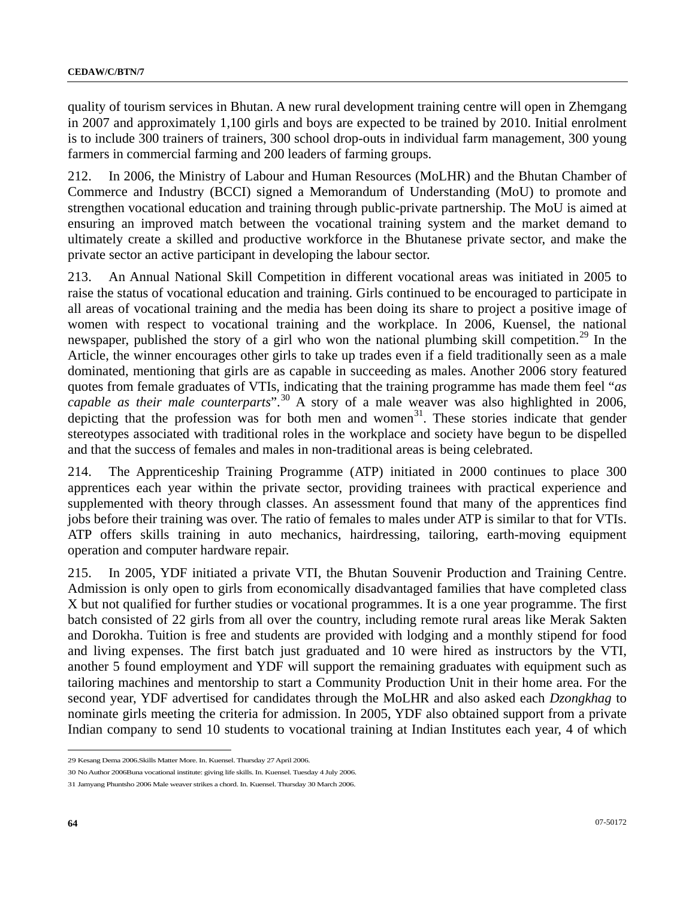quality of tourism services in Bhutan. A new rural development training centre will open in Zhemgang in 2007 and approximately 1,100 girls and boys are expected to be trained by 2010. Initial enrolment is to include 300 trainers of trainers, 300 school drop-outs in individual farm management, 300 young farmers in commercial farming and 200 leaders of farming groups.

212. In 2006, the Ministry of Labour and Human Resources (MoLHR) and the Bhutan Chamber of Commerce and Industry (BCCI) signed a Memorandum of Understanding (MoU) to promote and strengthen vocational education and training through public-private partnership. The MoU is aimed at ensuring an improved match between the vocational training system and the market demand to ultimately create a skilled and productive workforce in the Bhutanese private sector, and make the private sector an active participant in developing the labour sector.

213. An Annual National Skill Competition in different vocational areas was initiated in 2005 to raise the status of vocational education and training. Girls continued to be encouraged to participate in all areas of vocational training and the media has been doing its share to project a positive image of women with respect to vocational training and the workplace. In 2006, Kuensel, the national newspaper, published the story of a girl who won the national plumbing skill competition.[29] In the Article, the winner encourages other girls to take up trades even if a field traditionally seen as a male dominated, mentioning that girls are as capable in succeeding as males. Another 2006 story featured quotes from female graduates of VTIs, indicating that the training programme has made them feel "*as capable as their male counterparts*".[30] A story of a male weaver was also highlighted in 2006, depicting that the profession was for both men and women[31]. These stories indicate that gender stereotypes associated with traditional roles in the workplace and society have begun to be dispelled and that the success of females and males in non-traditional areas is being celebrated.

214. The Apprenticeship Training Programme (ATP) initiated in 2000 continues to place 300 apprentices each year within the private sector, providing trainees with practical experience and supplemented with theory through classes. An assessment found that many of the apprentices find jobs before their training was over. The ratio of females to males under ATP is similar to that for VTIs. ATP offers skills training in auto mechanics, hairdressing, tailoring, earth-moving equipment operation and computer hardware repair.

215. In 2005, YDF initiated a private VTI, the Bhutan Souvenir Production and Training Centre. Admission is only open to girls from economically disadvantaged families that have completed class X but not qualified for further studies or vocational programmes. It is a one year programme. The first batch consisted of 22 girls from all over the country, including remote rural areas like Merak Sakten and Dorokha. Tuition is free and students are provided with lodging and a monthly stipend for food and living expenses. The first batch just graduated and 10 were hired as instructors by the VTI, another 5 found employment and YDF will support the remaining graduates with equipment such as tailoring machines and mentorship to start a Community Production Unit in their home area. For the second year, YDF advertised for candidates through the MoLHR and also asked each *Dzongkhag* to nominate girls meeting the criteria for admission. In 2005, YDF also obtained support from a private Indian company to send 10 students to vocational training at Indian Institutes each year, 4 of which

---

29 Kesang Dema 2006.Skills Matter More. In. Kuensel. Thursday 27 April 2006.

30 No Author 2006Buna vocational institute: giving life skills. In. Kuensel. Tuesday 4 July 2006.

31 Jamyang Phuntsho 2006 Male weaver strikes a chord. In. Kuensel. Thursday 30 March 2006.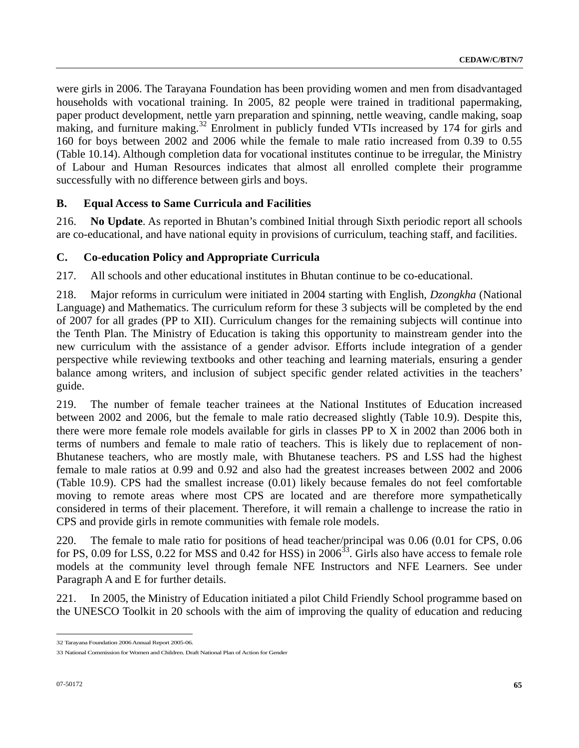were girls in 2006. The Tarayana Foundation has been providing women and men from disadvantaged households with vocational training. In 2005, 82 people were trained in traditional papermaking, paper product development, nettle yarn preparation and spinning, nettle weaving, candle making, soap making, and furniture making.[32] Enrolment in publicly funded VTIs increased by 174 for girls and 160 for boys between 2002 and 2006 while the female to male ratio increased from 0.39 to 0.55 (Table 10.14). Although completion data for vocational institutes continue to be irregular, the Ministry of Labour and Human Resources indicates that almost all enrolled complete their programme successfully with no difference between girls and boys.

## B. Equal Access to Same Curricula and Facilities

216. **No Update**. As reported in Bhutan's combined Initial through Sixth periodic report all schools are co-educational, and have national equity in provisions of curriculum, teaching staff, and facilities.

## C. Co-education Policy and Appropriate Curricula

217. All schools and other educational institutes in Bhutan continue to be co-educational.

218. Major reforms in curriculum were initiated in 2004 starting with English, *Dzongkha* (National Language) and Mathematics. The curriculum reform for these 3 subjects will be completed by the end of 2007 for all grades (PP to XII). Curriculum changes for the remaining subjects will continue into the Tenth Plan. The Ministry of Education is taking this opportunity to mainstream gender into the new curriculum with the assistance of a gender advisor. Efforts include integration of a gender perspective while reviewing textbooks and other teaching and learning materials, ensuring a gender balance among writers, and inclusion of subject specific gender related activities in the teachers' guide.

219. The number of female teacher trainees at the National Institutes of Education increased between 2002 and 2006, but the female to male ratio decreased slightly (Table 10.9). Despite this, there were more female role models available for girls in classes PP to X in 2002 than 2006 both in terms of numbers and female to male ratio of teachers. This is likely due to replacement of non-Bhutanese teachers, who are mostly male, with Bhutanese teachers. PS and LSS had the highest female to male ratios at 0.99 and 0.92 and also had the greatest increases between 2002 and 2006 (Table 10.9). CPS had the smallest increase (0.01) likely because females do not feel comfortable moving to remote areas where most CPS are located and are therefore more sympathetically considered in terms of their placement. Therefore, it will remain a challenge to increase the ratio in CPS and provide girls in remote communities with female role models.

220. The female to male ratio for positions of head teacher/principal was 0.06 (0.01 for CPS, 0.06 for PS, 0.09 for LSS, 0.22 for MSS and 0.42 for HSS) in 2006[33]. Girls also have access to female role models at the community level through female NFE Instructors and NFE Learners. See under Paragraph A and E for further details.

221. In 2005, the Ministry of Education initiated a pilot Child Friendly School programme based on the UNESCO Toolkit in 20 schools with the aim of improving the quality of education and reducing

---

32 Tarayana Foundation 2006 Annual Report 2005-06.

33 National Commission for Women and Children. Draft National Plan of Action for Gender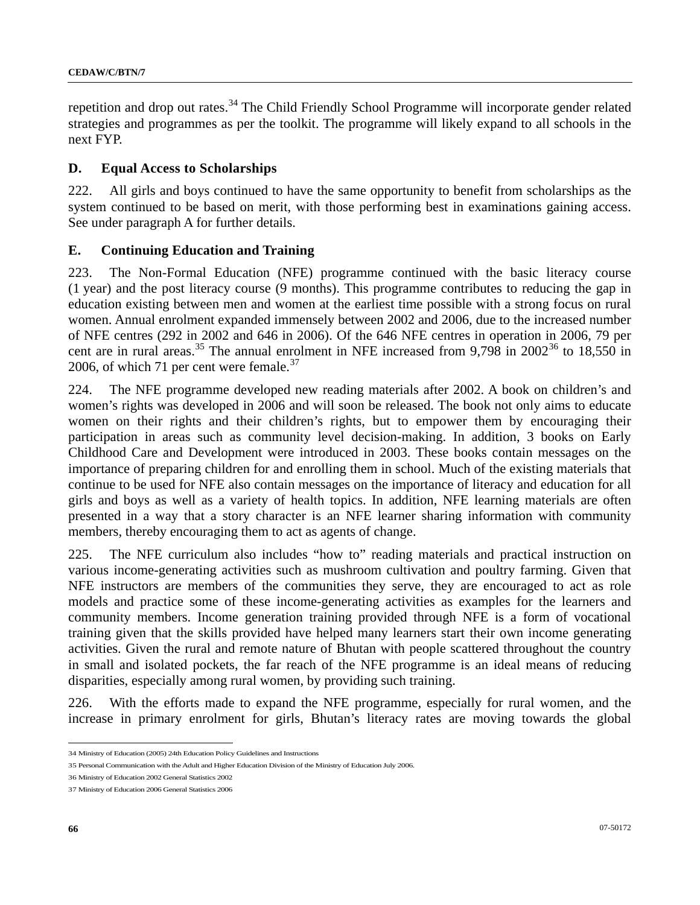repetition and drop out rates.[34] The Child Friendly School Programme will incorporate gender related strategies and programmes as per the toolkit. The programme will likely expand to all schools in the next FYP.

### D. Equal Access to Scholarships

222. All girls and boys continued to have the same opportunity to benefit from scholarships as the system continued to be based on merit, with those performing best in examinations gaining access. See under paragraph A for further details.

### E. Continuing Education and Training

223. The Non-Formal Education (NFE) programme continued with the basic literacy course (1 year) and the post literacy course (9 months). This programme contributes to reducing the gap in education existing between men and women at the earliest time possible with a strong focus on rural women. Annual enrolment expanded immensely between 2002 and 2006, due to the increased number of NFE centres (292 in 2002 and 646 in 2006). Of the 646 NFE centres in operation in 2006, 79 per cent are in rural areas.[35] The annual enrolment in NFE increased from 9,798 in 2002[36] to 18,550 in 2006, of which 71 per cent were female.[37]

224. The NFE programme developed new reading materials after 2002. A book on children's and women's rights was developed in 2006 and will soon be released. The book not only aims to educate women on their rights and their children's rights, but to empower them by encouraging their participation in areas such as community level decision-making. In addition, 3 books on Early Childhood Care and Development were introduced in 2003. These books contain messages on the importance of preparing children for and enrolling them in school. Much of the existing materials that continue to be used for NFE also contain messages on the importance of literacy and education for all girls and boys as well as a variety of health topics. In addition, NFE learning materials are often presented in a way that a story character is an NFE learner sharing information with community members, thereby encouraging them to act as agents of change.

225. The NFE curriculum also includes "how to" reading materials and practical instruction on various income-generating activities such as mushroom cultivation and poultry farming. Given that NFE instructors are members of the communities they serve, they are encouraged to act as role models and practice some of these income-generating activities as examples for the learners and community members. Income generation training provided through NFE is a form of vocational training given that the skills provided have helped many learners start their own income generating activities. Given the rural and remote nature of Bhutan with people scattered throughout the country in small and isolated pockets, the far reach of the NFE programme is an ideal means of reducing disparities, especially among rural women, by providing such training.

226. With the efforts made to expand the NFE programme, especially for rural women, and the increase in primary enrolment for girls, Bhutan's literacy rates are moving towards the global

---

34 Ministry of Education (2005) 24th Education Policy Guidelines and Instructions

35 Personal Communication with the Adult and Higher Education Division of the Ministry of Education July 2006.

36 Ministry of Education 2002 General Statistics 2002

37 Ministry of Education 2006 General Statistics 2006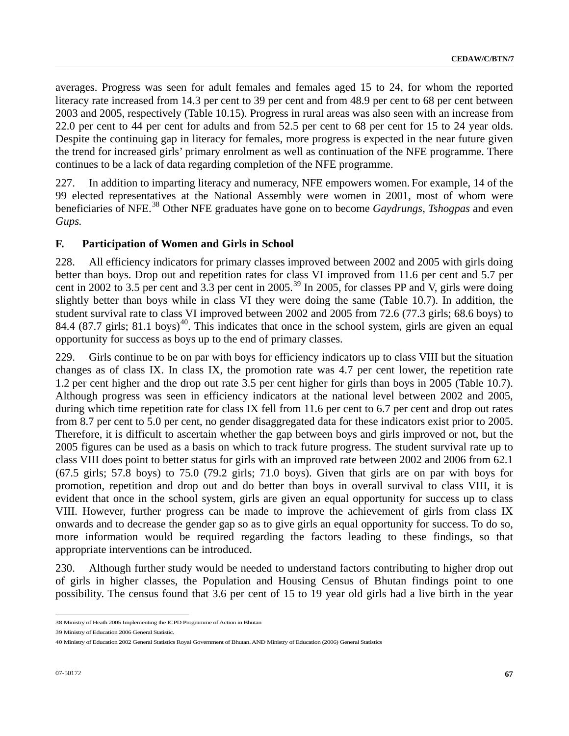averages. Progress was seen for adult females and females aged 15 to 24, for whom the reported literacy rate increased from 14.3 per cent to 39 per cent and from 48.9 per cent to 68 per cent between 2003 and 2005, respectively (Table 10.15). Progress in rural areas was also seen with an increase from 22.0 per cent to 44 per cent for adults and from 52.5 per cent to 68 per cent for 15 to 24 year olds. Despite the continuing gap in literacy for females, more progress is expected in the near future given the trend for increased girls' primary enrolment as well as continuation of the NFE programme. There continues to be a lack of data regarding completion of the NFE programme.

227. In addition to imparting literacy and numeracy, NFE empowers women. For example, 14 of the 99 elected representatives at the National Assembly were women in 2001, most of whom were beneficiaries of NFE.[38] Other NFE graduates have gone on to become *Gaydrungs*, *Tshogpas* and even *Gups.*

## F. Participation of Women and Girls in School

228. All efficiency indicators for primary classes improved between 2002 and 2005 with girls doing better than boys. Drop out and repetition rates for class VI improved from 11.6 per cent and 5.7 per cent in 2002 to 3.5 per cent and 3.3 per cent in 2005.[39] In 2005, for classes PP and V, girls were doing slightly better than boys while in class VI they were doing the same (Table 10.7). In addition, the student survival rate to class VI improved between 2002 and 2005 from 72.6 (77.3 girls; 68.6 boys) to 84.4 (87.7 girls; 81.1 boys)[40]. This indicates that once in the school system, girls are given an equal opportunity for success as boys up to the end of primary classes.

229. Girls continue to be on par with boys for efficiency indicators up to class VIII but the situation changes as of class IX. In class IX, the promotion rate was 4.7 per cent lower, the repetition rate 1.2 per cent higher and the drop out rate 3.5 per cent higher for girls than boys in 2005 (Table 10.7). Although progress was seen in efficiency indicators at the national level between 2002 and 2005, during which time repetition rate for class IX fell from 11.6 per cent to 6.7 per cent and drop out rates from 8.7 per cent to 5.0 per cent, no gender disaggregated data for these indicators exist prior to 2005. Therefore, it is difficult to ascertain whether the gap between boys and girls improved or not, but the 2005 figures can be used as a basis on which to track future progress. The student survival rate up to class VIII does point to better status for girls with an improved rate between 2002 and 2006 from 62.1 (67.5 girls; 57.8 boys) to 75.0 (79.2 girls; 71.0 boys). Given that girls are on par with boys for promotion, repetition and drop out and do better than boys in overall survival to class VIII, it is evident that once in the school system, girls are given an equal opportunity for success up to class VIII. However, further progress can be made to improve the achievement of girls from class IX onwards and to decrease the gender gap so as to give girls an equal opportunity for success. To do so, more information would be required regarding the factors leading to these findings, so that appropriate interventions can be introduced.

230. Although further study would be needed to understand factors contributing to higher drop out of girls in higher classes, the Population and Housing Census of Bhutan findings point to one possibility. The census found that 3.6 per cent of 15 to 19 year old girls had a live birth in the year

---

38 Ministry of Heath 2005 Implementing the ICPD Programme of Action in Bhutan

39 Ministry of Education 2006 General Statistic.

40 Ministry of Education 2002 General Statistics Royal Government of Bhutan. AND Ministry of Education (2006) General Statistics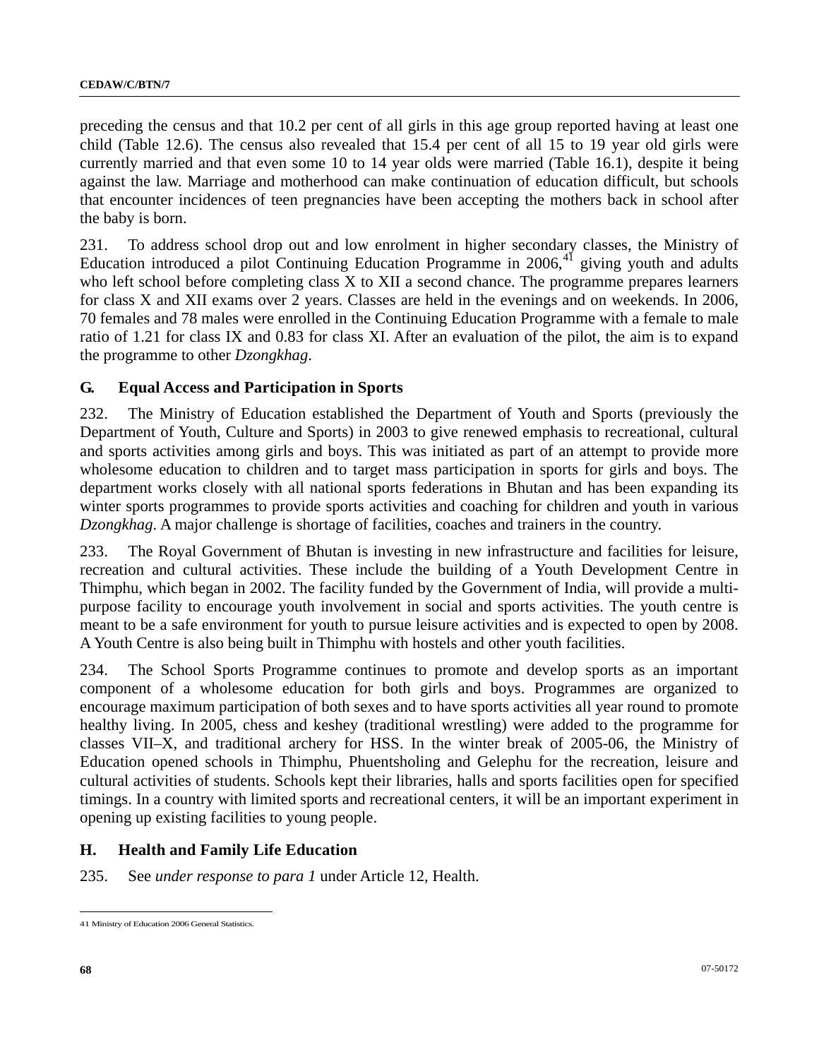preceding the census and that 10.2 per cent of all girls in this age group reported having at least one child (Table 12.6). The census also revealed that 15.4 per cent of all 15 to 19 year old girls were currently married and that even some 10 to 14 year olds were married (Table 16.1), despite it being against the law. Marriage and motherhood can make continuation of education difficult, but schools that encounter incidences of teen pregnancies have been accepting the mothers back in school after the baby is born.

231. To address school drop out and low enrolment in higher secondary classes, the Ministry of Education introduced a pilot Continuing Education Programme in 2006,[41] giving youth and adults who left school before completing class X to XII a second chance. The programme prepares learners for class X and XII exams over 2 years. Classes are held in the evenings and on weekends. In 2006, 70 females and 78 males were enrolled in the Continuing Education Programme with a female to male ratio of 1.21 for class IX and 0.83 for class XI. After an evaluation of the pilot, the aim is to expand the programme to other *Dzongkhag*.

### G. Equal Access and Participation in Sports

232. The Ministry of Education established the Department of Youth and Sports (previously the Department of Youth, Culture and Sports) in 2003 to give renewed emphasis to recreational, cultural and sports activities among girls and boys. This was initiated as part of an attempt to provide more wholesome education to children and to target mass participation in sports for girls and boys. The department works closely with all national sports federations in Bhutan and has been expanding its winter sports programmes to provide sports activities and coaching for children and youth in various *Dzongkhag*. A major challenge is shortage of facilities, coaches and trainers in the country.

233. The Royal Government of Bhutan is investing in new infrastructure and facilities for leisure, recreation and cultural activities. These include the building of a Youth Development Centre in Thimphu, which began in 2002. The facility funded by the Government of India, will provide a multi-purpose facility to encourage youth involvement in social and sports activities. The youth centre is meant to be a safe environment for youth to pursue leisure activities and is expected to open by 2008. A Youth Centre is also being built in Thimphu with hostels and other youth facilities.

234. The School Sports Programme continues to promote and develop sports as an important component of a wholesome education for both girls and boys. Programmes are organized to encourage maximum participation of both sexes and to have sports activities all year round to promote healthy living. In 2005, chess and keshey (traditional wrestling) were added to the programme for classes VII–X, and traditional archery for HSS. In the winter break of 2005-06, the Ministry of Education opened schools in Thimphu, Phuentsholing and Gelephu for the recreation, leisure and cultural activities of students. Schools kept their libraries, halls and sports facilities open for specified timings. In a country with limited sports and recreational centers, it will be an important experiment in opening up existing facilities to young people.

### H. Health and Family Life Education

235. See *under response to para 1* under Article 12, Health.

---

41 Ministry of Education 2006 General Statistics.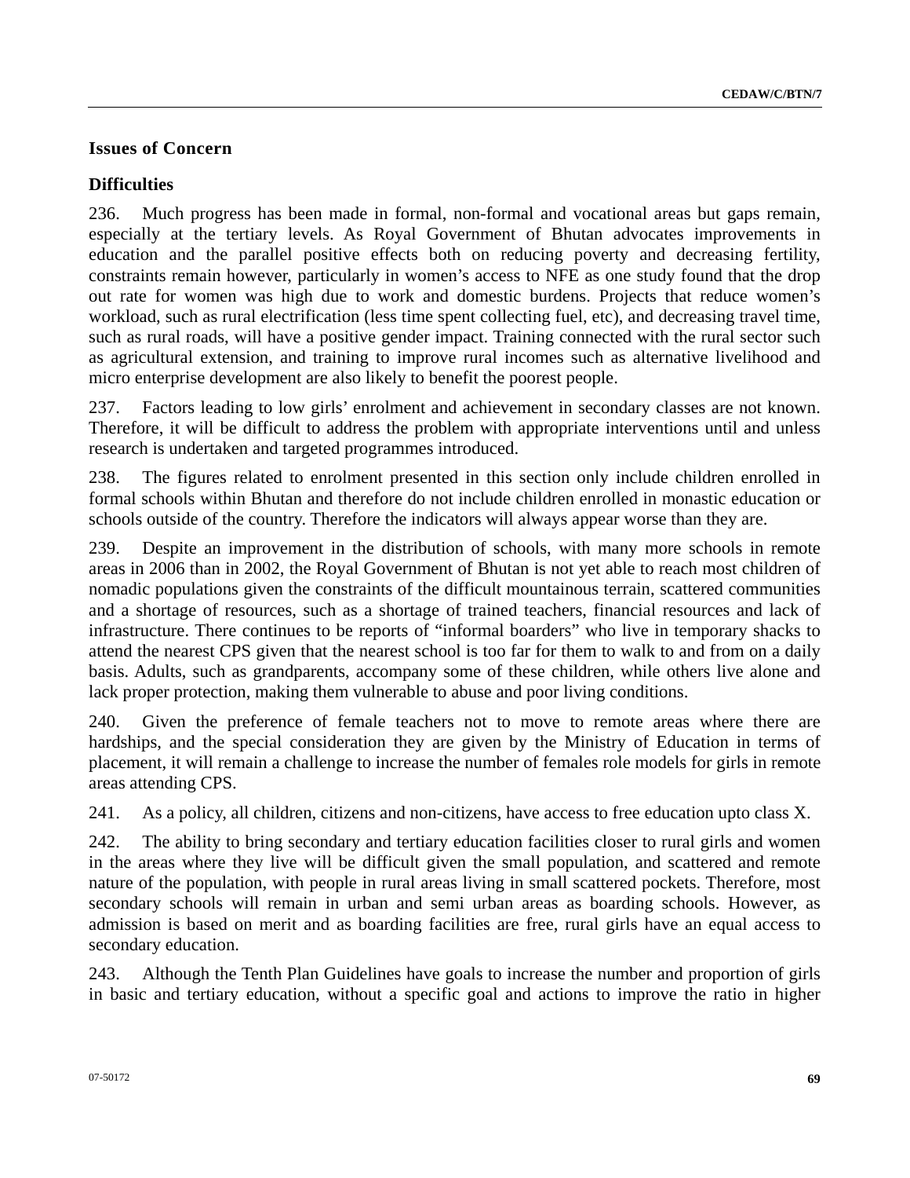## Issues of Concern

### Difficulties

236. Much progress has been made in formal, non-formal and vocational areas but gaps remain, especially at the tertiary levels. As Royal Government of Bhutan advocates improvements in education and the parallel positive effects both on reducing poverty and decreasing fertility, constraints remain however, particularly in women's access to NFE as one study found that the drop out rate for women was high due to work and domestic burdens. Projects that reduce women's workload, such as rural electrification (less time spent collecting fuel, etc), and decreasing travel time, such as rural roads, will have a positive gender impact. Training connected with the rural sector such as agricultural extension, and training to improve rural incomes such as alternative livelihood and micro enterprise development are also likely to benefit the poorest people.

237. Factors leading to low girls' enrolment and achievement in secondary classes are not known. Therefore, it will be difficult to address the problem with appropriate interventions until and unless research is undertaken and targeted programmes introduced.

238. The figures related to enrolment presented in this section only include children enrolled in formal schools within Bhutan and therefore do not include children enrolled in monastic education or schools outside of the country. Therefore the indicators will always appear worse than they are.

239. Despite an improvement in the distribution of schools, with many more schools in remote areas in 2006 than in 2002, the Royal Government of Bhutan is not yet able to reach most children of nomadic populations given the constraints of the difficult mountainous terrain, scattered communities and a shortage of resources, such as a shortage of trained teachers, financial resources and lack of infrastructure. There continues to be reports of "informal boarders" who live in temporary shacks to attend the nearest CPS given that the nearest school is too far for them to walk to and from on a daily basis. Adults, such as grandparents, accompany some of these children, while others live alone and lack proper protection, making them vulnerable to abuse and poor living conditions.

240. Given the preference of female teachers not to move to remote areas where there are hardships, and the special consideration they are given by the Ministry of Education in terms of placement, it will remain a challenge to increase the number of females role models for girls in remote areas attending CPS.

241. As a policy, all children, citizens and non-citizens, have access to free education upto class X.

242. The ability to bring secondary and tertiary education facilities closer to rural girls and women in the areas where they live will be difficult given the small population, and scattered and remote nature of the population, with people in rural areas living in small scattered pockets. Therefore, most secondary schools will remain in urban and semi urban areas as boarding schools. However, as admission is based on merit and as boarding facilities are free, rural girls have an equal access to secondary education.

243. Although the Tenth Plan Guidelines have goals to increase the number and proportion of girls in basic and tertiary education, without a specific goal and actions to improve the ratio in higher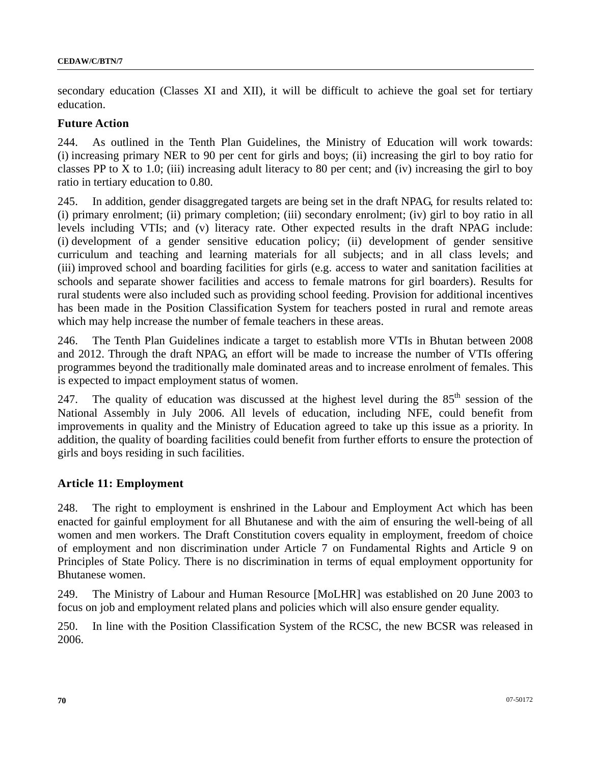secondary education (Classes XI and XII), it will be difficult to achieve the goal set for tertiary education.

**Future Action**

244. As outlined in the Tenth Plan Guidelines, the Ministry of Education will work towards: (i) increasing primary NER to 90 per cent for girls and boys; (ii) increasing the girl to boy ratio for classes PP to X to 1.0; (iii) increasing adult literacy to 80 per cent; and (iv) increasing the girl to boy ratio in tertiary education to 0.80.

245. In addition, gender disaggregated targets are being set in the draft NPAG, for results related to: (i) primary enrolment; (ii) primary completion; (iii) secondary enrolment; (iv) girl to boy ratio in all levels including VTIs; and (v) literacy rate. Other expected results in the draft NPAG include: (i) development of a gender sensitive education policy; (ii) development of gender sensitive curriculum and teaching and learning materials for all subjects; and in all class levels; and (iii) improved school and boarding facilities for girls (e.g. access to water and sanitation facilities at schools and separate shower facilities and access to female matrons for girl boarders). Results for rural students were also included such as providing school feeding. Provision for additional incentives has been made in the Position Classification System for teachers posted in rural and remote areas which may help increase the number of female teachers in these areas.

246. The Tenth Plan Guidelines indicate a target to establish more VTIs in Bhutan between 2008 and 2012. Through the draft NPAG, an effort will be made to increase the number of VTIs offering programmes beyond the traditionally male dominated areas and to increase enrolment of females. This is expected to impact employment status of women.

247. The quality of education was discussed at the highest level during the 85th session of the National Assembly in July 2006. All levels of education, including NFE, could benefit from improvements in quality and the Ministry of Education agreed to take up this issue as a priority. In addition, the quality of boarding facilities could benefit from further efforts to ensure the protection of girls and boys residing in such facilities.

## Article 11: Employment

248. The right to employment is enshrined in the Labour and Employment Act which has been enacted for gainful employment for all Bhutanese and with the aim of ensuring the well-being of all women and men workers. The Draft Constitution covers equality in employment, freedom of choice of employment and non discrimination under Article 7 on Fundamental Rights and Article 9 on Principles of State Policy. There is no discrimination in terms of equal employment opportunity for Bhutanese women.

249. The Ministry of Labour and Human Resource [MoLHR] was established on 20 June 2003 to focus on job and employment related plans and policies which will also ensure gender equality.

250. In line with the Position Classification System of the RCSC, the new BCSR was released in 2006.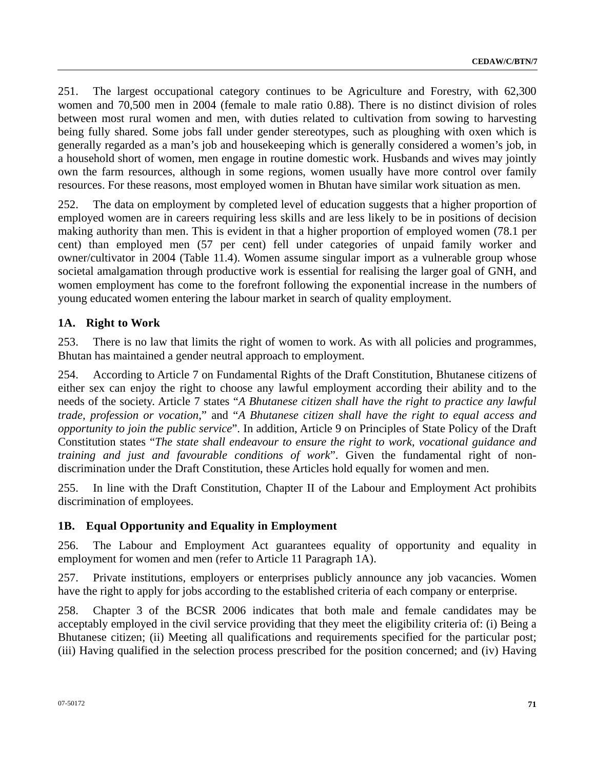251. The largest occupational category continues to be Agriculture and Forestry, with 62,300 women and 70,500 men in 2004 (female to male ratio 0.88). There is no distinct division of roles between most rural women and men, with duties related to cultivation from sowing to harvesting being fully shared. Some jobs fall under gender stereotypes, such as ploughing with oxen which is generally regarded as a man's job and housekeeping which is generally considered a women's job, in a household short of women, men engage in routine domestic work. Husbands and wives may jointly own the farm resources, although in some regions, women usually have more control over family resources. For these reasons, most employed women in Bhutan have similar work situation as men.

252. The data on employment by completed level of education suggests that a higher proportion of employed women are in careers requiring less skills and are less likely to be in positions of decision making authority than men. This is evident in that a higher proportion of employed women (78.1 per cent) than employed men (57 per cent) fell under categories of unpaid family worker and owner/cultivator in 2004 (Table 11.4). Women assume singular import as a vulnerable group whose societal amalgamation through productive work is essential for realising the larger goal of GNH, and women employment has come to the forefront following the exponential increase in the numbers of young educated women entering the labour market in search of quality employment.

### 1A. Right to Work

253. There is no law that limits the right of women to work. As with all policies and programmes, Bhutan has maintained a gender neutral approach to employment.

254. According to Article 7 on Fundamental Rights of the Draft Constitution, Bhutanese citizens of either sex can enjoy the right to choose any lawful employment according their ability and to the needs of the society. Article 7 states "*A Bhutanese citizen shall have the right to practice any lawful trade, profession or vocation*," and "*A Bhutanese citizen shall have the right to equal access and opportunity to join the public service*". In addition, Article 9 on Principles of State Policy of the Draft Constitution states "*The state shall endeavour to ensure the right to work, vocational guidance and training and just and favourable conditions of work*". Given the fundamental right of non-discrimination under the Draft Constitution, these Articles hold equally for women and men.

255. In line with the Draft Constitution, Chapter II of the Labour and Employment Act prohibits discrimination of employees.

### 1B. Equal Opportunity and Equality in Employment

256. The Labour and Employment Act guarantees equality of opportunity and equality in employment for women and men (refer to Article 11 Paragraph 1A).

257. Private institutions, employers or enterprises publicly announce any job vacancies. Women have the right to apply for jobs according to the established criteria of each company or enterprise.

258. Chapter 3 of the BCSR 2006 indicates that both male and female candidates may be acceptably employed in the civil service providing that they meet the eligibility criteria of: (i) Being a Bhutanese citizen; (ii) Meeting all qualifications and requirements specified for the particular post; (iii) Having qualified in the selection process prescribed for the position concerned; and (iv) Having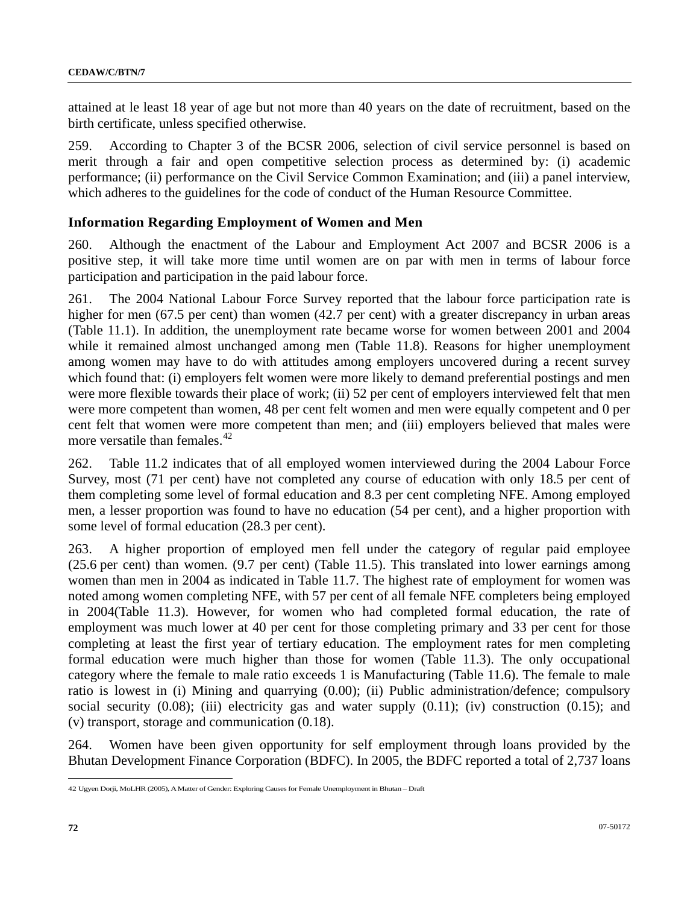attained at le least 18 year of age but not more than 40 years on the date of recruitment, based on the birth certificate, unless specified otherwise.

259. According to Chapter 3 of the BCSR 2006, selection of civil service personnel is based on merit through a fair and open competitive selection process as determined by: (i) academic performance; (ii) performance on the Civil Service Common Examination; and (iii) a panel interview, which adheres to the guidelines for the code of conduct of the Human Resource Committee.

### Information Regarding Employment of Women and Men

260. Although the enactment of the Labour and Employment Act 2007 and BCSR 2006 is a positive step, it will take more time until women are on par with men in terms of labour force participation and participation in the paid labour force.

261. The 2004 National Labour Force Survey reported that the labour force participation rate is higher for men (67.5 per cent) than women (42.7 per cent) with a greater discrepancy in urban areas (Table 11.1). In addition, the unemployment rate became worse for women between 2001 and 2004 while it remained almost unchanged among men (Table 11.8). Reasons for higher unemployment among women may have to do with attitudes among employers uncovered during a recent survey which found that: (i) employers felt women were more likely to demand preferential postings and men were more flexible towards their place of work; (ii) 52 per cent of employers interviewed felt that men were more competent than women, 48 per cent felt women and men were equally competent and 0 per cent felt that women were more competent than men; and (iii) employers believed that males were more versatile than females.[42]

262. Table 11.2 indicates that of all employed women interviewed during the 2004 Labour Force Survey, most (71 per cent) have not completed any course of education with only 18.5 per cent of them completing some level of formal education and 8.3 per cent completing NFE. Among employed men, a lesser proportion was found to have no education (54 per cent), and a higher proportion with some level of formal education (28.3 per cent).

263. A higher proportion of employed men fell under the category of regular paid employee (25.6 per cent) than women. (9.7 per cent) (Table 11.5). This translated into lower earnings among women than men in 2004 as indicated in Table 11.7. The highest rate of employment for women was noted among women completing NFE, with 57 per cent of all female NFE completers being employed in 2004(Table 11.3). However, for women who had completed formal education, the rate of employment was much lower at 40 per cent for those completing primary and 33 per cent for those completing at least the first year of tertiary education. The employment rates for men completing formal education were much higher than those for women (Table 11.3). The only occupational category where the female to male ratio exceeds 1 is Manufacturing (Table 11.6). The female to male ratio is lowest in (i) Mining and quarrying (0.00); (ii) Public administration/defence; compulsory social security (0.08); (iii) electricity gas and water supply (0.11); (iv) construction (0.15); and (v) transport, storage and communication (0.18).

264. Women have been given opportunity for self employment through loans provided by the Bhutan Development Finance Corporation (BDFC). In 2005, the BDFC reported a total of 2,737 loans

---

42 Ugyen Dorji, MoLHR (2005), A Matter of Gender: Exploring Causes for Female Unemployment in Bhutan – Draft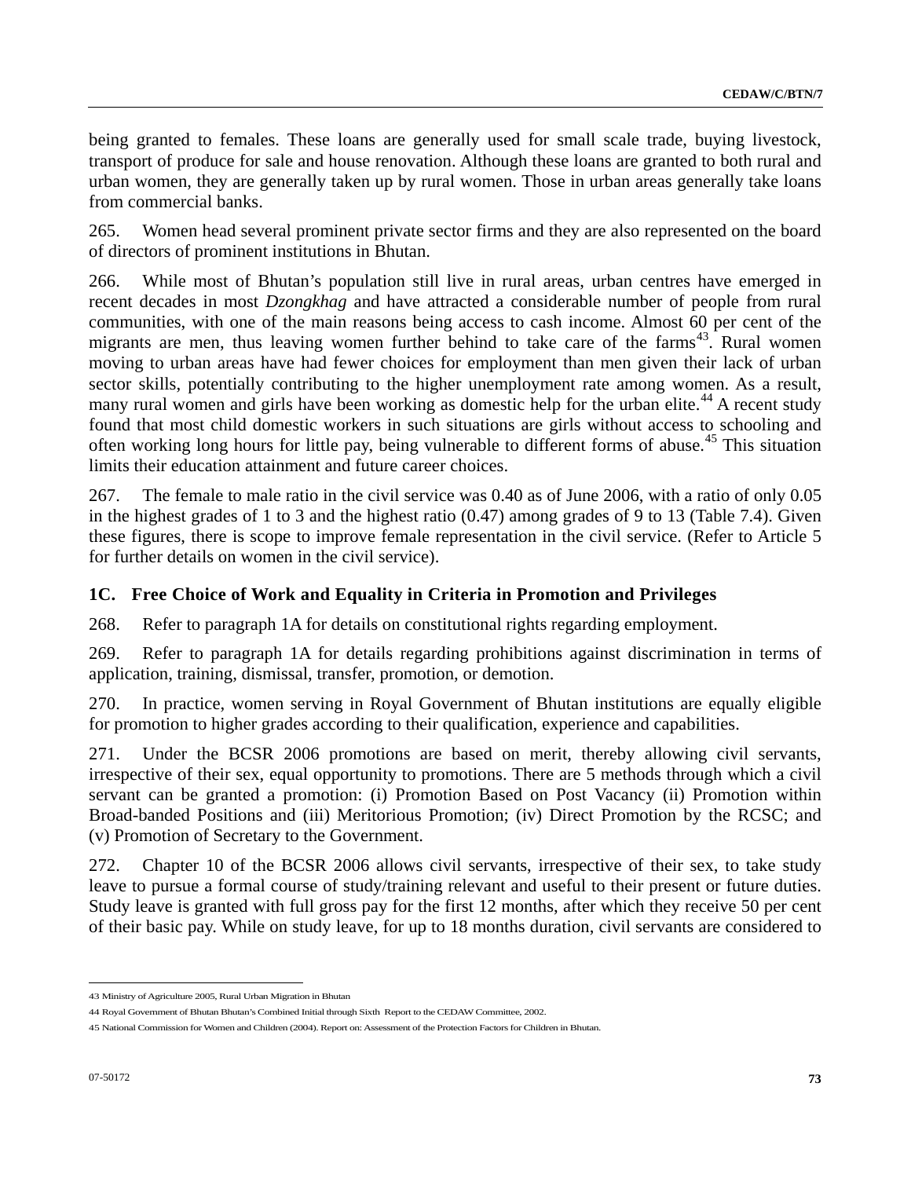being granted to females. These loans are generally used for small scale trade, buying livestock, transport of produce for sale and house renovation. Although these loans are granted to both rural and urban women, they are generally taken up by rural women. Those in urban areas generally take loans from commercial banks.

265. Women head several prominent private sector firms and they are also represented on the board of directors of prominent institutions in Bhutan.

266. While most of Bhutan's population still live in rural areas, urban centres have emerged in recent decades in most *Dzongkhag* and have attracted a considerable number of people from rural communities, with one of the main reasons being access to cash income. Almost 60 per cent of the migrants are men, thus leaving women further behind to take care of the farms[43]. Rural women moving to urban areas have had fewer choices for employment than men given their lack of urban sector skills, potentially contributing to the higher unemployment rate among women. As a result, many rural women and girls have been working as domestic help for the urban elite.[44] A recent study found that most child domestic workers in such situations are girls without access to schooling and often working long hours for little pay, being vulnerable to different forms of abuse.[45] This situation limits their education attainment and future career choices.

267. The female to male ratio in the civil service was 0.40 as of June 2006, with a ratio of only 0.05 in the highest grades of 1 to 3 and the highest ratio (0.47) among grades of 9 to 13 (Table 7.4). Given these figures, there is scope to improve female representation in the civil service. (Refer to Article 5 for further details on women in the civil service).

### 1C. Free Choice of Work and Equality in Criteria in Promotion and Privileges

268. Refer to paragraph 1A for details on constitutional rights regarding employment.

269. Refer to paragraph 1A for details regarding prohibitions against discrimination in terms of application, training, dismissal, transfer, promotion, or demotion.

270. In practice, women serving in Royal Government of Bhutan institutions are equally eligible for promotion to higher grades according to their qualification, experience and capabilities.

271. Under the BCSR 2006 promotions are based on merit, thereby allowing civil servants, irrespective of their sex, equal opportunity to promotions. There are 5 methods through which a civil servant can be granted a promotion: (i) Promotion Based on Post Vacancy (ii) Promotion within Broad-banded Positions and (iii) Meritorious Promotion; (iv) Direct Promotion by the RCSC; and (v) Promotion of Secretary to the Government.

272. Chapter 10 of the BCSR 2006 allows civil servants, irrespective of their sex, to take study leave to pursue a formal course of study/training relevant and useful to their present or future duties. Study leave is granted with full gross pay for the first 12 months, after which they receive 50 per cent of their basic pay. While on study leave, for up to 18 months duration, civil servants are considered to

---

43 Ministry of Agriculture 2005, Rural Urban Migration in Bhutan

44 Royal Government of Bhutan Bhutan's Combined Initial through Sixth Report to the CEDAW Committee, 2002.

45 National Commission for Women and Children (2004). Report on: Assessment of the Protection Factors for Children in Bhutan.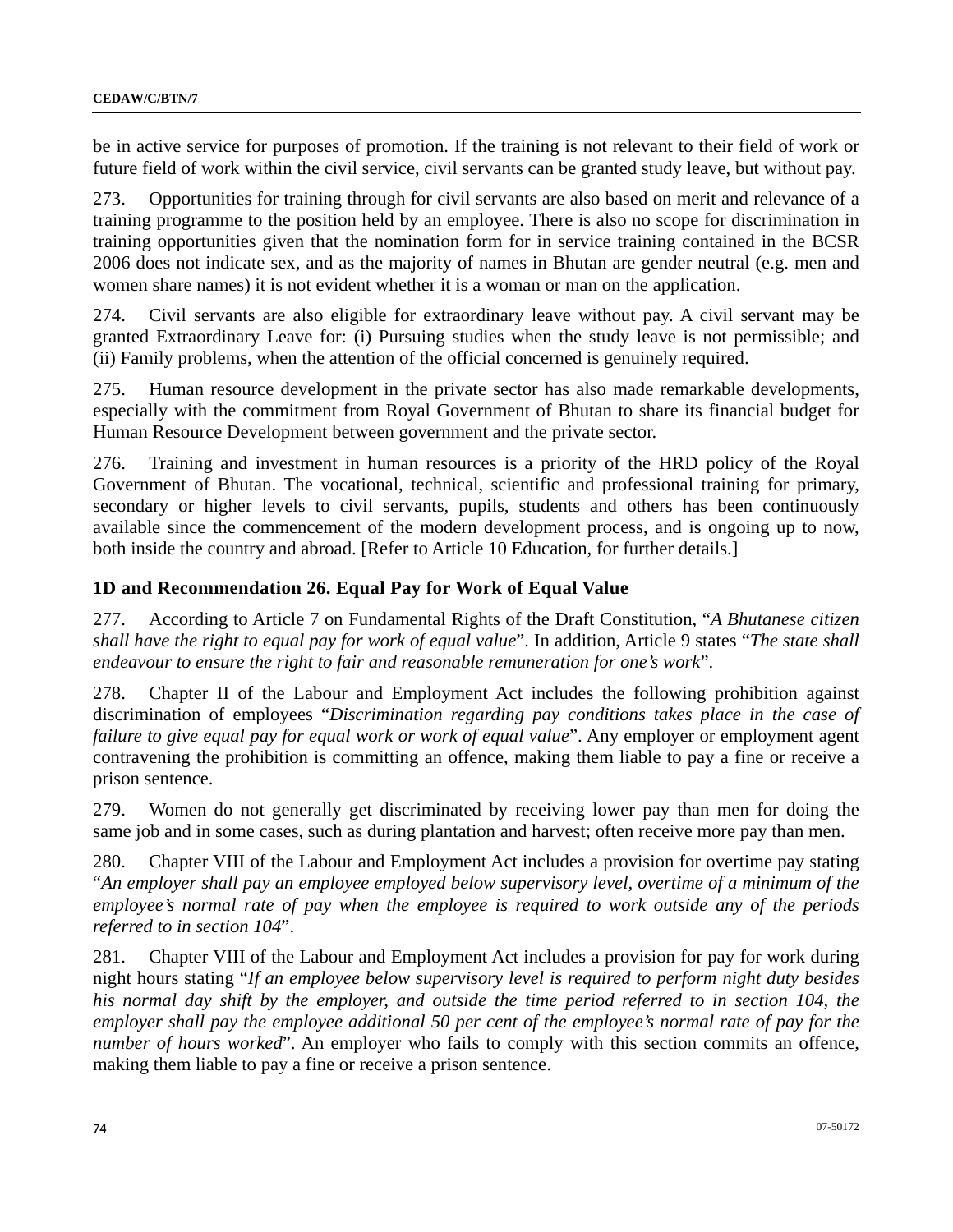be in active service for purposes of promotion. If the training is not relevant to their field of work or future field of work within the civil service, civil servants can be granted study leave, but without pay.

273. Opportunities for training through for civil servants are also based on merit and relevance of a training programme to the position held by an employee. There is also no scope for discrimination in training opportunities given that the nomination form for in service training contained in the BCSR 2006 does not indicate sex, and as the majority of names in Bhutan are gender neutral (e.g. men and women share names) it is not evident whether it is a woman or man on the application.

274. Civil servants are also eligible for extraordinary leave without pay. A civil servant may be granted Extraordinary Leave for: (i) Pursuing studies when the study leave is not permissible; and (ii) Family problems, when the attention of the official concerned is genuinely required.

275. Human resource development in the private sector has also made remarkable developments, especially with the commitment from Royal Government of Bhutan to share its financial budget for Human Resource Development between government and the private sector.

276. Training and investment in human resources is a priority of the HRD policy of the Royal Government of Bhutan. The vocational, technical, scientific and professional training for primary, secondary or higher levels to civil servants, pupils, students and others has been continuously available since the commencement of the modern development process, and is ongoing up to now, both inside the country and abroad. [Refer to Article 10 Education, for further details.]

### 1D and Recommendation 26. Equal Pay for Work of Equal Value

277. According to Article 7 on Fundamental Rights of the Draft Constitution, "*A Bhutanese citizen shall have the right to equal pay for work of equal value*". In addition, Article 9 states "*The state shall endeavour to ensure the right to fair and reasonable remuneration for one's work*".

278. Chapter II of the Labour and Employment Act includes the following prohibition against discrimination of employees "*Discrimination regarding pay conditions takes place in the case of failure to give equal pay for equal work or work of equal value*". Any employer or employment agent contravening the prohibition is committing an offence, making them liable to pay a fine or receive a prison sentence.

279. Women do not generally get discriminated by receiving lower pay than men for doing the same job and in some cases, such as during plantation and harvest; often receive more pay than men.

280. Chapter VIII of the Labour and Employment Act includes a provision for overtime pay stating "*An employer shall pay an employee employed below supervisory level, overtime of a minimum of the employee's normal rate of pay when the employee is required to work outside any of the periods referred to in section 104*".

281. Chapter VIII of the Labour and Employment Act includes a provision for pay for work during night hours stating "*If an employee below supervisory level is required to perform night duty besides his normal day shift by the employer, and outside the time period referred to in section 104, the employer shall pay the employee additional 50 per cent of the employee's normal rate of pay for the number of hours worked*". An employer who fails to comply with this section commits an offence, making them liable to pay a fine or receive a prison sentence.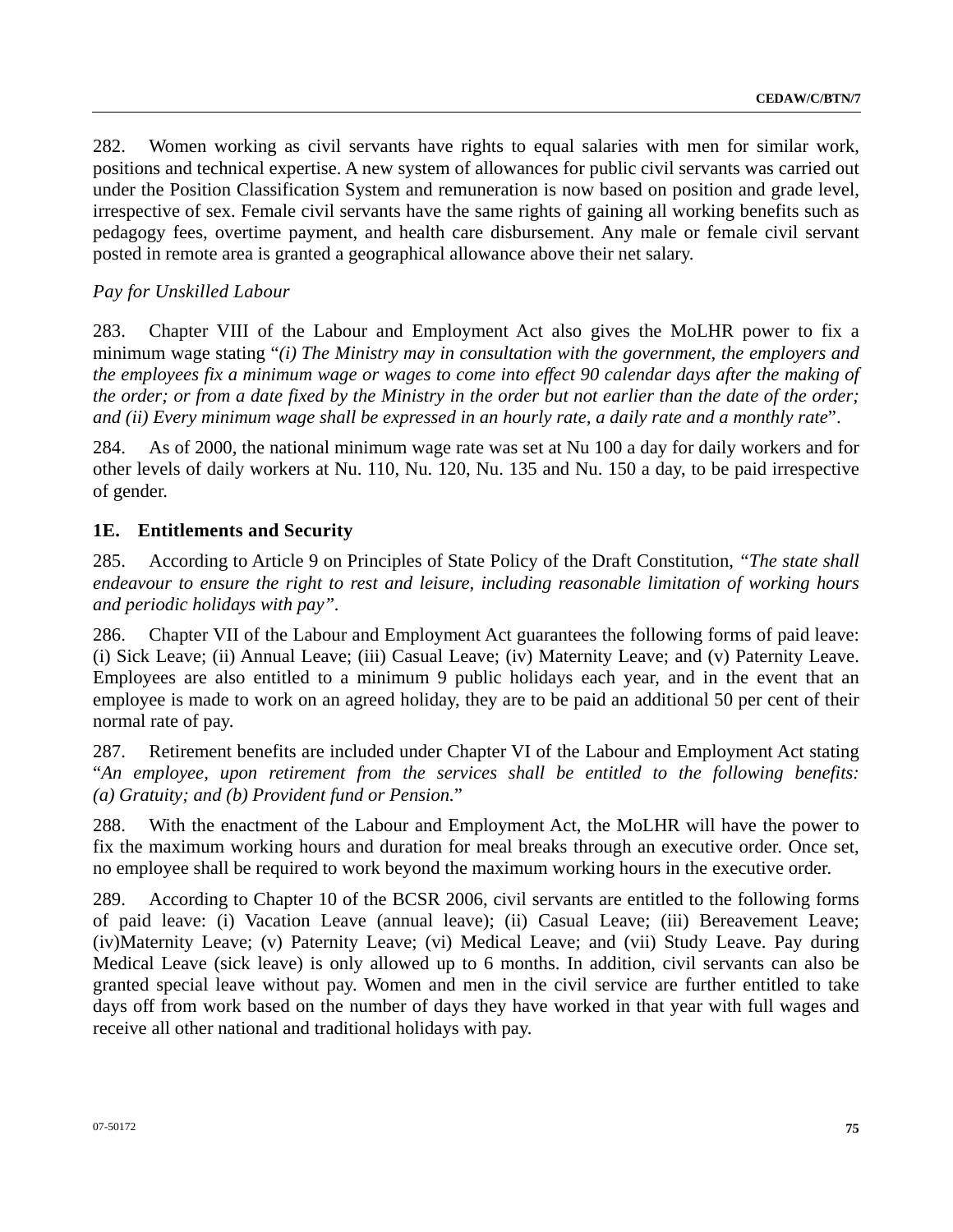282. Women working as civil servants have rights to equal salaries with men for similar work, positions and technical expertise. A new system of allowances for public civil servants was carried out under the Position Classification System and remuneration is now based on position and grade level, irrespective of sex. Female civil servants have the same rights of gaining all working benefits such as pedagogy fees, overtime payment, and health care disbursement. Any male or female civil servant posted in remote area is granted a geographical allowance above their net salary.

*Pay for Unskilled Labour*

283. Chapter VIII of the Labour and Employment Act also gives the MoLHR power to fix a minimum wage stating "*(i) The Ministry may in consultation with the government, the employers and the employees fix a minimum wage or wages to come into effect 90 calendar days after the making of the order; or from a date fixed by the Ministry in the order but not earlier than the date of the order; and (ii) Every minimum wage shall be expressed in an hourly rate, a daily rate and a monthly rate*".

284. As of 2000, the national minimum wage rate was set at Nu 100 a day for daily workers and for other levels of daily workers at Nu. 110, Nu. 120, Nu. 135 and Nu. 150 a day, to be paid irrespective of gender.

## 1E. Entitlements and Security

285. According to Article 9 on Principles of State Policy of the Draft Constitution, *"The state shall endeavour to ensure the right to rest and leisure, including reasonable limitation of working hours and periodic holidays with pay"*.

286. Chapter VII of the Labour and Employment Act guarantees the following forms of paid leave: (i) Sick Leave; (ii) Annual Leave; (iii) Casual Leave; (iv) Maternity Leave; and (v) Paternity Leave. Employees are also entitled to a minimum 9 public holidays each year, and in the event that an employee is made to work on an agreed holiday, they are to be paid an additional 50 per cent of their normal rate of pay.

287. Retirement benefits are included under Chapter VI of the Labour and Employment Act stating "*An employee, upon retirement from the services shall be entitled to the following benefits: (a) Gratuity; and (b) Provident fund or Pension.*"

288. With the enactment of the Labour and Employment Act, the MoLHR will have the power to fix the maximum working hours and duration for meal breaks through an executive order. Once set, no employee shall be required to work beyond the maximum working hours in the executive order.

289. According to Chapter 10 of the BCSR 2006, civil servants are entitled to the following forms of paid leave: (i) Vacation Leave (annual leave); (ii) Casual Leave; (iii) Bereavement Leave; (iv)Maternity Leave; (v) Paternity Leave; (vi) Medical Leave; and (vii) Study Leave. Pay during Medical Leave (sick leave) is only allowed up to 6 months. In addition, civil servants can also be granted special leave without pay. Women and men in the civil service are further entitled to take days off from work based on the number of days they have worked in that year with full wages and receive all other national and traditional holidays with pay.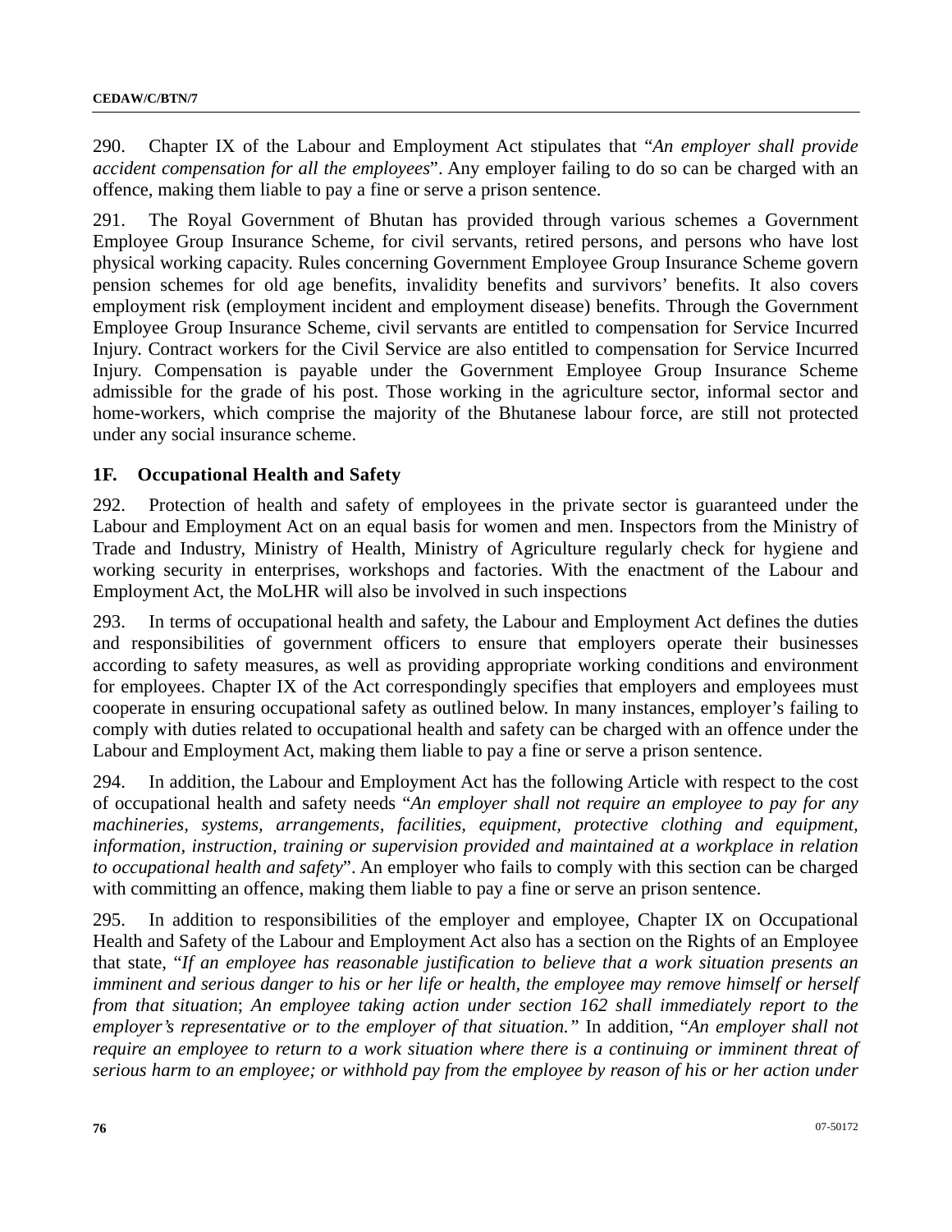290. Chapter IX of the Labour and Employment Act stipulates that "*An employer shall provide accident compensation for all the employees*". Any employer failing to do so can be charged with an offence, making them liable to pay a fine or serve a prison sentence.

291. The Royal Government of Bhutan has provided through various schemes a Government Employee Group Insurance Scheme, for civil servants, retired persons, and persons who have lost physical working capacity. Rules concerning Government Employee Group Insurance Scheme govern pension schemes for old age benefits, invalidity benefits and survivors' benefits. It also covers employment risk (employment incident and employment disease) benefits. Through the Government Employee Group Insurance Scheme, civil servants are entitled to compensation for Service Incurred Injury. Contract workers for the Civil Service are also entitled to compensation for Service Incurred Injury. Compensation is payable under the Government Employee Group Insurance Scheme admissible for the grade of his post. Those working in the agriculture sector, informal sector and home-workers, which comprise the majority of the Bhutanese labour force, are still not protected under any social insurance scheme.

## 1F. Occupational Health and Safety

292. Protection of health and safety of employees in the private sector is guaranteed under the Labour and Employment Act on an equal basis for women and men. Inspectors from the Ministry of Trade and Industry, Ministry of Health, Ministry of Agriculture regularly check for hygiene and working security in enterprises, workshops and factories. With the enactment of the Labour and Employment Act, the MoLHR will also be involved in such inspections

293. In terms of occupational health and safety, the Labour and Employment Act defines the duties and responsibilities of government officers to ensure that employers operate their businesses according to safety measures, as well as providing appropriate working conditions and environment for employees. Chapter IX of the Act correspondingly specifies that employers and employees must cooperate in ensuring occupational safety as outlined below. In many instances, employer's failing to comply with duties related to occupational health and safety can be charged with an offence under the Labour and Employment Act, making them liable to pay a fine or serve a prison sentence.

294. In addition, the Labour and Employment Act has the following Article with respect to the cost of occupational health and safety needs "*An employer shall not require an employee to pay for any machineries, systems, arrangements, facilities, equipment, protective clothing and equipment, information, instruction, training or supervision provided and maintained at a workplace in relation to occupational health and safety*". An employer who fails to comply with this section can be charged with committing an offence, making them liable to pay a fine or serve an prison sentence.

295. In addition to responsibilities of the employer and employee, Chapter IX on Occupational Health and Safety of the Labour and Employment Act also has a section on the Rights of an Employee that state, "*If an employee has reasonable justification to believe that a work situation presents an imminent and serious danger to his or her life or health, the employee may remove himself or herself from that situation*; *An employee taking action under section 162 shall immediately report to the employer's representative or to the employer of that situation.*" In addition, "*An employer shall not require an employee to return to a work situation where there is a continuing or imminent threat of serious harm to an employee; or withhold pay from the employee by reason of his or her action under*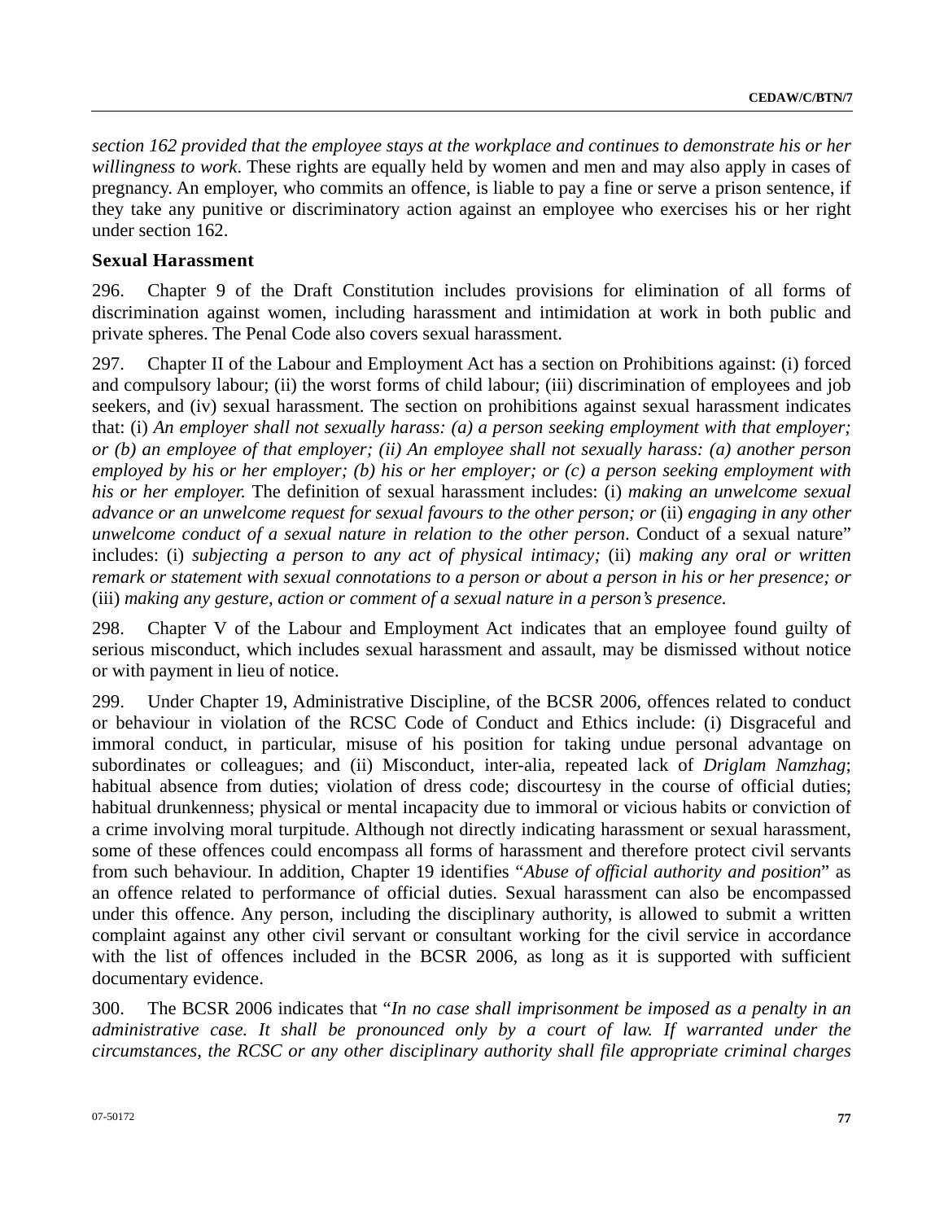*section 162 provided that the employee stays at the workplace and continues to demonstrate his or her willingness to work*. These rights are equally held by women and men and may also apply in cases of pregnancy. An employer, who commits an offence, is liable to pay a fine or serve a prison sentence, if they take any punitive or discriminatory action against an employee who exercises his or her right under section 162.

### Sexual Harassment

296. Chapter 9 of the Draft Constitution includes provisions for elimination of all forms of discrimination against women, including harassment and intimidation at work in both public and private spheres. The Penal Code also covers sexual harassment.

297. Chapter II of the Labour and Employment Act has a section on Prohibitions against: (i) forced and compulsory labour; (ii) the worst forms of child labour; (iii) discrimination of employees and job seekers, and (iv) sexual harassment. The section on prohibitions against sexual harassment indicates that: (i) *An employer shall not sexually harass: (a) a person seeking employment with that employer; or (b) an employee of that employer; (ii) An employee shall not sexually harass: (a) another person employed by his or her employer; (b) his or her employer; or (c) a person seeking employment with his or her employer.* The definition of sexual harassment includes: (i) *making an unwelcome sexual advance or an unwelcome request for sexual favours to the other person; or* (ii) *engaging in any other unwelcome conduct of a sexual nature in relation to the other person*. Conduct of a sexual nature" includes: (i) *subjecting a person to any act of physical intimacy;* (ii) *making any oral or written remark or statement with sexual connotations to a person or about a person in his or her presence; or* (iii) *making any gesture, action or comment of a sexual nature in a person's presence.*

298. Chapter V of the Labour and Employment Act indicates that an employee found guilty of serious misconduct, which includes sexual harassment and assault, may be dismissed without notice or with payment in lieu of notice.

299. Under Chapter 19, Administrative Discipline, of the BCSR 2006, offences related to conduct or behaviour in violation of the RCSC Code of Conduct and Ethics include: (i) Disgraceful and immoral conduct, in particular, misuse of his position for taking undue personal advantage on subordinates or colleagues; and (ii) Misconduct, inter-alia, repeated lack of *Driglam Namzhag*; habitual absence from duties; violation of dress code; discourtesy in the course of official duties; habitual drunkenness; physical or mental incapacity due to immoral or vicious habits or conviction of a crime involving moral turpitude. Although not directly indicating harassment or sexual harassment, some of these offences could encompass all forms of harassment and therefore protect civil servants from such behaviour. In addition, Chapter 19 identifies "*Abuse of official authority and position*" as an offence related to performance of official duties. Sexual harassment can also be encompassed under this offence. Any person, including the disciplinary authority, is allowed to submit a written complaint against any other civil servant or consultant working for the civil service in accordance with the list of offences included in the BCSR 2006, as long as it is supported with sufficient documentary evidence.

300. The BCSR 2006 indicates that "*In no case shall imprisonment be imposed as a penalty in an administrative case. It shall be pronounced only by a court of law. If warranted under the circumstances, the RCSC or any other disciplinary authority shall file appropriate criminal charges*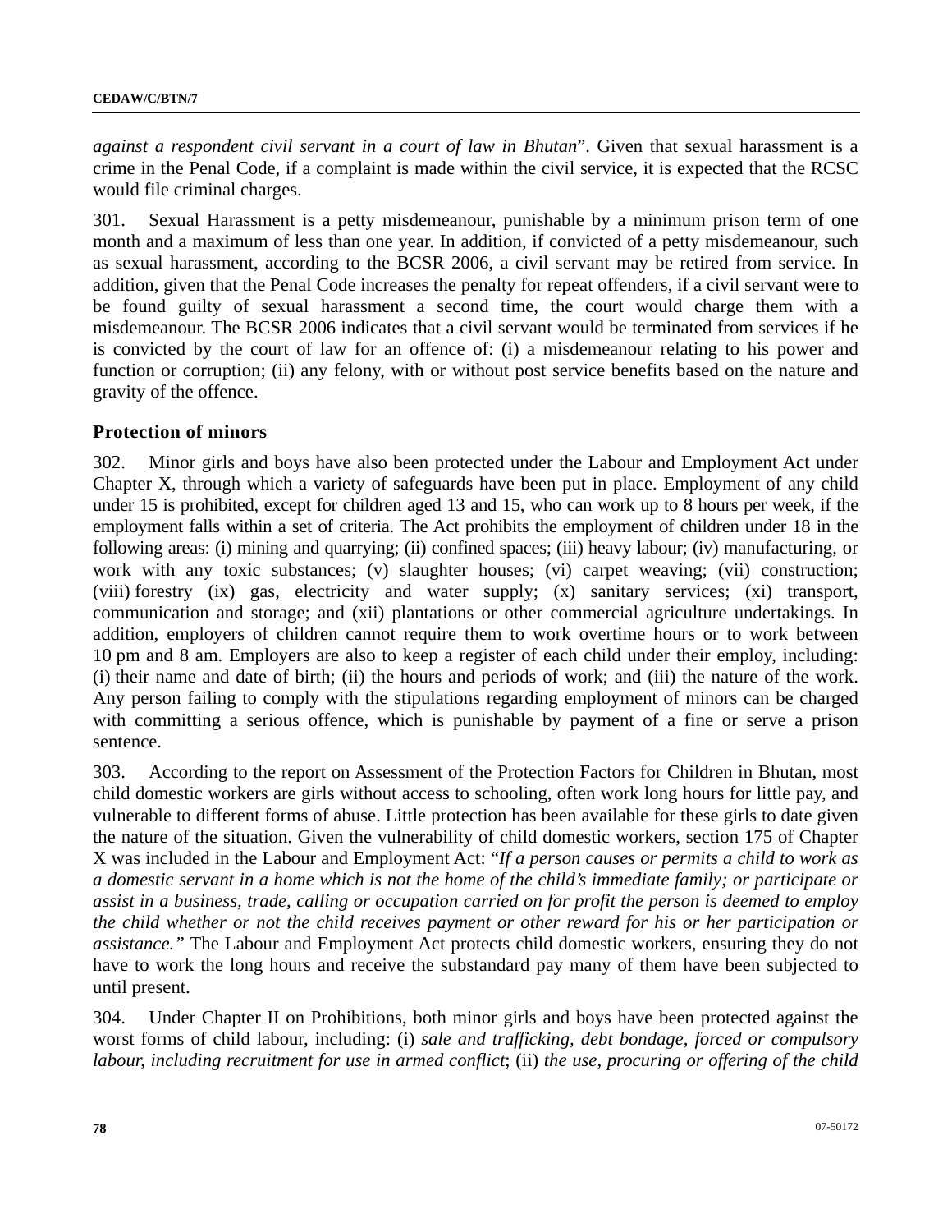*against a respondent civil servant in a court of law in Bhutan*". Given that sexual harassment is a crime in the Penal Code, if a complaint is made within the civil service, it is expected that the RCSC would file criminal charges.

301. Sexual Harassment is a petty misdemeanour, punishable by a minimum prison term of one month and a maximum of less than one year. In addition, if convicted of a petty misdemeanour, such as sexual harassment, according to the BCSR 2006, a civil servant may be retired from service. In addition, given that the Penal Code increases the penalty for repeat offenders, if a civil servant were to be found guilty of sexual harassment a second time, the court would charge them with a misdemeanour. The BCSR 2006 indicates that a civil servant would be terminated from services if he is convicted by the court of law for an offence of: (i) a misdemeanour relating to his power and function or corruption; (ii) any felony, with or without post service benefits based on the nature and gravity of the offence.

### Protection of minors

302. Minor girls and boys have also been protected under the Labour and Employment Act under Chapter X, through which a variety of safeguards have been put in place. Employment of any child under 15 is prohibited, except for children aged 13 and 15, who can work up to 8 hours per week, if the employment falls within a set of criteria. The Act prohibits the employment of children under 18 in the following areas: (i) mining and quarrying; (ii) confined spaces; (iii) heavy labour; (iv) manufacturing, or work with any toxic substances; (v) slaughter houses; (vi) carpet weaving; (vii) construction; (viii) forestry (ix) gas, electricity and water supply; (x) sanitary services; (xi) transport, communication and storage; and (xii) plantations or other commercial agriculture undertakings. In addition, employers of children cannot require them to work overtime hours or to work between 10 pm and 8 am. Employers are also to keep a register of each child under their employ, including: (i) their name and date of birth; (ii) the hours and periods of work; and (iii) the nature of the work. Any person failing to comply with the stipulations regarding employment of minors can be charged with committing a serious offence, which is punishable by payment of a fine or serve a prison sentence.

303. According to the report on Assessment of the Protection Factors for Children in Bhutan, most child domestic workers are girls without access to schooling, often work long hours for little pay, and vulnerable to different forms of abuse. Little protection has been available for these girls to date given the nature of the situation. Given the vulnerability of child domestic workers, section 175 of Chapter X was included in the Labour and Employment Act: "*If a person causes or permits a child to work as a domestic servant in a home which is not the home of the child's immediate family; or participate or assist in a business, trade, calling or occupation carried on for profit the person is deemed to employ the child whether or not the child receives payment or other reward for his or her participation or assistance.*" The Labour and Employment Act protects child domestic workers, ensuring they do not have to work the long hours and receive the substandard pay many of them have been subjected to until present.

304. Under Chapter II on Prohibitions, both minor girls and boys have been protected against the worst forms of child labour, including: (i) *sale and trafficking, debt bondage, forced or compulsory labour, including recruitment for use in armed conflict*; (ii) *the use, procuring or offering of the child*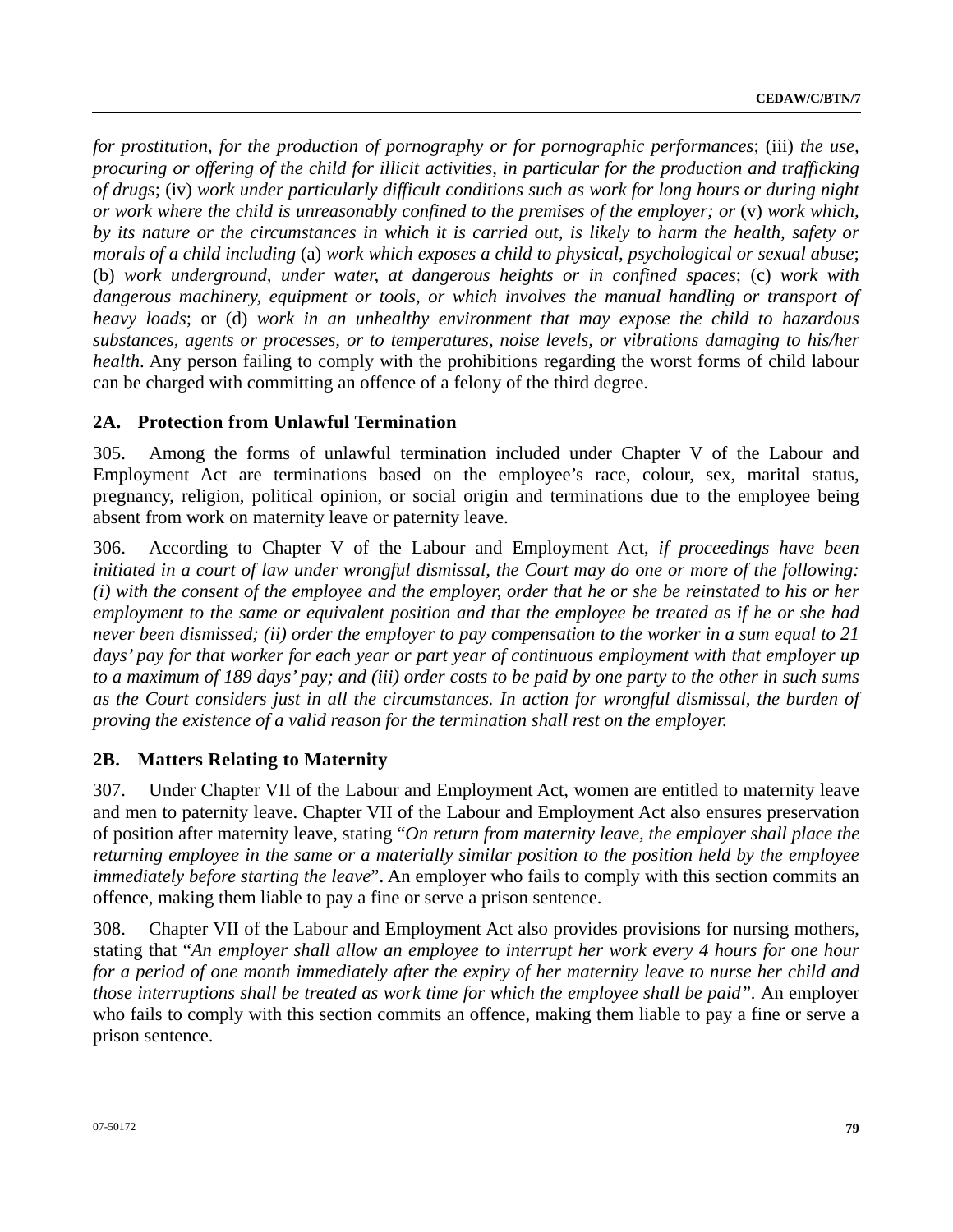*for prostitution, for the production of pornography or for pornographic performances*; (iii) *the use, procuring or offering of the child for illicit activities, in particular for the production and trafficking of drugs*; (iv) *work under particularly difficult conditions such as work for long hours or during night or work where the child is unreasonably confined to the premises of the employer; or* (v) *work which, by its nature or the circumstances in which it is carried out, is likely to harm the health, safety or morals of a child including* (a) *work which exposes a child to physical, psychological or sexual abuse*; (b) *work underground, under water, at dangerous heights or in confined spaces*; (c) *work with dangerous machinery, equipment or tools, or which involves the manual handling or transport of heavy loads*; or (d) *work in an unhealthy environment that may expose the child to hazardous substances, agents or processes, or to temperatures, noise levels, or vibrations damaging to his/her health*. Any person failing to comply with the prohibitions regarding the worst forms of child labour can be charged with committing an offence of a felony of the third degree.

### 2A. Protection from Unlawful Termination

305. Among the forms of unlawful termination included under Chapter V of the Labour and Employment Act are terminations based on the employee's race, colour, sex, marital status, pregnancy, religion, political opinion, or social origin and terminations due to the employee being absent from work on maternity leave or paternity leave.

306. According to Chapter V of the Labour and Employment Act, *if proceedings have been initiated in a court of law under wrongful dismissal, the Court may do one or more of the following: (i) with the consent of the employee and the employer, order that he or she be reinstated to his or her employment to the same or equivalent position and that the employee be treated as if he or she had never been dismissed; (ii) order the employer to pay compensation to the worker in a sum equal to 21 days' pay for that worker for each year or part year of continuous employment with that employer up to a maximum of 189 days' pay; and (iii) order costs to be paid by one party to the other in such sums as the Court considers just in all the circumstances. In action for wrongful dismissal, the burden of proving the existence of a valid reason for the termination shall rest on the employer.*

### 2B. Matters Relating to Maternity

307. Under Chapter VII of the Labour and Employment Act, women are entitled to maternity leave and men to paternity leave. Chapter VII of the Labour and Employment Act also ensures preservation of position after maternity leave, stating "*On return from maternity leave, the employer shall place the returning employee in the same or a materially similar position to the position held by the employee immediately before starting the leave*". An employer who fails to comply with this section commits an offence, making them liable to pay a fine or serve a prison sentence.

308. Chapter VII of the Labour and Employment Act also provides provisions for nursing mothers, stating that "*An employer shall allow an employee to interrupt her work every 4 hours for one hour for a period of one month immediately after the expiry of her maternity leave to nurse her child and those interruptions shall be treated as work time for which the employee shall be paid*". An employer who fails to comply with this section commits an offence, making them liable to pay a fine or serve a prison sentence.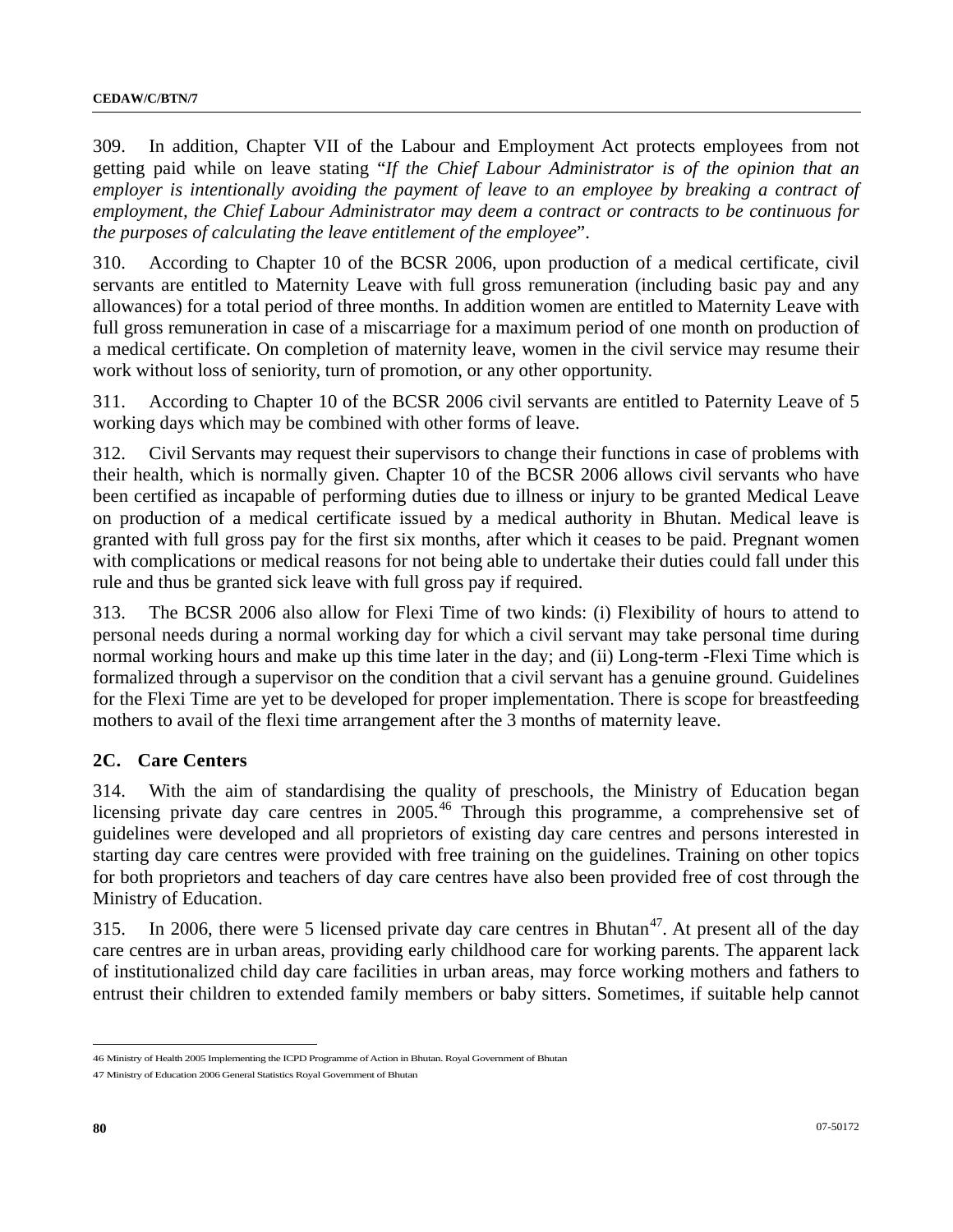309. In addition, Chapter VII of the Labour and Employment Act protects employees from not getting paid while on leave stating "*If the Chief Labour Administrator is of the opinion that an employer is intentionally avoiding the payment of leave to an employee by breaking a contract of employment, the Chief Labour Administrator may deem a contract or contracts to be continuous for the purposes of calculating the leave entitlement of the employee*".

310. According to Chapter 10 of the BCSR 2006, upon production of a medical certificate, civil servants are entitled to Maternity Leave with full gross remuneration (including basic pay and any allowances) for a total period of three months. In addition women are entitled to Maternity Leave with full gross remuneration in case of a miscarriage for a maximum period of one month on production of a medical certificate. On completion of maternity leave, women in the civil service may resume their work without loss of seniority, turn of promotion, or any other opportunity.

311. According to Chapter 10 of the BCSR 2006 civil servants are entitled to Paternity Leave of 5 working days which may be combined with other forms of leave.

312. Civil Servants may request their supervisors to change their functions in case of problems with their health, which is normally given. Chapter 10 of the BCSR 2006 allows civil servants who have been certified as incapable of performing duties due to illness or injury to be granted Medical Leave on production of a medical certificate issued by a medical authority in Bhutan. Medical leave is granted with full gross pay for the first six months, after which it ceases to be paid. Pregnant women with complications or medical reasons for not being able to undertake their duties could fall under this rule and thus be granted sick leave with full gross pay if required.

313. The BCSR 2006 also allow for Flexi Time of two kinds: (i) Flexibility of hours to attend to personal needs during a normal working day for which a civil servant may take personal time during normal working hours and make up this time later in the day; and (ii) Long-term -Flexi Time which is formalized through a supervisor on the condition that a civil servant has a genuine ground. Guidelines for the Flexi Time are yet to be developed for proper implementation. There is scope for breastfeeding mothers to avail of the flexi time arrangement after the 3 months of maternity leave.

## 2C. Care Centers

314. With the aim of standardising the quality of preschools, the Ministry of Education began licensing private day care centres in 2005.[46] Through this programme, a comprehensive set of guidelines were developed and all proprietors of existing day care centres and persons interested in starting day care centres were provided with free training on the guidelines. Training on other topics for both proprietors and teachers of day care centres have also been provided free of cost through the Ministry of Education.

315. In 2006, there were 5 licensed private day care centres in Bhutan[47]. At present all of the day care centres are in urban areas, providing early childhood care for working parents. The apparent lack of institutionalized child day care facilities in urban areas, may force working mothers and fathers to entrust their children to extended family members or baby sitters. Sometimes, if suitable help cannot

46 Ministry of Health 2005 Implementing the ICPD Programme of Action in Bhutan. Royal Government of Bhutan

47 Ministry of Education 2006 General Statistics Royal Government of Bhutan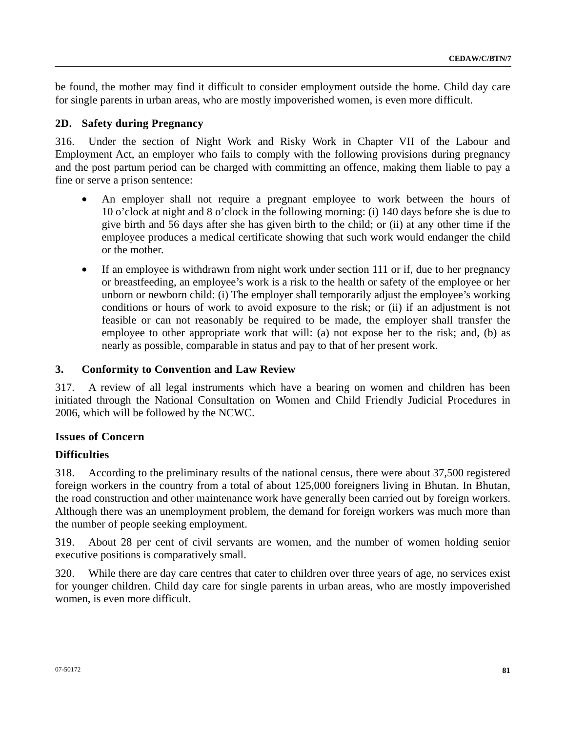be found, the mother may find it difficult to consider employment outside the home. Child day care for single parents in urban areas, who are mostly impoverished women, is even more difficult.

### 2D. Safety during Pregnancy

316. Under the section of Night Work and Risky Work in Chapter VII of the Labour and Employment Act, an employer who fails to comply with the following provisions during pregnancy and the post partum period can be charged with committing an offence, making them liable to pay a fine or serve a prison sentence:

- An employer shall not require a pregnant employee to work between the hours of 10 o'clock at night and 8 o'clock in the following morning: (i) 140 days before she is due to give birth and 56 days after she has given birth to the child; or (ii) at any other time if the employee produces a medical certificate showing that such work would endanger the child or the mother.

- If an employee is withdrawn from night work under section 111 or if, due to her pregnancy or breastfeeding, an employee's work is a risk to the health or safety of the employee or her unborn or newborn child: (i) The employer shall temporarily adjust the employee's working conditions or hours of work to avoid exposure to the risk; or (ii) if an adjustment is not feasible or can not reasonably be required to be made, the employer shall transfer the employee to other appropriate work that will: (a) not expose her to the risk; and, (b) as nearly as possible, comparable in status and pay to that of her present work.

### 3. Conformity to Convention and Law Review

317. A review of all legal instruments which have a bearing on women and children has been initiated through the National Consultation on Women and Child Friendly Judicial Procedures in 2006, which will be followed by the NCWC.

### Issues of Concern

### Difficulties

318. According to the preliminary results of the national census, there were about 37,500 registered foreign workers in the country from a total of about 125,000 foreigners living in Bhutan. In Bhutan, the road construction and other maintenance work have generally been carried out by foreign workers. Although there was an unemployment problem, the demand for foreign workers was much more than the number of people seeking employment.

319. About 28 per cent of civil servants are women, and the number of women holding senior executive positions is comparatively small.

320. While there are day care centres that cater to children over three years of age, no services exist for younger children. Child day care for single parents in urban areas, who are mostly impoverished women, is even more difficult.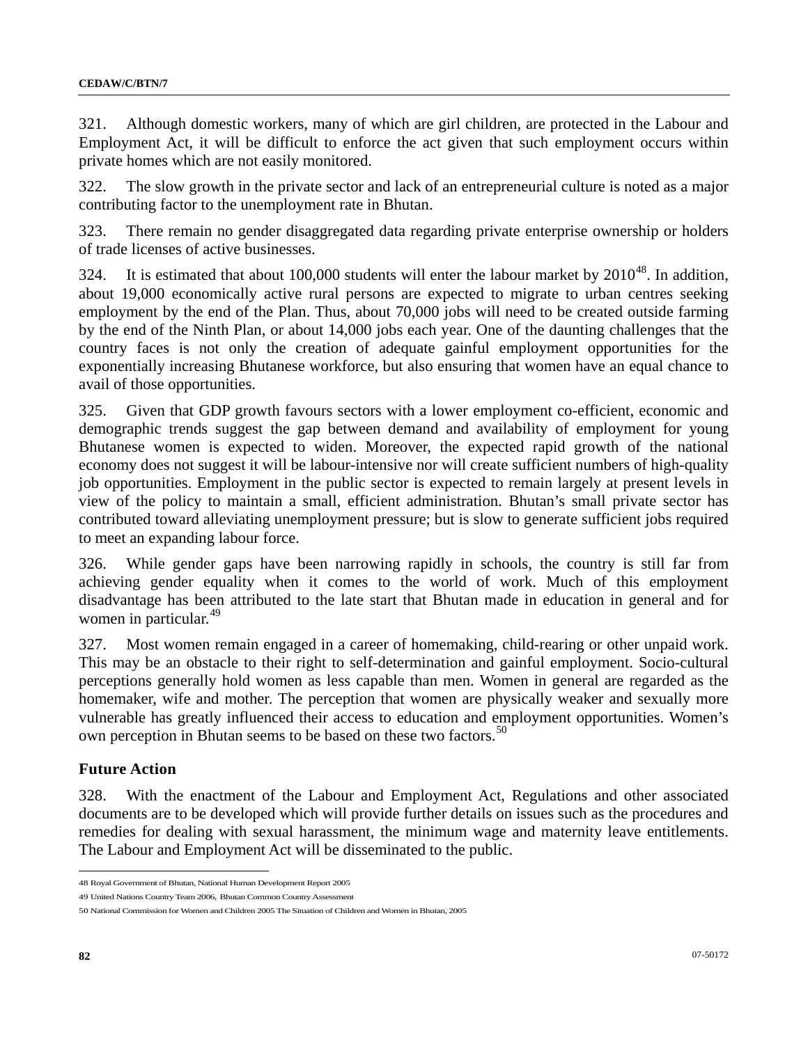321. Although domestic workers, many of which are girl children, are protected in the Labour and Employment Act, it will be difficult to enforce the act given that such employment occurs within private homes which are not easily monitored.

322. The slow growth in the private sector and lack of an entrepreneurial culture is noted as a major contributing factor to the unemployment rate in Bhutan.

323. There remain no gender disaggregated data regarding private enterprise ownership or holders of trade licenses of active businesses.

324. It is estimated that about 100,000 students will enter the labour market by 2010[48]. In addition, about 19,000 economically active rural persons are expected to migrate to urban centres seeking employment by the end of the Plan. Thus, about 70,000 jobs will need to be created outside farming by the end of the Ninth Plan, or about 14,000 jobs each year. One of the daunting challenges that the country faces is not only the creation of adequate gainful employment opportunities for the exponentially increasing Bhutanese workforce, but also ensuring that women have an equal chance to avail of those opportunities.

325. Given that GDP growth favours sectors with a lower employment co-efficient, economic and demographic trends suggest the gap between demand and availability of employment for young Bhutanese women is expected to widen. Moreover, the expected rapid growth of the national economy does not suggest it will be labour-intensive nor will create sufficient numbers of high-quality job opportunities. Employment in the public sector is expected to remain largely at present levels in view of the policy to maintain a small, efficient administration. Bhutan's small private sector has contributed toward alleviating unemployment pressure; but is slow to generate sufficient jobs required to meet an expanding labour force.

326. While gender gaps have been narrowing rapidly in schools, the country is still far from achieving gender equality when it comes to the world of work. Much of this employment disadvantage has been attributed to the late start that Bhutan made in education in general and for women in particular.[49]

327. Most women remain engaged in a career of homemaking, child-rearing or other unpaid work. This may be an obstacle to their right to self-determination and gainful employment. Socio-cultural perceptions generally hold women as less capable than men. Women in general are regarded as the homemaker, wife and mother. The perception that women are physically weaker and sexually more vulnerable has greatly influenced their access to education and employment opportunities. Women's own perception in Bhutan seems to be based on these two factors.[50]

## Future Action

328. With the enactment of the Labour and Employment Act, Regulations and other associated documents are to be developed which will provide further details on issues such as the procedures and remedies for dealing with sexual harassment, the minimum wage and maternity leave entitlements. The Labour and Employment Act will be disseminated to the public.

---

48 Royal Government of Bhutan, National Human Development Report 2005

49 United Nations Country Team 2006, Bhutan Common Country Assessment

50 National Commission for Women and Children 2005 The Situation of Children and Women in Bhutan, 2005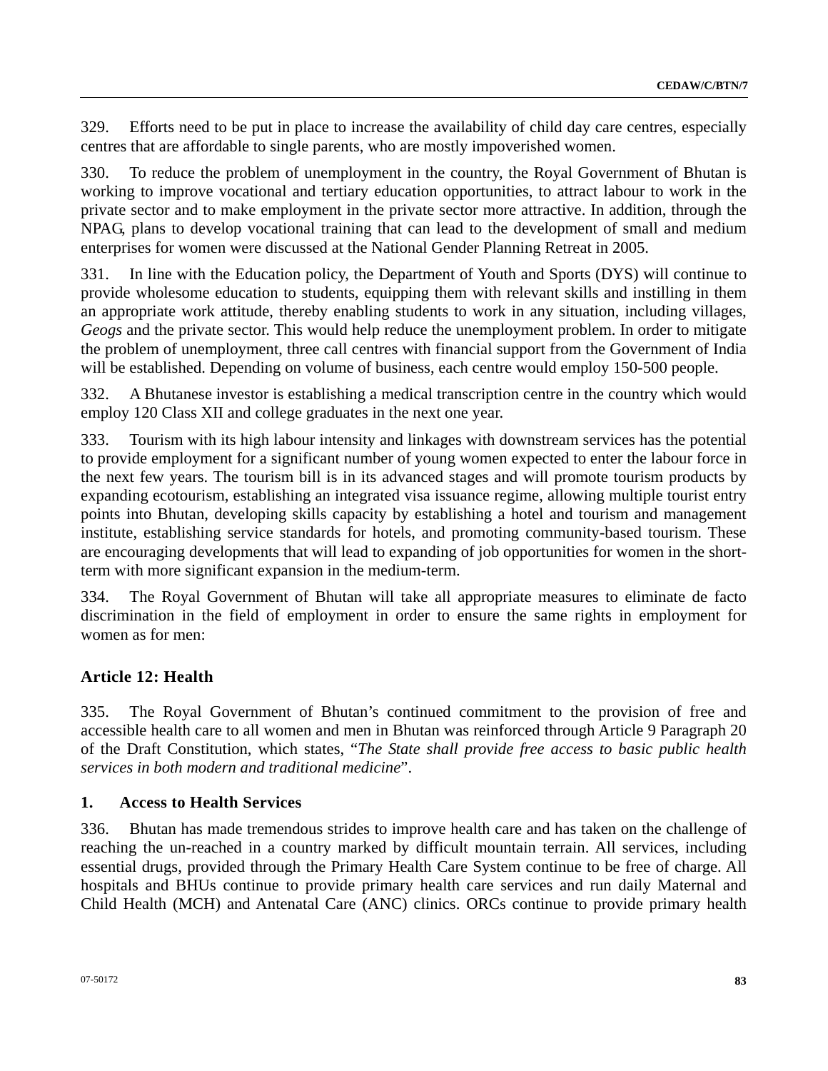329. Efforts need to be put in place to increase the availability of child day care centres, especially centres that are affordable to single parents, who are mostly impoverished women.

330. To reduce the problem of unemployment in the country, the Royal Government of Bhutan is working to improve vocational and tertiary education opportunities, to attract labour to work in the private sector and to make employment in the private sector more attractive. In addition, through the NPAG, plans to develop vocational training that can lead to the development of small and medium enterprises for women were discussed at the National Gender Planning Retreat in 2005.

331. In line with the Education policy, the Department of Youth and Sports (DYS) will continue to provide wholesome education to students, equipping them with relevant skills and instilling in them an appropriate work attitude, thereby enabling students to work in any situation, including villages, *Geogs* and the private sector. This would help reduce the unemployment problem. In order to mitigate the problem of unemployment, three call centres with financial support from the Government of India will be established. Depending on volume of business, each centre would employ 150-500 people.

332. A Bhutanese investor is establishing a medical transcription centre in the country which would employ 120 Class XII and college graduates in the next one year.

333. Tourism with its high labour intensity and linkages with downstream services has the potential to provide employment for a significant number of young women expected to enter the labour force in the next few years. The tourism bill is in its advanced stages and will promote tourism products by expanding ecotourism, establishing an integrated visa issuance regime, allowing multiple tourist entry points into Bhutan, developing skills capacity by establishing a hotel and tourism and management institute, establishing service standards for hotels, and promoting community-based tourism. These are encouraging developments that will lead to expanding of job opportunities for women in the short-term with more significant expansion in the medium-term.

334. The Royal Government of Bhutan will take all appropriate measures to eliminate de facto discrimination in the field of employment in order to ensure the same rights in employment for women as for men:

## Article 12: Health

335. The Royal Government of Bhutan's continued commitment to the provision of free and accessible health care to all women and men in Bhutan was reinforced through Article 9 Paragraph 20 of the Draft Constitution, which states, "*The State shall provide free access to basic public health services in both modern and traditional medicine*".

### 1. Access to Health Services

336. Bhutan has made tremendous strides to improve health care and has taken on the challenge of reaching the un-reached in a country marked by difficult mountain terrain. All services, including essential drugs, provided through the Primary Health Care System continue to be free of charge. All hospitals and BHUs continue to provide primary health care services and run daily Maternal and Child Health (MCH) and Antenatal Care (ANC) clinics. ORCs continue to provide primary health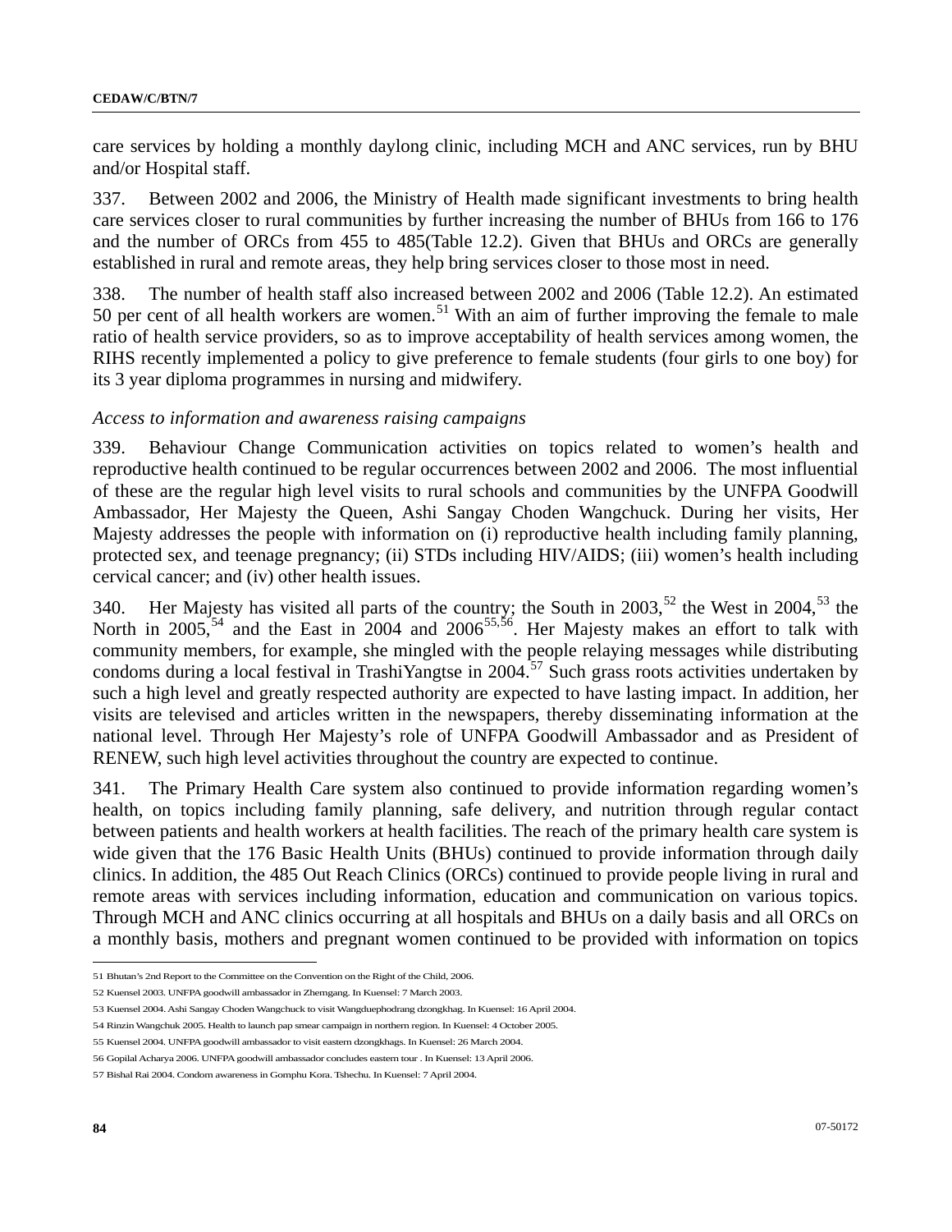care services by holding a monthly daylong clinic, including MCH and ANC services, run by BHU and/or Hospital staff.

337. Between 2002 and 2006, the Ministry of Health made significant investments to bring health care services closer to rural communities by further increasing the number of BHUs from 166 to 176 and the number of ORCs from 455 to 485(Table 12.2). Given that BHUs and ORCs are generally established in rural and remote areas, they help bring services closer to those most in need.

338. The number of health staff also increased between 2002 and 2006 (Table 12.2). An estimated 50 per cent of all health workers are women.[51] With an aim of further improving the female to male ratio of health service providers, so as to improve acceptability of health services among women, the RIHS recently implemented a policy to give preference to female students (four girls to one boy) for its 3 year diploma programmes in nursing and midwifery.

*Access to information and awareness raising campaigns*

339. Behaviour Change Communication activities on topics related to women's health and reproductive health continued to be regular occurrences between 2002 and 2006. The most influential of these are the regular high level visits to rural schools and communities by the UNFPA Goodwill Ambassador, Her Majesty the Queen, Ashi Sangay Choden Wangchuck. During her visits, Her Majesty addresses the people with information on (i) reproductive health including family planning, protected sex, and teenage pregnancy; (ii) STDs including HIV/AIDS; (iii) women's health including cervical cancer; and (iv) other health issues.

340. Her Majesty has visited all parts of the country; the South in 2003,[52] the West in 2004,[53] the North in 2005,[54] and the East in 2004 and 2006[55,56]. Her Majesty makes an effort to talk with community members, for example, she mingled with the people relaying messages while distributing condoms during a local festival in TrashiYangtse in 2004.[57] Such grass roots activities undertaken by such a high level and greatly respected authority are expected to have lasting impact. In addition, her visits are televised and articles written in the newspapers, thereby disseminating information at the national level. Through Her Majesty's role of UNFPA Goodwill Ambassador and as President of RENEW, such high level activities throughout the country are expected to continue.

341. The Primary Health Care system also continued to provide information regarding women's health, on topics including family planning, safe delivery, and nutrition through regular contact between patients and health workers at health facilities. The reach of the primary health care system is wide given that the 176 Basic Health Units (BHUs) continued to provide information through daily clinics. In addition, the 485 Out Reach Clinics (ORCs) continued to provide people living in rural and remote areas with services including information, education and communication on various topics. Through MCH and ANC clinics occurring at all hospitals and BHUs on a daily basis and all ORCs on a monthly basis, mothers and pregnant women continued to be provided with information on topics

---

51 Bhutan's 2nd Report to the Committee on the Convention on the Right of the Child, 2006.

52 Kuensel 2003. UNFPA goodwill ambassador in Zhemgang. In Kuensel: 7 March 2003.

53 Kuensel 2004. Ashi Sangay Choden Wangchuck to visit Wangduephodrang dzongkhag. In Kuensel: 16 April 2004.

54 Rinzin Wangchuk 2005. Health to launch pap smear campaign in northern region. In Kuensel: 4 October 2005.

55 Kuensel 2004. UNFPA goodwill ambassador to visit eastern dzongkhags. In Kuensel: 26 March 2004.

56 Gopilal Acharya 2006. UNFPA goodwill ambassador concludes eastern tour . In Kuensel: 13 April 2006.

57 Bishal Rai 2004. Condom awareness in Gomphu Kora. Tshechu. In Kuensel: 7 April 2004.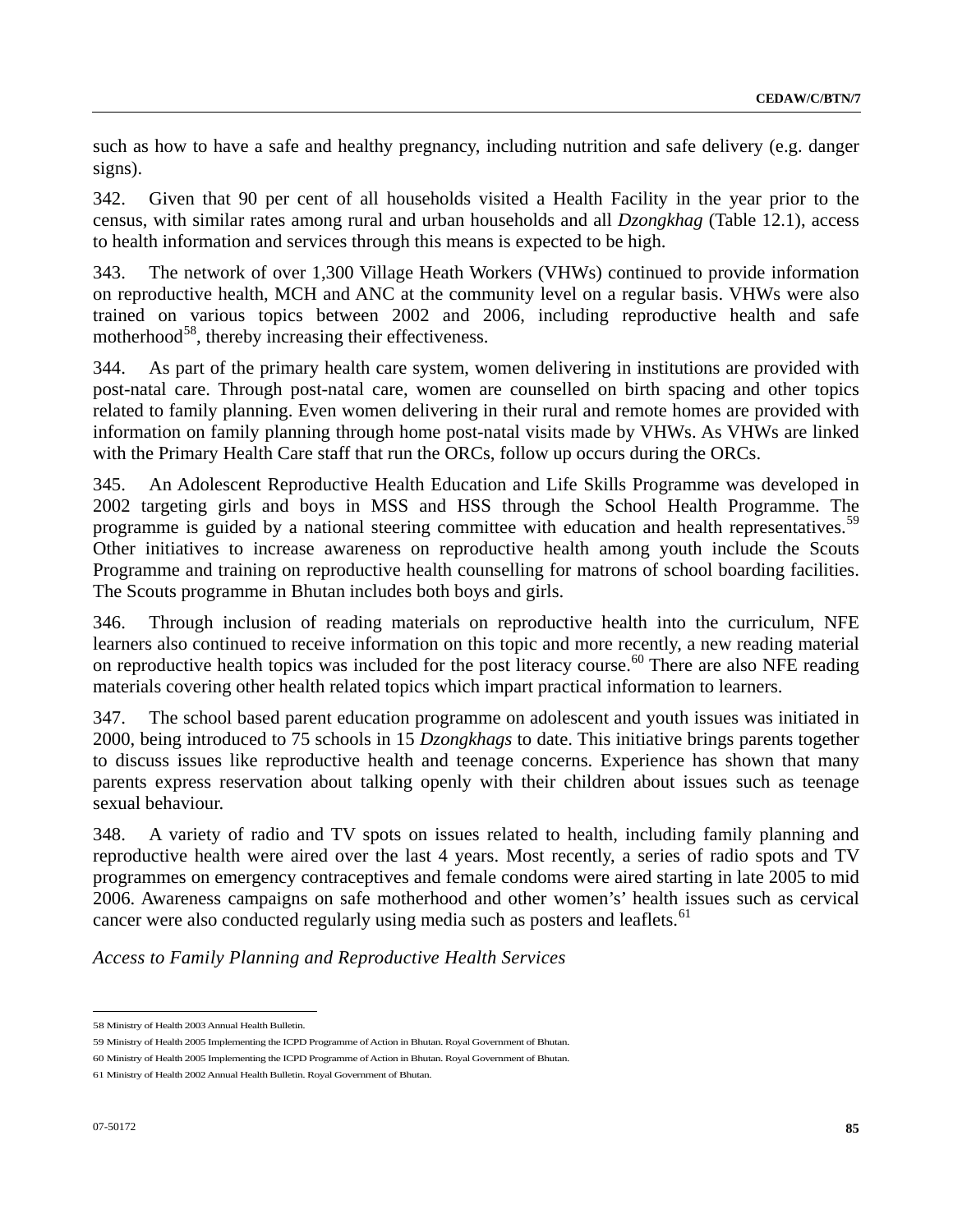such as how to have a safe and healthy pregnancy, including nutrition and safe delivery (e.g. danger signs).

342. Given that 90 per cent of all households visited a Health Facility in the year prior to the census, with similar rates among rural and urban households and all *Dzongkhag* (Table 12.1), access to health information and services through this means is expected to be high.

343. The network of over 1,300 Village Heath Workers (VHWs) continued to provide information on reproductive health, MCH and ANC at the community level on a regular basis. VHWs were also trained on various topics between 2002 and 2006, including reproductive health and safe motherhood[58], thereby increasing their effectiveness.

344. As part of the primary health care system, women delivering in institutions are provided with post-natal care. Through post-natal care, women are counselled on birth spacing and other topics related to family planning. Even women delivering in their rural and remote homes are provided with information on family planning through home post-natal visits made by VHWs. As VHWs are linked with the Primary Health Care staff that run the ORCs, follow up occurs during the ORCs.

345. An Adolescent Reproductive Health Education and Life Skills Programme was developed in 2002 targeting girls and boys in MSS and HSS through the School Health Programme. The programme is guided by a national steering committee with education and health representatives.[59] Other initiatives to increase awareness on reproductive health among youth include the Scouts Programme and training on reproductive health counselling for matrons of school boarding facilities. The Scouts programme in Bhutan includes both boys and girls.

346. Through inclusion of reading materials on reproductive health into the curriculum, NFE learners also continued to receive information on this topic and more recently, a new reading material on reproductive health topics was included for the post literacy course.[60] There are also NFE reading materials covering other health related topics which impart practical information to learners.

347. The school based parent education programme on adolescent and youth issues was initiated in 2000, being introduced to 75 schools in 15 *Dzongkhags* to date. This initiative brings parents together to discuss issues like reproductive health and teenage concerns. Experience has shown that many parents express reservation about talking openly with their children about issues such as teenage sexual behaviour.

348. A variety of radio and TV spots on issues related to health, including family planning and reproductive health were aired over the last 4 years. Most recently, a series of radio spots and TV programmes on emergency contraceptives and female condoms were aired starting in late 2005 to mid 2006. Awareness campaigns on safe motherhood and other women's' health issues such as cervical cancer were also conducted regularly using media such as posters and leaflets.[61]

*Access to Family Planning and Reproductive Health Services*

---

58 Ministry of Health 2003 Annual Health Bulletin.

59 Ministry of Health 2005 Implementing the ICPD Programme of Action in Bhutan. Royal Government of Bhutan.

60 Ministry of Health 2005 Implementing the ICPD Programme of Action in Bhutan. Royal Government of Bhutan.

61 Ministry of Health 2002 Annual Health Bulletin. Royal Government of Bhutan.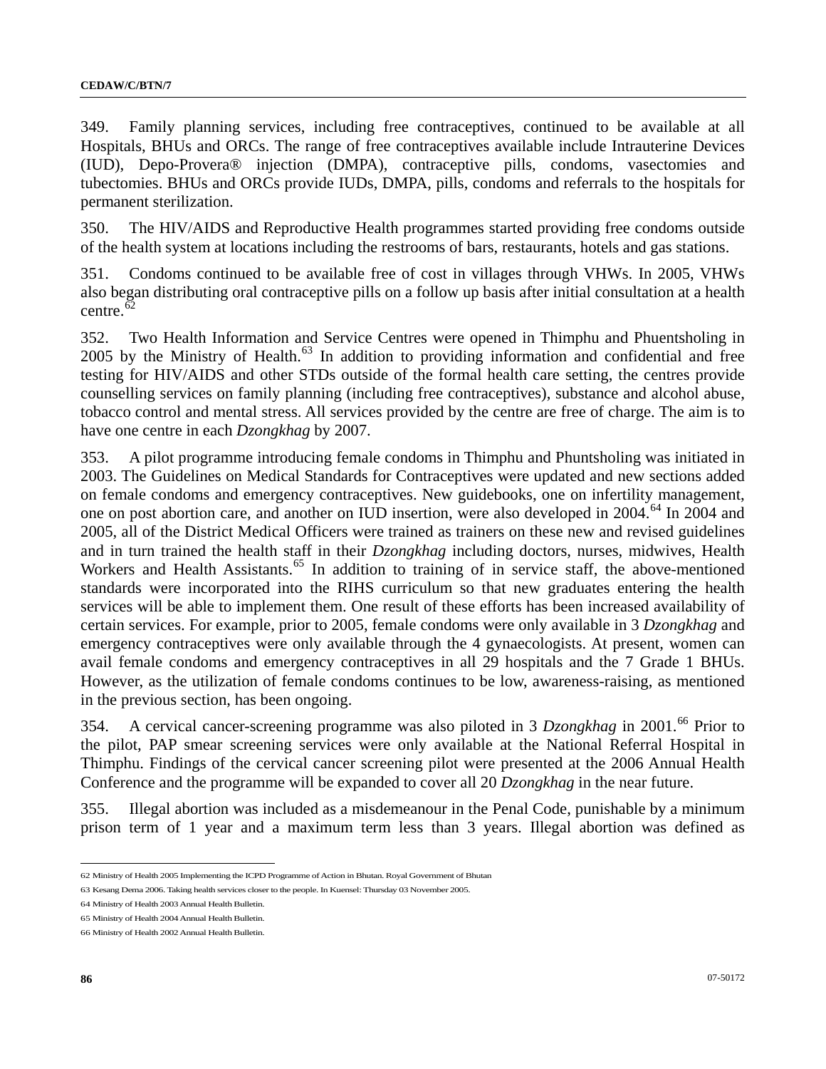349. Family planning services, including free contraceptives, continued to be available at all Hospitals, BHUs and ORCs. The range of free contraceptives available include Intrauterine Devices (IUD), Depo-Provera® injection (DMPA), contraceptive pills, condoms, vasectomies and tubectomies. BHUs and ORCs provide IUDs, DMPA, pills, condoms and referrals to the hospitals for permanent sterilization.

350. The HIV/AIDS and Reproductive Health programmes started providing free condoms outside of the health system at locations including the restrooms of bars, restaurants, hotels and gas stations.

351. Condoms continued to be available free of cost in villages through VHWs. In 2005, VHWs also began distributing oral contraceptive pills on a follow up basis after initial consultation at a health centre.[62]

352. Two Health Information and Service Centres were opened in Thimphu and Phuentsholing in 2005 by the Ministry of Health.[63] In addition to providing information and confidential and free testing for HIV/AIDS and other STDs outside of the formal health care setting, the centres provide counselling services on family planning (including free contraceptives), substance and alcohol abuse, tobacco control and mental stress. All services provided by the centre are free of charge. The aim is to have one centre in each *Dzongkhag* by 2007.

353. A pilot programme introducing female condoms in Thimphu and Phuntsholing was initiated in 2003. The Guidelines on Medical Standards for Contraceptives were updated and new sections added on female condoms and emergency contraceptives. New guidebooks, one on infertility management, one on post abortion care, and another on IUD insertion, were also developed in 2004.[64] In 2004 and 2005, all of the District Medical Officers were trained as trainers on these new and revised guidelines and in turn trained the health staff in their *Dzongkhag* including doctors, nurses, midwives, Health Workers and Health Assistants.[65] In addition to training of in service staff, the above-mentioned standards were incorporated into the RIHS curriculum so that new graduates entering the health services will be able to implement them. One result of these efforts has been increased availability of certain services. For example, prior to 2005, female condoms were only available in 3 *Dzongkhag* and emergency contraceptives were only available through the 4 gynaecologists. At present, women can avail female condoms and emergency contraceptives in all 29 hospitals and the 7 Grade 1 BHUs. However, as the utilization of female condoms continues to be low, awareness-raising, as mentioned in the previous section, has been ongoing.

354. A cervical cancer-screening programme was also piloted in 3 *Dzongkhag* in 2001.[66] Prior to the pilot, PAP smear screening services were only available at the National Referral Hospital in Thimphu. Findings of the cervical cancer screening pilot were presented at the 2006 Annual Health Conference and the programme will be expanded to cover all 20 *Dzongkhag* in the near future.

355. Illegal abortion was included as a misdemeanour in the Penal Code, punishable by a minimum prison term of 1 year and a maximum term less than 3 years. Illegal abortion was defined as

---

62 Ministry of Health 2005 Implementing the ICPD Programme of Action in Bhutan. Royal Government of Bhutan

63 Kesang Dema 2006. Taking health services closer to the people. In Kuensel: Thursday 03 November 2005.

64 Ministry of Health 2003 Annual Health Bulletin.

65 Ministry of Health 2004 Annual Health Bulletin.

66 Ministry of Health 2002 Annual Health Bulletin.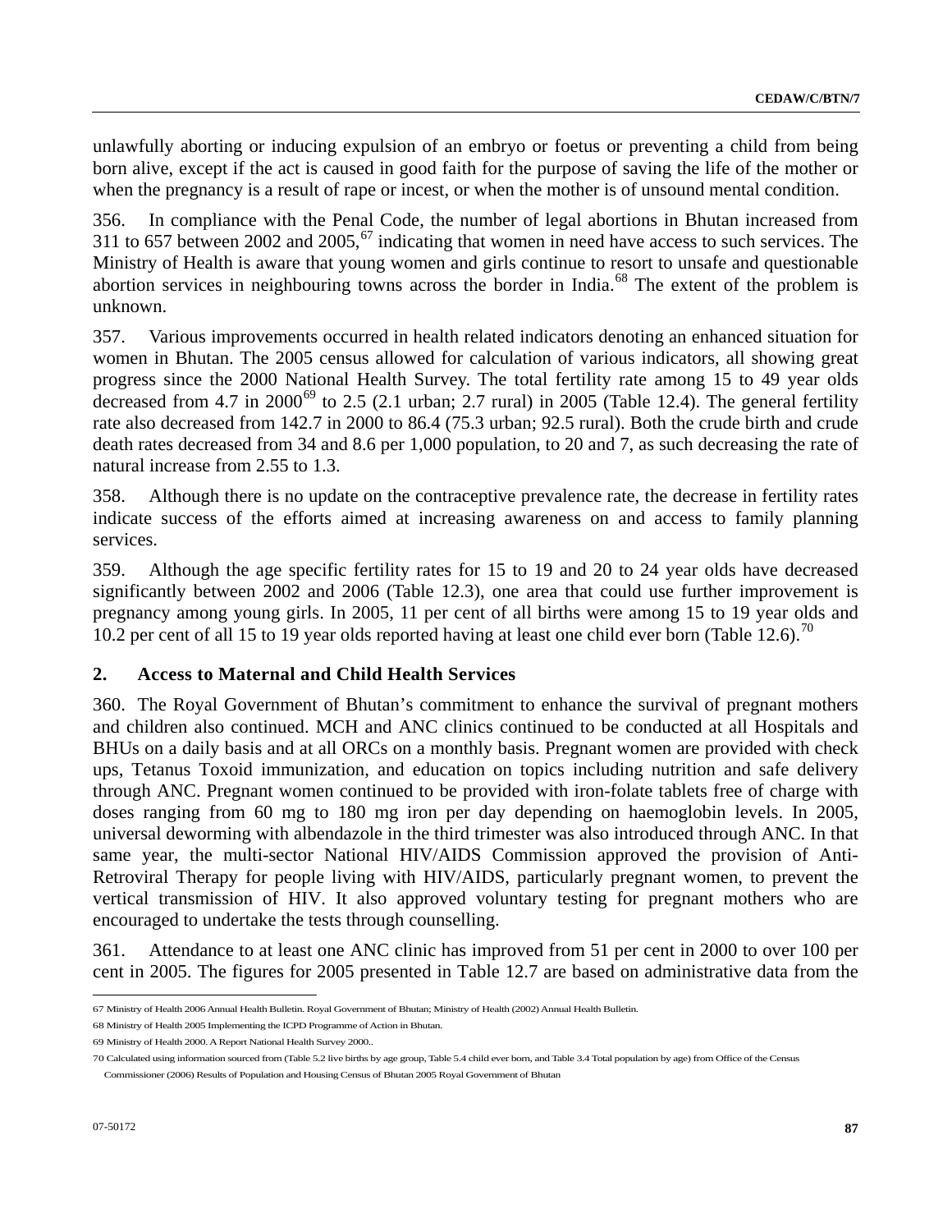unlawfully aborting or inducing expulsion of an embryo or foetus or preventing a child from being born alive, except if the act is caused in good faith for the purpose of saving the life of the mother or when the pregnancy is a result of rape or incest, or when the mother is of unsound mental condition.

356. In compliance with the Penal Code, the number of legal abortions in Bhutan increased from 311 to 657 between 2002 and 2005,[67] indicating that women in need have access to such services. The Ministry of Health is aware that young women and girls continue to resort to unsafe and questionable abortion services in neighbouring towns across the border in India.[68] The extent of the problem is unknown.

357. Various improvements occurred in health related indicators denoting an enhanced situation for women in Bhutan. The 2005 census allowed for calculation of various indicators, all showing great progress since the 2000 National Health Survey. The total fertility rate among 15 to 49 year olds decreased from 4.7 in 2000[69] to 2.5 (2.1 urban; 2.7 rural) in 2005 (Table 12.4). The general fertility rate also decreased from 142.7 in 2000 to 86.4 (75.3 urban; 92.5 rural). Both the crude birth and crude death rates decreased from 34 and 8.6 per 1,000 population, to 20 and 7, as such decreasing the rate of natural increase from 2.55 to 1.3.

358. Although there is no update on the contraceptive prevalence rate, the decrease in fertility rates indicate success of the efforts aimed at increasing awareness on and access to family planning services.

359. Although the age specific fertility rates for 15 to 19 and 20 to 24 year olds have decreased significantly between 2002 and 2006 (Table 12.3), one area that could use further improvement is pregnancy among young girls. In 2005, 11 per cent of all births were among 15 to 19 year olds and 10.2 per cent of all 15 to 19 year olds reported having at least one child ever born (Table 12.6).[70]

## 2. Access to Maternal and Child Health Services

360. The Royal Government of Bhutan's commitment to enhance the survival of pregnant mothers and children also continued. MCH and ANC clinics continued to be conducted at all Hospitals and BHUs on a daily basis and at all ORCs on a monthly basis. Pregnant women are provided with check ups, Tetanus Toxoid immunization, and education on topics including nutrition and safe delivery through ANC. Pregnant women continued to be provided with iron-folate tablets free of charge with doses ranging from 60 mg to 180 mg iron per day depending on haemoglobin levels. In 2005, universal deworming with albendazole in the third trimester was also introduced through ANC. In that same year, the multi-sector National HIV/AIDS Commission approved the provision of Anti-Retroviral Therapy for people living with HIV/AIDS, particularly pregnant women, to prevent the vertical transmission of HIV. It also approved voluntary testing for pregnant mothers who are encouraged to undertake the tests through counselling.

361. Attendance to at least one ANC clinic has improved from 51 per cent in 2000 to over 100 per cent in 2005. The figures for 2005 presented in Table 12.7 are based on administrative data from the

---

67 Ministry of Health 2006 Annual Health Bulletin. Royal Government of Bhutan; Ministry of Health (2002) Annual Health Bulletin.

68 Ministry of Health 2005 Implementing the ICPD Programme of Action in Bhutan.

69 Ministry of Health 2000. A Report National Health Survey 2000..

70 Calculated using information sourced from (Table 5.2 live births by age group, Table 5.4 child ever born, and Table 3.4 Total population by age) from Office of the Census Commissioner (2006) Results of Population and Housing Census of Bhutan 2005 Royal Government of Bhutan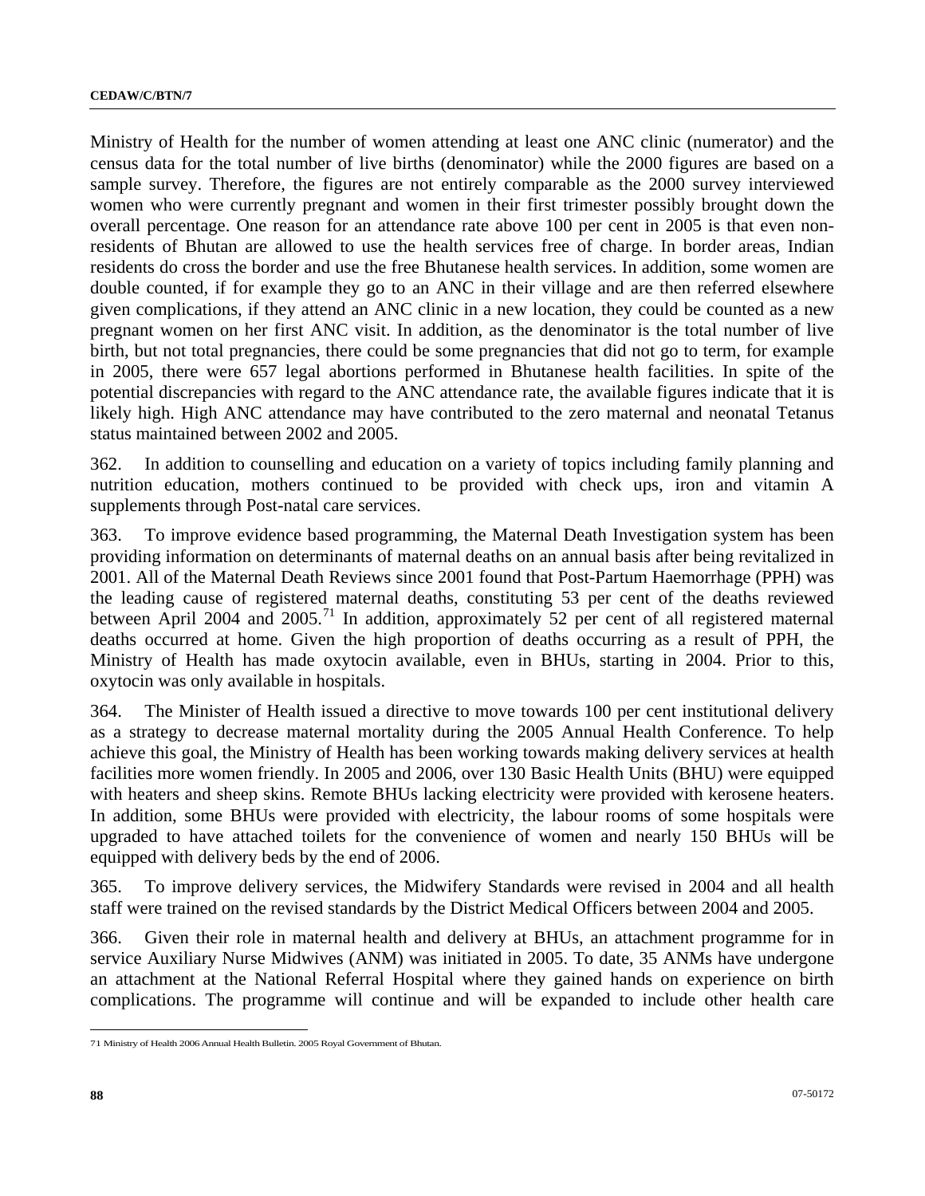Ministry of Health for the number of women attending at least one ANC clinic (numerator) and the census data for the total number of live births (denominator) while the 2000 figures are based on a sample survey. Therefore, the figures are not entirely comparable as the 2000 survey interviewed women who were currently pregnant and women in their first trimester possibly brought down the overall percentage. One reason for an attendance rate above 100 per cent in 2005 is that even non-residents of Bhutan are allowed to use the health services free of charge. In border areas, Indian residents do cross the border and use the free Bhutanese health services. In addition, some women are double counted, if for example they go to an ANC in their village and are then referred elsewhere given complications, if they attend an ANC clinic in a new location, they could be counted as a new pregnant women on her first ANC visit. In addition, as the denominator is the total number of live birth, but not total pregnancies, there could be some pregnancies that did not go to term, for example in 2005, there were 657 legal abortions performed in Bhutanese health facilities. In spite of the potential discrepancies with regard to the ANC attendance rate, the available figures indicate that it is likely high. High ANC attendance may have contributed to the zero maternal and neonatal Tetanus status maintained between 2002 and 2005.

362. In addition to counselling and education on a variety of topics including family planning and nutrition education, mothers continued to be provided with check ups, iron and vitamin A supplements through Post-natal care services.

363. To improve evidence based programming, the Maternal Death Investigation system has been providing information on determinants of maternal deaths on an annual basis after being revitalized in 2001. All of the Maternal Death Reviews since 2001 found that Post-Partum Haemorrhage (PPH) was the leading cause of registered maternal deaths, constituting 53 per cent of the deaths reviewed between April 2004 and 2005.[71] In addition, approximately 52 per cent of all registered maternal deaths occurred at home. Given the high proportion of deaths occurring as a result of PPH, the Ministry of Health has made oxytocin available, even in BHUs, starting in 2004. Prior to this, oxytocin was only available in hospitals.

364. The Minister of Health issued a directive to move towards 100 per cent institutional delivery as a strategy to decrease maternal mortality during the 2005 Annual Health Conference. To help achieve this goal, the Ministry of Health has been working towards making delivery services at health facilities more women friendly. In 2005 and 2006, over 130 Basic Health Units (BHU) were equipped with heaters and sheep skins. Remote BHUs lacking electricity were provided with kerosene heaters. In addition, some BHUs were provided with electricity, the labour rooms of some hospitals were upgraded to have attached toilets for the convenience of women and nearly 150 BHUs will be equipped with delivery beds by the end of 2006.

365. To improve delivery services, the Midwifery Standards were revised in 2004 and all health staff were trained on the revised standards by the District Medical Officers between 2004 and 2005.

366. Given their role in maternal health and delivery at BHUs, an attachment programme for in service Auxiliary Nurse Midwives (ANM) was initiated in 2005. To date, 35 ANMs have undergone an attachment at the National Referral Hospital where they gained hands on experience on birth complications. The programme will continue and will be expanded to include other health care

---

71 Ministry of Health 2006 Annual Health Bulletin. 2005 Royal Government of Bhutan.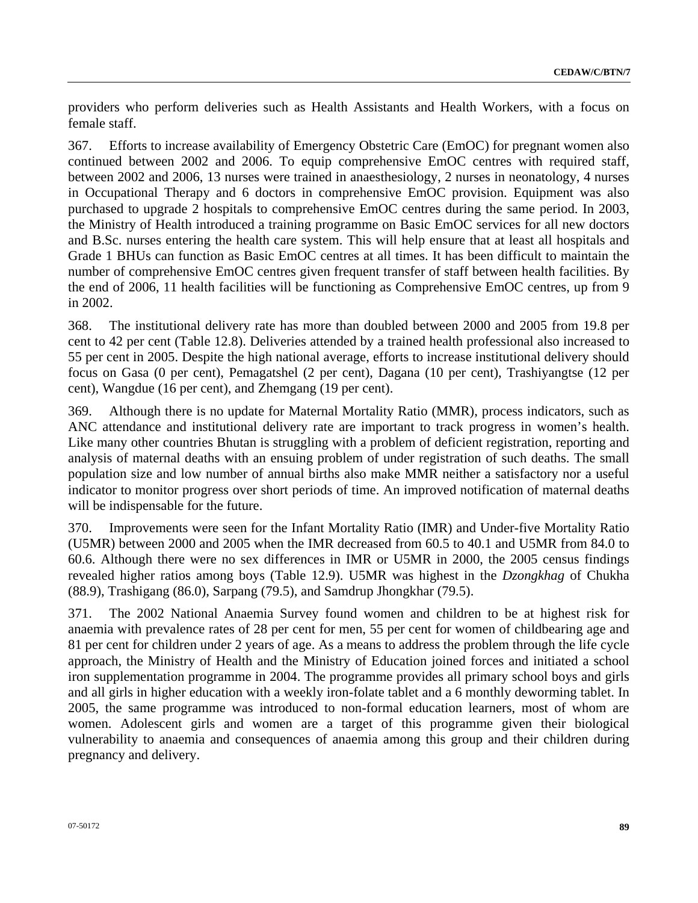providers who perform deliveries such as Health Assistants and Health Workers, with a focus on female staff.

367. Efforts to increase availability of Emergency Obstetric Care (EmOC) for pregnant women also continued between 2002 and 2006. To equip comprehensive EmOC centres with required staff, between 2002 and 2006, 13 nurses were trained in anaesthesiology, 2 nurses in neonatology, 4 nurses in Occupational Therapy and 6 doctors in comprehensive EmOC provision. Equipment was also purchased to upgrade 2 hospitals to comprehensive EmOC centres during the same period. In 2003, the Ministry of Health introduced a training programme on Basic EmOC services for all new doctors and B.Sc. nurses entering the health care system. This will help ensure that at least all hospitals and Grade 1 BHUs can function as Basic EmOC centres at all times. It has been difficult to maintain the number of comprehensive EmOC centres given frequent transfer of staff between health facilities. By the end of 2006, 11 health facilities will be functioning as Comprehensive EmOC centres, up from 9 in 2002.

368. The institutional delivery rate has more than doubled between 2000 and 2005 from 19.8 per cent to 42 per cent (Table 12.8). Deliveries attended by a trained health professional also increased to 55 per cent in 2005. Despite the high national average, efforts to increase institutional delivery should focus on Gasa (0 per cent), Pemagatshel (2 per cent), Dagana (10 per cent), Trashiyangtse (12 per cent), Wangdue (16 per cent), and Zhemgang (19 per cent).

369. Although there is no update for Maternal Mortality Ratio (MMR), process indicators, such as ANC attendance and institutional delivery rate are important to track progress in women's health. Like many other countries Bhutan is struggling with a problem of deficient registration, reporting and analysis of maternal deaths with an ensuing problem of under registration of such deaths. The small population size and low number of annual births also make MMR neither a satisfactory nor a useful indicator to monitor progress over short periods of time. An improved notification of maternal deaths will be indispensable for the future.

370. Improvements were seen for the Infant Mortality Ratio (IMR) and Under-five Mortality Ratio (U5MR) between 2000 and 2005 when the IMR decreased from 60.5 to 40.1 and U5MR from 84.0 to 60.6. Although there were no sex differences in IMR or U5MR in 2000, the 2005 census findings revealed higher ratios among boys (Table 12.9). U5MR was highest in the *Dzongkhag* of Chukha (88.9), Trashigang (86.0), Sarpang (79.5), and Samdrup Jhongkhar (79.5).

371. The 2002 National Anaemia Survey found women and children to be at highest risk for anaemia with prevalence rates of 28 per cent for men, 55 per cent for women of childbearing age and 81 per cent for children under 2 years of age. As a means to address the problem through the life cycle approach, the Ministry of Health and the Ministry of Education joined forces and initiated a school iron supplementation programme in 2004. The programme provides all primary school boys and girls and all girls in higher education with a weekly iron-folate tablet and a 6 monthly deworming tablet. In 2005, the same programme was introduced to non-formal education learners, most of whom are women. Adolescent girls and women are a target of this programme given their biological vulnerability to anaemia and consequences of anaemia among this group and their children during pregnancy and delivery.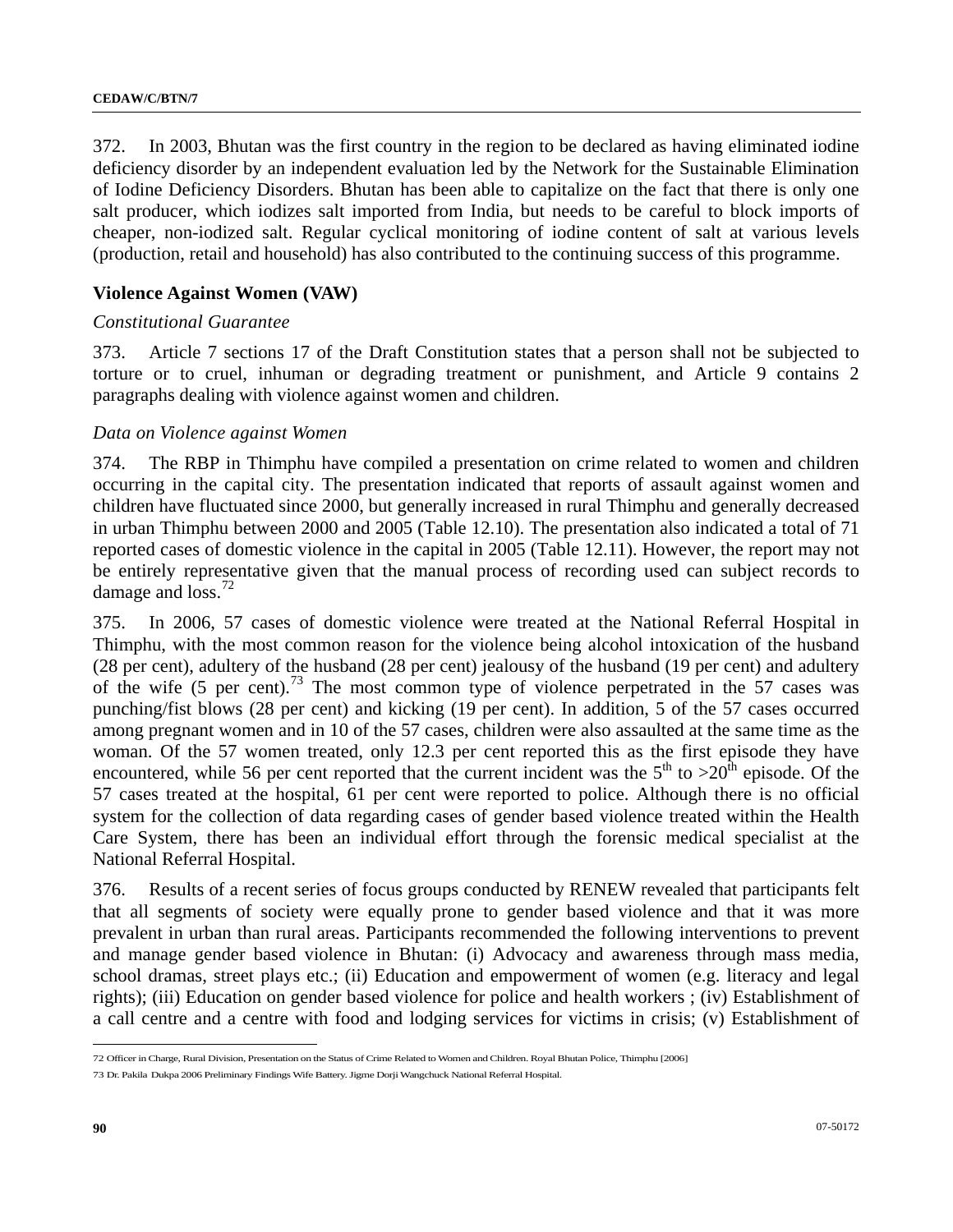372. In 2003, Bhutan was the first country in the region to be declared as having eliminated iodine deficiency disorder by an independent evaluation led by the Network for the Sustainable Elimination of Iodine Deficiency Disorders. Bhutan has been able to capitalize on the fact that there is only one salt producer, which iodizes salt imported from India, but needs to be careful to block imports of cheaper, non-iodized salt. Regular cyclical monitoring of iodine content of salt at various levels (production, retail and household) has also contributed to the continuing success of this programme.

### Violence Against Women (VAW)

*Constitutional Guarantee*

373. Article 7 sections 17 of the Draft Constitution states that a person shall not be subjected to torture or to cruel, inhuman or degrading treatment or punishment, and Article 9 contains 2 paragraphs dealing with violence against women and children.

*Data on Violence against Women*

374. The RBP in Thimphu have compiled a presentation on crime related to women and children occurring in the capital city. The presentation indicated that reports of assault against women and children have fluctuated since 2000, but generally increased in rural Thimphu and generally decreased in urban Thimphu between 2000 and 2005 (Table 12.10). The presentation also indicated a total of 71 reported cases of domestic violence in the capital in 2005 (Table 12.11). However, the report may not be entirely representative given that the manual process of recording used can subject records to damage and loss.[72]

375. In 2006, 57 cases of domestic violence were treated at the National Referral Hospital in Thimphu, with the most common reason for the violence being alcohol intoxication of the husband (28 per cent), adultery of the husband (28 per cent) jealousy of the husband (19 per cent) and adultery of the wife (5 per cent).[73] The most common type of violence perpetrated in the 57 cases was punching/fist blows (28 per cent) and kicking (19 per cent). In addition, 5 of the 57 cases occurred among pregnant women and in 10 of the 57 cases, children were also assaulted at the same time as the woman. Of the 57 women treated, only 12.3 per cent reported this as the first episode they have encountered, while 56 per cent reported that the current incident was the $5^{th}$ to $>20^{th}$ episode. Of the 57 cases treated at the hospital, 61 per cent were reported to police. Although there is no official system for the collection of data regarding cases of gender based violence treated within the Health Care System, there has been an individual effort through the forensic medical specialist at the National Referral Hospital.

376. Results of a recent series of focus groups conducted by RENEW revealed that participants felt that all segments of society were equally prone to gender based violence and that it was more prevalent in urban than rural areas. Participants recommended the following interventions to prevent and manage gender based violence in Bhutan: (i) Advocacy and awareness through mass media, school dramas, street plays etc.; (ii) Education and empowerment of women (e.g. literacy and legal rights); (iii) Education on gender based violence for police and health workers ; (iv) Establishment of a call centre and a centre with food and lodging services for victims in crisis; (v) Establishment of

---

72 Officer in Charge, Rural Division, Presentation on the Status of Crime Related to Women and Children. Royal Bhutan Police, Thimphu [2006]

73 Dr. Pakila Dukpa 2006 Preliminary Findings Wife Battery. Jigme Dorji Wangchuck National Referral Hospital.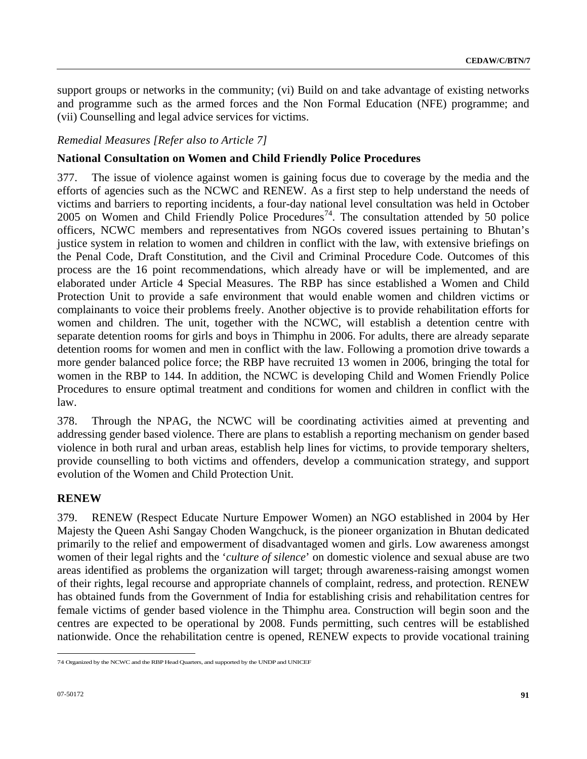support groups or networks in the community; (vi) Build on and take advantage of existing networks and programme such as the armed forces and the Non Formal Education (NFE) programme; and (vii) Counselling and legal advice services for victims.

*Remedial Measures [Refer also to Article 7]*

**National Consultation on Women and Child Friendly Police Procedures**

377. The issue of violence against women is gaining focus due to coverage by the media and the efforts of agencies such as the NCWC and RENEW. As a first step to help understand the needs of victims and barriers to reporting incidents, a four-day national level consultation was held in October 2005 on Women and Child Friendly Police Procedures[74]. The consultation attended by 50 police officers, NCWC members and representatives from NGOs covered issues pertaining to Bhutan's justice system in relation to women and children in conflict with the law, with extensive briefings on the Penal Code, Draft Constitution, and the Civil and Criminal Procedure Code. Outcomes of this process are the 16 point recommendations, which already have or will be implemented, and are elaborated under Article 4 Special Measures. The RBP has since established a Women and Child Protection Unit to provide a safe environment that would enable women and children victims or complainants to voice their problems freely. Another objective is to provide rehabilitation efforts for women and children. The unit, together with the NCWC, will establish a detention centre with separate detention rooms for girls and boys in Thimphu in 2006. For adults, there are already separate detention rooms for women and men in conflict with the law. Following a promotion drive towards a more gender balanced police force; the RBP have recruited 13 women in 2006, bringing the total for women in the RBP to 144. In addition, the NCWC is developing Child and Women Friendly Police Procedures to ensure optimal treatment and conditions for women and children in conflict with the law.

378. Through the NPAG, the NCWC will be coordinating activities aimed at preventing and addressing gender based violence. There are plans to establish a reporting mechanism on gender based violence in both rural and urban areas, establish help lines for victims, to provide temporary shelters, provide counselling to both victims and offenders, develop a communication strategy, and support evolution of the Women and Child Protection Unit.

**RENEW**

379. RENEW (Respect Educate Nurture Empower Women) an NGO established in 2004 by Her Majesty the Queen Ashi Sangay Choden Wangchuck, is the pioneer organization in Bhutan dedicated primarily to the relief and empowerment of disadvantaged women and girls. Low awareness amongst women of their legal rights and the '*culture of silence*' on domestic violence and sexual abuse are two areas identified as problems the organization will target; through awareness-raising amongst women of their rights, legal recourse and appropriate channels of complaint, redress, and protection. RENEW has obtained funds from the Government of India for establishing crisis and rehabilitation centres for female victims of gender based violence in the Thimphu area. Construction will begin soon and the centres are expected to be operational by 2008. Funds permitting, such centres will be established nationwide. Once the rehabilitation centre is opened, RENEW expects to provide vocational training

---

74 Organized by the NCWC and the RBP Head Quarters, and supported by the UNDP and UNICEF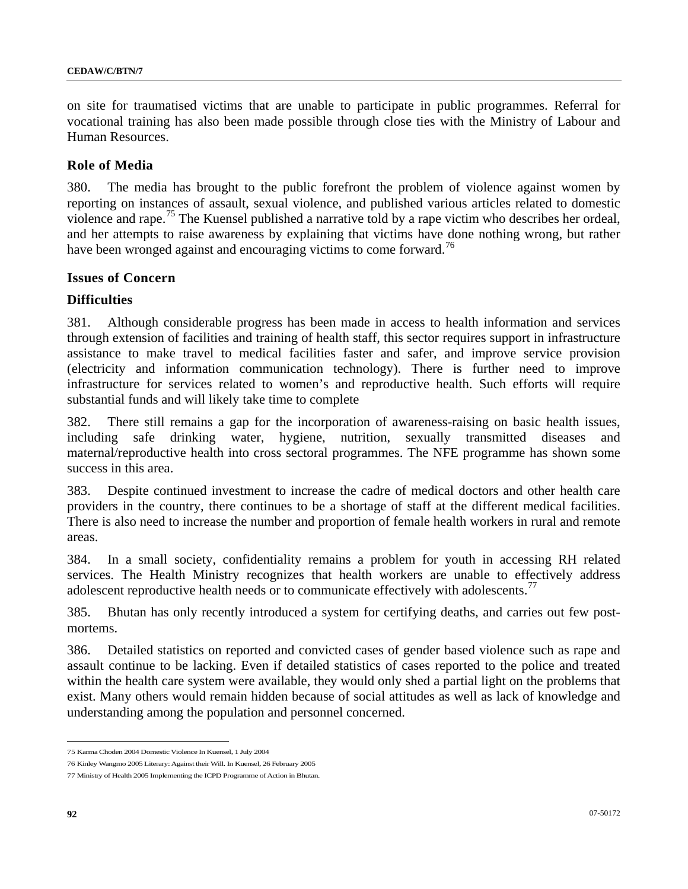on site for traumatised victims that are unable to participate in public programmes. Referral for vocational training has also been made possible through close ties with the Ministry of Labour and Human Resources.

### Role of Media

380. The media has brought to the public forefront the problem of violence against women by reporting on instances of assault, sexual violence, and published various articles related to domestic violence and rape.[75] The Kuensel published a narrative told by a rape victim who describes her ordeal, and her attempts to raise awareness by explaining that victims have done nothing wrong, but rather have been wronged against and encouraging victims to come forward.[76]

### Issues of Concern

### Difficulties

381. Although considerable progress has been made in access to health information and services through extension of facilities and training of health staff, this sector requires support in infrastructure assistance to make travel to medical facilities faster and safer, and improve service provision (electricity and information communication technology). There is further need to improve infrastructure for services related to women's and reproductive health. Such efforts will require substantial funds and will likely take time to complete

382. There still remains a gap for the incorporation of awareness-raising on basic health issues, including safe drinking water, hygiene, nutrition, sexually transmitted diseases and maternal/reproductive health into cross sectoral programmes. The NFE programme has shown some success in this area.

383. Despite continued investment to increase the cadre of medical doctors and other health care providers in the country, there continues to be a shortage of staff at the different medical facilities. There is also need to increase the number and proportion of female health workers in rural and remote areas.

384. In a small society, confidentiality remains a problem for youth in accessing RH related services. The Health Ministry recognizes that health workers are unable to effectively address adolescent reproductive health needs or to communicate effectively with adolescents.[77]

385. Bhutan has only recently introduced a system for certifying deaths, and carries out few post-mortems.

386. Detailed statistics on reported and convicted cases of gender based violence such as rape and assault continue to be lacking. Even if detailed statistics of cases reported to the police and treated within the health care system were available, they would only shed a partial light on the problems that exist. Many others would remain hidden because of social attitudes as well as lack of knowledge and understanding among the population and personnel concerned.

---

75 Karma Choden 2004 Domestic Violence In Kuensel, 1 July 2004

76 Kinley Wangmo 2005 Literary: Against their Will. In Kuensel, 26 February 2005

77 Ministry of Health 2005 Implementing the ICPD Programme of Action in Bhutan.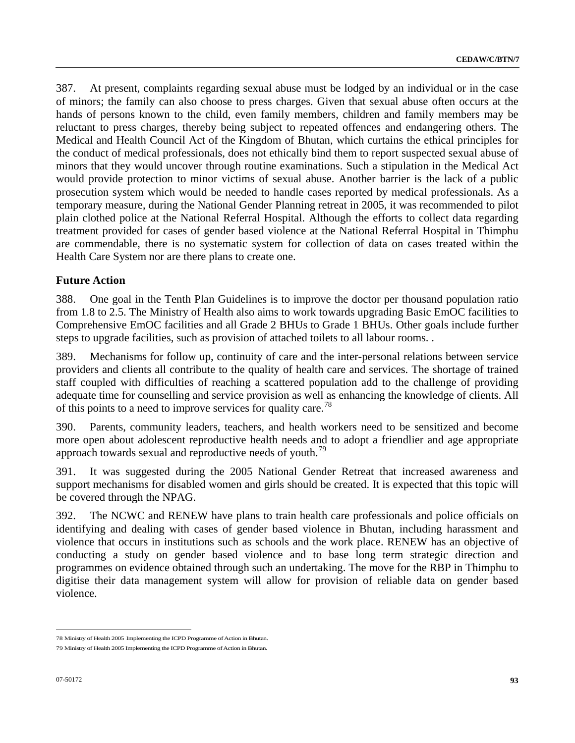387. At present, complaints regarding sexual abuse must be lodged by an individual or in the case of minors; the family can also choose to press charges. Given that sexual abuse often occurs at the hands of persons known to the child, even family members, children and family members may be reluctant to press charges, thereby being subject to repeated offences and endangering others. The Medical and Health Council Act of the Kingdom of Bhutan, which curtains the ethical principles for the conduct of medical professionals, does not ethically bind them to report suspected sexual abuse of minors that they would uncover through routine examinations. Such a stipulation in the Medical Act would provide protection to minor victims of sexual abuse. Another barrier is the lack of a public prosecution system which would be needed to handle cases reported by medical professionals. As a temporary measure, during the National Gender Planning retreat in 2005, it was recommended to pilot plain clothed police at the National Referral Hospital. Although the efforts to collect data regarding treatment provided for cases of gender based violence at the National Referral Hospital in Thimphu are commendable, there is no systematic system for collection of data on cases treated within the Health Care System nor are there plans to create one.

**Future Action**

388. One goal in the Tenth Plan Guidelines is to improve the doctor per thousand population ratio from 1.8 to 2.5. The Ministry of Health also aims to work towards upgrading Basic EmOC facilities to Comprehensive EmOC facilities and all Grade 2 BHUs to Grade 1 BHUs. Other goals include further steps to upgrade facilities, such as provision of attached toilets to all labour rooms. .

389. Mechanisms for follow up, continuity of care and the inter-personal relations between service providers and clients all contribute to the quality of health care and services. The shortage of trained staff coupled with difficulties of reaching a scattered population add to the challenge of providing adequate time for counselling and service provision as well as enhancing the knowledge of clients. All of this points to a need to improve services for quality care.[78]

390. Parents, community leaders, teachers, and health workers need to be sensitized and become more open about adolescent reproductive health needs and to adopt a friendlier and age appropriate approach towards sexual and reproductive needs of youth.[79]

391. It was suggested during the 2005 National Gender Retreat that increased awareness and support mechanisms for disabled women and girls should be created. It is expected that this topic will be covered through the NPAG.

392. The NCWC and RENEW have plans to train health care professionals and police officials on identifying and dealing with cases of gender based violence in Bhutan, including harassment and violence that occurs in institutions such as schools and the work place. RENEW has an objective of conducting a study on gender based violence and to base long term strategic direction and programmes on evidence obtained through such an undertaking. The move for the RBP in Thimphu to digitise their data management system will allow for provision of reliable data on gender based violence.

---

78 Ministry of Health 2005 Implementing the ICPD Programme of Action in Bhutan.

79 Ministry of Health 2005 Implementing the ICPD Programme of Action in Bhutan.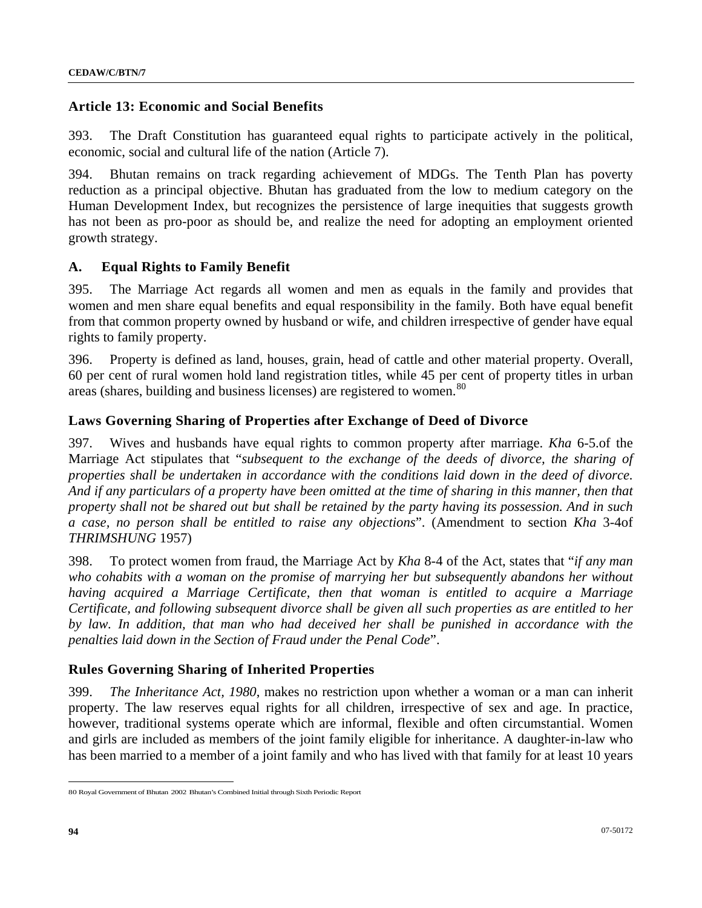## Article 13: Economic and Social Benefits

393. The Draft Constitution has guaranteed equal rights to participate actively in the political, economic, social and cultural life of the nation (Article 7).

394. Bhutan remains on track regarding achievement of MDGs. The Tenth Plan has poverty reduction as a principal objective. Bhutan has graduated from the low to medium category on the Human Development Index, but recognizes the persistence of large inequities that suggests growth has not been as pro-poor as should be, and realize the need for adopting an employment oriented growth strategy.

### A. Equal Rights to Family Benefit

395. The Marriage Act regards all women and men as equals in the family and provides that women and men share equal benefits and equal responsibility in the family. Both have equal benefit from that common property owned by husband or wife, and children irrespective of gender have equal rights to family property.

396. Property is defined as land, houses, grain, head of cattle and other material property. Overall, 60 per cent of rural women hold land registration titles, while 45 per cent of property titles in urban areas (shares, building and business licenses) are registered to women.[80]

### Laws Governing Sharing of Properties after Exchange of Deed of Divorce

397. Wives and husbands have equal rights to common property after marriage. *Kha* 6-5.of the Marriage Act stipulates that "*subsequent to the exchange of the deeds of divorce, the sharing of properties shall be undertaken in accordance with the conditions laid down in the deed of divorce. And if any particulars of a property have been omitted at the time of sharing in this manner, then that property shall not be shared out but shall be retained by the party having its possession. And in such a case, no person shall be entitled to raise any objections*". (Amendment to section *Kha* 3-4of *THRIMSHUNG* 1957)

398. To protect women from fraud, the Marriage Act by *Kha* 8-4 of the Act, states that "*if any man who cohabits with a woman on the promise of marrying her but subsequently abandons her without having acquired a Marriage Certificate, then that woman is entitled to acquire a Marriage Certificate, and following subsequent divorce shall be given all such properties as are entitled to her by law. In addition, that man who had deceived her shall be punished in accordance with the penalties laid down in the Section of Fraud under the Penal Code*".

### Rules Governing Sharing of Inherited Properties

399. *The Inheritance Act, 1980*, makes no restriction upon whether a woman or a man can inherit property. The law reserves equal rights for all children, irrespective of sex and age. In practice, however, traditional systems operate which are informal, flexible and often circumstantial. Women and girls are included as members of the joint family eligible for inheritance. A daughter-in-law who has been married to a member of a joint family and who has lived with that family for at least 10 years

---

80 Royal Government of Bhutan 2002 Bhutan's Combined Initial through Sixth Periodic Report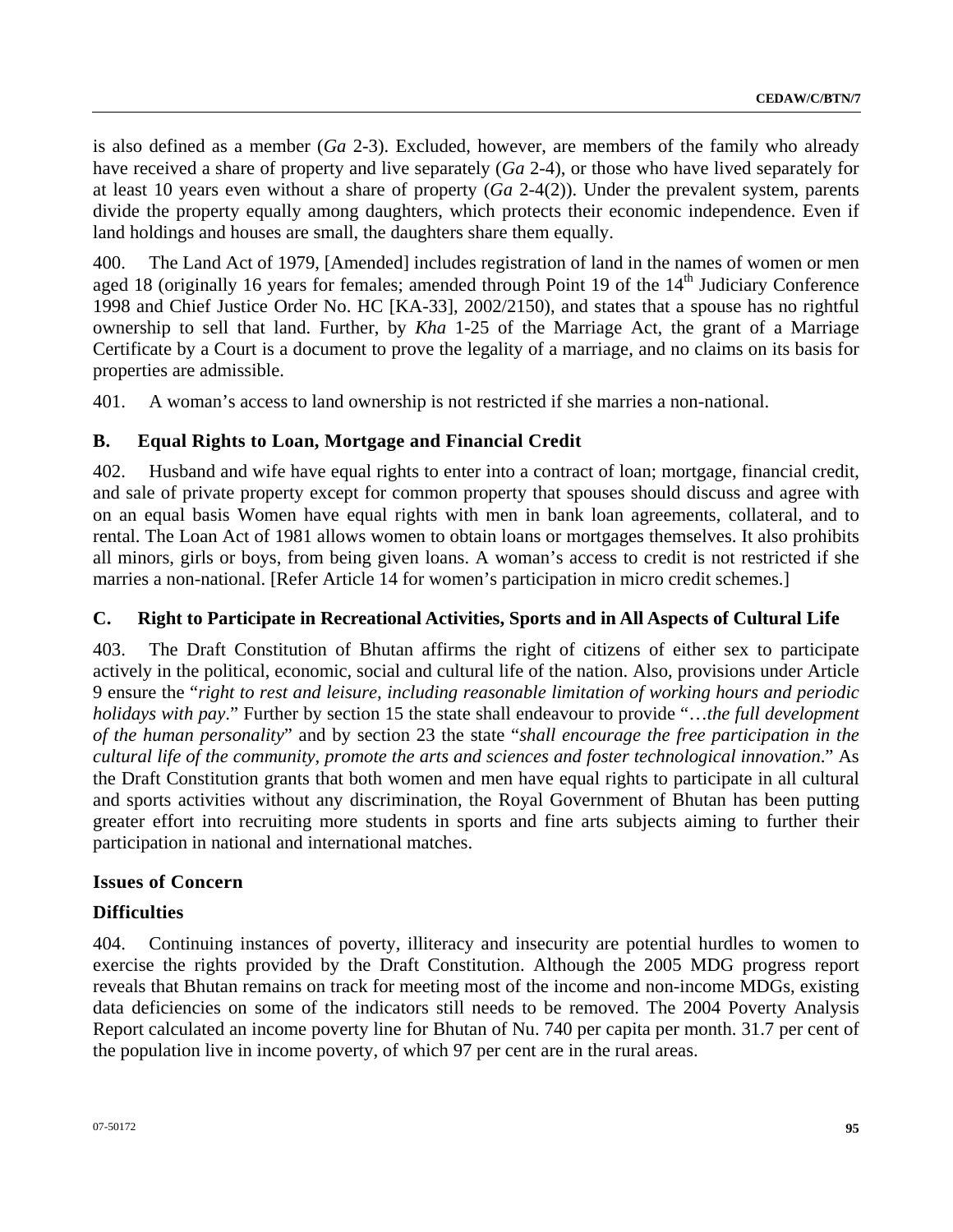is also defined as a member (*Ga* 2-3). Excluded, however, are members of the family who already have received a share of property and live separately (*Ga* 2-4), or those who have lived separately for at least 10 years even without a share of property (*Ga* 2-4(2)). Under the prevalent system, parents divide the property equally among daughters, which protects their economic independence. Even if land holdings and houses are small, the daughters share them equally.

400. The Land Act of 1979, [Amended] includes registration of land in the names of women or men aged 18 (originally 16 years for females; amended through Point 19 of the 14th Judiciary Conference 1998 and Chief Justice Order No. HC [KA-33], 2002/2150), and states that a spouse has no rightful ownership to sell that land. Further, by *Kha* 1-25 of the Marriage Act, the grant of a Marriage Certificate by a Court is a document to prove the legality of a marriage, and no claims on its basis for properties are admissible.

401. A woman's access to land ownership is not restricted if she marries a non-national.

## B. Equal Rights to Loan, Mortgage and Financial Credit

402. Husband and wife have equal rights to enter into a contract of loan; mortgage, financial credit, and sale of private property except for common property that spouses should discuss and agree with on an equal basis Women have equal rights with men in bank loan agreements, collateral, and to rental. The Loan Act of 1981 allows women to obtain loans or mortgages themselves. It also prohibits all minors, girls or boys, from being given loans. A woman's access to credit is not restricted if she marries a non-national. [Refer Article 14 for women's participation in micro credit schemes.]

## C. Right to Participate in Recreational Activities, Sports and in All Aspects of Cultural Life

403. The Draft Constitution of Bhutan affirms the right of citizens of either sex to participate actively in the political, economic, social and cultural life of the nation. Also, provisions under Article 9 ensure the "*right to rest and leisure, including reasonable limitation of working hours and periodic holidays with pay*." Further by section 15 the state shall endeavour to provide "…*the full development of the human personality*" and by section 23 the state "*shall encourage the free participation in the cultural life of the community, promote the arts and sciences and foster technological innovation*." As the Draft Constitution grants that both women and men have equal rights to participate in all cultural and sports activities without any discrimination, the Royal Government of Bhutan has been putting greater effort into recruiting more students in sports and fine arts subjects aiming to further their participation in national and international matches.

### Issues of Concern

### Difficulties

404. Continuing instances of poverty, illiteracy and insecurity are potential hurdles to women to exercise the rights provided by the Draft Constitution. Although the 2005 MDG progress report reveals that Bhutan remains on track for meeting most of the income and non-income MDGs, existing data deficiencies on some of the indicators still needs to be removed. The 2004 Poverty Analysis Report calculated an income poverty line for Bhutan of Nu. 740 per capita per month. 31.7 per cent of the population live in income poverty, of which 97 per cent are in the rural areas.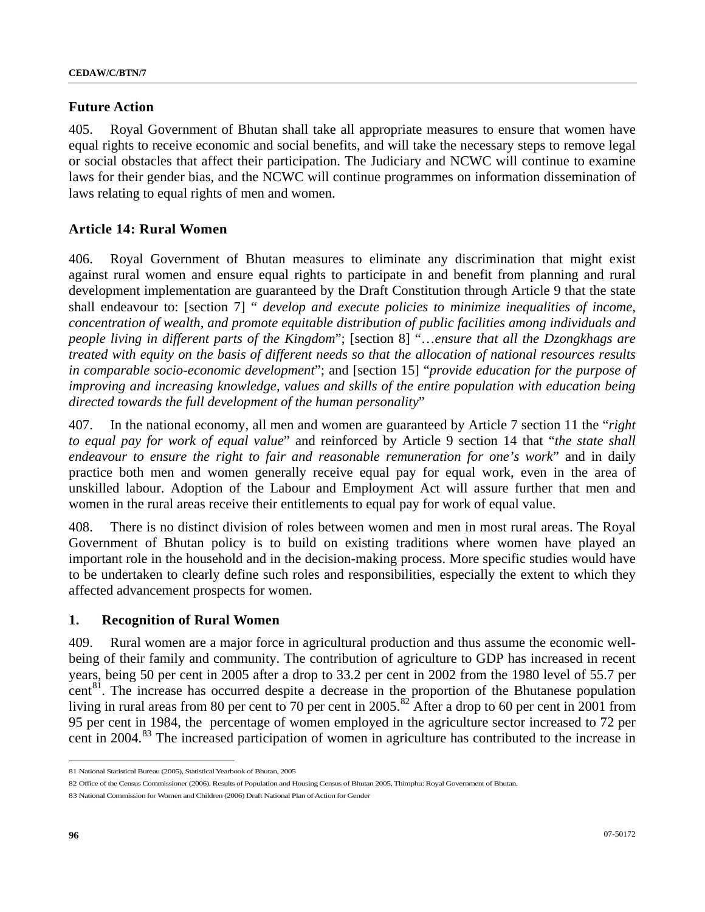## Future Action

405. Royal Government of Bhutan shall take all appropriate measures to ensure that women have equal rights to receive economic and social benefits, and will take the necessary steps to remove legal or social obstacles that affect their participation. The Judiciary and NCWC will continue to examine laws for their gender bias, and the NCWC will continue programmes on information dissemination of laws relating to equal rights of men and women.

## Article 14: Rural Women

406. Royal Government of Bhutan measures to eliminate any discrimination that might exist against rural women and ensure equal rights to participate in and benefit from planning and rural development implementation are guaranteed by the Draft Constitution through Article 9 that the state shall endeavour to: [section 7] " *develop and execute policies to minimize inequalities of income, concentration of wealth, and promote equitable distribution of public facilities among individuals and people living in different parts of the Kingdom*"; [section 8] "…*ensure that all the Dzongkhags are treated with equity on the basis of different needs so that the allocation of national resources results in comparable socio-economic development*"; and [section 15] "*provide education for the purpose of improving and increasing knowledge, values and skills of the entire population with education being directed towards the full development of the human personality*"

407. In the national economy, all men and women are guaranteed by Article 7 section 11 the "*right to equal pay for work of equal value*" and reinforced by Article 9 section 14 that "*the state shall endeavour to ensure the right to fair and reasonable remuneration for one's work*" and in daily practice both men and women generally receive equal pay for equal work, even in the area of unskilled labour. Adoption of the Labour and Employment Act will assure further that men and women in the rural areas receive their entitlements to equal pay for work of equal value.

408. There is no distinct division of roles between women and men in most rural areas. The Royal Government of Bhutan policy is to build on existing traditions where women have played an important role in the household and in the decision-making process. More specific studies would have to be undertaken to clearly define such roles and responsibilities, especially the extent to which they affected advancement prospects for women.

### 1. Recognition of Rural Women

409. Rural women are a major force in agricultural production and thus assume the economic well-being of their family and community. The contribution of agriculture to GDP has increased in recent years, being 50 per cent in 2005 after a drop to 33.2 per cent in 2002 from the 1980 level of 55.7 per cent[81]. The increase has occurred despite a decrease in the proportion of the Bhutanese population living in rural areas from 80 per cent to 70 per cent in 2005.[82] After a drop to 60 per cent in 2001 from 95 per cent in 1984, the percentage of women employed in the agriculture sector increased to 72 per cent in 2004.[83] The increased participation of women in agriculture has contributed to the increase in

81 National Statistical Bureau (2005), Statistical Yearbook of Bhutan, 2005

82 Office of the Census Commissioner (2006). Results of Population and Housing Census of Bhutan 2005, Thimphu: Royal Government of Bhutan.

83 National Commission for Women and Children (2006) Draft National Plan of Action for Gender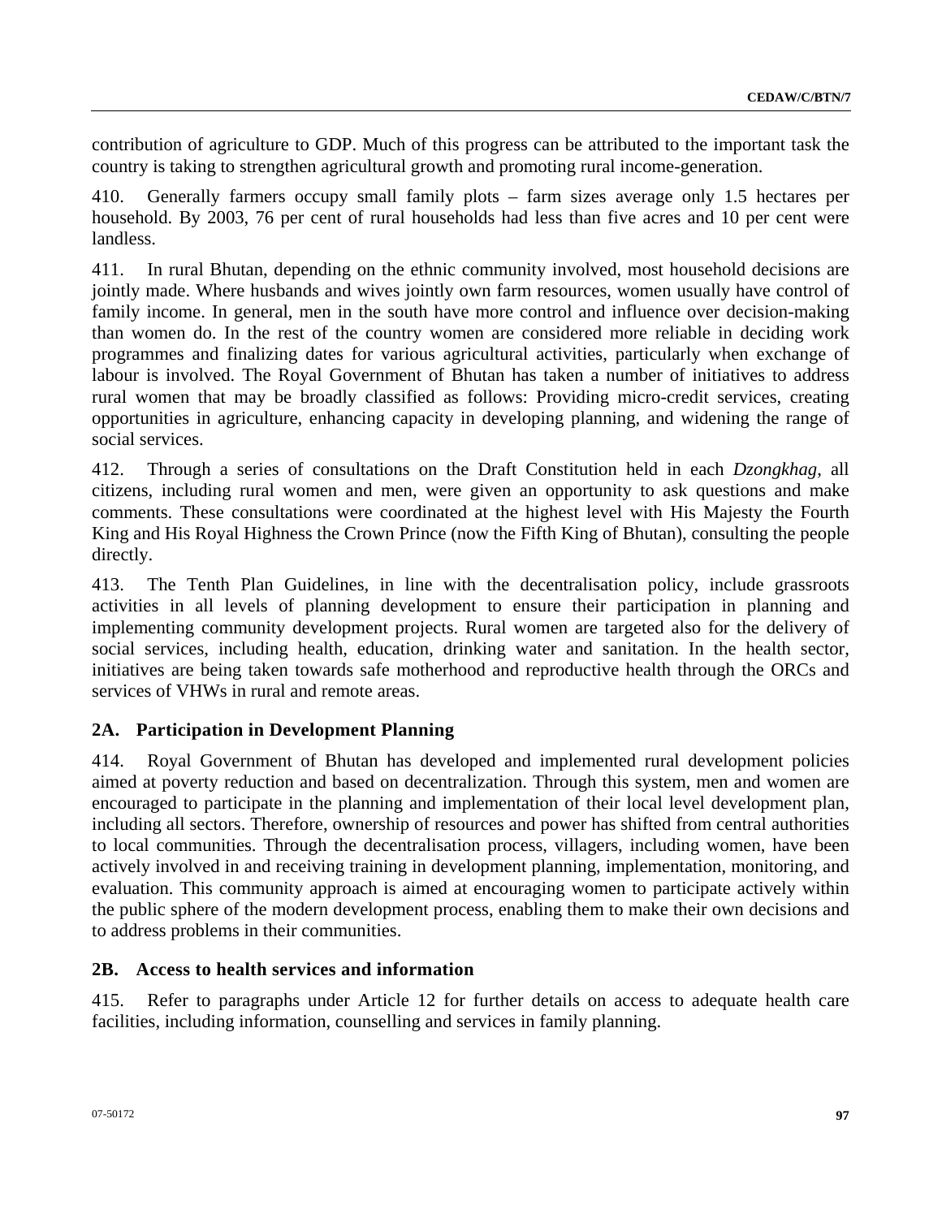contribution of agriculture to GDP. Much of this progress can be attributed to the important task the country is taking to strengthen agricultural growth and promoting rural income-generation.

410. Generally farmers occupy small family plots – farm sizes average only 1.5 hectares per household. By 2003, 76 per cent of rural households had less than five acres and 10 per cent were landless.

411. In rural Bhutan, depending on the ethnic community involved, most household decisions are jointly made. Where husbands and wives jointly own farm resources, women usually have control of family income. In general, men in the south have more control and influence over decision-making than women do. In the rest of the country women are considered more reliable in deciding work programmes and finalizing dates for various agricultural activities, particularly when exchange of labour is involved. The Royal Government of Bhutan has taken a number of initiatives to address rural women that may be broadly classified as follows: Providing micro-credit services, creating opportunities in agriculture, enhancing capacity in developing planning, and widening the range of social services.

412. Through a series of consultations on the Draft Constitution held in each *Dzongkhag*, all citizens, including rural women and men, were given an opportunity to ask questions and make comments. These consultations were coordinated at the highest level with His Majesty the Fourth King and His Royal Highness the Crown Prince (now the Fifth King of Bhutan), consulting the people directly.

413. The Tenth Plan Guidelines, in line with the decentralisation policy, include grassroots activities in all levels of planning development to ensure their participation in planning and implementing community development projects. Rural women are targeted also for the delivery of social services, including health, education, drinking water and sanitation. In the health sector, initiatives are being taken towards safe motherhood and reproductive health through the ORCs and services of VHWs in rural and remote areas.

### 2A. Participation in Development Planning

414. Royal Government of Bhutan has developed and implemented rural development policies aimed at poverty reduction and based on decentralization. Through this system, men and women are encouraged to participate in the planning and implementation of their local level development plan, including all sectors. Therefore, ownership of resources and power has shifted from central authorities to local communities. Through the decentralisation process, villagers, including women, have been actively involved in and receiving training in development planning, implementation, monitoring, and evaluation. This community approach is aimed at encouraging women to participate actively within the public sphere of the modern development process, enabling them to make their own decisions and to address problems in their communities.

### 2B. Access to health services and information

415. Refer to paragraphs under Article 12 for further details on access to adequate health care facilities, including information, counselling and services in family planning.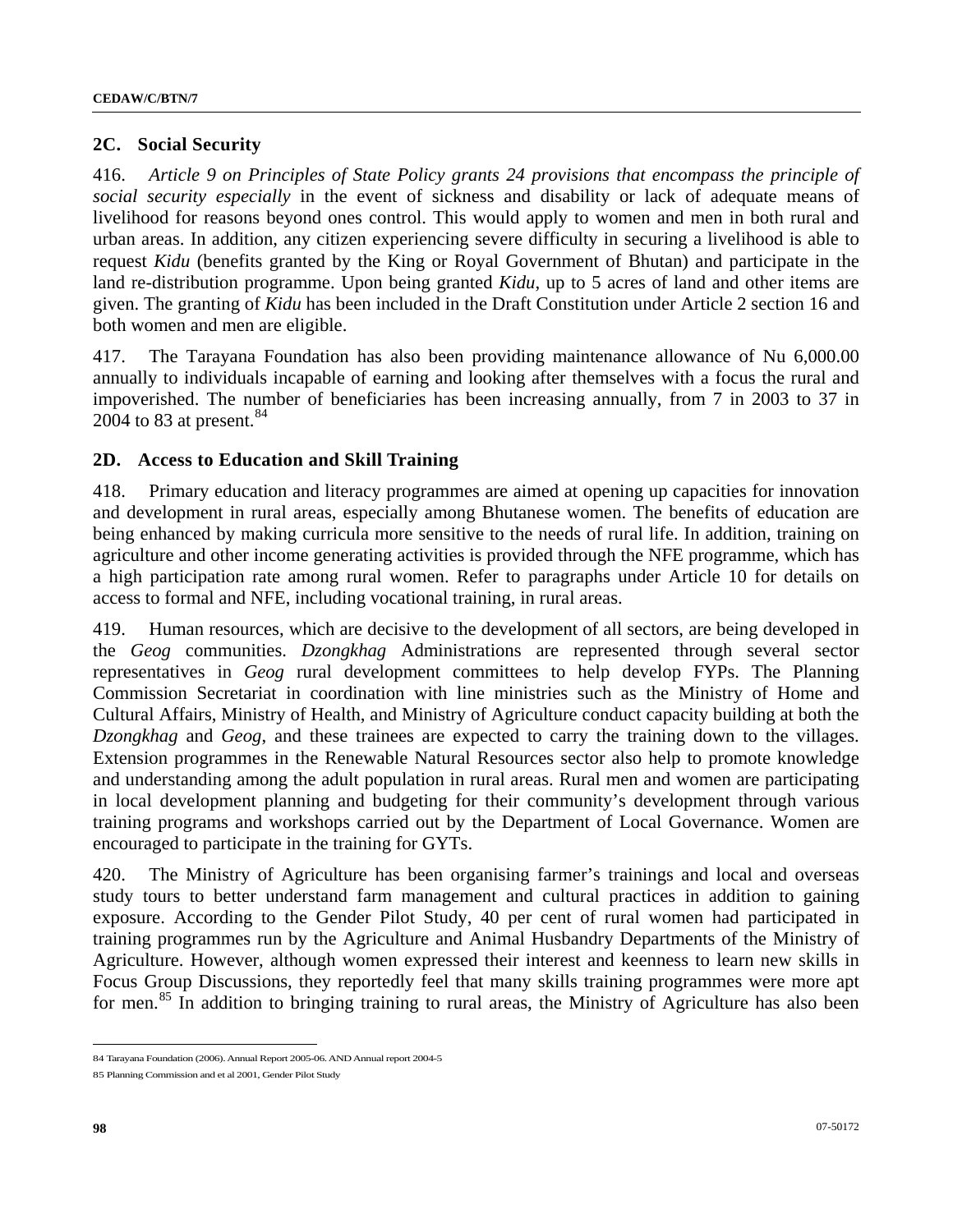## 2C. Social Security

416. *Article 9 on Principles of State Policy grants 24 provisions that encompass the principle of social security especially* in the event of sickness and disability or lack of adequate means of livelihood for reasons beyond ones control. This would apply to women and men in both rural and urban areas. In addition, any citizen experiencing severe difficulty in securing a livelihood is able to request *Kidu* (benefits granted by the King or Royal Government of Bhutan) and participate in the land re-distribution programme. Upon being granted *Kidu*, up to 5 acres of land and other items are given. The granting of *Kidu* has been included in the Draft Constitution under Article 2 section 16 and both women and men are eligible.

417. The Tarayana Foundation has also been providing maintenance allowance of Nu 6,000.00 annually to individuals incapable of earning and looking after themselves with a focus the rural and impoverished. The number of beneficiaries has been increasing annually, from 7 in 2003 to 37 in 2004 to 83 at present.[84]

## 2D. Access to Education and Skill Training

418. Primary education and literacy programmes are aimed at opening up capacities for innovation and development in rural areas, especially among Bhutanese women. The benefits of education are being enhanced by making curricula more sensitive to the needs of rural life. In addition, training on agriculture and other income generating activities is provided through the NFE programme, which has a high participation rate among rural women. Refer to paragraphs under Article 10 for details on access to formal and NFE, including vocational training, in rural areas.

419. Human resources, which are decisive to the development of all sectors, are being developed in the *Geog* communities. *Dzongkhag* Administrations are represented through several sector representatives in *Geog* rural development committees to help develop FYPs. The Planning Commission Secretariat in coordination with line ministries such as the Ministry of Home and Cultural Affairs, Ministry of Health, and Ministry of Agriculture conduct capacity building at both the *Dzongkhag* and *Geog*, and these trainees are expected to carry the training down to the villages. Extension programmes in the Renewable Natural Resources sector also help to promote knowledge and understanding among the adult population in rural areas. Rural men and women are participating in local development planning and budgeting for their community's development through various training programs and workshops carried out by the Department of Local Governance. Women are encouraged to participate in the training for GYTs.

420. The Ministry of Agriculture has been organising farmer's trainings and local and overseas study tours to better understand farm management and cultural practices in addition to gaining exposure. According to the Gender Pilot Study, 40 per cent of rural women had participated in training programmes run by the Agriculture and Animal Husbandry Departments of the Ministry of Agriculture. However, although women expressed their interest and keenness to learn new skills in Focus Group Discussions, they reportedly feel that many skills training programmes were more apt for men.[85] In addition to bringing training to rural areas, the Ministry of Agriculture has also been

---

84 Tarayana Foundation (2006). Annual Report 2005-06. AND Annual report 2004-5

85 Planning Commission and et al 2001, Gender Pilot Study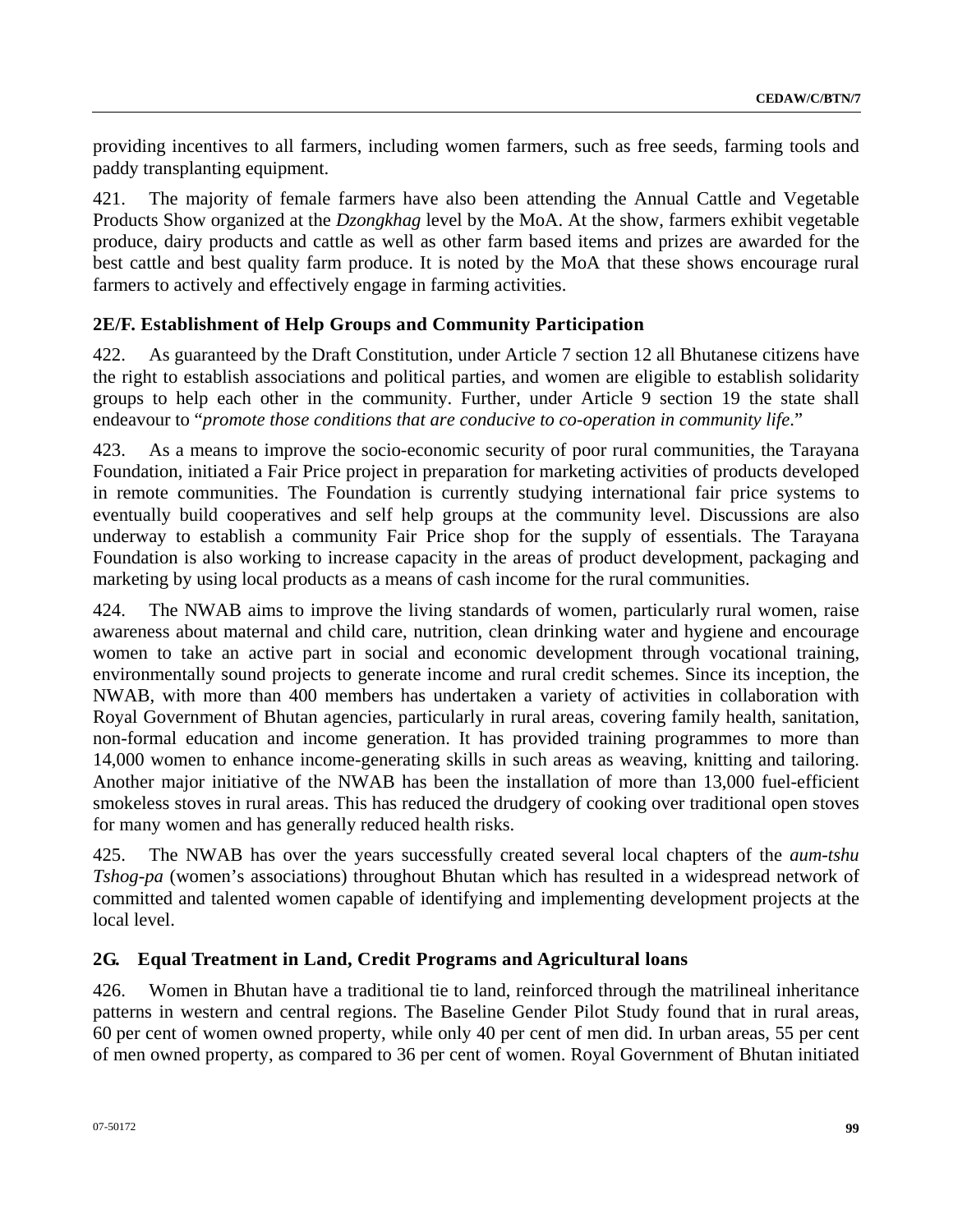providing incentives to all farmers, including women farmers, such as free seeds, farming tools and paddy transplanting equipment.

421. The majority of female farmers have also been attending the Annual Cattle and Vegetable Products Show organized at the *Dzongkhag* level by the MoA. At the show, farmers exhibit vegetable produce, dairy products and cattle as well as other farm based items and prizes are awarded for the best cattle and best quality farm produce. It is noted by the MoA that these shows encourage rural farmers to actively and effectively engage in farming activities.

### 2E/F. Establishment of Help Groups and Community Participation

422. As guaranteed by the Draft Constitution, under Article 7 section 12 all Bhutanese citizens have the right to establish associations and political parties, and women are eligible to establish solidarity groups to help each other in the community. Further, under Article 9 section 19 the state shall endeavour to "*promote those conditions that are conducive to co-operation in community life*."

423. As a means to improve the socio-economic security of poor rural communities, the Tarayana Foundation, initiated a Fair Price project in preparation for marketing activities of products developed in remote communities. The Foundation is currently studying international fair price systems to eventually build cooperatives and self help groups at the community level. Discussions are also underway to establish a community Fair Price shop for the supply of essentials. The Tarayana Foundation is also working to increase capacity in the areas of product development, packaging and marketing by using local products as a means of cash income for the rural communities.

424. The NWAB aims to improve the living standards of women, particularly rural women, raise awareness about maternal and child care, nutrition, clean drinking water and hygiene and encourage women to take an active part in social and economic development through vocational training, environmentally sound projects to generate income and rural credit schemes. Since its inception, the NWAB, with more than 400 members has undertaken a variety of activities in collaboration with Royal Government of Bhutan agencies, particularly in rural areas, covering family health, sanitation, non-formal education and income generation. It has provided training programmes to more than 14,000 women to enhance income-generating skills in such areas as weaving, knitting and tailoring. Another major initiative of the NWAB has been the installation of more than 13,000 fuel-efficient smokeless stoves in rural areas. This has reduced the drudgery of cooking over traditional open stoves for many women and has generally reduced health risks.

425. The NWAB has over the years successfully created several local chapters of the *aum-tshu Tshog-pa* (women's associations) throughout Bhutan which has resulted in a widespread network of committed and talented women capable of identifying and implementing development projects at the local level.

### 2G. Equal Treatment in Land, Credit Programs and Agricultural loans

426. Women in Bhutan have a traditional tie to land, reinforced through the matrilineal inheritance patterns in western and central regions. The Baseline Gender Pilot Study found that in rural areas, 60 per cent of women owned property, while only 40 per cent of men did. In urban areas, 55 per cent of men owned property, as compared to 36 per cent of women. Royal Government of Bhutan initiated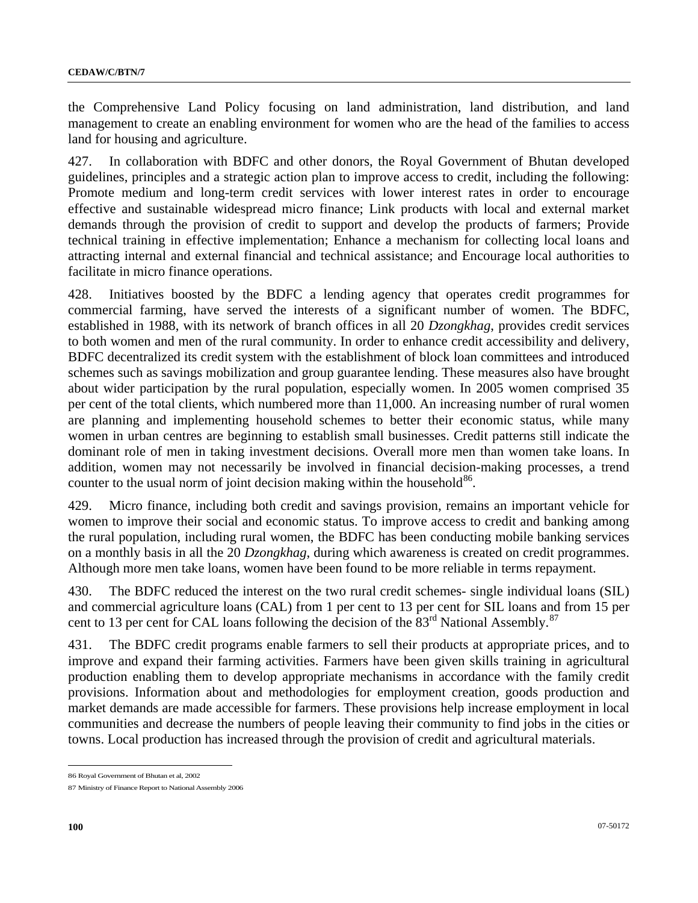the Comprehensive Land Policy focusing on land administration, land distribution, and land management to create an enabling environment for women who are the head of the families to access land for housing and agriculture.

427. In collaboration with BDFC and other donors, the Royal Government of Bhutan developed guidelines, principles and a strategic action plan to improve access to credit, including the following: Promote medium and long-term credit services with lower interest rates in order to encourage effective and sustainable widespread micro finance; Link products with local and external market demands through the provision of credit to support and develop the products of farmers; Provide technical training in effective implementation; Enhance a mechanism for collecting local loans and attracting internal and external financial and technical assistance; and Encourage local authorities to facilitate in micro finance operations.

428. Initiatives boosted by the BDFC a lending agency that operates credit programmes for commercial farming, have served the interests of a significant number of women. The BDFC, established in 1988, with its network of branch offices in all 20 *Dzongkhag*, provides credit services to both women and men of the rural community. In order to enhance credit accessibility and delivery, BDFC decentralized its credit system with the establishment of block loan committees and introduced schemes such as savings mobilization and group guarantee lending. These measures also have brought about wider participation by the rural population, especially women. In 2005 women comprised 35 per cent of the total clients, which numbered more than 11,000. An increasing number of rural women are planning and implementing household schemes to better their economic status, while many women in urban centres are beginning to establish small businesses. Credit patterns still indicate the dominant role of men in taking investment decisions. Overall more men than women take loans. In addition, women may not necessarily be involved in financial decision-making processes, a trend counter to the usual norm of joint decision making within the household[86].

429. Micro finance, including both credit and savings provision, remains an important vehicle for women to improve their social and economic status. To improve access to credit and banking among the rural population, including rural women, the BDFC has been conducting mobile banking services on a monthly basis in all the 20 *Dzongkhag*, during which awareness is created on credit programmes. Although more men take loans, women have been found to be more reliable in terms repayment.

430. The BDFC reduced the interest on the two rural credit schemes- single individual loans (SIL) and commercial agriculture loans (CAL) from 1 per cent to 13 per cent for SIL loans and from 15 per cent to 13 per cent for CAL loans following the decision of the 83rd National Assembly.[87]

431. The BDFC credit programs enable farmers to sell their products at appropriate prices, and to improve and expand their farming activities. Farmers have been given skills training in agricultural production enabling them to develop appropriate mechanisms in accordance with the family credit provisions. Information about and methodologies for employment creation, goods production and market demands are made accessible for farmers. These provisions help increase employment in local communities and decrease the numbers of people leaving their community to find jobs in the cities or towns. Local production has increased through the provision of credit and agricultural materials.

---

86 Royal Government of Bhutan et al, 2002

87 Ministry of Finance Report to National Assembly 2006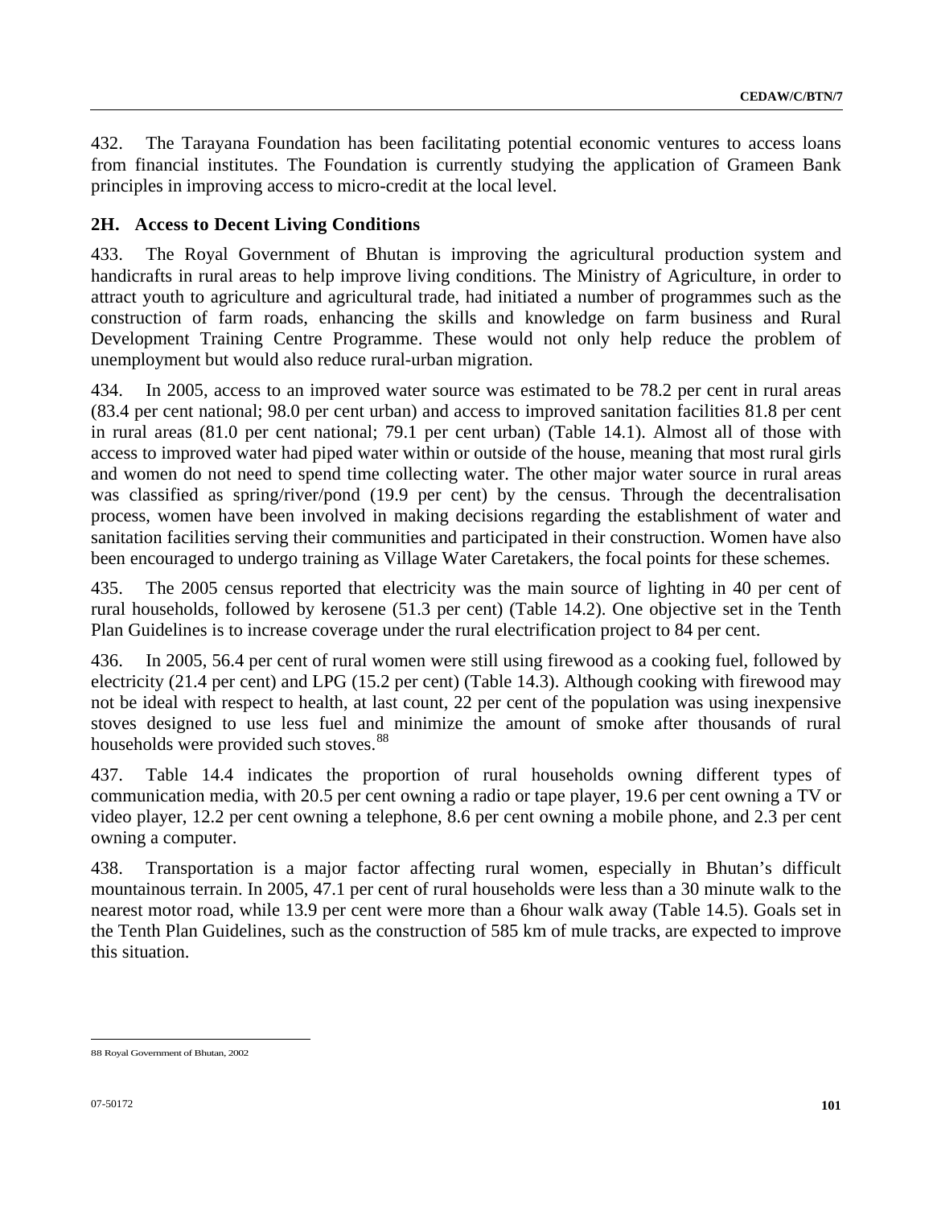432. The Tarayana Foundation has been facilitating potential economic ventures to access loans from financial institutes. The Foundation is currently studying the application of Grameen Bank principles in improving access to micro-credit at the local level.

### 2H. Access to Decent Living Conditions

433. The Royal Government of Bhutan is improving the agricultural production system and handicrafts in rural areas to help improve living conditions. The Ministry of Agriculture, in order to attract youth to agriculture and agricultural trade, had initiated a number of programmes such as the construction of farm roads, enhancing the skills and knowledge on farm business and Rural Development Training Centre Programme. These would not only help reduce the problem of unemployment but would also reduce rural-urban migration.

434. In 2005, access to an improved water source was estimated to be 78.2 per cent in rural areas (83.4 per cent national; 98.0 per cent urban) and access to improved sanitation facilities 81.8 per cent in rural areas (81.0 per cent national; 79.1 per cent urban) (Table 14.1). Almost all of those with access to improved water had piped water within or outside of the house, meaning that most rural girls and women do not need to spend time collecting water. The other major water source in rural areas was classified as spring/river/pond (19.9 per cent) by the census. Through the decentralisation process, women have been involved in making decisions regarding the establishment of water and sanitation facilities serving their communities and participated in their construction. Women have also been encouraged to undergo training as Village Water Caretakers, the focal points for these schemes.

435. The 2005 census reported that electricity was the main source of lighting in 40 per cent of rural households, followed by kerosene (51.3 per cent) (Table 14.2). One objective set in the Tenth Plan Guidelines is to increase coverage under the rural electrification project to 84 per cent.

436. In 2005, 56.4 per cent of rural women were still using firewood as a cooking fuel, followed by electricity (21.4 per cent) and LPG (15.2 per cent) (Table 14.3). Although cooking with firewood may not be ideal with respect to health, at last count, 22 per cent of the population was using inexpensive stoves designed to use less fuel and minimize the amount of smoke after thousands of rural households were provided such stoves.[88]

437. Table 14.4 indicates the proportion of rural households owning different types of communication media, with 20.5 per cent owning a radio or tape player, 19.6 per cent owning a TV or video player, 12.2 per cent owning a telephone, 8.6 per cent owning a mobile phone, and 2.3 per cent owning a computer.

438. Transportation is a major factor affecting rural women, especially in Bhutan's difficult mountainous terrain. In 2005, 47.1 per cent of rural households were less than a 30 minute walk to the nearest motor road, while 13.9 per cent were more than a 6hour walk away (Table 14.5). Goals set in the Tenth Plan Guidelines, such as the construction of 585 km of mule tracks, are expected to improve this situation.

---

88 Royal Government of Bhutan, 2002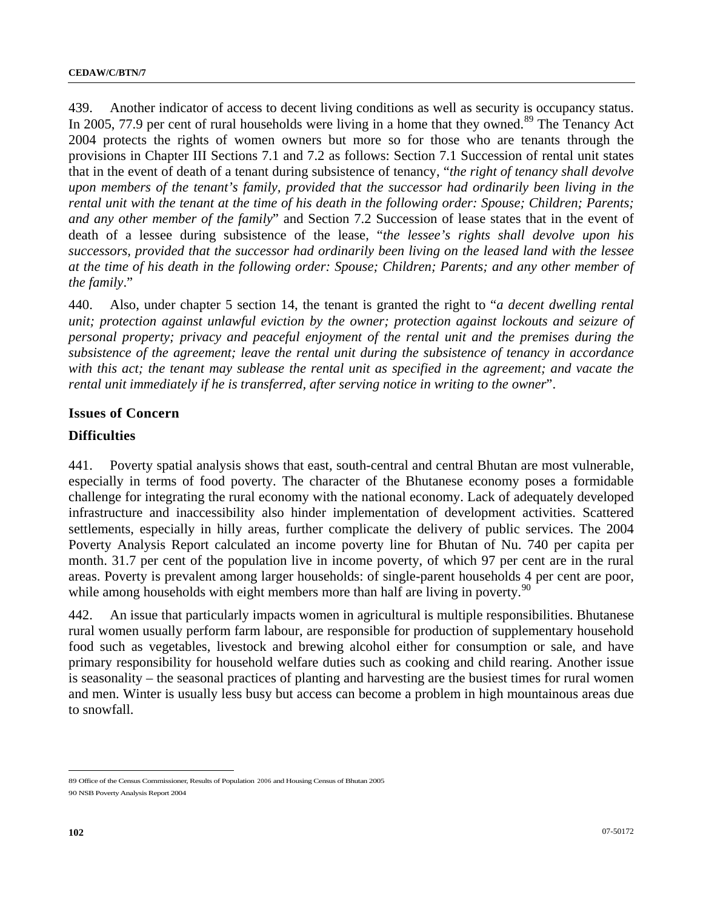439. Another indicator of access to decent living conditions as well as security is occupancy status. In 2005, 77.9 per cent of rural households were living in a home that they owned.[89] The Tenancy Act 2004 protects the rights of women owners but more so for those who are tenants through the provisions in Chapter III Sections 7.1 and 7.2 as follows: Section 7.1 Succession of rental unit states that in the event of death of a tenant during subsistence of tenancy, "*the right of tenancy shall devolve upon members of the tenant's family, provided that the successor had ordinarily been living in the rental unit with the tenant at the time of his death in the following order: Spouse; Children; Parents; and any other member of the family*" and Section 7.2 Succession of lease states that in the event of death of a lessee during subsistence of the lease, "*the lessee's rights shall devolve upon his successors, provided that the successor had ordinarily been living on the leased land with the lessee at the time of his death in the following order: Spouse; Children; Parents; and any other member of the family*."

440. Also, under chapter 5 section 14, the tenant is granted the right to "*a decent dwelling rental unit; protection against unlawful eviction by the owner; protection against lockouts and seizure of personal property; privacy and peaceful enjoyment of the rental unit and the premises during the subsistence of the agreement; leave the rental unit during the subsistence of tenancy in accordance with this act; the tenant may sublease the rental unit as specified in the agreement; and vacate the rental unit immediately if he is transferred, after serving notice in writing to the owner*".

### Issues of Concern

### Difficulties

441. Poverty spatial analysis shows that east, south-central and central Bhutan are most vulnerable, especially in terms of food poverty. The character of the Bhutanese economy poses a formidable challenge for integrating the rural economy with the national economy. Lack of adequately developed infrastructure and inaccessibility also hinder implementation of development activities. Scattered settlements, especially in hilly areas, further complicate the delivery of public services. The 2004 Poverty Analysis Report calculated an income poverty line for Bhutan of Nu. 740 per capita per month. 31.7 per cent of the population live in income poverty, of which 97 per cent are in the rural areas. Poverty is prevalent among larger households: of single-parent households 4 per cent are poor, while among households with eight members more than half are living in poverty.[90]

442. An issue that particularly impacts women in agricultural is multiple responsibilities. Bhutanese rural women usually perform farm labour, are responsible for production of supplementary household food such as vegetables, livestock and brewing alcohol either for consumption or sale, and have primary responsibility for household welfare duties such as cooking and child rearing. Another issue is seasonality – the seasonal practices of planting and harvesting are the busiest times for rural women and men. Winter is usually less busy but access can become a problem in high mountainous areas due to snowfall.

---

89 Office of the Census Commissioner, Results of Population 2006 and Housing Census of Bhutan 2005

90 NSB Poverty Analysis Report 2004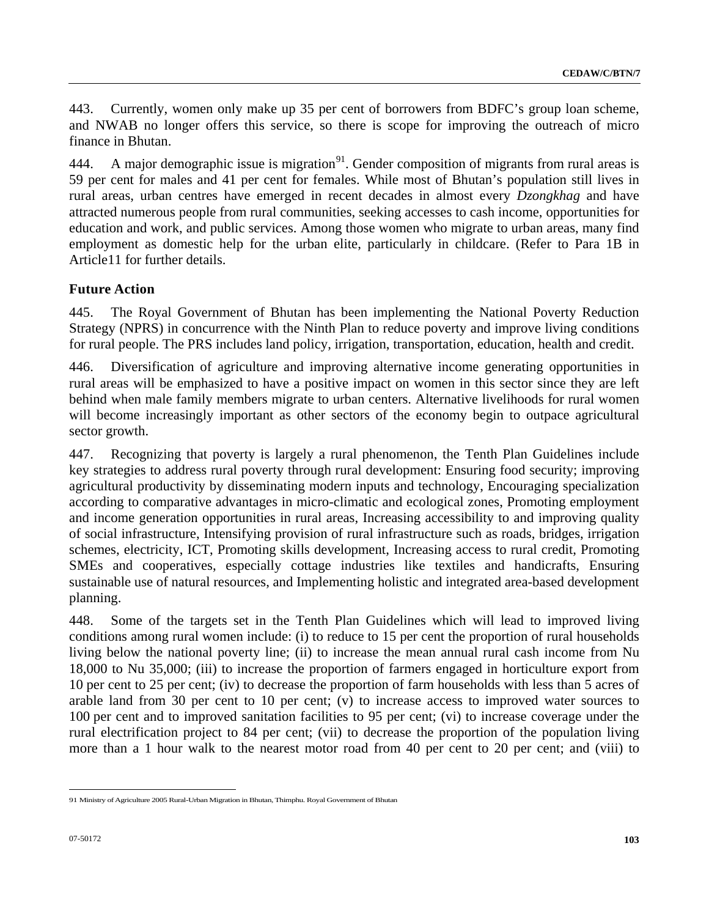443. Currently, women only make up 35 per cent of borrowers from BDFC's group loan scheme, and NWAB no longer offers this service, so there is scope for improving the outreach of micro finance in Bhutan.

444. A major demographic issue is migration[91]. Gender composition of migrants from rural areas is 59 per cent for males and 41 per cent for females. While most of Bhutan's population still lives in rural areas, urban centres have emerged in recent decades in almost every *Dzongkhag* and have attracted numerous people from rural communities, seeking accesses to cash income, opportunities for education and work, and public services. Among those women who migrate to urban areas, many find employment as domestic help for the urban elite, particularly in childcare. (Refer to Para 1B in Article11 for further details.

### Future Action

445. The Royal Government of Bhutan has been implementing the National Poverty Reduction Strategy (NPRS) in concurrence with the Ninth Plan to reduce poverty and improve living conditions for rural people. The PRS includes land policy, irrigation, transportation, education, health and credit.

446. Diversification of agriculture and improving alternative income generating opportunities in rural areas will be emphasized to have a positive impact on women in this sector since they are left behind when male family members migrate to urban centers. Alternative livelihoods for rural women will become increasingly important as other sectors of the economy begin to outpace agricultural sector growth.

447. Recognizing that poverty is largely a rural phenomenon, the Tenth Plan Guidelines include key strategies to address rural poverty through rural development: Ensuring food security; improving agricultural productivity by disseminating modern inputs and technology, Encouraging specialization according to comparative advantages in micro-climatic and ecological zones, Promoting employment and income generation opportunities in rural areas, Increasing accessibility to and improving quality of social infrastructure, Intensifying provision of rural infrastructure such as roads, bridges, irrigation schemes, electricity, ICT, Promoting skills development, Increasing access to rural credit, Promoting SMEs and cooperatives, especially cottage industries like textiles and handicrafts, Ensuring sustainable use of natural resources, and Implementing holistic and integrated area-based development planning.

448. Some of the targets set in the Tenth Plan Guidelines which will lead to improved living conditions among rural women include: (i) to reduce to 15 per cent the proportion of rural households living below the national poverty line; (ii) to increase the mean annual rural cash income from Nu 18,000 to Nu 35,000; (iii) to increase the proportion of farmers engaged in horticulture export from 10 per cent to 25 per cent; (iv) to decrease the proportion of farm households with less than 5 acres of arable land from 30 per cent to 10 per cent; (v) to increase access to improved water sources to 100 per cent and to improved sanitation facilities to 95 per cent; (vi) to increase coverage under the rural electrification project to 84 per cent; (vii) to decrease the proportion of the population living more than a 1 hour walk to the nearest motor road from 40 per cent to 20 per cent; and (viii) to

---

91 Ministry of Agriculture 2005 Rural-Urban Migration in Bhutan, Thimphu. Royal Government of Bhutan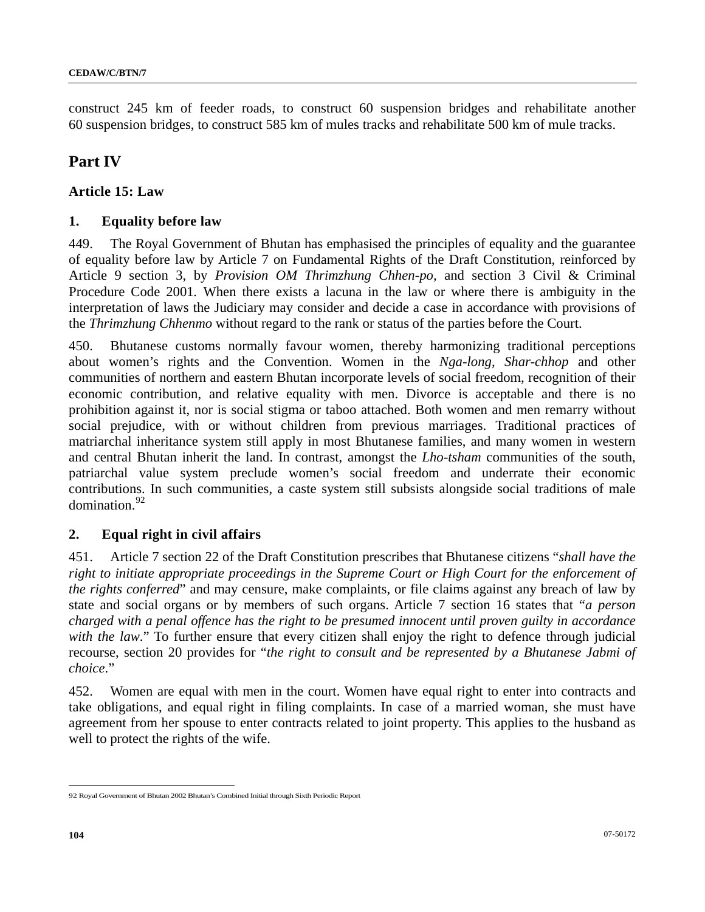construct 245 km of feeder roads, to construct 60 suspension bridges and rehabilitate another 60 suspension bridges, to construct 585 km of mules tracks and rehabilitate 500 km of mule tracks.

## Part IV

### Article 15: Law

### 1. Equality before law

449. The Royal Government of Bhutan has emphasised the principles of equality and the guarantee of equality before law by Article 7 on Fundamental Rights of the Draft Constitution, reinforced by Article 9 section 3, by *Provision OM Thrimzhung Chhen-po*, and section 3 Civil & Criminal Procedure Code 2001. When there exists a lacuna in the law or where there is ambiguity in the interpretation of laws the Judiciary may consider and decide a case in accordance with provisions of the *Thrimzhung Chhenmo* without regard to the rank or status of the parties before the Court.

450. Bhutanese customs normally favour women, thereby harmonizing traditional perceptions about women's rights and the Convention. Women in the *Nga-long*, *Shar-chhop* and other communities of northern and eastern Bhutan incorporate levels of social freedom, recognition of their economic contribution, and relative equality with men. Divorce is acceptable and there is no prohibition against it, nor is social stigma or taboo attached. Both women and men remarry without social prejudice, with or without children from previous marriages. Traditional practices of matriarchal inheritance system still apply in most Bhutanese families, and many women in western and central Bhutan inherit the land. In contrast, amongst the *Lho-tsham* communities of the south, patriarchal value system preclude women's social freedom and underrate their economic contributions. In such communities, a caste system still subsists alongside social traditions of male domination.[92]

### 2. Equal right in civil affairs

451. Article 7 section 22 of the Draft Constitution prescribes that Bhutanese citizens "*shall have the right to initiate appropriate proceedings in the Supreme Court or High Court for the enforcement of the rights conferred*" and may censure, make complaints, or file claims against any breach of law by state and social organs or by members of such organs. Article 7 section 16 states that "*a person charged with a penal offence has the right to be presumed innocent until proven guilty in accordance with the law*." To further ensure that every citizen shall enjoy the right to defence through judicial recourse, section 20 provides for "*the right to consult and be represented by a Bhutanese Jabmi of choice*."

452. Women are equal with men in the court. Women have equal right to enter into contracts and take obligations, and equal right in filing complaints. In case of a married woman, she must have agreement from her spouse to enter contracts related to joint property. This applies to the husband as well to protect the rights of the wife.

---

92 Royal Government of Bhutan 2002 Bhutan's Combined Initial through Sixth Periodic Report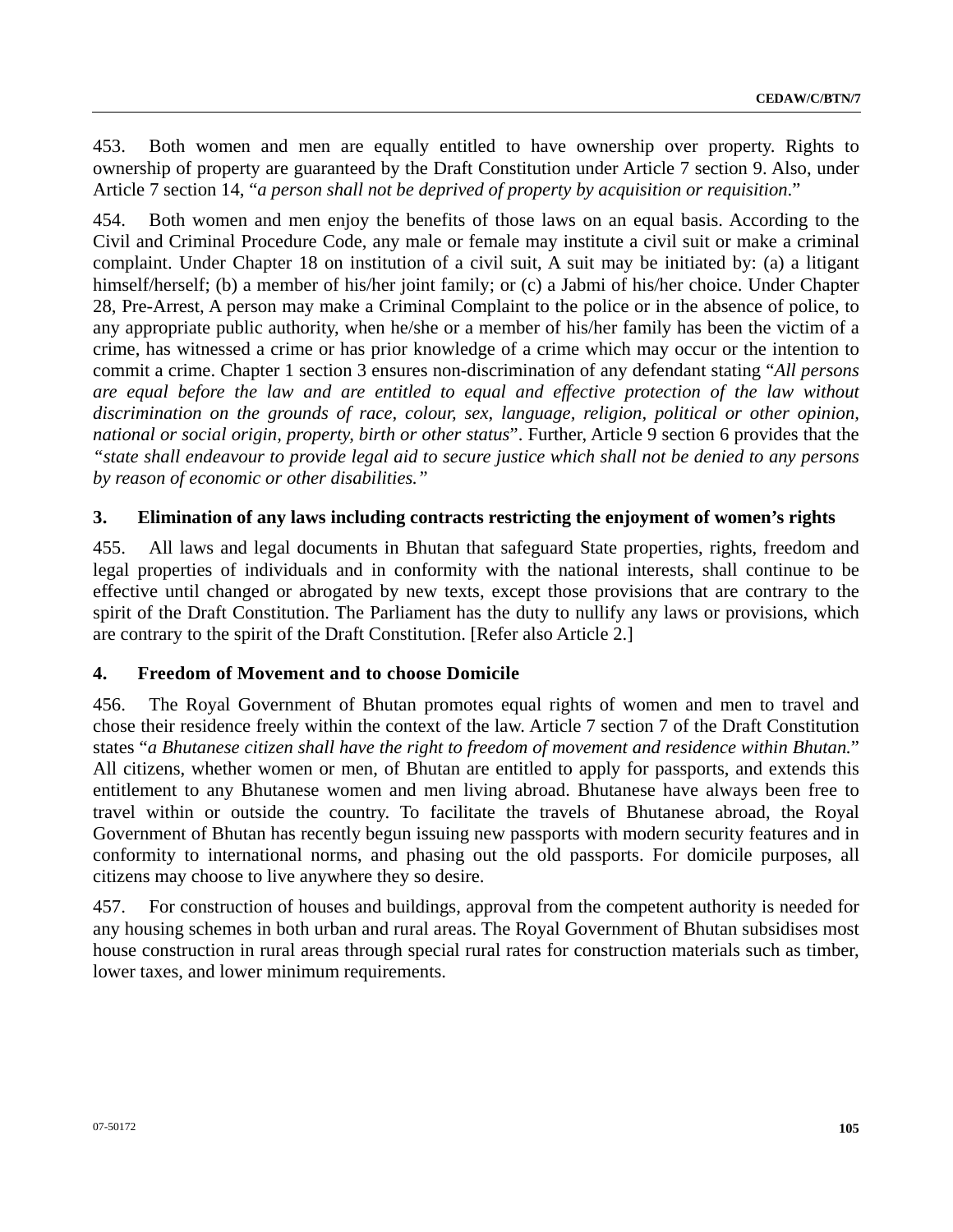453. Both women and men are equally entitled to have ownership over property. Rights to ownership of property are guaranteed by the Draft Constitution under Article 7 section 9. Also, under Article 7 section 14, "*a person shall not be deprived of property by acquisition or requisition*."

454. Both women and men enjoy the benefits of those laws on an equal basis. According to the Civil and Criminal Procedure Code, any male or female may institute a civil suit or make a criminal complaint. Under Chapter 18 on institution of a civil suit, A suit may be initiated by: (a) a litigant himself/herself; (b) a member of his/her joint family; or (c) a Jabmi of his/her choice. Under Chapter 28, Pre-Arrest, A person may make a Criminal Complaint to the police or in the absence of police, to any appropriate public authority, when he/she or a member of his/her family has been the victim of a crime, has witnessed a crime or has prior knowledge of a crime which may occur or the intention to commit a crime. Chapter 1 section 3 ensures non-discrimination of any defendant stating "*All persons are equal before the law and are entitled to equal and effective protection of the law without discrimination on the grounds of race, colour, sex, language, religion, political or other opinion, national or social origin, property, birth or other status*". Further, Article 9 section 6 provides that the *"state shall endeavour to provide legal aid to secure justice which shall not be denied to any persons by reason of economic or other disabilities."*

### 3. Elimination of any laws including contracts restricting the enjoyment of women's rights

455. All laws and legal documents in Bhutan that safeguard State properties, rights, freedom and legal properties of individuals and in conformity with the national interests, shall continue to be effective until changed or abrogated by new texts, except those provisions that are contrary to the spirit of the Draft Constitution. The Parliament has the duty to nullify any laws or provisions, which are contrary to the spirit of the Draft Constitution. [Refer also Article 2.]

### 4. Freedom of Movement and to choose Domicile

456. The Royal Government of Bhutan promotes equal rights of women and men to travel and chose their residence freely within the context of the law. Article 7 section 7 of the Draft Constitution states "*a Bhutanese citizen shall have the right to freedom of movement and residence within Bhutan.*" All citizens, whether women or men, of Bhutan are entitled to apply for passports, and extends this entitlement to any Bhutanese women and men living abroad. Bhutanese have always been free to travel within or outside the country. To facilitate the travels of Bhutanese abroad, the Royal Government of Bhutan has recently begun issuing new passports with modern security features and in conformity to international norms, and phasing out the old passports. For domicile purposes, all citizens may choose to live anywhere they so desire.

457. For construction of houses and buildings, approval from the competent authority is needed for any housing schemes in both urban and rural areas. The Royal Government of Bhutan subsidises most house construction in rural areas through special rural rates for construction materials such as timber, lower taxes, and lower minimum requirements.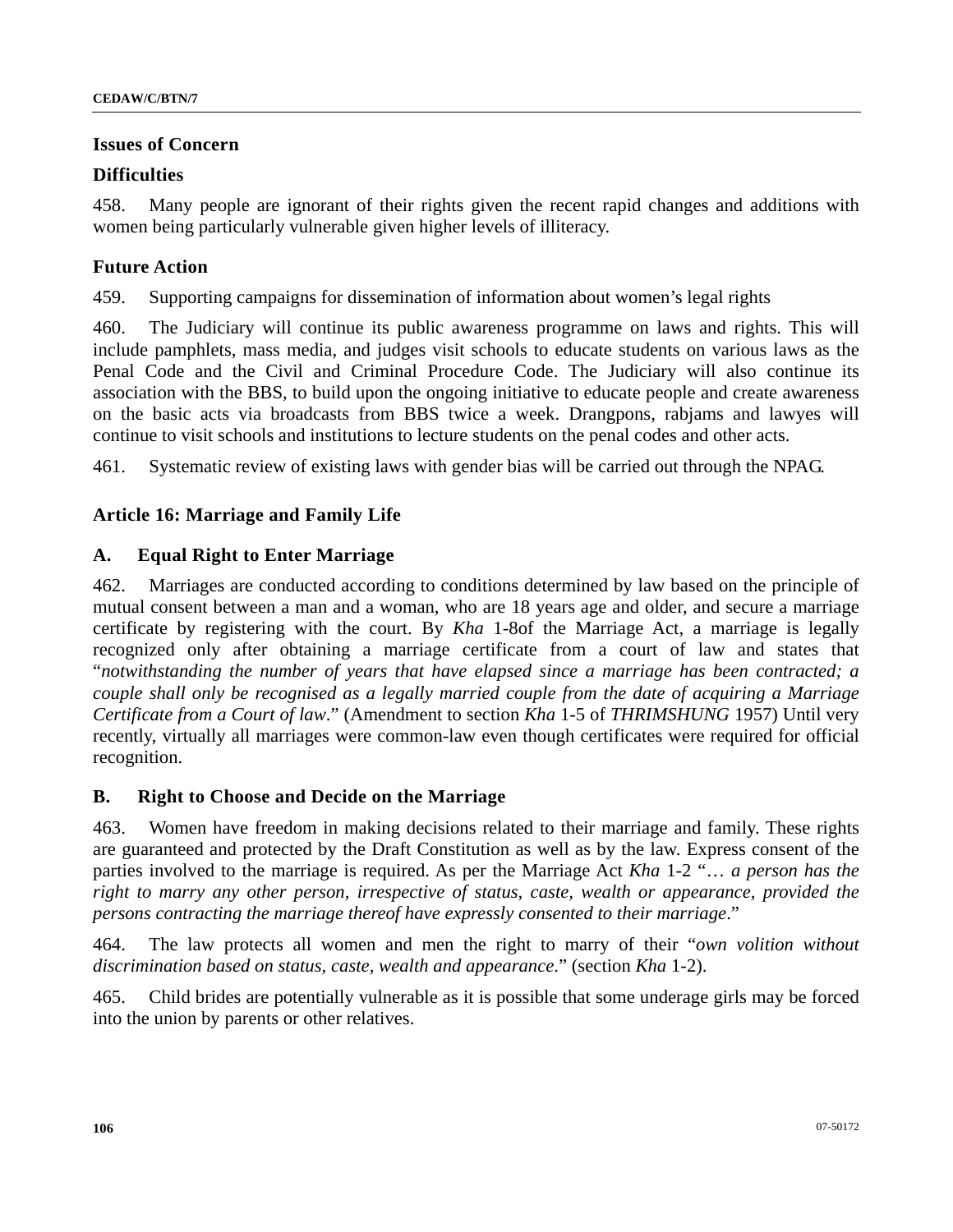**Issues of Concern**

**Difficulties**

458. Many people are ignorant of their rights given the recent rapid changes and additions with women being particularly vulnerable given higher levels of illiteracy.

**Future Action**

459. Supporting campaigns for dissemination of information about women's legal rights

460. The Judiciary will continue its public awareness programme on laws and rights. This will include pamphlets, mass media, and judges visit schools to educate students on various laws as the Penal Code and the Civil and Criminal Procedure Code. The Judiciary will also continue its association with the BBS, to build upon the ongoing initiative to educate people and create awareness on the basic acts via broadcasts from BBS twice a week. Drangpons, rabjams and lawyes will continue to visit schools and institutions to lecture students on the penal codes and other acts.

461. Systematic review of existing laws with gender bias will be carried out through the NPAG.

## Article 16: Marriage and Family Life

### A. Equal Right to Enter Marriage

462. Marriages are conducted according to conditions determined by law based on the principle of mutual consent between a man and a woman, who are 18 years age and older, and secure a marriage certificate by registering with the court. By *Kha* 1-8of the Marriage Act, a marriage is legally recognized only after obtaining a marriage certificate from a court of law and states that "*notwithstanding the number of years that have elapsed since a marriage has been contracted; a couple shall only be recognised as a legally married couple from the date of acquiring a Marriage Certificate from a Court of law*." (Amendment to section *Kha* 1-5 of *THRIMSHUNG* 1957) Until very recently, virtually all marriages were common-law even though certificates were required for official recognition.

### B. Right to Choose and Decide on the Marriage

463. Women have freedom in making decisions related to their marriage and family. These rights are guaranteed and protected by the Draft Constitution as well as by the law. Express consent of the parties involved to the marriage is required. As per the Marriage Act *Kha* 1-2 "… *a person has the right to marry any other person, irrespective of status, caste, wealth or appearance, provided the persons contracting the marriage thereof have expressly consented to their marriage*."

464. The law protects all women and men the right to marry of their "*own volition without discrimination based on status, caste, wealth and appearance*." (section *Kha* 1-2).

465. Child brides are potentially vulnerable as it is possible that some underage girls may be forced into the union by parents or other relatives.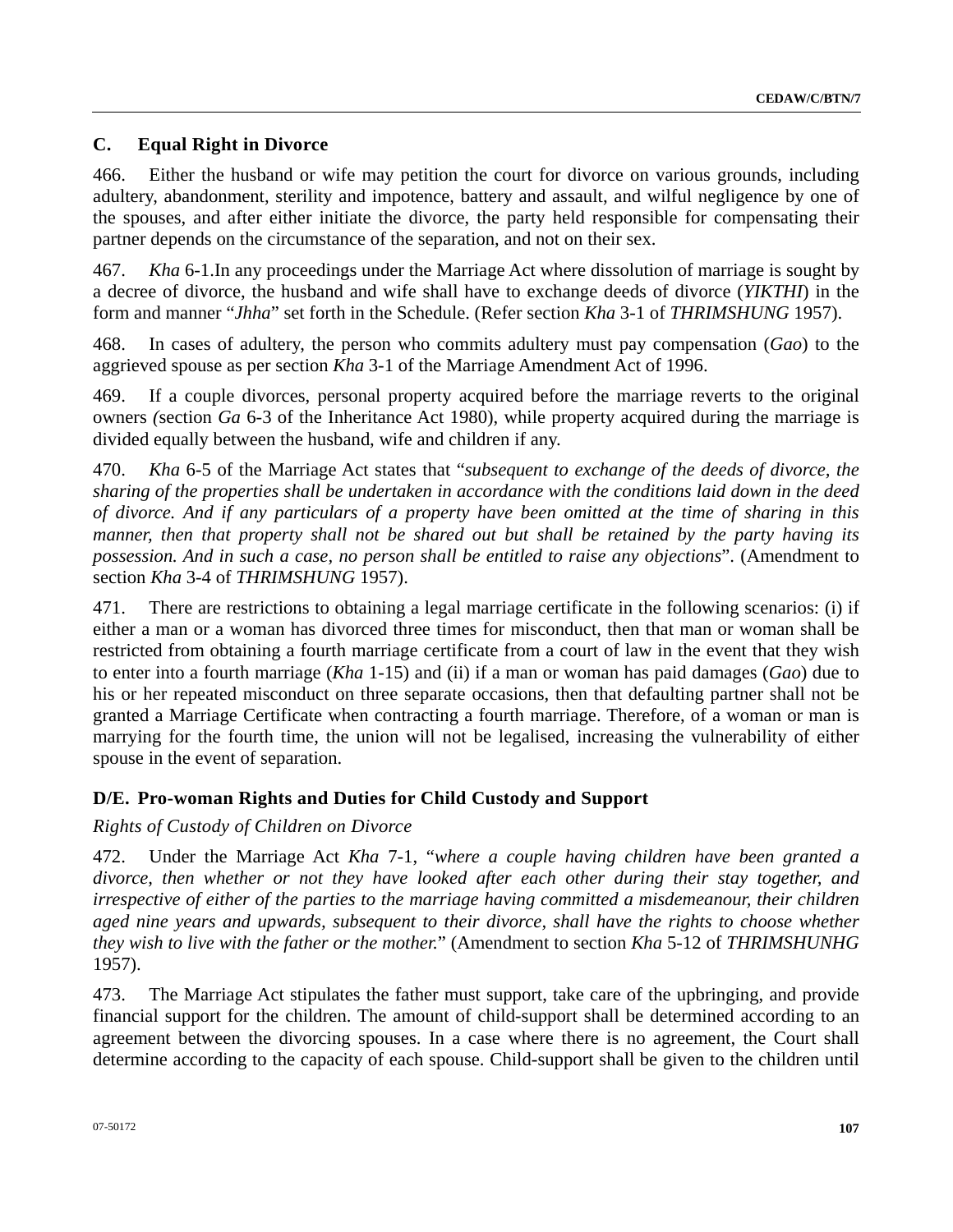## C. Equal Right in Divorce

466. Either the husband or wife may petition the court for divorce on various grounds, including adultery, abandonment, sterility and impotence, battery and assault, and wilful negligence by one of the spouses, and after either initiate the divorce, the party held responsible for compensating their partner depends on the circumstance of the separation, and not on their sex.

467. *Kha* 6-1.In any proceedings under the Marriage Act where dissolution of marriage is sought by a decree of divorce, the husband and wife shall have to exchange deeds of divorce (*YIKTHI*) in the form and manner "*Jhha*" set forth in the Schedule. (Refer section *Kha* 3-1 of *THRIMSHUNG* 1957).

468. In cases of adultery, the person who commits adultery must pay compensation (*Gao*) to the aggrieved spouse as per section *Kha* 3-1 of the Marriage Amendment Act of 1996.

469. If a couple divorces, personal property acquired before the marriage reverts to the original owners *(*section *Ga* 6-3 of the Inheritance Act 1980), while property acquired during the marriage is divided equally between the husband, wife and children if any.

470. *Kha* 6-5 of the Marriage Act states that "*subsequent to exchange of the deeds of divorce, the sharing of the properties shall be undertaken in accordance with the conditions laid down in the deed of divorce. And if any particulars of a property have been omitted at the time of sharing in this manner, then that property shall not be shared out but shall be retained by the party having its possession. And in such a case, no person shall be entitled to raise any objections*". (Amendment to section *Kha* 3-4 of *THRIMSHUNG* 1957).

471. There are restrictions to obtaining a legal marriage certificate in the following scenarios: (i) if either a man or a woman has divorced three times for misconduct, then that man or woman shall be restricted from obtaining a fourth marriage certificate from a court of law in the event that they wish to enter into a fourth marriage (*Kha* 1-15) and (ii) if a man or woman has paid damages (*Gao*) due to his or her repeated misconduct on three separate occasions, then that defaulting partner shall not be granted a Marriage Certificate when contracting a fourth marriage. Therefore, of a woman or man is marrying for the fourth time, the union will not be legalised, increasing the vulnerability of either spouse in the event of separation.

## D/E. Pro-woman Rights and Duties for Child Custody and Support

*Rights of Custody of Children on Divorce*

472. Under the Marriage Act *Kha* 7-1, "*where a couple having children have been granted a divorce, then whether or not they have looked after each other during their stay together, and irrespective of either of the parties to the marriage having committed a misdemeanour, their children aged nine years and upwards, subsequent to their divorce, shall have the rights to choose whether they wish to live with the father or the mother.*" (Amendment to section *Kha* 5-12 of *THRIMSHUNHG* 1957).

473. The Marriage Act stipulates the father must support, take care of the upbringing, and provide financial support for the children. The amount of child-support shall be determined according to an agreement between the divorcing spouses. In a case where there is no agreement, the Court shall determine according to the capacity of each spouse. Child-support shall be given to the children until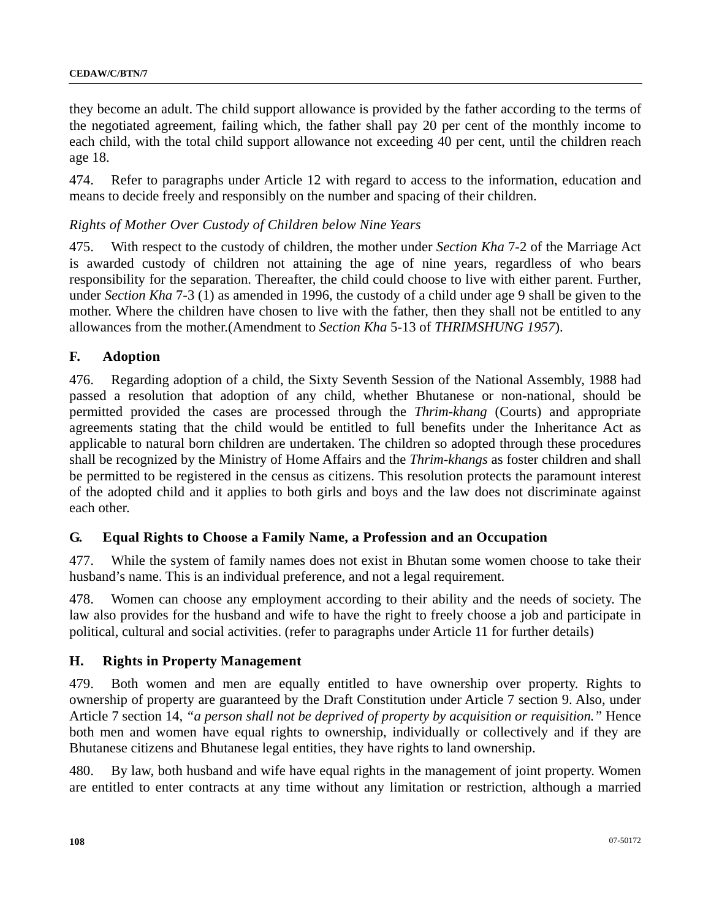they become an adult. The child support allowance is provided by the father according to the terms of the negotiated agreement, failing which, the father shall pay 20 per cent of the monthly income to each child, with the total child support allowance not exceeding 40 per cent, until the children reach age 18.

474. Refer to paragraphs under Article 12 with regard to access to the information, education and means to decide freely and responsibly on the number and spacing of their children.

*Rights of Mother Over Custody of Children below Nine Years*

475. With respect to the custody of children, the mother under *Section Kha* 7-2 of the Marriage Act is awarded custody of children not attaining the age of nine years, regardless of who bears responsibility for the separation. Thereafter, the child could choose to live with either parent. Further, under *Section Kha* 7-3 (1) as amended in 1996, the custody of a child under age 9 shall be given to the mother. Where the children have chosen to live with the father, then they shall not be entitled to any allowances from the mother.(Amendment to *Section Kha* 5-13 of *THRIMSHUNG 1957*).

## F. Adoption

476. Regarding adoption of a child, the Sixty Seventh Session of the National Assembly, 1988 had passed a resolution that adoption of any child, whether Bhutanese or non-national, should be permitted provided the cases are processed through the *Thrim-khang* (Courts) and appropriate agreements stating that the child would be entitled to full benefits under the Inheritance Act as applicable to natural born children are undertaken. The children so adopted through these procedures shall be recognized by the Ministry of Home Affairs and the *Thrim-khangs* as foster children and shall be permitted to be registered in the census as citizens. This resolution protects the paramount interest of the adopted child and it applies to both girls and boys and the law does not discriminate against each other.

## G. Equal Rights to Choose a Family Name, a Profession and an Occupation

477. While the system of family names does not exist in Bhutan some women choose to take their husband's name. This is an individual preference, and not a legal requirement.

478. Women can choose any employment according to their ability and the needs of society. The law also provides for the husband and wife to have the right to freely choose a job and participate in political, cultural and social activities. (refer to paragraphs under Article 11 for further details)

## H. Rights in Property Management

479. Both women and men are equally entitled to have ownership over property. Rights to ownership of property are guaranteed by the Draft Constitution under Article 7 section 9. Also, under Article 7 section 14, *"a person shall not be deprived of property by acquisition or requisition."* Hence both men and women have equal rights to ownership, individually or collectively and if they are Bhutanese citizens and Bhutanese legal entities, they have rights to land ownership.

480. By law, both husband and wife have equal rights in the management of joint property. Women are entitled to enter contracts at any time without any limitation or restriction, although a married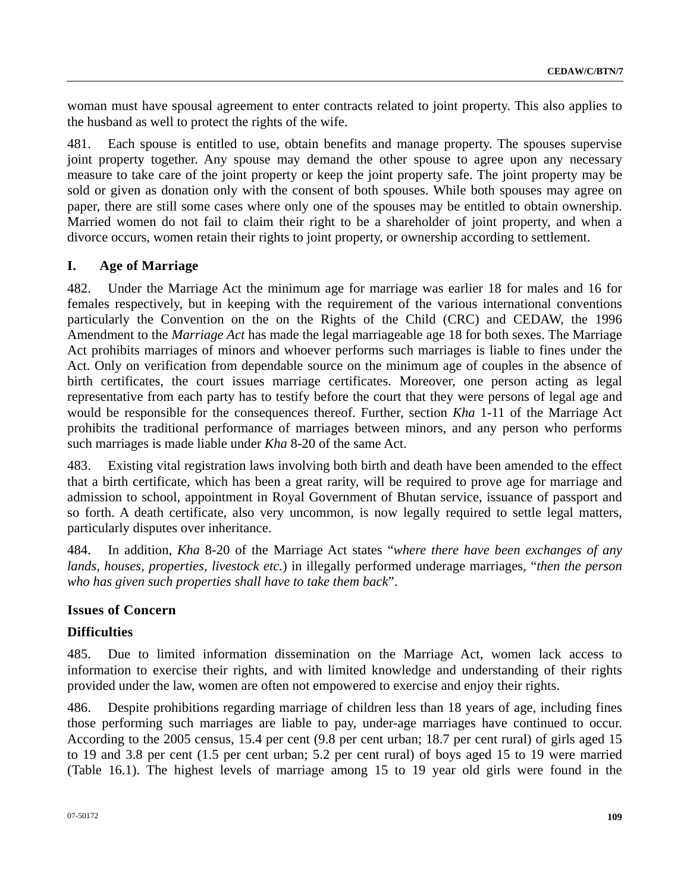woman must have spousal agreement to enter contracts related to joint property. This also applies to the husband as well to protect the rights of the wife.

481. Each spouse is entitled to use, obtain benefits and manage property. The spouses supervise joint property together. Any spouse may demand the other spouse to agree upon any necessary measure to take care of the joint property or keep the joint property safe. The joint property may be sold or given as donation only with the consent of both spouses. While both spouses may agree on paper, there are still some cases where only one of the spouses may be entitled to obtain ownership. Married women do not fail to claim their right to be a shareholder of joint property, and when a divorce occurs, women retain their rights to joint property, or ownership according to settlement.

## I. Age of Marriage

482. Under the Marriage Act the minimum age for marriage was earlier 18 for males and 16 for females respectively, but in keeping with the requirement of the various international conventions particularly the Convention on the on the Rights of the Child (CRC) and CEDAW, the 1996 Amendment to the *Marriage Act* has made the legal marriageable age 18 for both sexes. The Marriage Act prohibits marriages of minors and whoever performs such marriages is liable to fines under the Act. Only on verification from dependable source on the minimum age of couples in the absence of birth certificates, the court issues marriage certificates. Moreover, one person acting as legal representative from each party has to testify before the court that they were persons of legal age and would be responsible for the consequences thereof. Further, section *Kha* 1-11 of the Marriage Act prohibits the traditional performance of marriages between minors, and any person who performs such marriages is made liable under *Kha* 8-20 of the same Act.

483. Existing vital registration laws involving both birth and death have been amended to the effect that a birth certificate, which has been a great rarity, will be required to prove age for marriage and admission to school, appointment in Royal Government of Bhutan service, issuance of passport and so forth. A death certificate, also very uncommon, is now legally required to settle legal matters, particularly disputes over inheritance.

484. In addition, *Kha* 8-20 of the Marriage Act states "*where there have been exchanges of any lands, houses, properties, livestock etc.*) in illegally performed underage marriages, "*then the person who has given such properties shall have to take them back*".

### Issues of Concern

### Difficulties

485. Due to limited information dissemination on the Marriage Act, women lack access to information to exercise their rights, and with limited knowledge and understanding of their rights provided under the law, women are often not empowered to exercise and enjoy their rights.

486. Despite prohibitions regarding marriage of children less than 18 years of age, including fines those performing such marriages are liable to pay, under-age marriages have continued to occur. According to the 2005 census, 15.4 per cent (9.8 per cent urban; 18.7 per cent rural) of girls aged 15 to 19 and 3.8 per cent (1.5 per cent urban; 5.2 per cent rural) of boys aged 15 to 19 were married (Table 16.1). The highest levels of marriage among 15 to 19 year old girls were found in the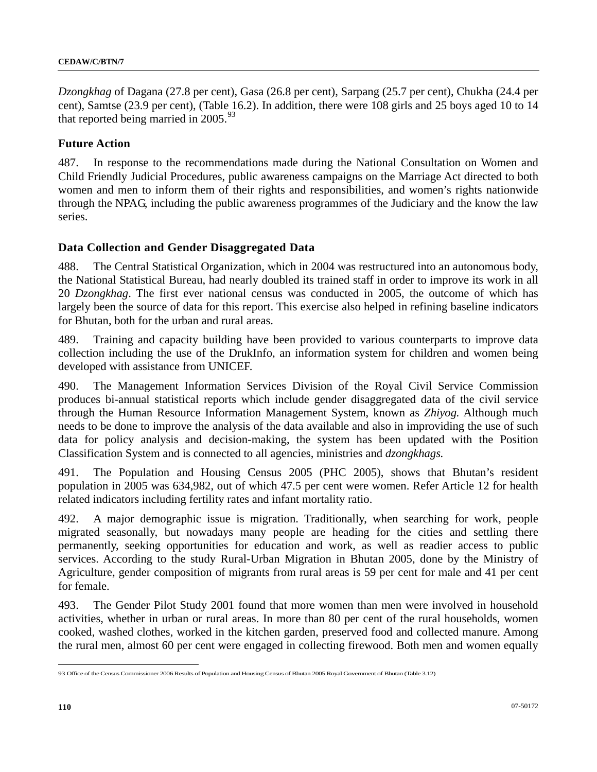*Dzongkhag* of Dagana (27.8 per cent), Gasa (26.8 per cent), Sarpang (25.7 per cent), Chukha (24.4 per cent), Samtse (23.9 per cent), (Table 16.2). In addition, there were 108 girls and 25 boys aged 10 to 14 that reported being married in 2005.[93]

### Future Action

487. In response to the recommendations made during the National Consultation on Women and Child Friendly Judicial Procedures, public awareness campaigns on the Marriage Act directed to both women and men to inform them of their rights and responsibilities, and women's rights nationwide through the NPAG, including the public awareness programmes of the Judiciary and the know the law series.

### Data Collection and Gender Disaggregated Data

488. The Central Statistical Organization, which in 2004 was restructured into an autonomous body, the National Statistical Bureau, had nearly doubled its trained staff in order to improve its work in all 20 *Dzongkhag*. The first ever national census was conducted in 2005, the outcome of which has largely been the source of data for this report. This exercise also helped in refining baseline indicators for Bhutan, both for the urban and rural areas.

489. Training and capacity building have been provided to various counterparts to improve data collection including the use of the DrukInfo, an information system for children and women being developed with assistance from UNICEF.

490. The Management Information Services Division of the Royal Civil Service Commission produces bi-annual statistical reports which include gender disaggregated data of the civil service through the Human Resource Information Management System, known as *Zhiyog.* Although much needs to be done to improve the analysis of the data available and also in improviding the use of such data for policy analysis and decision-making, the system has been updated with the Position Classification System and is connected to all agencies, ministries and *dzongkhags.*

491. The Population and Housing Census 2005 (PHC 2005), shows that Bhutan's resident population in 2005 was 634,982, out of which 47.5 per cent were women. Refer Article 12 for health related indicators including fertility rates and infant mortality ratio.

492. A major demographic issue is migration. Traditionally, when searching for work, people migrated seasonally, but nowadays many people are heading for the cities and settling there permanently, seeking opportunities for education and work, as well as readier access to public services. According to the study Rural-Urban Migration in Bhutan 2005, done by the Ministry of Agriculture, gender composition of migrants from rural areas is 59 per cent for male and 41 per cent for female.

493. The Gender Pilot Study 2001 found that more women than men were involved in household activities, whether in urban or rural areas. In more than 80 per cent of the rural households, women cooked, washed clothes, worked in the kitchen garden, preserved food and collected manure. Among the rural men, almost 60 per cent were engaged in collecting firewood. Both men and women equally

---

93 Office of the Census Commissioner 2006 Results of Population and Housing Census of Bhutan 2005 Royal Government of Bhutan (Table 3.12)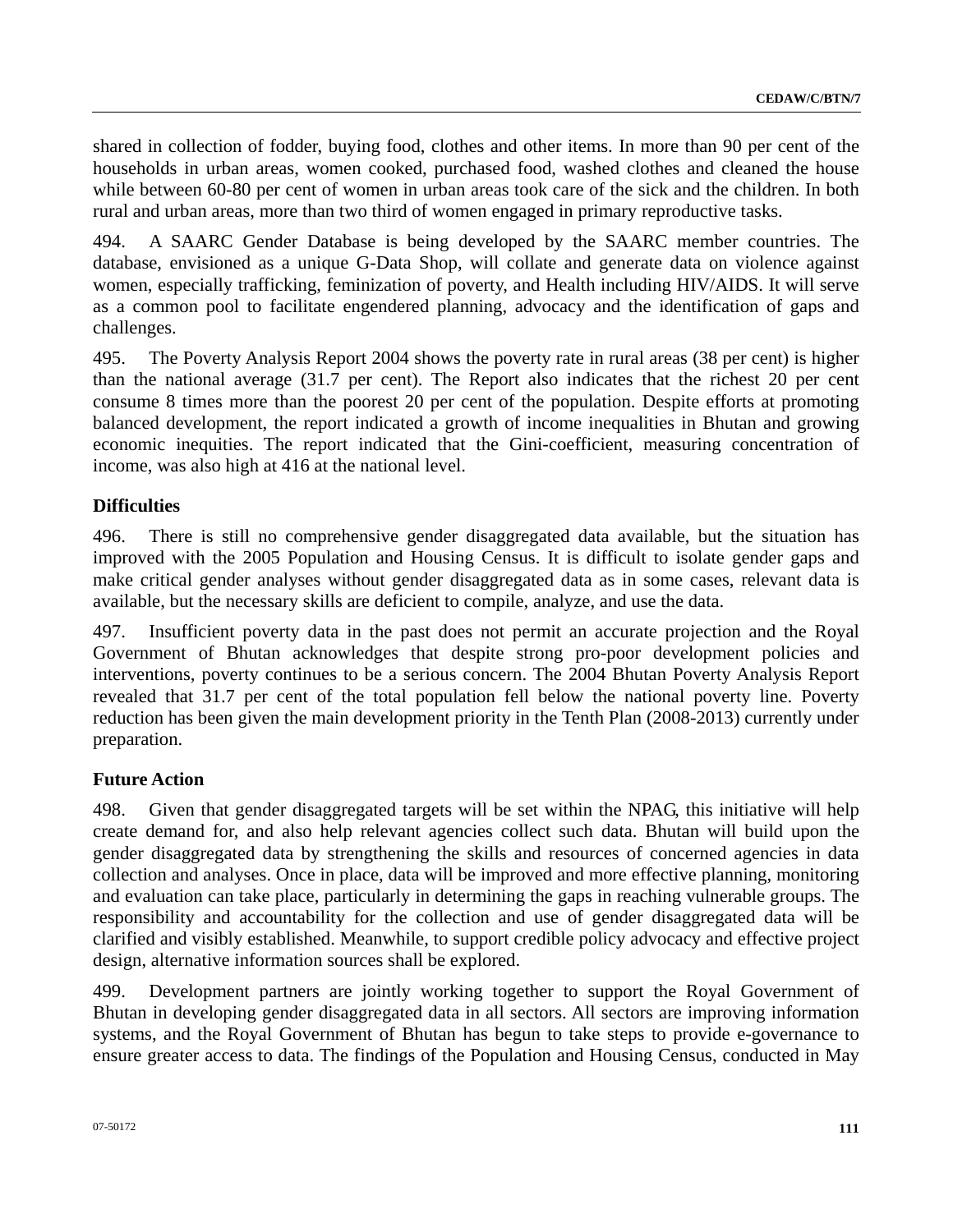shared in collection of fodder, buying food, clothes and other items. In more than 90 per cent of the households in urban areas, women cooked, purchased food, washed clothes and cleaned the house while between 60-80 per cent of women in urban areas took care of the sick and the children. In both rural and urban areas, more than two third of women engaged in primary reproductive tasks.

494. A SAARC Gender Database is being developed by the SAARC member countries. The database, envisioned as a unique G-Data Shop, will collate and generate data on violence against women, especially trafficking, feminization of poverty, and Health including HIV/AIDS. It will serve as a common pool to facilitate engendered planning, advocacy and the identification of gaps and challenges.

495. The Poverty Analysis Report 2004 shows the poverty rate in rural areas (38 per cent) is higher than the national average (31.7 per cent). The Report also indicates that the richest 20 per cent consume 8 times more than the poorest 20 per cent of the population. Despite efforts at promoting balanced development, the report indicated a growth of income inequalities in Bhutan and growing economic inequities. The report indicated that the Gini-coefficient, measuring concentration of income, was also high at 416 at the national level.

### Difficulties

496. There is still no comprehensive gender disaggregated data available, but the situation has improved with the 2005 Population and Housing Census. It is difficult to isolate gender gaps and make critical gender analyses without gender disaggregated data as in some cases, relevant data is available, but the necessary skills are deficient to compile, analyze, and use the data.

497. Insufficient poverty data in the past does not permit an accurate projection and the Royal Government of Bhutan acknowledges that despite strong pro-poor development policies and interventions, poverty continues to be a serious concern. The 2004 Bhutan Poverty Analysis Report revealed that 31.7 per cent of the total population fell below the national poverty line. Poverty reduction has been given the main development priority in the Tenth Plan (2008-2013) currently under preparation.

### Future Action

498. Given that gender disaggregated targets will be set within the NPAG, this initiative will help create demand for, and also help relevant agencies collect such data. Bhutan will build upon the gender disaggregated data by strengthening the skills and resources of concerned agencies in data collection and analyses. Once in place, data will be improved and more effective planning, monitoring and evaluation can take place, particularly in determining the gaps in reaching vulnerable groups. The responsibility and accountability for the collection and use of gender disaggregated data will be clarified and visibly established. Meanwhile, to support credible policy advocacy and effective project design, alternative information sources shall be explored.

499. Development partners are jointly working together to support the Royal Government of Bhutan in developing gender disaggregated data in all sectors. All sectors are improving information systems, and the Royal Government of Bhutan has begun to take steps to provide e-governance to ensure greater access to data. The findings of the Population and Housing Census, conducted in May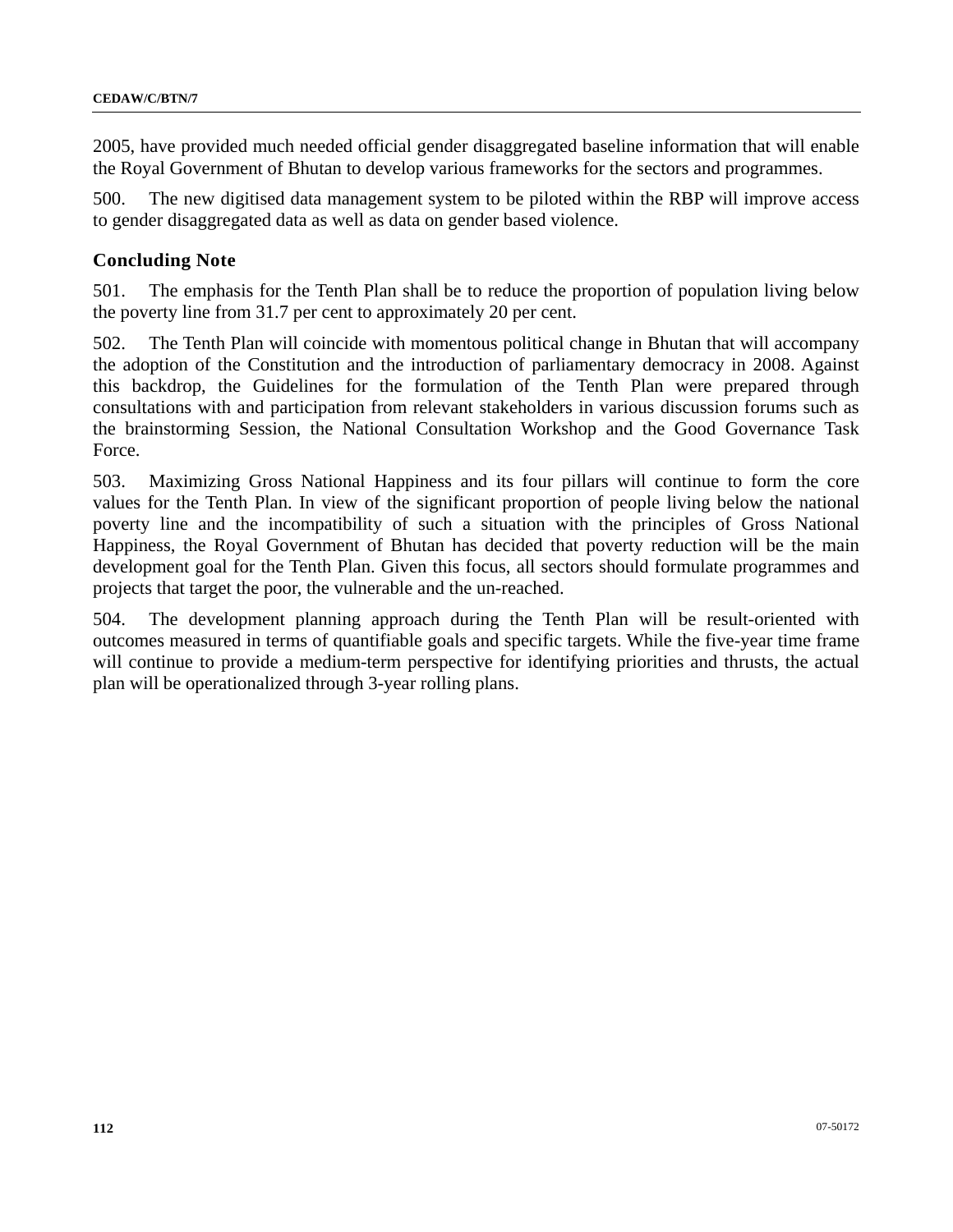2005, have provided much needed official gender disaggregated baseline information that will enable the Royal Government of Bhutan to develop various frameworks for the sectors and programmes.

500. The new digitised data management system to be piloted within the RBP will improve access to gender disaggregated data as well as data on gender based violence.

## Concluding Note

501. The emphasis for the Tenth Plan shall be to reduce the proportion of population living below the poverty line from 31.7 per cent to approximately 20 per cent.

502. The Tenth Plan will coincide with momentous political change in Bhutan that will accompany the adoption of the Constitution and the introduction of parliamentary democracy in 2008. Against this backdrop, the Guidelines for the formulation of the Tenth Plan were prepared through consultations with and participation from relevant stakeholders in various discussion forums such as the brainstorming Session, the National Consultation Workshop and the Good Governance Task Force.

503. Maximizing Gross National Happiness and its four pillars will continue to form the core values for the Tenth Plan. In view of the significant proportion of people living below the national poverty line and the incompatibility of such a situation with the principles of Gross National Happiness, the Royal Government of Bhutan has decided that poverty reduction will be the main development goal for the Tenth Plan. Given this focus, all sectors should formulate programmes and projects that target the poor, the vulnerable and the un-reached.

504. The development planning approach during the Tenth Plan will be result-oriented with outcomes measured in terms of quantifiable goals and specific targets. While the five-year time frame will continue to provide a medium-term perspective for identifying priorities and thrusts, the actual plan will be operationalized through 3-year rolling plans.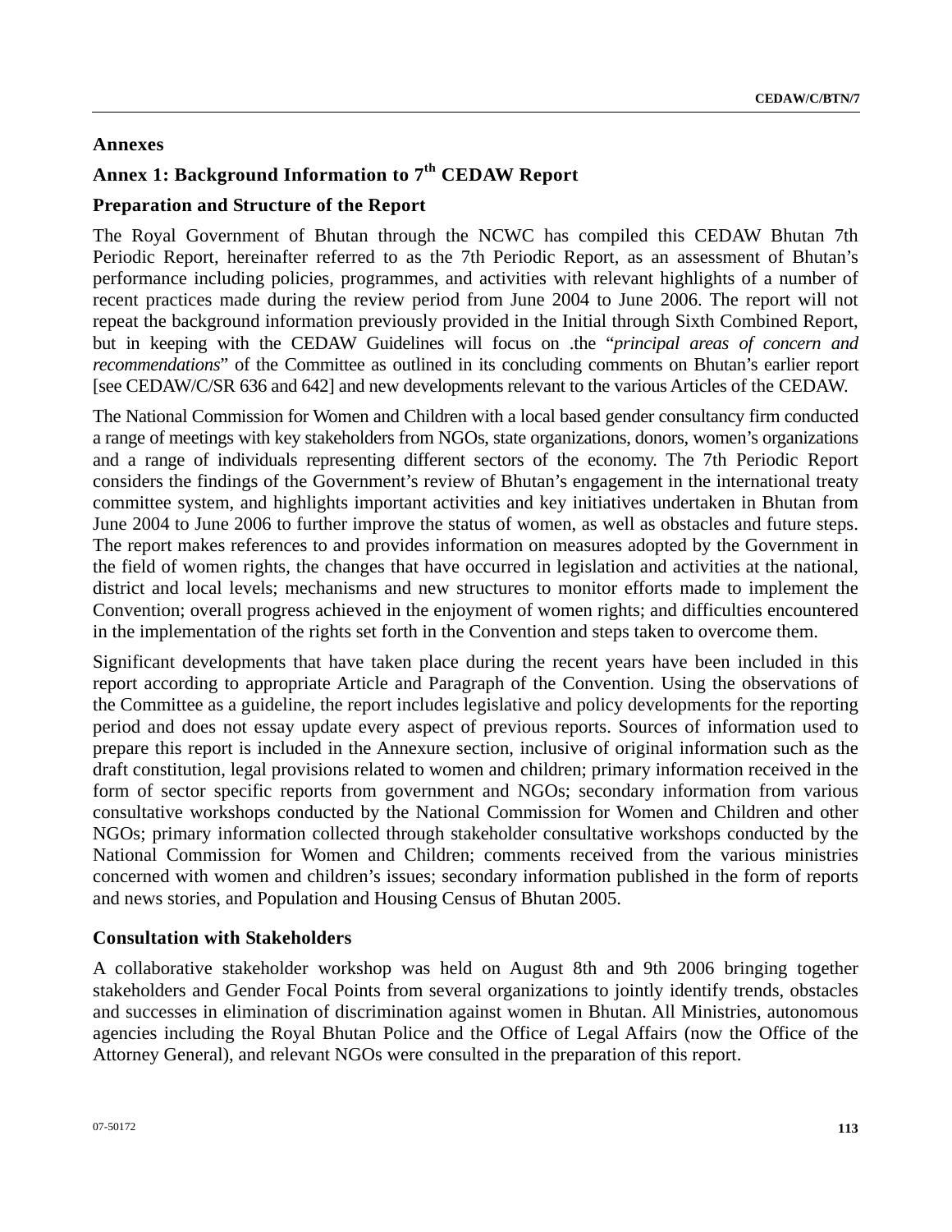## Annexes

## Annex 1: Background Information to 7th CEDAW Report

### Preparation and Structure of the Report

The Royal Government of Bhutan through the NCWC has compiled this CEDAW Bhutan 7th Periodic Report, hereinafter referred to as the 7th Periodic Report, as an assessment of Bhutan's performance including policies, programmes, and activities with relevant highlights of a number of recent practices made during the review period from June 2004 to June 2006. The report will not repeat the background information previously provided in the Initial through Sixth Combined Report, but in keeping with the CEDAW Guidelines will focus on .the "*principal areas of concern and recommendations*" of the Committee as outlined in its concluding comments on Bhutan's earlier report [see CEDAW/C/SR 636 and 642] and new developments relevant to the various Articles of the CEDAW.

The National Commission for Women and Children with a local based gender consultancy firm conducted a range of meetings with key stakeholders from NGOs, state organizations, donors, women's organizations and a range of individuals representing different sectors of the economy. The 7th Periodic Report considers the findings of the Government's review of Bhutan's engagement in the international treaty committee system, and highlights important activities and key initiatives undertaken in Bhutan from June 2004 to June 2006 to further improve the status of women, as well as obstacles and future steps. The report makes references to and provides information on measures adopted by the Government in the field of women rights, the changes that have occurred in legislation and activities at the national, district and local levels; mechanisms and new structures to monitor efforts made to implement the Convention; overall progress achieved in the enjoyment of women rights; and difficulties encountered in the implementation of the rights set forth in the Convention and steps taken to overcome them.

Significant developments that have taken place during the recent years have been included in this report according to appropriate Article and Paragraph of the Convention. Using the observations of the Committee as a guideline, the report includes legislative and policy developments for the reporting period and does not essay update every aspect of previous reports. Sources of information used to prepare this report is included in the Annexure section, inclusive of original information such as the draft constitution, legal provisions related to women and children; primary information received in the form of sector specific reports from government and NGOs; secondary information from various consultative workshops conducted by the National Commission for Women and Children and other NGOs; primary information collected through stakeholder consultative workshops conducted by the National Commission for Women and Children; comments received from the various ministries concerned with women and children's issues; secondary information published in the form of reports and news stories, and Population and Housing Census of Bhutan 2005.

### Consultation with Stakeholders

A collaborative stakeholder workshop was held on August 8th and 9th 2006 bringing together stakeholders and Gender Focal Points from several organizations to jointly identify trends, obstacles and successes in elimination of discrimination against women in Bhutan. All Ministries, autonomous agencies including the Royal Bhutan Police and the Office of Legal Affairs (now the Office of the Attorney General), and relevant NGOs were consulted in the preparation of this report.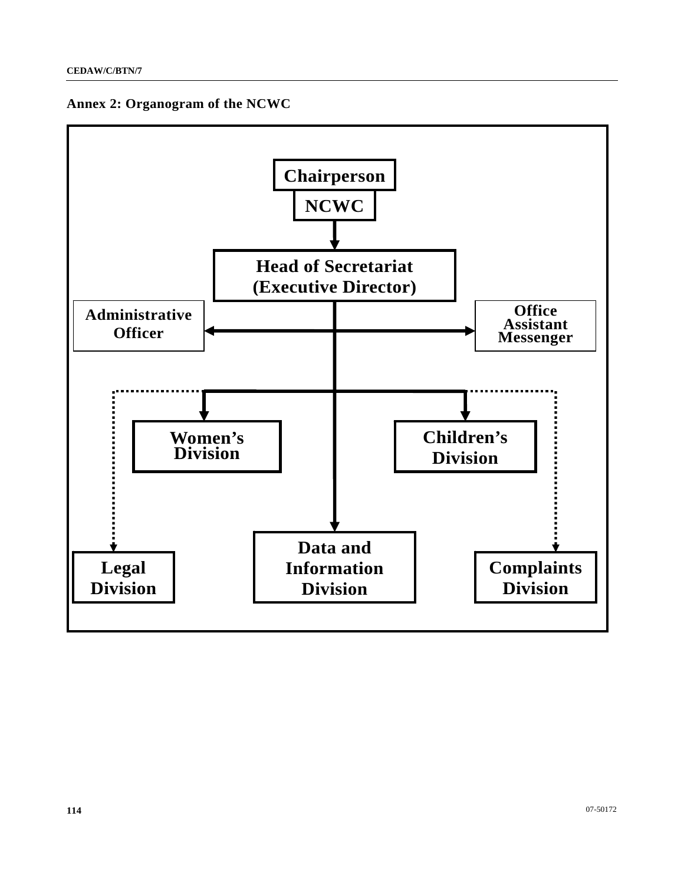## Annex 2: Organogram of the NCWC

Chairperson

NCWC

Head of Secretariat (Executive Director)

Administrative Officer

Office Assistant Messenger

Women's Division

Children's Division

Legal Division

Data and Information Division

Complaints Division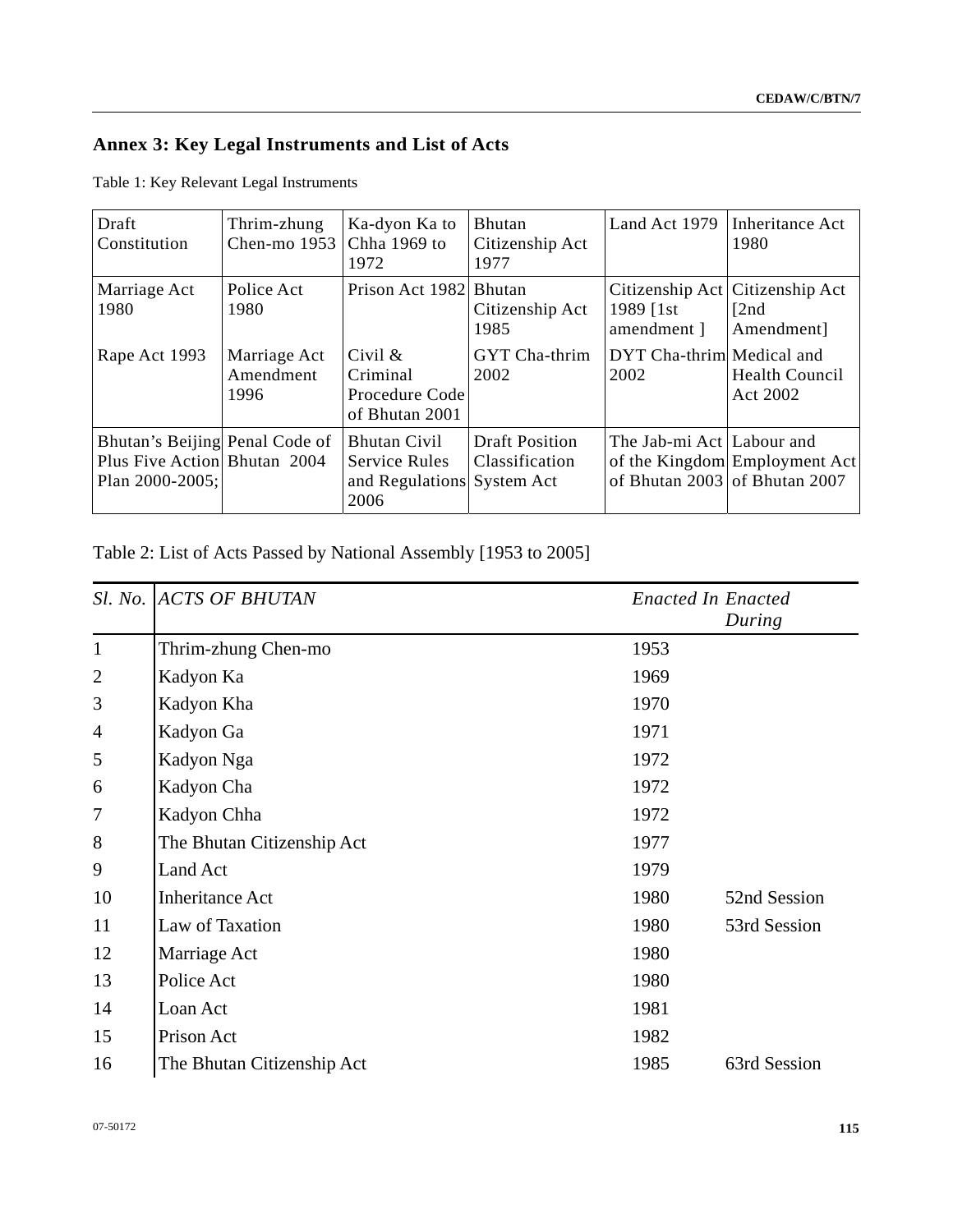## Annex 3: Key Legal Instruments and List of Acts

Table 1: Key Relevant Legal Instruments

| | | | | | |
|---|---|---|---|---|---|
| Draft Constitution | Thrim-zhung Chen-mo 1953 | Ka-dyon Ka to Chha 1969 to 1972 | Bhutan Citizenship Act 1977 | Land Act 1979 | Inheritance Act 1980 |
| Marriage Act 1980 | Police Act 1980 | Prison Act 1982 | Bhutan Citizenship Act 1985 | Citizenship Act 1989 [1st amendment ] | Citizenship Act [2nd Amendment] |
| Rape Act 1993 | Marriage Act Amendment 1996 | Civil & Criminal Procedure Code of Bhutan 2001 | GYT Cha-thrim 2002 | DYT Cha-thrim 2002 | Medical and Health Council Act 2002 |
| Bhutan's Beijing Plus Five Action Plan 2000-2005; | Penal Code of Bhutan 2004 | Bhutan Civil Service Rules and Regulations 2006 | Draft Position Classification System Act | The Jab-mi Act of the Kingdom of Bhutan 2003 | Labour and Employment Act of Bhutan 2007 |

Table 2: List of Acts Passed by National Assembly [1953 to 2005]

| *Sl. No.* | *ACTS OF BHUTAN* | *Enacted In* | *Enacted During* |
|---|---|---|---|
| 1 | Thrim-zhung Chen-mo | 1953 | |
| 2 | Kadyon Ka | 1969 | |
| 3 | Kadyon Kha | 1970 | |
| 4 | Kadyon Ga | 1971 | |
| 5 | Kadyon Nga | 1972 | |
| 6 | Kadyon Cha | 1972 | |
| 7 | Kadyon Chha | 1972 | |
| 8 | The Bhutan Citizenship Act | 1977 | |
| 9 | Land Act | 1979 | |
| 10 | Inheritance Act | 1980 | 52nd Session |
| 11 | Law of Taxation | 1980 | 53rd Session |
| 12 | Marriage Act | 1980 | |
| 13 | Police Act | 1980 | |
| 14 | Loan Act | 1981 | |
| 15 | Prison Act | 1982 | |
| 16 | The Bhutan Citizenship Act | 1985 | 63rd Session |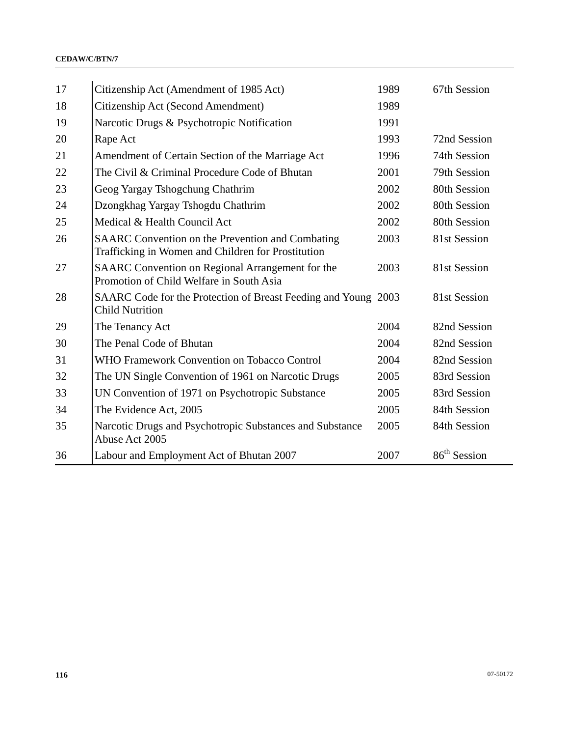| | | | |
|---|---|---|---|
| 17 | Citizenship Act (Amendment of 1985 Act) | 1989 | 67th Session |
| 18 | Citizenship Act (Second Amendment) | 1989 | |
| 19 | Narcotic Drugs & Psychotropic Notification | 1991 | |
| 20 | Rape Act | 1993 | 72nd Session |
| 21 | Amendment of Certain Section of the Marriage Act | 1996 | 74th Session |
| 22 | The Civil & Criminal Procedure Code of Bhutan | 2001 | 79th Session |
| 23 | Geog Yargay Tshogchung Chathrim | 2002 | 80th Session |
| 24 | Dzongkhag Yargay Tshogdu Chathrim | 2002 | 80th Session |
| 25 | Medical & Health Council Act | 2002 | 80th Session |
| 26 | SAARC Convention on the Prevention and Combating Trafficking in Women and Children for Prostitution | 2003 | 81st Session |
| 27 | SAARC Convention on Regional Arrangement for the Promotion of Child Welfare in South Asia | 2003 | 81st Session |
| 28 | SAARC Code for the Protection of Breast Feeding and Young Child Nutrition | 2003 | 81st Session |
| 29 | The Tenancy Act | 2004 | 82nd Session |
| 30 | The Penal Code of Bhutan | 2004 | 82nd Session |
| 31 | WHO Framework Convention on Tobacco Control | 2004 | 82nd Session |
| 32 | The UN Single Convention of 1961 on Narcotic Drugs | 2005 | 83rd Session |
| 33 | UN Convention of 1971 on Psychotropic Substance | 2005 | 83rd Session |
| 34 | The Evidence Act, 2005 | 2005 | 84th Session |
| 35 | Narcotic Drugs and Psychotropic Substances and Substance Abuse Act 2005 | 2005 | 84th Session |
| 36 | Labour and Employment Act of Bhutan 2007 | 2007 | 86th Session |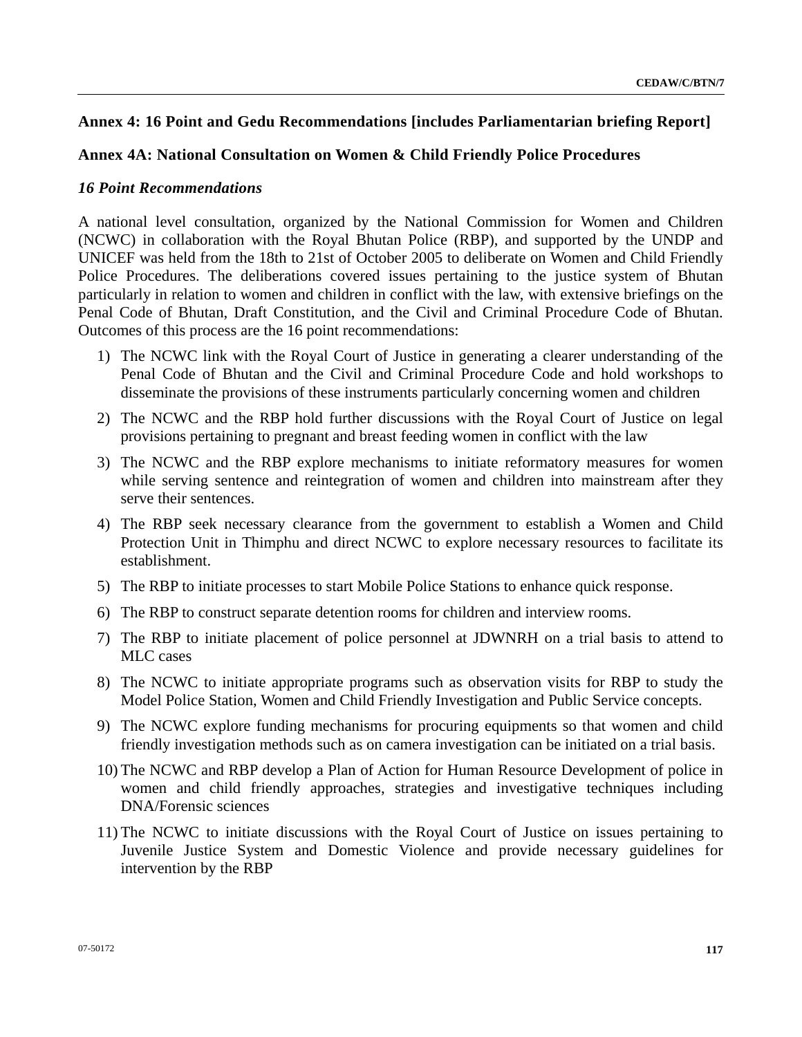## Annex 4: 16 Point and Gedu Recommendations [includes Parliamentarian briefing Report]

## Annex 4A: National Consultation on Women & Child Friendly Police Procedures

### *16 Point Recommendations*

A national level consultation, organized by the National Commission for Women and Children (NCWC) in collaboration with the Royal Bhutan Police (RBP), and supported by the UNDP and UNICEF was held from the 18th to 21st of October 2005 to deliberate on Women and Child Friendly Police Procedures. The deliberations covered issues pertaining to the justice system of Bhutan particularly in relation to women and children in conflict with the law, with extensive briefings on the Penal Code of Bhutan, Draft Constitution, and the Civil and Criminal Procedure Code of Bhutan. Outcomes of this process are the 16 point recommendations:

1) The NCWC link with the Royal Court of Justice in generating a clearer understanding of the Penal Code of Bhutan and the Civil and Criminal Procedure Code and hold workshops to disseminate the provisions of these instruments particularly concerning women and children
2) The NCWC and the RBP hold further discussions with the Royal Court of Justice on legal provisions pertaining to pregnant and breast feeding women in conflict with the law
3) The NCWC and the RBP explore mechanisms to initiate reformatory measures for women while serving sentence and reintegration of women and children into mainstream after they serve their sentences.
4) The RBP seek necessary clearance from the government to establish a Women and Child Protection Unit in Thimphu and direct NCWC to explore necessary resources to facilitate its establishment.
5) The RBP to initiate processes to start Mobile Police Stations to enhance quick response.
6) The RBP to construct separate detention rooms for children and interview rooms.
7) The RBP to initiate placement of police personnel at JDWNRH on a trial basis to attend to MLC cases
8) The NCWC to initiate appropriate programs such as observation visits for RBP to study the Model Police Station, Women and Child Friendly Investigation and Public Service concepts.
9) The NCWC explore funding mechanisms for procuring equipments so that women and child friendly investigation methods such as on camera investigation can be initiated on a trial basis.
10) The NCWC and RBP develop a Plan of Action for Human Resource Development of police in women and child friendly approaches, strategies and investigative techniques including DNA/Forensic sciences
11) The NCWC to initiate discussions with the Royal Court of Justice on issues pertaining to Juvenile Justice System and Domestic Violence and provide necessary guidelines for intervention by the RBP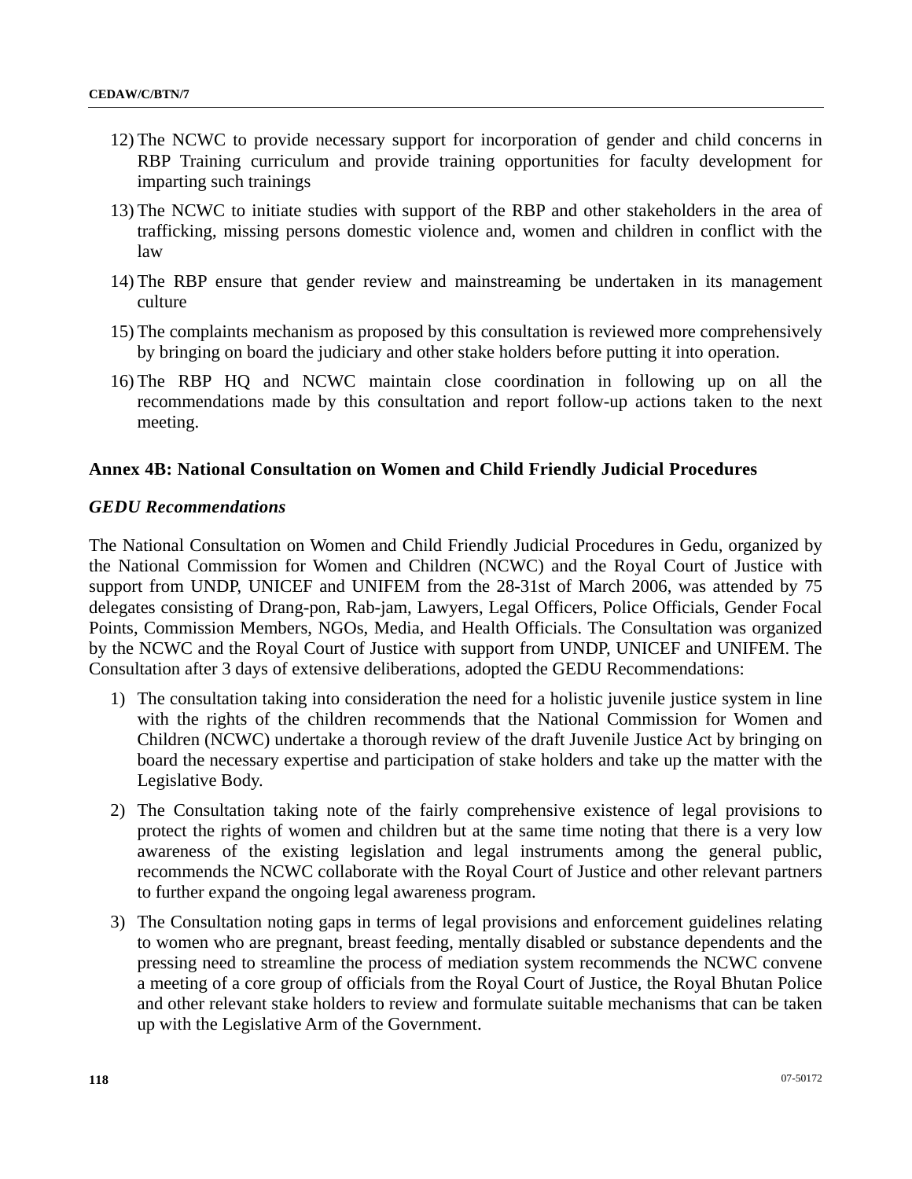12) The NCWC to provide necessary support for incorporation of gender and child concerns in RBP Training curriculum and provide training opportunities for faculty development for imparting such trainings

13) The NCWC to initiate studies with support of the RBP and other stakeholders in the area of trafficking, missing persons domestic violence and, women and children in conflict with the law

14) The RBP ensure that gender review and mainstreaming be undertaken in its management culture

15) The complaints mechanism as proposed by this consultation is reviewed more comprehensively by bringing on board the judiciary and other stake holders before putting it into operation.

16) The RBP HQ and NCWC maintain close coordination in following up on all the recommendations made by this consultation and report follow-up actions taken to the next meeting.

## Annex 4B: National Consultation on Women and Child Friendly Judicial Procedures

### *GEDU Recommendations*

The National Consultation on Women and Child Friendly Judicial Procedures in Gedu, organized by the National Commission for Women and Children (NCWC) and the Royal Court of Justice with support from UNDP, UNICEF and UNIFEM from the 28-31st of March 2006, was attended by 75 delegates consisting of Drang-pon, Rab-jam, Lawyers, Legal Officers, Police Officials, Gender Focal Points, Commission Members, NGOs, Media, and Health Officials. The Consultation was organized by the NCWC and the Royal Court of Justice with support from UNDP, UNICEF and UNIFEM. The Consultation after 3 days of extensive deliberations, adopted the GEDU Recommendations:

1) The consultation taking into consideration the need for a holistic juvenile justice system in line with the rights of the children recommends that the National Commission for Women and Children (NCWC) undertake a thorough review of the draft Juvenile Justice Act by bringing on board the necessary expertise and participation of stake holders and take up the matter with the Legislative Body.

2) The Consultation taking note of the fairly comprehensive existence of legal provisions to protect the rights of women and children but at the same time noting that there is a very low awareness of the existing legislation and legal instruments among the general public, recommends the NCWC collaborate with the Royal Court of Justice and other relevant partners to further expand the ongoing legal awareness program.

3) The Consultation noting gaps in terms of legal provisions and enforcement guidelines relating to women who are pregnant, breast feeding, mentally disabled or substance dependents and the pressing need to streamline the process of mediation system recommends the NCWC convene a meeting of a core group of officials from the Royal Court of Justice, the Royal Bhutan Police and other relevant stake holders to review and formulate suitable mechanisms that can be taken up with the Legislative Arm of the Government.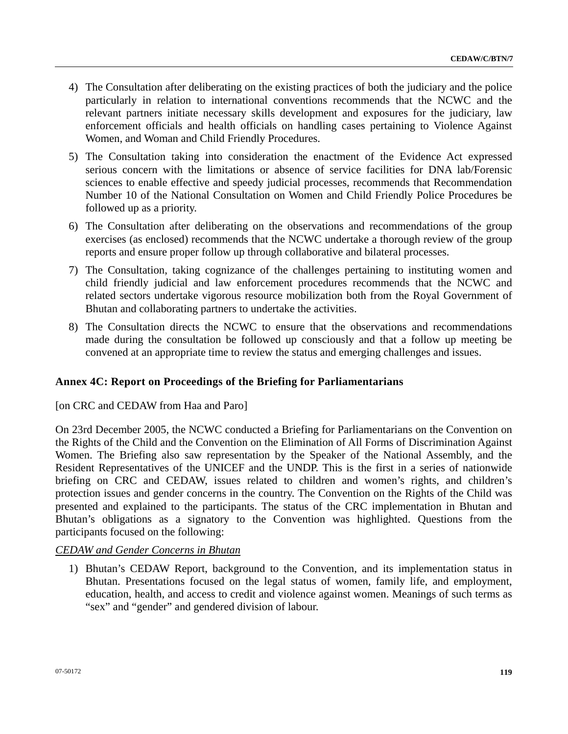4) The Consultation after deliberating on the existing practices of both the judiciary and the police particularly in relation to international conventions recommends that the NCWC and the relevant partners initiate necessary skills development and exposures for the judiciary, law enforcement officials and health officials on handling cases pertaining to Violence Against Women, and Woman and Child Friendly Procedures.

5) The Consultation taking into consideration the enactment of the Evidence Act expressed serious concern with the limitations or absence of service facilities for DNA lab/Forensic sciences to enable effective and speedy judicial processes, recommends that Recommendation Number 10 of the National Consultation on Women and Child Friendly Police Procedures be followed up as a priority.

6) The Consultation after deliberating on the observations and recommendations of the group exercises (as enclosed) recommends that the NCWC undertake a thorough review of the group reports and ensure proper follow up through collaborative and bilateral processes.

7) The Consultation, taking cognizance of the challenges pertaining to instituting women and child friendly judicial and law enforcement procedures recommends that the NCWC and related sectors undertake vigorous resource mobilization both from the Royal Government of Bhutan and collaborating partners to undertake the activities.

8) The Consultation directs the NCWC to ensure that the observations and recommendations made during the consultation be followed up consciously and that a follow up meeting be convened at an appropriate time to review the status and emerging challenges and issues.

### Annex 4C: Report on Proceedings of the Briefing for Parliamentarians

[on CRC and CEDAW from Haa and Paro]

On 23rd December 2005, the NCWC conducted a Briefing for Parliamentarians on the Convention on the Rights of the Child and the Convention on the Elimination of All Forms of Discrimination Against Women. The Briefing also saw representation by the Speaker of the National Assembly, and the Resident Representatives of the UNICEF and the UNDP. This is the first in a series of nationwide briefing on CRC and CEDAW, issues related to children and women's rights, and children's protection issues and gender concerns in the country. The Convention on the Rights of the Child was presented and explained to the participants. The status of the CRC implementation in Bhutan and Bhutan's obligations as a signatory to the Convention was highlighted. Questions from the participants focused on the following:

*CEDAW and Gender Concerns in Bhutan*

1) Bhutan's CEDAW Report, background to the Convention, and its implementation status in Bhutan. Presentations focused on the legal status of women, family life, and employment, education, health, and access to credit and violence against women. Meanings of such terms as "sex" and "gender" and gendered division of labour.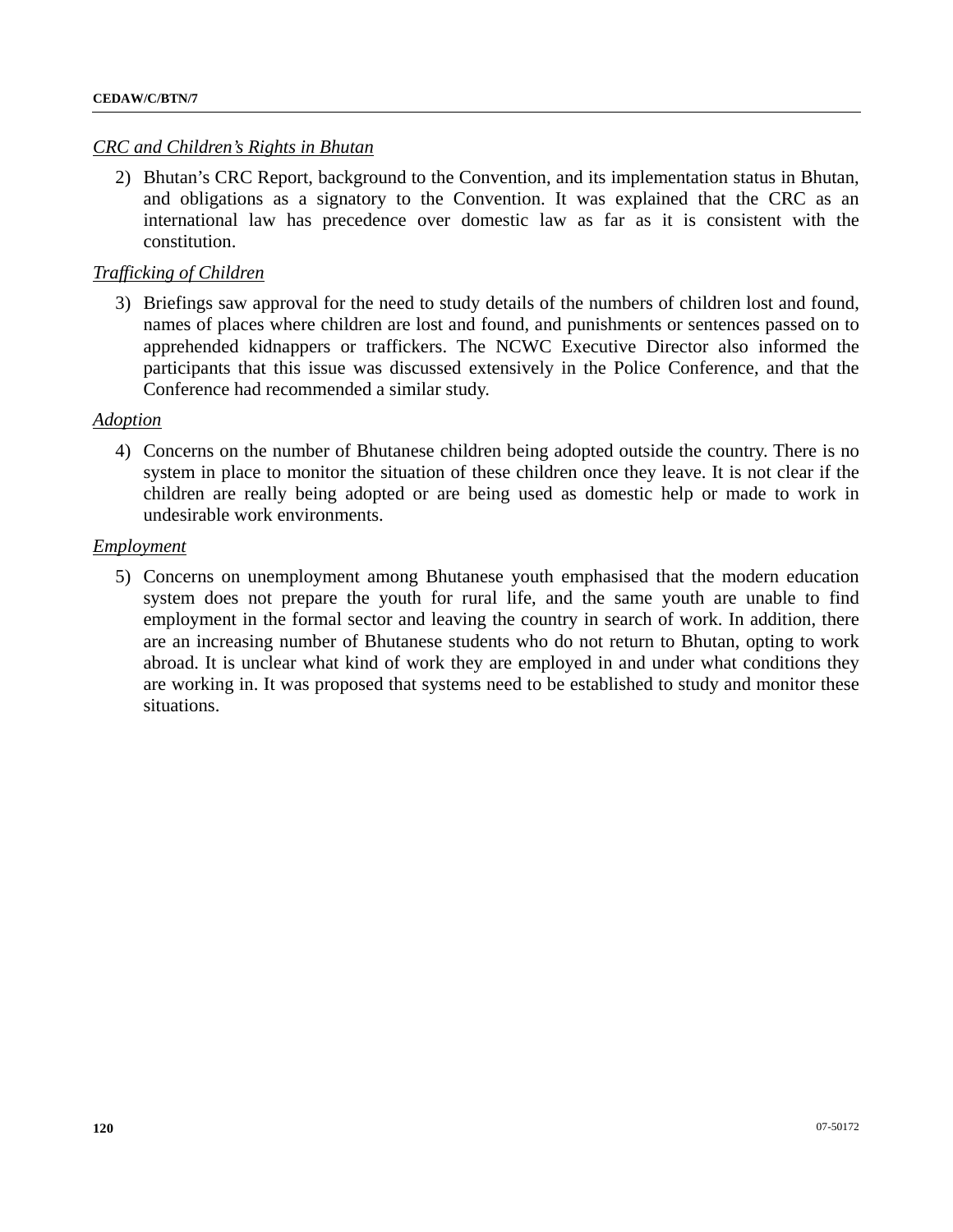*CRC and Children's Rights in Bhutan*

2) Bhutan's CRC Report, background to the Convention, and its implementation status in Bhutan, and obligations as a signatory to the Convention. It was explained that the CRC as an international law has precedence over domestic law as far as it is consistent with the constitution.

*Trafficking of Children*

3) Briefings saw approval for the need to study details of the numbers of children lost and found, names of places where children are lost and found, and punishments or sentences passed on to apprehended kidnappers or traffickers. The NCWC Executive Director also informed the participants that this issue was discussed extensively in the Police Conference, and that the Conference had recommended a similar study.

*Adoption*

4) Concerns on the number of Bhutanese children being adopted outside the country. There is no system in place to monitor the situation of these children once they leave. It is not clear if the children are really being adopted or are being used as domestic help or made to work in undesirable work environments.

*Employment*

5) Concerns on unemployment among Bhutanese youth emphasised that the modern education system does not prepare the youth for rural life, and the same youth are unable to find employment in the formal sector and leaving the country in search of work. In addition, there are an increasing number of Bhutanese students who do not return to Bhutan, opting to work abroad. It is unclear what kind of work they are employed in and under what conditions they are working in. It was proposed that systems need to be established to study and monitor these situations.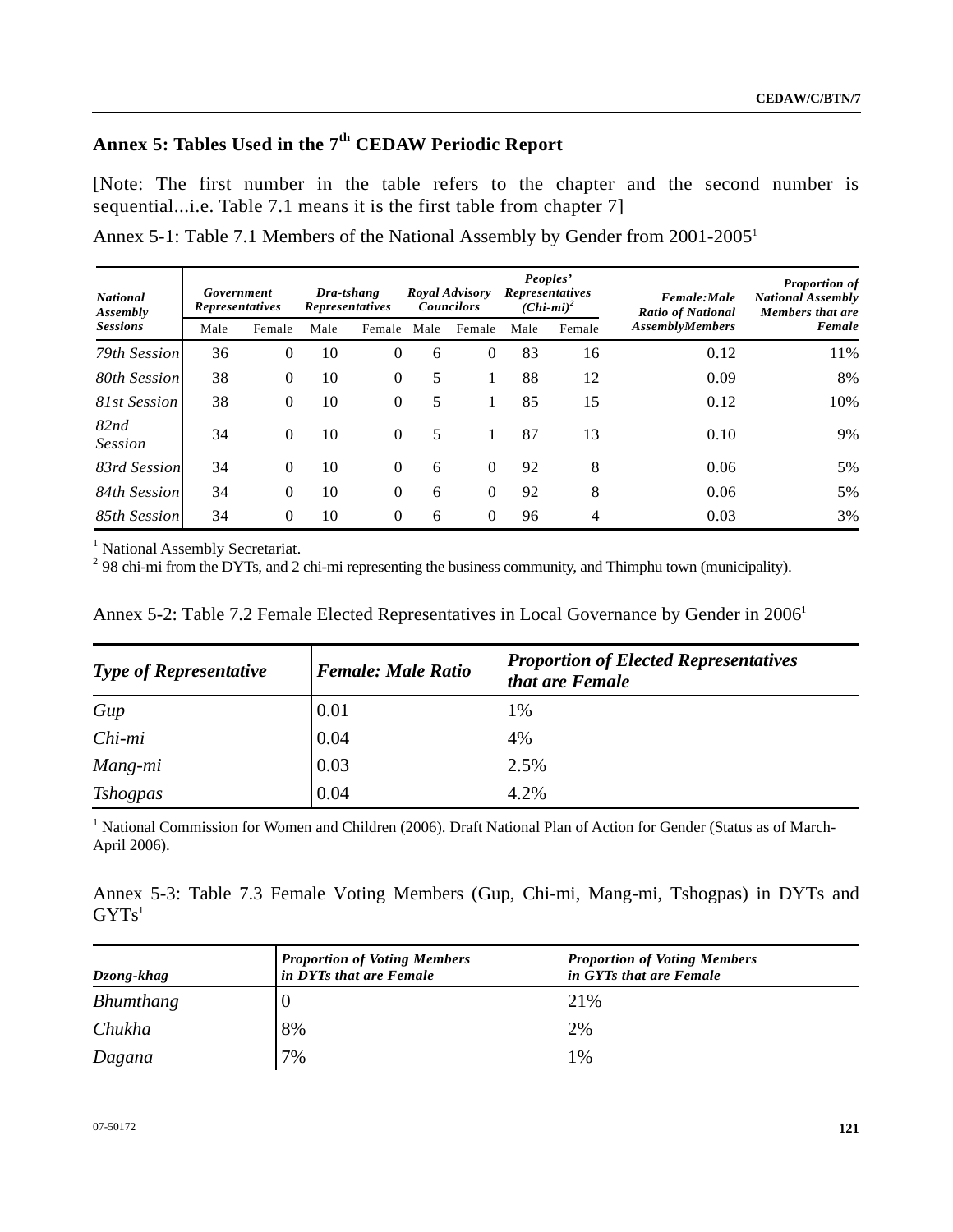## Annex 5: Tables Used in the 7th CEDAW Periodic Report

[Note: The first number in the table refers to the chapter and the second number is sequential...i.e. Table 7.1 means it is the first table from chapter 7]

Annex 5-1: Table 7.1 Members of the National Assembly by Gender from 2001-2005[1]

| *National Assembly Sessions* | *Government Representatives* | | *Dra-tshang Representatives* | | *Royal Advisory Councilors* | | *Peoples' Representatives (Chi-mi)*[2] | | *Female:Male Ratio of National AssemblyMembers* | *Proportion of National Assembly Members that are Female* |
|---|---|---|---|---|---|---|---|---|---|---|
| | Male | Female | Male | Female | Male | Female | Male | Female | | |
| *79th Session* | 36 | 0 | 10 | 0 | 6 | 0 | 83 | 16 | 0.12 | 11% |
| *80th Session* | 38 | 0 | 10 | 0 | 5 | 1 | 88 | 12 | 0.09 | 8% |
| *81st Session* | 38 | 0 | 10 | 0 | 5 | 1 | 85 | 15 | 0.12 | 10% |
| *82nd Session* | 34 | 0 | 10 | 0 | 5 | 1 | 87 | 13 | 0.10 | 9% |
| *83rd Session* | 34 | 0 | 10 | 0 | 6 | 0 | 92 | 8 | 0.06 | 5% |
| *84th Session* | 34 | 0 | 10 | 0 | 6 | 0 | 92 | 8 | 0.06 | 5% |
| *85th Session* | 34 | 0 | 10 | 0 | 6 | 0 | 96 | 4 | 0.03 | 3% |

[1] National Assembly Secretariat.
[2] 98 chi-mi from the DYTs, and 2 chi-mi representing the business community, and Thimphu town (municipality).

Annex 5-2: Table 7.2 Female Elected Representatives in Local Governance by Gender in 2006[1]

| *Type of Representative* | *Female: Male Ratio* | *Proportion of Elected Representatives that are Female* |
|---|---|---|
| *Gup* | 0.01 | 1% |
| *Chi-mi* | 0.04 | 4% |
| *Mang-mi* | 0.03 | 2.5% |
| *Tshogpas* | 0.04 | 4.2% |

[1] National Commission for Women and Children (2006). Draft National Plan of Action for Gender (Status as of March-April 2006).

Annex 5-3: Table 7.3 Female Voting Members (Gup, Chi-mi, Mang-mi, Tshogpas) in DYTs and GYTs[1]

| *Dzong-khag* | *Proportion of Voting Members in DYTs that are Female* | *Proportion of Voting Members in GYTs that are Female* |
|---|---|---|
| *Bhumthang* | 0 | 21% |
| *Chukha* | 8% | 2% |
| *Dagana* | 7% | 1% |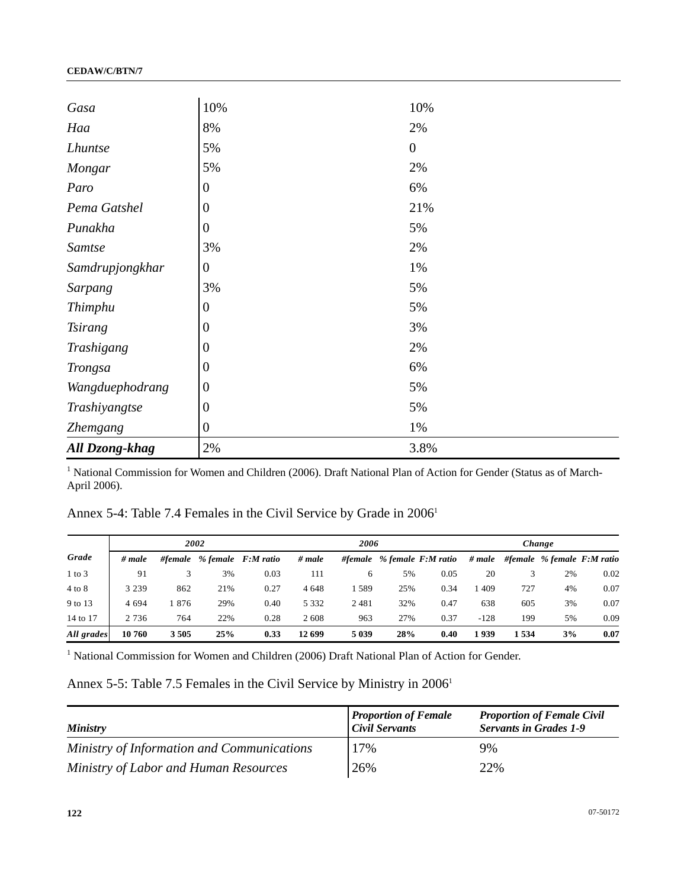| | | |
|---|---|---|
| *Gasa* | 10% | 10% |
| *Haa* | 8% | 2% |
| *Lhuntse* | 5% | 0 |
| *Mongar* | 5% | 2% |
| *Paro* | 0 | 6% |
| *Pema Gatshel* | 0 | 21% |
| *Punakha* | 0 | 5% |
| *Samtse* | 3% | 2% |
| *Samdrupjongkhar* | 0 | 1% |
| *Sarpang* | 3% | 5% |
| *Thimphu* | 0 | 5% |
| *Tsirang* | 0 | 3% |
| *Trashigang* | 0 | 2% |
| *Trongsa* | 0 | 6% |
| *Wangduephodrang* | 0 | 5% |
| *Trashiyangtse* | 0 | 5% |
| *Zhemgang* | 0 | 1% |
| ***All Dzong-khag*** | 2% | 3.8% |

[1] National Commission for Women and Children (2006). Draft National Plan of Action for Gender (Status as of March-April 2006).

Annex 5-4: Table 7.4 Females in the Civil Service by Grade in 2006[1]

| | *2002* | | | | *2006* | | | | *Change* | | | |
|---|---|---|---|---|---|---|---|---|---|---|---|---|
| ***Grade*** | *# male* | *#female* | *% female* | *F:M ratio* | *# male* | *#female* | *% female* | *F:M ratio* | *# male* | *#female* | *% female* | *F:M ratio* |
| 1 to 3 | 91 | 3 | 3% | 0.03 | 111 | 6 | 5% | 0.05 | 20 | 3 | 2% | 0.02 |
| 4 to 8 | 3 239 | 862 | 21% | 0.27 | 4 648 | 1 589 | 25% | 0.34 | 1 409 | 727 | 4% | 0.07 |
| 9 to 13 | 4 694 | 1 876 | 29% | 0.40 | 5 332 | 2 481 | 32% | 0.47 | 638 | 605 | 3% | 0.07 |
| 14 to 17 | 2 736 | 764 | 22% | 0.28 | 2 608 | 963 | 27% | 0.37 | -128 | 199 | 5% | 0.09 |
| ***All grades*** | **10 760** | **3 505** | **25%** | **0.33** | **12 699** | **5 039** | **28%** | **0.40** | **1 939** | **1 534** | **3%** | **0.07** |

[1] National Commission for Women and Children (2006) Draft National Plan of Action for Gender.

Annex 5-5: Table 7.5 Females in the Civil Service by Ministry in 2006[1]

| ***Ministry*** | ***Proportion of Female Civil Servants*** | ***Proportion of Female Civil Servants in Grades 1-9*** |
|---|---|---|
| *Ministry of Information and Communications* | 17% | 9% |
| *Ministry of Labor and Human Resources* | 26% | 22% |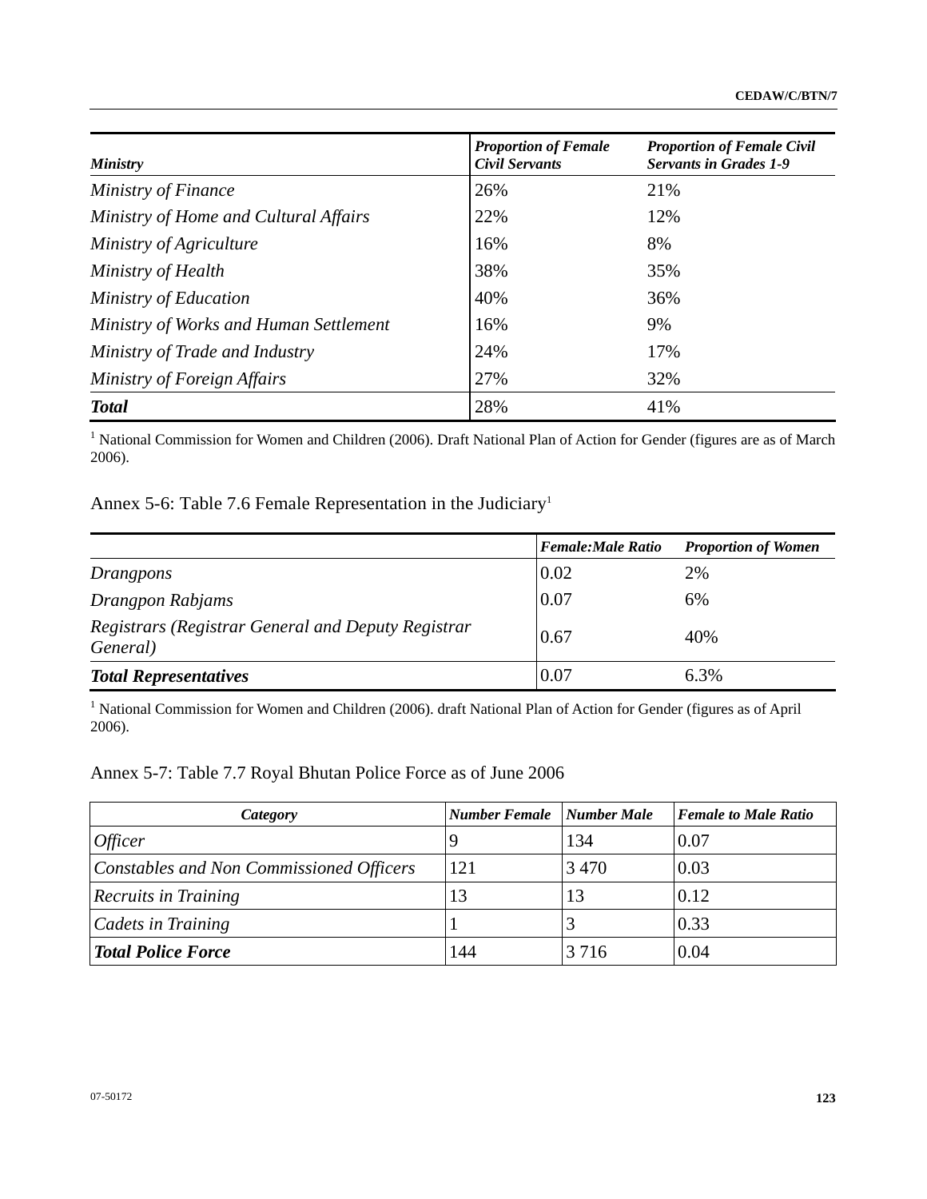| *Ministry* | *Proportion of Female Civil Servants* | *Proportion of Female Civil Servants in Grades 1-9* |
|---|---|---|
| *Ministry of Finance* | 26% | 21% |
| *Ministry of Home and Cultural Affairs* | 22% | 12% |
| *Ministry of Agriculture* | 16% | 8% |
| *Ministry of Health* | 38% | 35% |
| *Ministry of Education* | 40% | 36% |
| *Ministry of Works and Human Settlement* | 16% | 9% |
| *Ministry of Trade and Industry* | 24% | 17% |
| *Ministry of Foreign Affairs* | 27% | 32% |
| ***Total*** | 28% | 41% |

[1] National Commission for Women and Children (2006). Draft National Plan of Action for Gender (figures are as of March 2006).

Annex 5-6: Table 7.6 Female Representation in the Judiciary[1]

| | *Female:Male Ratio* | *Proportion of Women* |
|---|---|---|
| *Drangpons* | 0.02 | 2% |
| *Drangpon Rabjams* | 0.07 | 6% |
| *Registrars (Registrar General and Deputy Registrar General)* | 0.67 | 40% |
| ***Total Representatives*** | 0.07 | 6.3% |

[1] National Commission for Women and Children (2006). draft National Plan of Action for Gender (figures as of April 2006).

Annex 5-7: Table 7.7 Royal Bhutan Police Force as of June 2006

| *Category* | *Number Female* | *Number Male* | *Female to Male Ratio* |
|---|---|---|---|
| *Officer* | 9 | 134 | 0.07 |
| *Constables and Non Commissioned Officers* | 121 | 3 470 | 0.03 |
| *Recruits in Training* | 13 | 13 | 0.12 |
| *Cadets in Training* | 1 | 3 | 0.33 |
| ***Total Police Force*** | 144 | 3 716 | 0.04 |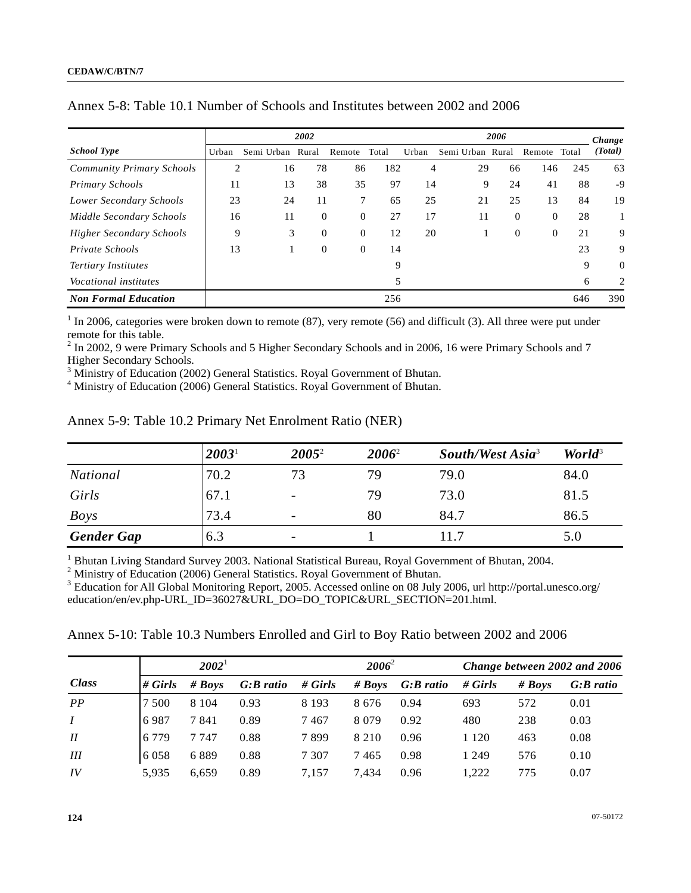Annex 5-8: Table 10.1 Number of Schools and Institutes between 2002 and 2006

| | 2002 | | | | | 2006 | | | | | Change |
|---|---|---|---|---|---|---|---|---|---|---|---|
| *School Type* | Urban | Semi Urban | Rural | Remote | Total | Urban | Semi Urban | Rural | Remote | Total | *(Total)* |
| *Community Primary Schools* | 2 | 16 | 78 | 86 | 182 | 4 | 29 | 66 | 146 | 245 | 63 |
| *Primary Schools* | 11 | 13 | 38 | 35 | 97 | 14 | 9 | 24 | 41 | 88 | -9 |
| *Lower Secondary Schools* | 23 | 24 | 11 | 7 | 65 | 25 | 21 | 25 | 13 | 84 | 19 |
| *Middle Secondary Schools* | 16 | 11 | 0 | 0 | 27 | 17 | 11 | 0 | 0 | 28 | 1 |
| *Higher Secondary Schools* | 9 | 3 | 0 | 0 | 12 | 20 | 1 | 0 | 0 | 21 | 9 |
| *Private Schools* | 13 | 1 | 0 | 0 | 14 | | | | | 23 | 9 |
| *Tertiary Institutes* | | | | | 9 | | | | | 9 | 0 |
| *Vocational institutes* | | | | | 5 | | | | | 6 | 2 |
| ***Non Formal Education*** | | | | | 256 | | | | | 646 | 390 |

[1] In 2006, categories were broken down to remote (87), very remote (56) and difficult (3). All three were put under remote for this table.
[2] In 2002, 9 were Primary Schools and 5 Higher Secondary Schools and in 2006, 16 were Primary Schools and 7 Higher Secondary Schools.
[3] Ministry of Education (2002) General Statistics. Royal Government of Bhutan.
[4] Ministry of Education (2006) General Statistics. Royal Government of Bhutan.

Annex 5-9: Table 10.2 Primary Net Enrolment Ratio (NER)

| | 2003[1] | 2005[2] | 2006[2] | South/West Asia[3] | World[3] |
|---|---|---|---|---|---|
| *National* | 70.2 | 73 | 79 | 79.0 | 84.0 |
| *Girls* | 67.1 | - | 79 | 73.0 | 81.5 |
| *Boys* | 73.4 | - | 80 | 84.7 | 86.5 |
| ***Gender Gap*** | 6.3 | - | 1 | 11.7 | 5.0 |

[1] Bhutan Living Standard Survey 2003. National Statistical Bureau, Royal Government of Bhutan, 2004.
[2] Ministry of Education (2006) General Statistics. Royal Government of Bhutan.
[3] Education for All Global Monitoring Report, 2005. Accessed online on 08 July 2006, url http://portal.unesco.org/education/en/ev.php-URL_ID=36027&URL_DO=DO_TOPIC&URL_SECTION=201.html.

Annex 5-10: Table 10.3 Numbers Enrolled and Girl to Boy Ratio between 2002 and 2006

| | 2002[1] | | | 2006[2] | | | Change between 2002 and 2006 | | |
|---|---|---|---|---|---|---|---|---|---|
| *Class* | # Girls | # Boys | G:B ratio | # Girls | # Boys | G:B ratio | # Girls | # Boys | G:B ratio |
| *PP* | 7 500 | 8 104 | 0.93 | 8 193 | 8 676 | 0.94 | 693 | 572 | 0.01 |
| *I* | 6 987 | 7 841 | 0.89 | 7 467 | 8 079 | 0.92 | 480 | 238 | 0.03 |
| *II* | 6 779 | 7 747 | 0.88 | 7 899 | 8 210 | 0.96 | 1 120 | 463 | 0.08 |
| *III* | 6 058 | 6 889 | 0.88 | 7 307 | 7 465 | 0.98 | 1 249 | 576 | 0.10 |
| *IV* | 5,935 | 6,659 | 0.89 | 7,157 | 7,434 | 0.96 | 1,222 | 775 | 0.07 |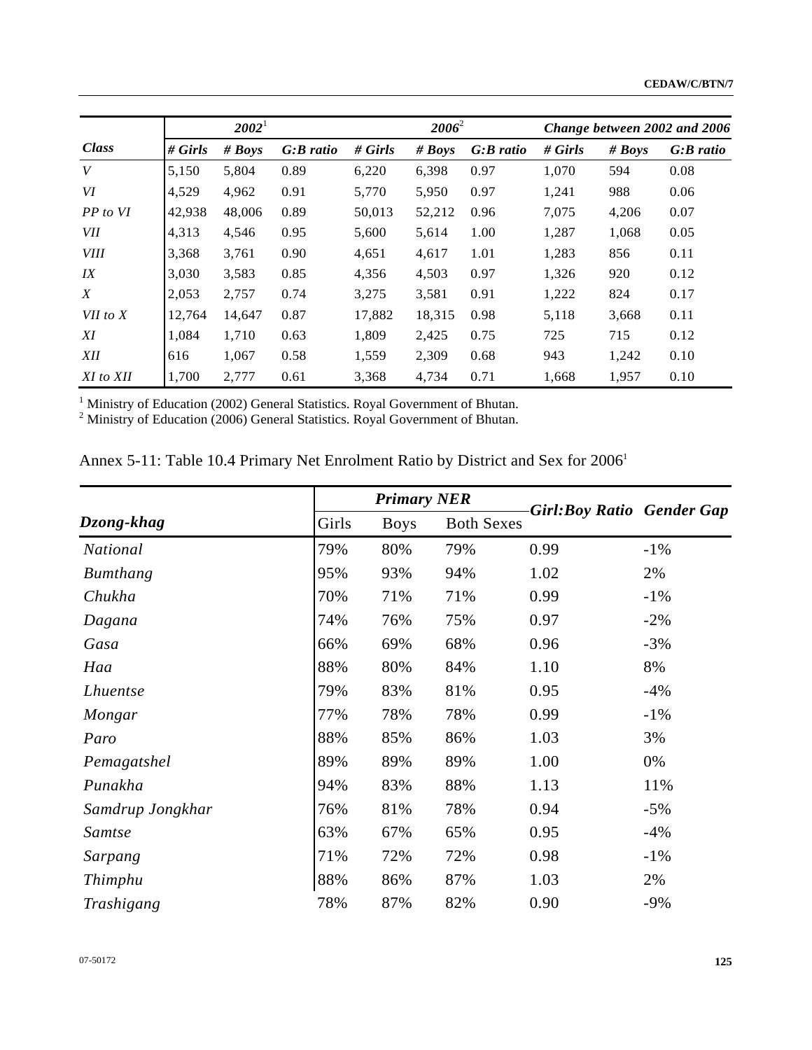| *Class* | *2002*[1] | | | *2006*[2] | | | *Change between 2002 and 2006* | | |
|---|---|---|---|---|---|---|---|---|---|
| | *# Girls* | *# Boys* | *G:B ratio* | *# Girls* | *# Boys* | *G:B ratio* | *# Girls* | *# Boys* | *G:B ratio* |
| *V* | 5,150 | 5,804 | 0.89 | 6,220 | 6,398 | 0.97 | 1,070 | 594 | 0.08 |
| *VI* | 4,529 | 4,962 | 0.91 | 5,770 | 5,950 | 0.97 | 1,241 | 988 | 0.06 |
| *PP to VI* | 42,938 | 48,006 | 0.89 | 50,013 | 52,212 | 0.96 | 7,075 | 4,206 | 0.07 |
| *VII* | 4,313 | 4,546 | 0.95 | 5,600 | 5,614 | 1.00 | 1,287 | 1,068 | 0.05 |
| *VIII* | 3,368 | 3,761 | 0.90 | 4,651 | 4,617 | 1.01 | 1,283 | 856 | 0.11 |
| *IX* | 3,030 | 3,583 | 0.85 | 4,356 | 4,503 | 0.97 | 1,326 | 920 | 0.12 |
| *X* | 2,053 | 2,757 | 0.74 | 3,275 | 3,581 | 0.91 | 1,222 | 824 | 0.17 |
| *VII to X* | 12,764 | 14,647 | 0.87 | 17,882 | 18,315 | 0.98 | 5,118 | 3,668 | 0.11 |
| *XI* | 1,084 | 1,710 | 0.63 | 1,809 | 2,425 | 0.75 | 725 | 715 | 0.12 |
| *XII* | 616 | 1,067 | 0.58 | 1,559 | 2,309 | 0.68 | 943 | 1,242 | 0.10 |
| *XI to XII* | 1,700 | 2,777 | 0.61 | 3,368 | 4,734 | 0.71 | 1,668 | 1,957 | 0.10 |

[1] Ministry of Education (2002) General Statistics. Royal Government of Bhutan.
[2] Ministry of Education (2006) General Statistics. Royal Government of Bhutan.

Annex 5-11: Table 10.4 Primary Net Enrolment Ratio by District and Sex for 2006[1]

| ***Dzong-khag*** | ***Primary NER*** | | | ***Girl:Boy Ratio*** | ***Gender Gap*** |
|---|---|---|---|---|---|
| | Girls | Boys | Both Sexes | | |
| *National* | 79% | 80% | 79% | 0.99 | -1% |
| *Bumthang* | 95% | 93% | 94% | 1.02 | 2% |
| *Chukha* | 70% | 71% | 71% | 0.99 | -1% |
| *Dagana* | 74% | 76% | 75% | 0.97 | -2% |
| *Gasa* | 66% | 69% | 68% | 0.96 | -3% |
| *Haa* | 88% | 80% | 84% | 1.10 | 8% |
| *Lhuentse* | 79% | 83% | 81% | 0.95 | -4% |
| *Mongar* | 77% | 78% | 78% | 0.99 | -1% |
| *Paro* | 88% | 85% | 86% | 1.03 | 3% |
| *Pemagatshel* | 89% | 89% | 89% | 1.00 | 0% |
| *Punakha* | 94% | 83% | 88% | 1.13 | 11% |
| *Samdrup Jongkhar* | 76% | 81% | 78% | 0.94 | -5% |
| *Samtse* | 63% | 67% | 65% | 0.95 | -4% |
| *Sarpang* | 71% | 72% | 72% | 0.98 | -1% |
| *Thimphu* | 88% | 86% | 87% | 1.03 | 2% |
| *Trashigang* | 78% | 87% | 82% | 0.90 | -9% |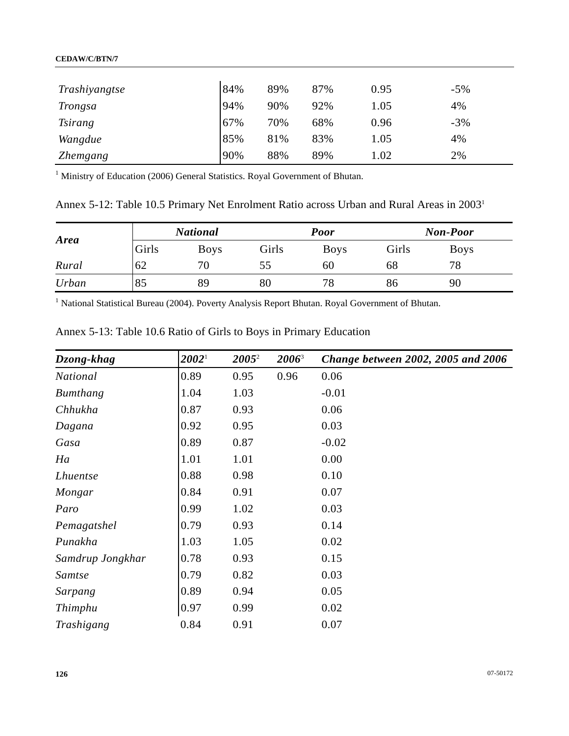| | | | | | |
|---|---|---|---|---|---|
| *Trashiyangtse* | 84% | 89% | 87% | 0.95 | -5% |
| *Trongsa* | 94% | 90% | 92% | 1.05 | 4% |
| *Tsirang* | 67% | 70% | 68% | 0.96 | -3% |
| *Wangdue* | 85% | 81% | 83% | 1.05 | 4% |
| *Zhemgang* | 90% | 88% | 89% | 1.02 | 2% |

[1] Ministry of Education (2006) General Statistics. Royal Government of Bhutan.

Annex 5-12: Table 10.5 Primary Net Enrolment Ratio across Urban and Rural Areas in 2003[1]

| *Area* | ***National*** | | ***Poor*** | | ***Non-Poor*** | |
|---|---|---|---|---|---|---|
| | Girls | Boys | Girls | Boys | Girls | Boys |
| *Rural* | 62 | 70 | 55 | 60 | 68 | 78 |
| *Urban* | 85 | 89 | 80 | 78 | 86 | 90 |

[1] National Statistical Bureau (2004). Poverty Analysis Report Bhutan. Royal Government of Bhutan.

Annex 5-13: Table 10.6 Ratio of Girls to Boys in Primary Education

| *Dzong-khag* | *2002*[1] | *2005*[2] | *2006*[3] | *Change between 2002, 2005 and 2006* |
|---|---|---|---|---|
| *National* | 0.89 | 0.95 | 0.96 | 0.06 |
| *Bumthang* | 1.04 | 1.03 | | -0.01 |
| *Chhukha* | 0.87 | 0.93 | | 0.06 |
| *Dagana* | 0.92 | 0.95 | | 0.03 |
| *Gasa* | 0.89 | 0.87 | | -0.02 |
| *Ha* | 1.01 | 1.01 | | 0.00 |
| *Lhuentse* | 0.88 | 0.98 | | 0.10 |
| *Mongar* | 0.84 | 0.91 | | 0.07 |
| *Paro* | 0.99 | 1.02 | | 0.03 |
| *Pemagatshel* | 0.79 | 0.93 | | 0.14 |
| *Punakha* | 1.03 | 1.05 | | 0.02 |
| *Samdrup Jongkhar* | 0.78 | 0.93 | | 0.15 |
| *Samtse* | 0.79 | 0.82 | | 0.03 |
| *Sarpang* | 0.89 | 0.94 | | 0.05 |
| *Thimphu* | 0.97 | 0.99 | | 0.02 |
| *Trashigang* | 0.84 | 0.91 | | 0.07 |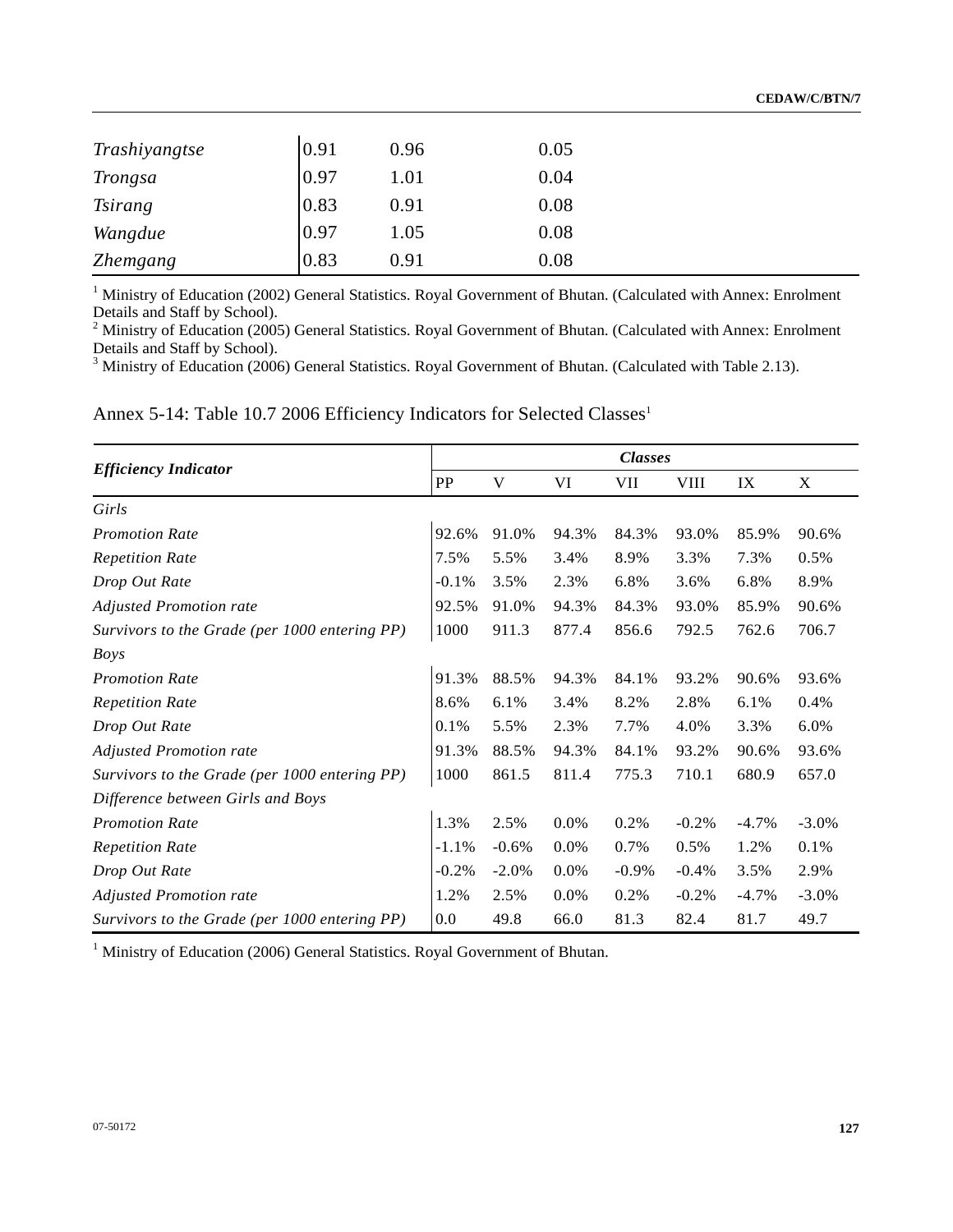| | | | |
|---|---|---|---|
| *Trashiyangtse* | 0.91 | 0.96 | 0.05 |
| *Trongsa* | 0.97 | 1.01 | 0.04 |
| *Tsirang* | 0.83 | 0.91 | 0.08 |
| *Wangdue* | 0.97 | 1.05 | 0.08 |
| *Zhemgang* | 0.83 | 0.91 | 0.08 |

[1] Ministry of Education (2002) General Statistics. Royal Government of Bhutan. (Calculated with Annex: Enrolment Details and Staff by School).
[2] Ministry of Education (2005) General Statistics. Royal Government of Bhutan. (Calculated with Annex: Enrolment Details and Staff by School).
[3] Ministry of Education (2006) General Statistics. Royal Government of Bhutan. (Calculated with Table 2.13).

## Annex 5-14: Table 10.7 2006 Efficiency Indicators for Selected Classes[1]

| ***Efficiency Indicator*** | ***Classes*** | | | | | | |
|---|---|---|---|---|---|---|---|
| | PP | V | VI | VII | VIII | IX | X |
| *Girls* | | | | | | | |
| *Promotion Rate* | 92.6% | 91.0% | 94.3% | 84.3% | 93.0% | 85.9% | 90.6% |
| *Repetition Rate* | 7.5% | 5.5% | 3.4% | 8.9% | 3.3% | 7.3% | 0.5% |
| *Drop Out Rate* | -0.1% | 3.5% | 2.3% | 6.8% | 3.6% | 6.8% | 8.9% |
| *Adjusted Promotion rate* | 92.5% | 91.0% | 94.3% | 84.3% | 93.0% | 85.9% | 90.6% |
| *Survivors to the Grade (per 1000 entering PP)* | 1000 | 911.3 | 877.4 | 856.6 | 792.5 | 762.6 | 706.7 |
| *Boys* | | | | | | | |
| *Promotion Rate* | 91.3% | 88.5% | 94.3% | 84.1% | 93.2% | 90.6% | 93.6% |
| *Repetition Rate* | 8.6% | 6.1% | 3.4% | 8.2% | 2.8% | 6.1% | 0.4% |
| *Drop Out Rate* | 0.1% | 5.5% | 2.3% | 7.7% | 4.0% | 3.3% | 6.0% |
| *Adjusted Promotion rate* | 91.3% | 88.5% | 94.3% | 84.1% | 93.2% | 90.6% | 93.6% |
| *Survivors to the Grade (per 1000 entering PP)* | 1000 | 861.5 | 811.4 | 775.3 | 710.1 | 680.9 | 657.0 |
| *Difference between Girls and Boys* | | | | | | | |
| *Promotion Rate* | 1.3% | 2.5% | 0.0% | 0.2% | -0.2% | -4.7% | -3.0% |
| *Repetition Rate* | -1.1% | -0.6% | 0.0% | 0.7% | 0.5% | 1.2% | 0.1% |
| *Drop Out Rate* | -0.2% | -2.0% | 0.0% | -0.9% | -0.4% | 3.5% | 2.9% |
| *Adjusted Promotion rate* | 1.2% | 2.5% | 0.0% | 0.2% | -0.2% | -4.7% | -3.0% |
| *Survivors to the Grade (per 1000 entering PP)* | 0.0 | 49.8 | 66.0 | 81.3 | 82.4 | 81.7 | 49.7 |

[1] Ministry of Education (2006) General Statistics. Royal Government of Bhutan.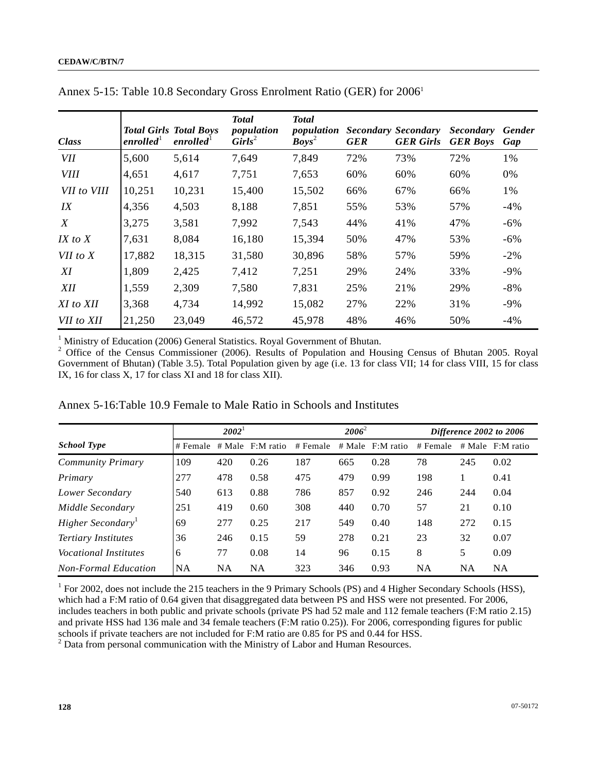Annex 5-15: Table 10.8 Secondary Gross Enrolment Ratio (GER) for 2006[1]

| *Class* | *Total Girls enrolled*[1] | *Total Boys enrolled*[1] | *Total population Girls*[2] | *Total population Boys*[2] | *Secondary GER* | *Secondary GER Girls* | *Secondary GER Boys* | *Gender Gap* |
|---|---|---|---|---|---|---|---|---|
| *VII* | 5,600 | 5,614 | 7,649 | 7,849 | 72% | 73% | 72% | 1% |
| *VIII* | 4,651 | 4,617 | 7,751 | 7,653 | 60% | 60% | 60% | 0% |
| *VII to VIII* | 10,251 | 10,231 | 15,400 | 15,502 | 66% | 67% | 66% | 1% |
| *IX* | 4,356 | 4,503 | 8,188 | 7,851 | 55% | 53% | 57% | -4% |
| *X* | 3,275 | 3,581 | 7,992 | 7,543 | 44% | 41% | 47% | -6% |
| *IX to X* | 7,631 | 8,084 | 16,180 | 15,394 | 50% | 47% | 53% | -6% |
| *VII to X* | 17,882 | 18,315 | 31,580 | 30,896 | 58% | 57% | 59% | -2% |
| *XI* | 1,809 | 2,425 | 7,412 | 7,251 | 29% | 24% | 33% | -9% |
| *XII* | 1,559 | 2,309 | 7,580 | 7,831 | 25% | 21% | 29% | -8% |
| *XI to XII* | 3,368 | 4,734 | 14,992 | 15,082 | 27% | 22% | 31% | -9% |
| *VII to XII* | 21,250 | 23,049 | 46,572 | 45,978 | 48% | 46% | 50% | -4% |

[1] Ministry of Education (2006) General Statistics. Royal Government of Bhutan.
[2] Office of the Census Commissioner (2006). Results of Population and Housing Census of Bhutan 2005. Royal Government of Bhutan) (Table 3.5). Total Population given by age (i.e. 13 for class VII; 14 for class VIII, 15 for class IX, 16 for class X, 17 for class XI and 18 for class XII).

Annex 5-16:Table 10.9 Female to Male Ratio in Schools and Institutes

| | *2002*[1] | | | *2006*[2] | | | *Difference 2002 to 2006* | | |
|---|---|---|---|---|---|---|---|---|---|
| *School Type* | # Female | # Male | F:M ratio | # Female | # Male | F:M ratio | # Female | # Male | F:M ratio |
| *Community Primary* | 109 | 420 | 0.26 | 187 | 665 | 0.28 | 78 | 245 | 0.02 |
| *Primary* | 277 | 478 | 0.58 | 475 | 479 | 0.99 | 198 | 1 | 0.41 |
| *Lower Secondary* | 540 | 613 | 0.88 | 786 | 857 | 0.92 | 246 | 244 | 0.04 |
| *Middle Secondary* | 251 | 419 | 0.60 | 308 | 440 | 0.70 | 57 | 21 | 0.10 |
| *Higher Secondary*[1] | 69 | 277 | 0.25 | 217 | 549 | 0.40 | 148 | 272 | 0.15 |
| *Tertiary Institutes* | 36 | 246 | 0.15 | 59 | 278 | 0.21 | 23 | 32 | 0.07 |
| *Vocational Institutes* | 6 | 77 | 0.08 | 14 | 96 | 0.15 | 8 | 5 | 0.09 |
| *Non-Formal Education* | NA | NA | NA | 323 | 346 | 0.93 | NA | NA | NA |

[1] For 2002, does not include the 215 teachers in the 9 Primary Schools (PS) and 4 Higher Secondary Schools (HSS), which had a F:M ratio of 0.64 given that disaggregated data between PS and HSS were not presented. For 2006, includes teachers in both public and private schools (private PS had 52 male and 112 female teachers (F:M ratio 2.15) and private HSS had 136 male and 34 female teachers (F:M ratio 0.25)). For 2006, corresponding figures for public schools if private teachers are not included for F:M ratio are 0.85 for PS and 0.44 for HSS.
[2] Data from personal communication with the Ministry of Labor and Human Resources.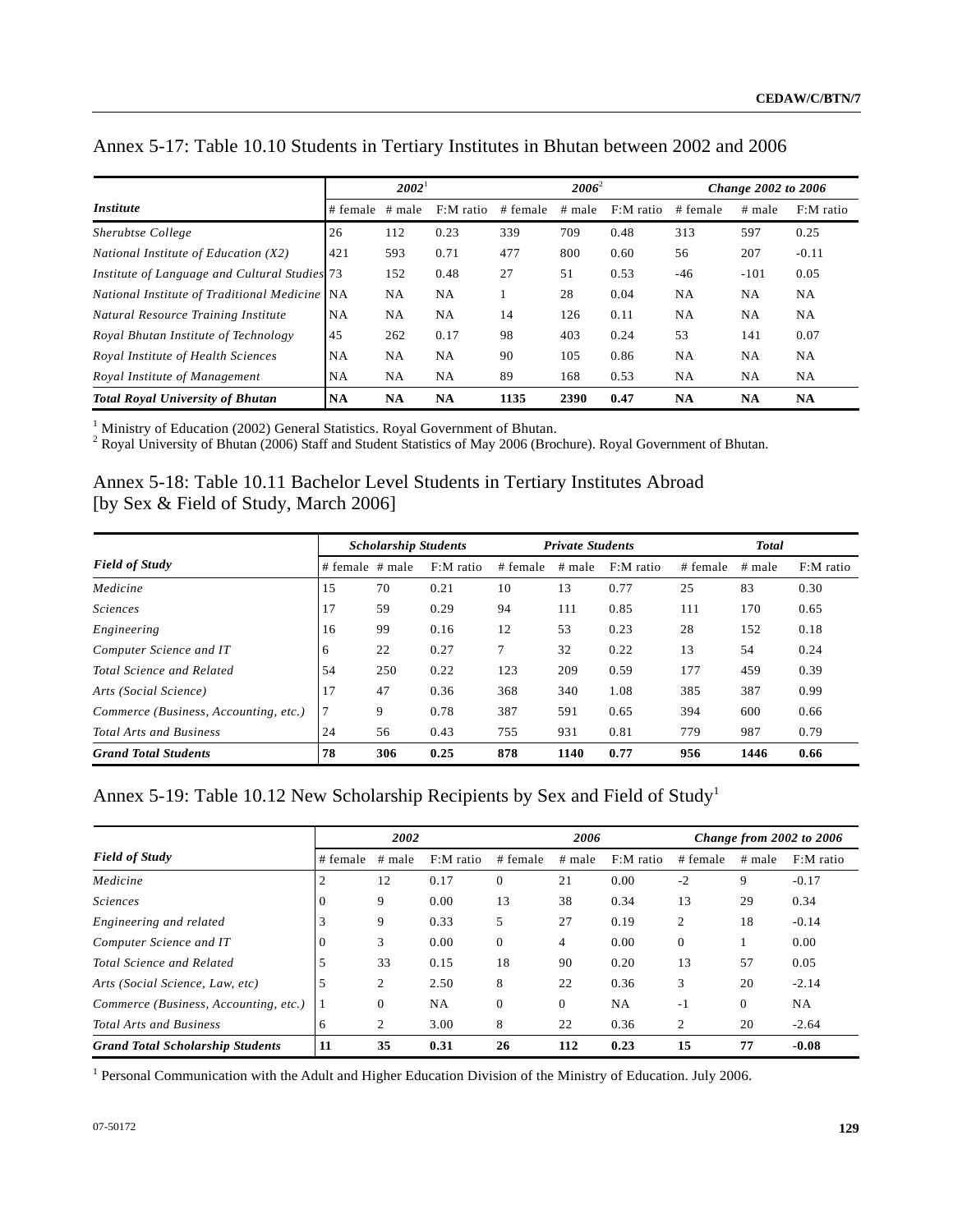## Annex 5-17: Table 10.10 Students in Tertiary Institutes in Bhutan between 2002 and 2006

| *Institute* | *2002*[1] | | | *2006*[2] | | | *Change 2002 to 2006* | | |
|---|---|---|---|---|---|---|---|---|---|
| | # female | # male | F:M ratio | # female | # male | F:M ratio | # female | # male | F:M ratio |
| *Sherubtse College* | 26 | 112 | 0.23 | 339 | 709 | 0.48 | 313 | 597 | 0.25 |
| *National Institute of Education (X2)* | 421 | 593 | 0.71 | 477 | 800 | 0.60 | 56 | 207 | -0.11 |
| *Institute of Language and Cultural Studies* | 73 | 152 | 0.48 | 27 | 51 | 0.53 | -46 | -101 | 0.05 |
| *National Institute of Traditional Medicine* | NA | NA | NA | 1 | 28 | 0.04 | NA | NA | NA |
| *Natural Resource Training Institute* | NA | NA | NA | 14 | 126 | 0.11 | NA | NA | NA |
| *Royal Bhutan Institute of Technology* | 45 | 262 | 0.17 | 98 | 403 | 0.24 | 53 | 141 | 0.07 |
| *Royal Institute of Health Sciences* | NA | NA | NA | 90 | 105 | 0.86 | NA | NA | NA |
| *Royal Institute of Management* | NA | NA | NA | 89 | 168 | 0.53 | NA | NA | NA |
| ***Total Royal University of Bhutan*** | **NA** | **NA** | **NA** | **1135** | **2390** | **0.47** | **NA** | **NA** | **NA** |

[1] Ministry of Education (2002) General Statistics. Royal Government of Bhutan.
[2] Royal University of Bhutan (2006) Staff and Student Statistics of May 2006 (Brochure). Royal Government of Bhutan.

## Annex 5-18: Table 10.11 Bachelor Level Students in Tertiary Institutes Abroad [by Sex & Field of Study, March 2006]

| *Field of Study* | *Scholarship Students* | | | *Private Students* | | | *Total* | | |
|---|---|---|---|---|---|---|---|---|---|
| | # female | # male | F:M ratio | # female | # male | F:M ratio | # female | # male | F:M ratio |
| *Medicine* | 15 | 70 | 0.21 | 10 | 13 | 0.77 | 25 | 83 | 0.30 |
| *Sciences* | 17 | 59 | 0.29 | 94 | 111 | 0.85 | 111 | 170 | 0.65 |
| *Engineering* | 16 | 99 | 0.16 | 12 | 53 | 0.23 | 28 | 152 | 0.18 |
| *Computer Science and IT* | 6 | 22 | 0.27 | 7 | 32 | 0.22 | 13 | 54 | 0.24 |
| *Total Science and Related* | 54 | 250 | 0.22 | 123 | 209 | 0.59 | 177 | 459 | 0.39 |
| *Arts (Social Science)* | 17 | 47 | 0.36 | 368 | 340 | 1.08 | 385 | 387 | 0.99 |
| *Commerce (Business, Accounting, etc.)* | 7 | 9 | 0.78 | 387 | 591 | 0.65 | 394 | 600 | 0.66 |
| *Total Arts and Business* | 24 | 56 | 0.43 | 755 | 931 | 0.81 | 779 | 987 | 0.79 |
| ***Grand Total Students*** | **78** | **306** | **0.25** | **878** | **1140** | **0.77** | **956** | **1446** | **0.66** |

## Annex 5-19: Table 10.12 New Scholarship Recipients by Sex and Field of Study[1]

| *Field of Study* | *2002* | | | *2006* | | | *Change from 2002 to 2006* | | |
|---|---|---|---|---|---|---|---|---|---|
| | # female | # male | F:M ratio | # female | # male | F:M ratio | # female | # male | F:M ratio |
| *Medicine* | 2 | 12 | 0.17 | 0 | 21 | 0.00 | -2 | 9 | -0.17 |
| *Sciences* | 0 | 9 | 0.00 | 13 | 38 | 0.34 | 13 | 29 | 0.34 |
| *Engineering and related* | 3 | 9 | 0.33 | 5 | 27 | 0.19 | 2 | 18 | -0.14 |
| *Computer Science and IT* | 0 | 3 | 0.00 | 0 | 4 | 0.00 | 0 | 1 | 0.00 |
| *Total Science and Related* | 5 | 33 | 0.15 | 18 | 90 | 0.20 | 13 | 57 | 0.05 |
| *Arts (Social Science, Law, etc)* | 5 | 2 | 2.50 | 8 | 22 | 0.36 | 3 | 20 | -2.14 |
| *Commerce (Business, Accounting, etc.)* | 1 | 0 | NA | 0 | 0 | NA | -1 | 0 | NA |
| *Total Arts and Business* | 6 | 2 | 3.00 | 8 | 22 | 0.36 | 2 | 20 | -2.64 |
| ***Grand Total Scholarship Students*** | **11** | **35** | **0.31** | **26** | **112** | **0.23** | **15** | **77** | **-0.08** |

[1] Personal Communication with the Adult and Higher Education Division of the Ministry of Education. July 2006.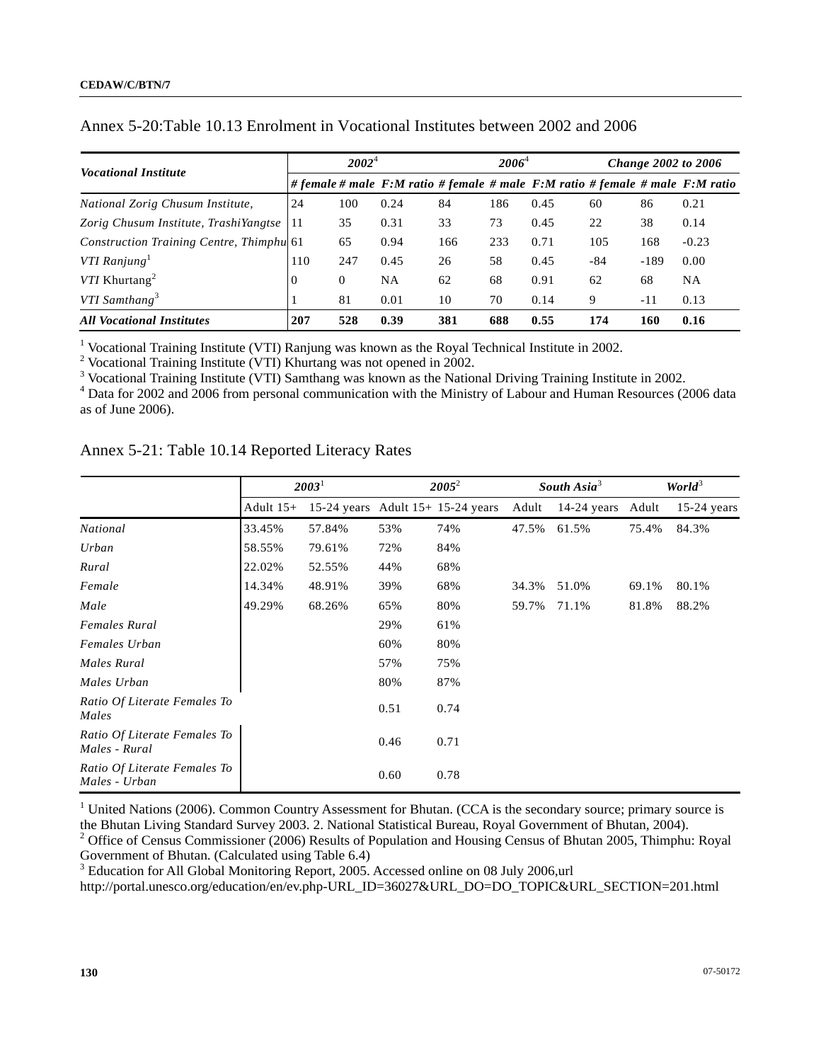Annex 5-20:Table 10.13 Enrolment in Vocational Institutes between 2002 and 2006

| *Vocational Institute* | *2002*[4] | | | *2006*[4] | | | *Change 2002 to 2006* | | |
|---|---|---|---|---|---|---|---|---|---|
| | *# female* | *# male* | *F:M ratio* | *# female* | *# male* | *F:M ratio* | *# female* | *# male* | *F:M ratio* |
| *National Zorig Chusum Institute,* | 24 | 100 | 0.24 | 84 | 186 | 0.45 | 60 | 86 | 0.21 |
| *Zorig Chusum Institute, TrashiYangtse* | 11 | 35 | 0.31 | 33 | 73 | 0.45 | 22 | 38 | 0.14 |
| *Construction Training Centre, Thimphu* | 61 | 65 | 0.94 | 166 | 233 | 0.71 | 105 | 168 | -0.23 |
| *VTI Ranjung*[1] | 110 | 247 | 0.45 | 26 | 58 | 0.45 | -84 | -189 | 0.00 |
| *VTI* Khurtang[2] | 0 | 0 | NA | 62 | 68 | 0.91 | 62 | 68 | NA |
| *VTI Samthang*[3] | 1 | 81 | 0.01 | 10 | 70 | 0.14 | 9 | -11 | 0.13 |
| ***All Vocational Institutes*** | **207** | **528** | **0.39** | **381** | **688** | **0.55** | **174** | **160** | **0.16** |

[1] Vocational Training Institute (VTI) Ranjung was known as the Royal Technical Institute in 2002.
[2] Vocational Training Institute (VTI) Khurtang was not opened in 2002.
[3] Vocational Training Institute (VTI) Samthang was known as the National Driving Training Institute in 2002.
[4] Data for 2002 and 2006 from personal communication with the Ministry of Labour and Human Resources (2006 data as of June 2006).

Annex 5-21: Table 10.14 Reported Literacy Rates

| | *2003*[1] | | *2005*[2] | | *South Asia*[3] | | *World*[3] | |
|---|---|---|---|---|---|---|---|---|
| | Adult 15+ | 15-24 years | Adult 15+ | 15-24 years | Adult | 14-24 years | Adult | 15-24 years |
| *National* | 33.45% | 57.84% | 53% | 74% | 47.5% | 61.5% | 75.4% | 84.3% |
| *Urban* | 58.55% | 79.61% | 72% | 84% | | | | |
| *Rural* | 22.02% | 52.55% | 44% | 68% | | | | |
| *Female* | 14.34% | 48.91% | 39% | 68% | 34.3% | 51.0% | 69.1% | 80.1% |
| *Male* | 49.29% | 68.26% | 65% | 80% | 59.7% | 71.1% | 81.8% | 88.2% |
| *Females Rural* | | | 29% | 61% | | | | |
| *Females Urban* | | | 60% | 80% | | | | |
| *Males Rural* | | | 57% | 75% | | | | |
| *Males Urban* | | | 80% | 87% | | | | |
| *Ratio Of Literate Females To Males* | | | 0.51 | 0.74 | | | | |
| *Ratio Of Literate Females To Males - Rural* | | | 0.46 | 0.71 | | | | |
| *Ratio Of Literate Females To Males - Urban* | | | 0.60 | 0.78 | | | | |

[1] United Nations (2006). Common Country Assessment for Bhutan. (CCA is the secondary source; primary source is the Bhutan Living Standard Survey 2003. 2. National Statistical Bureau, Royal Government of Bhutan, 2004).
[2] Office of Census Commissioner (2006) Results of Population and Housing Census of Bhutan 2005, Thimphu: Royal Government of Bhutan. (Calculated using Table 6.4)
[3] Education for All Global Monitoring Report, 2005. Accessed online on 08 July 2006,url http://portal.unesco.org/education/en/ev.php-URL_ID=36027&URL_DO=DO_TOPIC&URL_SECTION=201.html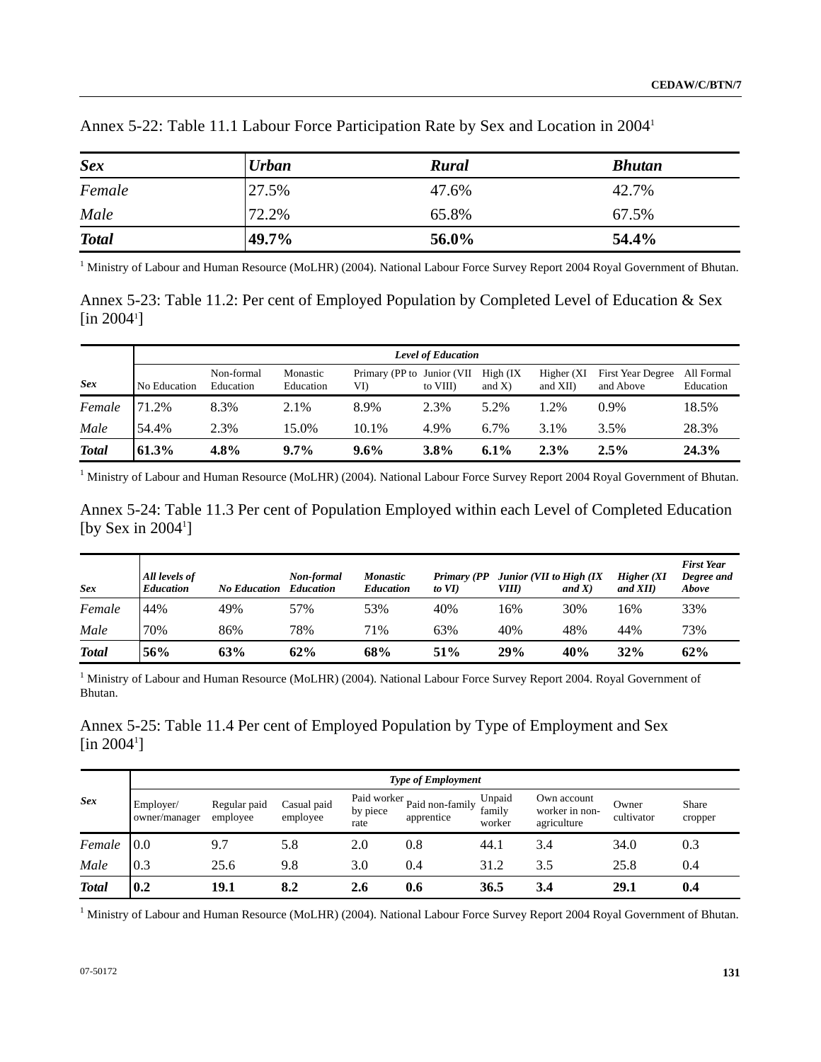Annex 5-22: Table 11.1 Labour Force Participation Rate by Sex and Location in 2004[1]

| *Sex* | *Urban* | *Rural* | *Bhutan* |
|---|---|---|---|
| *Female* | 27.5% | 47.6% | 42.7% |
| *Male* | 72.2% | 65.8% | 67.5% |
| ***Total*** | **49.7%** | **56.0%** | **54.4%** |

[1] Ministry of Labour and Human Resource (MoLHR) (2004). National Labour Force Survey Report 2004 Royal Government of Bhutan.

Annex 5-23: Table 11.2: Per cent of Employed Population by Completed Level of Education & Sex [in 2004[1]]

| | *Level of Education* | | | | | | | | |
|---|---|---|---|---|---|---|---|---|---|
| *Sex* | No Education | Non-formal Education | Monastic Education | Primary (PP to VI) | Junior (VII to VIII) | High (IX and X) | Higher (XI and XII) | First Year Degree and Above | All Formal Education |
| *Female* | 71.2% | 8.3% | 2.1% | 8.9% | 2.3% | 5.2% | 1.2% | 0.9% | 18.5% |
| *Male* | 54.4% | 2.3% | 15.0% | 10.1% | 4.9% | 6.7% | 3.1% | 3.5% | 28.3% |
| ***Total*** | **61.3%** | **4.8%** | **9.7%** | **9.6%** | **3.8%** | **6.1%** | **2.3%** | **2.5%** | **24.3%** |

[1] Ministry of Labour and Human Resource (MoLHR) (2004). National Labour Force Survey Report 2004 Royal Government of Bhutan.

Annex 5-24: Table 11.3 Per cent of Population Employed within each Level of Completed Education [by Sex in 2004[1]]

| *Sex* | *All levels of Education* | *No Education* | *Non-formal Education* | *Monastic Education* | *Primary (PP to VI)* | *Junior (VII to VIII)* | *High (IX and X)* | *Higher (XI and XII)* | *First Year Degree and Above* |
|---|---|---|---|---|---|---|---|---|---|
| *Female* | 44% | 49% | 57% | 53% | 40% | 16% | 30% | 16% | 33% |
| *Male* | 70% | 86% | 78% | 71% | 63% | 40% | 48% | 44% | 73% |
| ***Total*** | **56%** | **63%** | **62%** | **68%** | **51%** | **29%** | **40%** | **32%** | **62%** |

[1] Ministry of Labour and Human Resource (MoLHR) (2004). National Labour Force Survey Report 2004. Royal Government of Bhutan.

Annex 5-25: Table 11.4 Per cent of Employed Population by Type of Employment and Sex [in 2004[1]]

| | *Type of Employment* | | | | | | | | |
|---|---|---|---|---|---|---|---|---|---|
| *Sex* | Employer/ owner/manager | Regular paid employee | Casual paid employee | Paid worker by piece rate | Paid non-family apprentice | Unpaid family worker | Own account worker in non-agriculture | Owner cultivator | Share cropper |
| *Female* | 0.0 | 9.7 | 5.8 | 2.0 | 0.8 | 44.1 | 3.4 | 34.0 | 0.3 |
| *Male* | 0.3 | 25.6 | 9.8 | 3.0 | 0.4 | 31.2 | 3.5 | 25.8 | 0.4 |
| ***Total*** | **0.2** | **19.1** | **8.2** | **2.6** | **0.6** | **36.5** | **3.4** | **29.1** | **0.4** |

[1] Ministry of Labour and Human Resource (MoLHR) (2004). National Labour Force Survey Report 2004 Royal Government of Bhutan.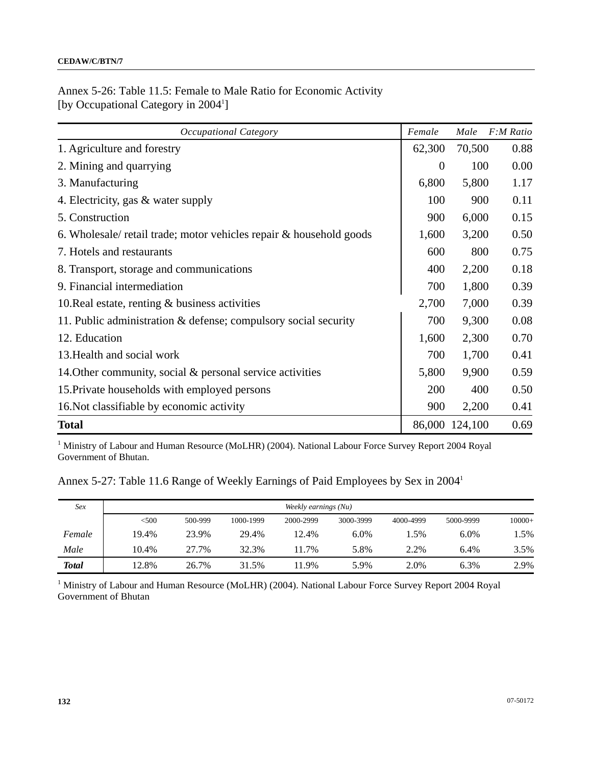Annex 5-26: Table 11.5: Female to Male Ratio for Economic Activity
[by Occupational Category in 2004[1]]

| *Occupational Category* | *Female* | *Male* | *F:M Ratio* |
|---|---|---|---|
| 1. Agriculture and forestry | 62,300 | 70,500 | 0.88 |
| 2. Mining and quarrying | 0 | 100 | 0.00 |
| 3. Manufacturing | 6,800 | 5,800 | 1.17 |
| 4. Electricity, gas & water supply | 100 | 900 | 0.11 |
| 5. Construction | 900 | 6,000 | 0.15 |
| 6. Wholesale/ retail trade; motor vehicles repair & household goods | 1,600 | 3,200 | 0.50 |
| 7. Hotels and restaurants | 600 | 800 | 0.75 |
| 8. Transport, storage and communications | 400 | 2,200 | 0.18 |
| 9. Financial intermediation | 700 | 1,800 | 0.39 |
| 10.Real estate, renting & business activities | 2,700 | 7,000 | 0.39 |
| 11. Public administration & defense; compulsory social security | 700 | 9,300 | 0.08 |
| 12. Education | 1,600 | 2,300 | 0.70 |
| 13.Health and social work | 700 | 1,700 | 0.41 |
| 14.Other community, social & personal service activities | 5,800 | 9,900 | 0.59 |
| 15.Private households with employed persons | 200 | 400 | 0.50 |
| 16.Not classifiable by economic activity | 900 | 2,200 | 0.41 |
| **Total** | 86,000 | 124,100 | 0.69 |

[1] Ministry of Labour and Human Resource (MoLHR) (2004). National Labour Force Survey Report 2004 Royal Government of Bhutan.

Annex 5-27: Table 11.6 Range of Weekly Earnings of Paid Employees by Sex in 2004[1]

| *Sex* | *Weekly earnings (Nu)* | | | | | | | |
|---|---|---|---|---|---|---|---|---|
| | <500 | 500-999 | 1000-1999 | 2000-2999 | 3000-3999 | 4000-4999 | 5000-9999 | 10000+ |
| *Female* | 19.4% | 23.9% | 29.4% | 12.4% | 6.0% | 1.5% | 6.0% | 1.5% |
| *Male* | 10.4% | 27.7% | 32.3% | 11.7% | 5.8% | 2.2% | 6.4% | 3.5% |
| ***Total*** | 12.8% | 26.7% | 31.5% | 11.9% | 5.9% | 2.0% | 6.3% | 2.9% |

[1] Ministry of Labour and Human Resource (MoLHR) (2004). National Labour Force Survey Report 2004 Royal Government of Bhutan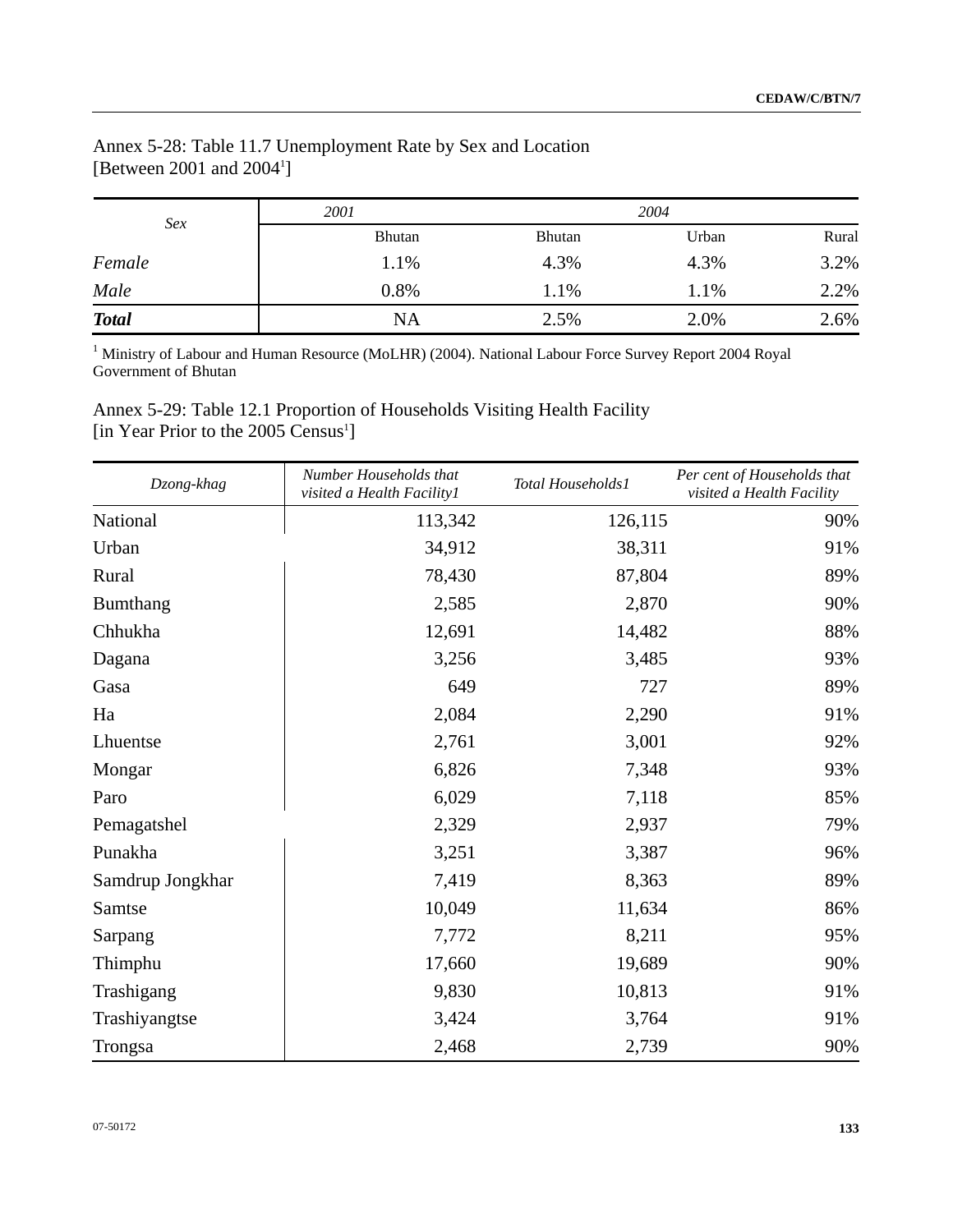Annex 5-28: Table 11.7 Unemployment Rate by Sex and Location
[Between 2001 and 2004[1]]

| *Sex* | *2001* | *2004* | | |
|---|---|---|---|---|
| | Bhutan | Bhutan | Urban | Rural |
| *Female* | 1.1% | 4.3% | 4.3% | 3.2% |
| *Male* | 0.8% | 1.1% | 1.1% | 2.2% |
| ***Total*** | NA | 2.5% | 2.0% | 2.6% |

[1] Ministry of Labour and Human Resource (MoLHR) (2004). National Labour Force Survey Report 2004 Royal Government of Bhutan

Annex 5-29: Table 12.1 Proportion of Households Visiting Health Facility
[in Year Prior to the 2005 Census[1]]

| *Dzong-khag* | *Number Households that visited a Health Facility1* | *Total Households1* | *Per cent of Households that visited a Health Facility* |
|---|---|---|---|
| National | 113,342 | 126,115 | 90% |
| Urban | 34,912 | 38,311 | 91% |
| Rural | 78,430 | 87,804 | 89% |
| Bumthang | 2,585 | 2,870 | 90% |
| Chhukha | 12,691 | 14,482 | 88% |
| Dagana | 3,256 | 3,485 | 93% |
| Gasa | 649 | 727 | 89% |
| Ha | 2,084 | 2,290 | 91% |
| Lhuentse | 2,761 | 3,001 | 92% |
| Mongar | 6,826 | 7,348 | 93% |
| Paro | 6,029 | 7,118 | 85% |
| Pemagatshel | 2,329 | 2,937 | 79% |
| Punakha | 3,251 | 3,387 | 96% |
| Samdrup Jongkhar | 7,419 | 8,363 | 89% |
| Samtse | 10,049 | 11,634 | 86% |
| Sarpang | 7,772 | 8,211 | 95% |
| Thimphu | 17,660 | 19,689 | 90% |
| Trashigang | 9,830 | 10,813 | 91% |
| Trashiyangtse | 3,424 | 3,764 | 91% |
| Trongsa | 2,468 | 2,739 | 90% |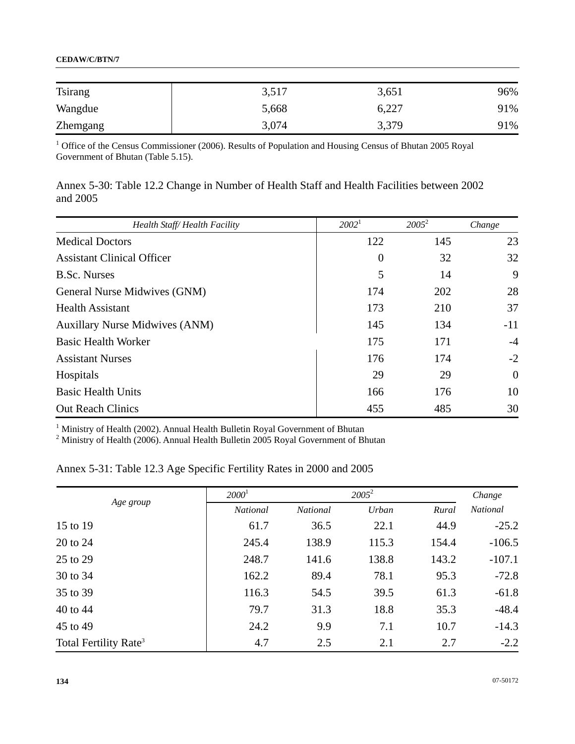| Tsirang | 3,517 | 3,651 | 96% |
|---|---|---|---|
| Wangdue | 5,668 | 6,227 | 91% |
| Zhemgang | 3,074 | 3,379 | 91% |

[1] Office of the Census Commissioner (2006). Results of Population and Housing Census of Bhutan 2005 Royal Government of Bhutan (Table 5.15).

Annex 5-30: Table 12.2 Change in Number of Health Staff and Health Facilities between 2002 and 2005

| *Health Staff/ Health Facility* | *2002*[1] | *2005*[2] | *Change* |
|---|---|---|---|
| Medical Doctors | 122 | 145 | 23 |
| Assistant Clinical Officer | 0 | 32 | 32 |
| B.Sc. Nurses | 5 | 14 | 9 |
| General Nurse Midwives (GNM) | 174 | 202 | 28 |
| Health Assistant | 173 | 210 | 37 |
| Auxillary Nurse Midwives (ANM) | 145 | 134 | -11 |
| Basic Health Worker | 175 | 171 | -4 |
| Assistant Nurses | 176 | 174 | -2 |
| Hospitals | 29 | 29 | 0 |
| Basic Health Units | 166 | 176 | 10 |
| Out Reach Clinics | 455 | 485 | 30 |

[1] Ministry of Health (2002). Annual Health Bulletin Royal Government of Bhutan
[2] Ministry of Health (2006). Annual Health Bulletin 2005 Royal Government of Bhutan

Annex 5-31: Table 12.3 Age Specific Fertility Rates in 2000 and 2005

| *Age group* | *2000*[1] | *2005*[2] | | | *Change* |
|---|---|---|---|---|---|
| | *National* | *National* | *Urban* | *Rural* | *National* |
| 15 to 19 | 61.7 | 36.5 | 22.1 | 44.9 | -25.2 |
| 20 to 24 | 245.4 | 138.9 | 115.3 | 154.4 | -106.5 |
| 25 to 29 | 248.7 | 141.6 | 138.8 | 143.2 | -107.1 |
| 30 to 34 | 162.2 | 89.4 | 78.1 | 95.3 | -72.8 |
| 35 to 39 | 116.3 | 54.5 | 39.5 | 61.3 | -61.8 |
| 40 to 44 | 79.7 | 31.3 | 18.8 | 35.3 | -48.4 |
| 45 to 49 | 24.2 | 9.9 | 7.1 | 10.7 | -14.3 |
| Total Fertility Rate[3] | 4.7 | 2.5 | 2.1 | 2.7 | -2.2 |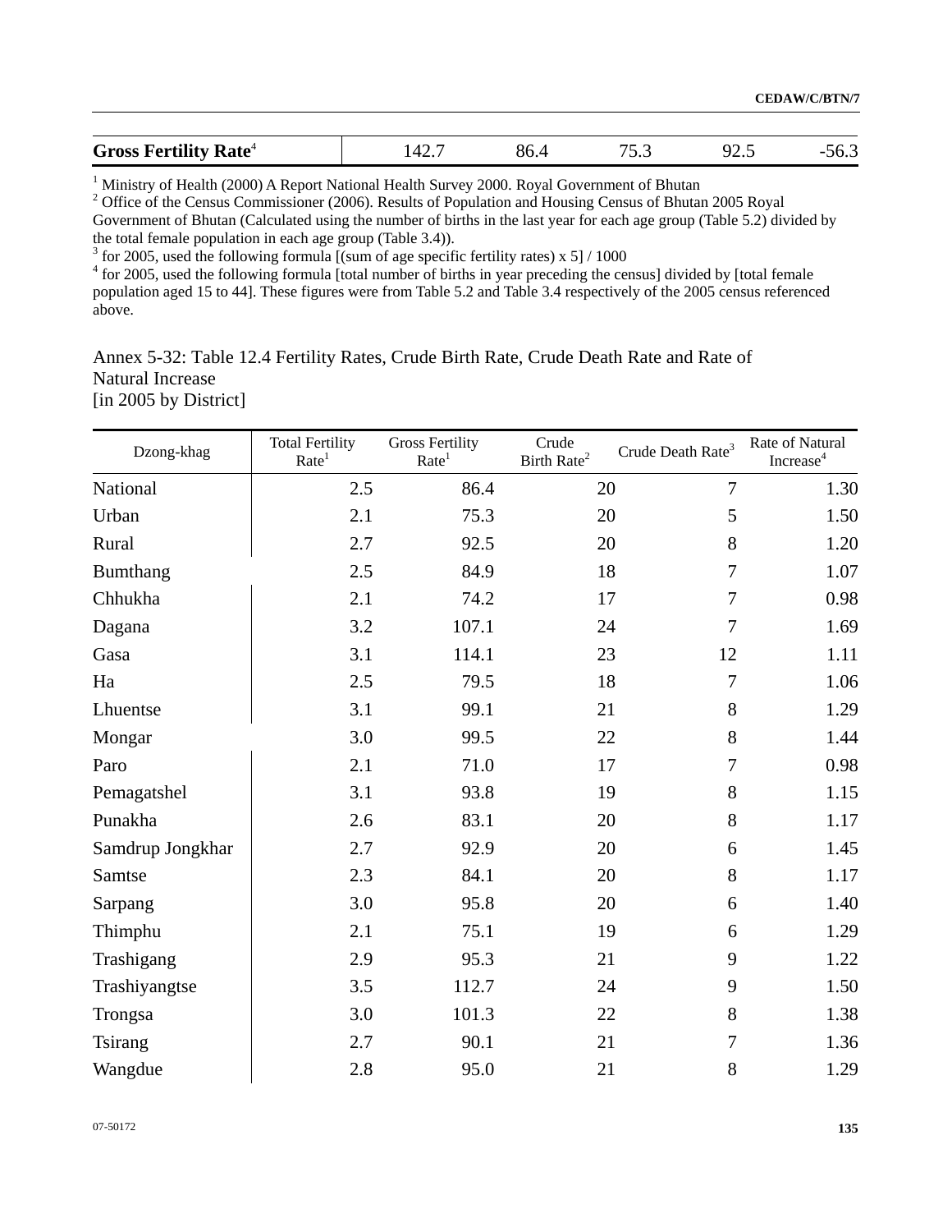| Gross Fertility Rate[4] | 142.7 | 86.4 | 75.3 | 92.5 | -56.3 |
|---|---|---|---|---|---|

[1] Ministry of Health (2000) A Report National Health Survey 2000. Royal Government of Bhutan
[2] Office of the Census Commissioner (2006). Results of Population and Housing Census of Bhutan 2005 Royal Government of Bhutan (Calculated using the number of births in the last year for each age group (Table 5.2) divided by the total female population in each age group (Table 3.4)).
[3] for 2005, used the following formula [(sum of age specific fertility rates) x 5] / 1000
[4] for 2005, used the following formula [total number of births in year preceding the census] divided by [total female population aged 15 to 44]. These figures were from Table 5.2 and Table 3.4 respectively of the 2005 census referenced above.

Annex 5-32: Table 12.4 Fertility Rates, Crude Birth Rate, Crude Death Rate and Rate of Natural Increase
[in 2005 by District]

| Dzong-khag | Total Fertility Rate[1] | Gross Fertility Rate[1] | Crude Birth Rate[2] | Crude Death Rate[3] | Rate of Natural Increase[4] |
|---|---|---|---|---|---|
| National | 2.5 | 86.4 | 20 | 7 | 1.30 |
| Urban | 2.1 | 75.3 | 20 | 5 | 1.50 |
| Rural | 2.7 | 92.5 | 20 | 8 | 1.20 |
| Bumthang | 2.5 | 84.9 | 18 | 7 | 1.07 |
| Chhukha | 2.1 | 74.2 | 17 | 7 | 0.98 |
| Dagana | 3.2 | 107.1 | 24 | 7 | 1.69 |
| Gasa | 3.1 | 114.1 | 23 | 12 | 1.11 |
| Ha | 2.5 | 79.5 | 18 | 7 | 1.06 |
| Lhuentse | 3.1 | 99.1 | 21 | 8 | 1.29 |
| Mongar | 3.0 | 99.5 | 22 | 8 | 1.44 |
| Paro | 2.1 | 71.0 | 17 | 7 | 0.98 |
| Pemagatshel | 3.1 | 93.8 | 19 | 8 | 1.15 |
| Punakha | 2.6 | 83.1 | 20 | 8 | 1.17 |
| Samdrup Jongkhar | 2.7 | 92.9 | 20 | 6 | 1.45 |
| Samtse | 2.3 | 84.1 | 20 | 8 | 1.17 |
| Sarpang | 3.0 | 95.8 | 20 | 6 | 1.40 |
| Thimphu | 2.1 | 75.1 | 19 | 6 | 1.29 |
| Trashigang | 2.9 | 95.3 | 21 | 9 | 1.22 |
| Trashiyangtse | 3.5 | 112.7 | 24 | 9 | 1.50 |
| Trongsa | 3.0 | 101.3 | 22 | 8 | 1.38 |
| Tsirang | 2.7 | 90.1 | 21 | 7 | 1.36 |
| Wangdue | 2.8 | 95.0 | 21 | 8 | 1.29 |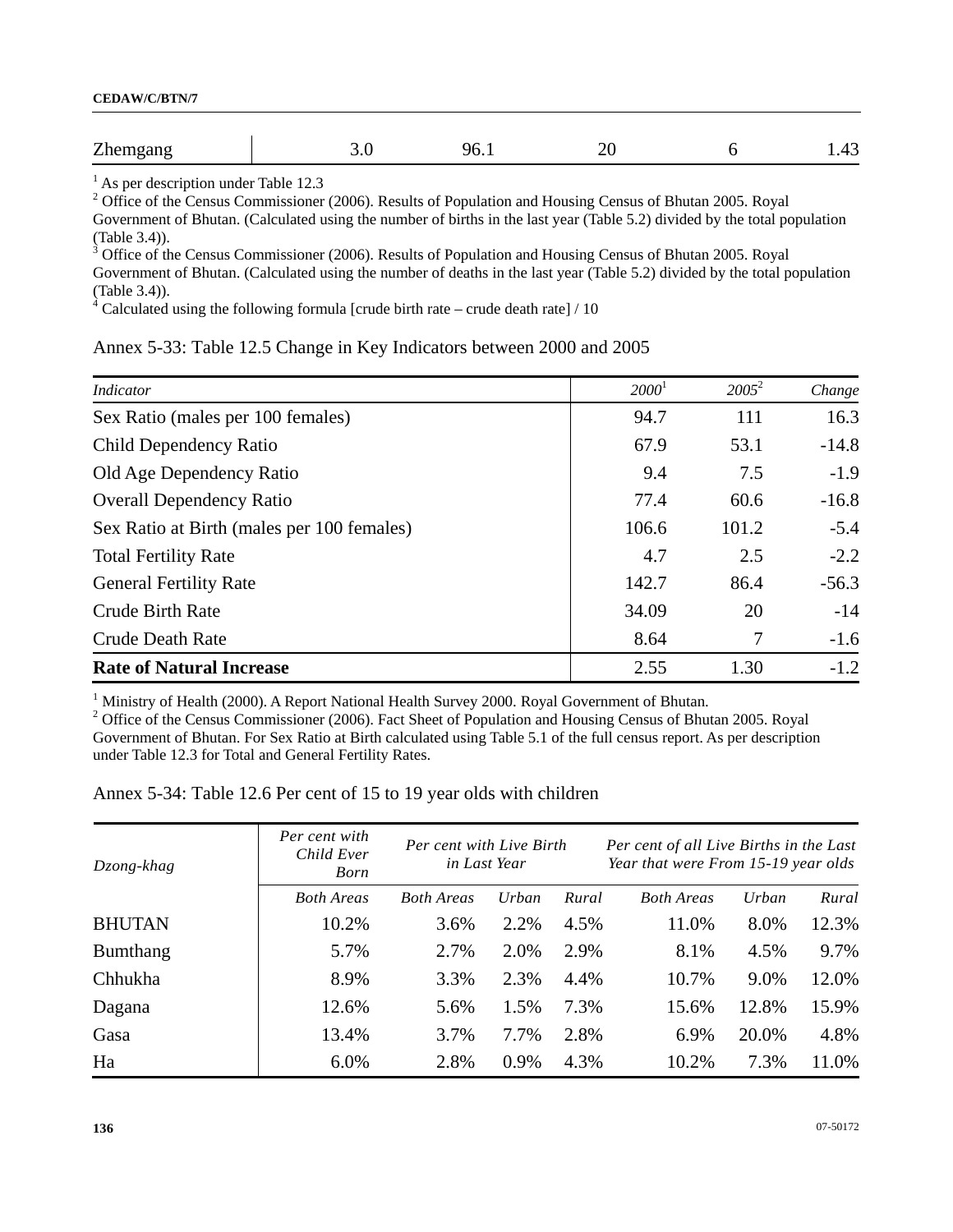| Zhemgang | 3.0 | 96.1 | 20 | 6 | 1.43 |
|---|---|---|---|---|---|

[1] As per description under Table 12.3
[2] Office of the Census Commissioner (2006). Results of Population and Housing Census of Bhutan 2005. Royal Government of Bhutan. (Calculated using the number of births in the last year (Table 5.2) divided by the total population (Table 3.4)).
[3] Office of the Census Commissioner (2006). Results of Population and Housing Census of Bhutan 2005. Royal Government of Bhutan. (Calculated using the number of deaths in the last year (Table 5.2) divided by the total population (Table 3.4)).
[4] Calculated using the following formula [crude birth rate – crude death rate] / 10

Annex 5-33: Table 12.5 Change in Key Indicators between 2000 and 2005

| *Indicator* | *2000*[1] | *2005*[2] | *Change* |
|---|---|---|---|
| Sex Ratio (males per 100 females) | 94.7 | 111 | 16.3 |
| Child Dependency Ratio | 67.9 | 53.1 | -14.8 |
| Old Age Dependency Ratio | 9.4 | 7.5 | -1.9 |
| Overall Dependency Ratio | 77.4 | 60.6 | -16.8 |
| Sex Ratio at Birth (males per 100 females) | 106.6 | 101.2 | -5.4 |
| Total Fertility Rate | 4.7 | 2.5 | -2.2 |
| General Fertility Rate | 142.7 | 86.4 | -56.3 |
| Crude Birth Rate | 34.09 | 20 | -14 |
| Crude Death Rate | 8.64 | 7 | -1.6 |
| **Rate of Natural Increase** | 2.55 | 1.30 | -1.2 |

[1] Ministry of Health (2000). A Report National Health Survey 2000. Royal Government of Bhutan.
[2] Office of the Census Commissioner (2006). Fact Sheet of Population and Housing Census of Bhutan 2005. Royal Government of Bhutan. For Sex Ratio at Birth calculated using Table 5.1 of the full census report. As per description under Table 12.3 for Total and General Fertility Rates.

Annex 5-34: Table 12.6 Per cent of 15 to 19 year olds with children

| *Dzong-khag* | *Per cent with Child Ever Born* | *Per cent with Live Birth in Last Year* | | | *Per cent of all Live Births in the Last Year that were From 15-19 year olds* | | |
|---|---|---|---|---|---|---|---|
| | *Both Areas* | *Both Areas* | *Urban* | *Rural* | *Both Areas* | *Urban* | *Rural* |
| BHUTAN | 10.2% | 3.6% | 2.2% | 4.5% | 11.0% | 8.0% | 12.3% |
| Bumthang | 5.7% | 2.7% | 2.0% | 2.9% | 8.1% | 4.5% | 9.7% |
| Chhukha | 8.9% | 3.3% | 2.3% | 4.4% | 10.7% | 9.0% | 12.0% |
| Dagana | 12.6% | 5.6% | 1.5% | 7.3% | 15.6% | 12.8% | 15.9% |
| Gasa | 13.4% | 3.7% | 7.7% | 2.8% | 6.9% | 20.0% | 4.8% |
| Ha | 6.0% | 2.8% | 0.9% | 4.3% | 10.2% | 7.3% | 11.0% |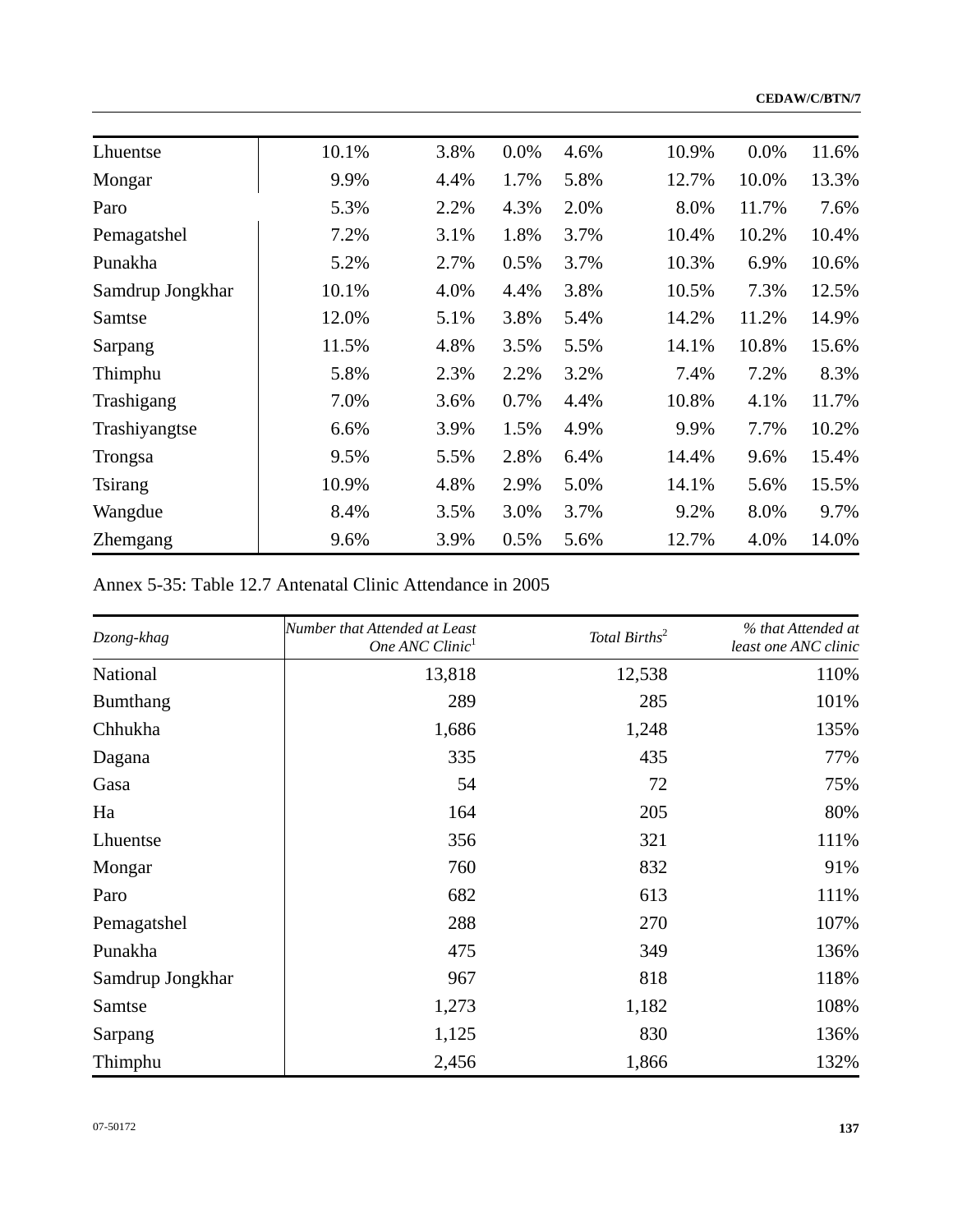| | | | | | | | |
|---|---|---|---|---|---|---|---|
| Lhuentse | 10.1% | 3.8% | 0.0% | 4.6% | 10.9% | 0.0% | 11.6% |
| Mongar | 9.9% | 4.4% | 1.7% | 5.8% | 12.7% | 10.0% | 13.3% |
| Paro | 5.3% | 2.2% | 4.3% | 2.0% | 8.0% | 11.7% | 7.6% |
| Pemagatshel | 7.2% | 3.1% | 1.8% | 3.7% | 10.4% | 10.2% | 10.4% |
| Punakha | 5.2% | 2.7% | 0.5% | 3.7% | 10.3% | 6.9% | 10.6% |
| Samdrup Jongkhar | 10.1% | 4.0% | 4.4% | 3.8% | 10.5% | 7.3% | 12.5% |
| Samtse | 12.0% | 5.1% | 3.8% | 5.4% | 14.2% | 11.2% | 14.9% |
| Sarpang | 11.5% | 4.8% | 3.5% | 5.5% | 14.1% | 10.8% | 15.6% |
| Thimphu | 5.8% | 2.3% | 2.2% | 3.2% | 7.4% | 7.2% | 8.3% |
| Trashigang | 7.0% | 3.6% | 0.7% | 4.4% | 10.8% | 4.1% | 11.7% |
| Trashiyangtse | 6.6% | 3.9% | 1.5% | 4.9% | 9.9% | 7.7% | 10.2% |
| Trongsa | 9.5% | 5.5% | 2.8% | 6.4% | 14.4% | 9.6% | 15.4% |
| Tsirang | 10.9% | 4.8% | 2.9% | 5.0% | 14.1% | 5.6% | 15.5% |
| Wangdue | 8.4% | 3.5% | 3.0% | 3.7% | 9.2% | 8.0% | 9.7% |
| Zhemgang | 9.6% | 3.9% | 0.5% | 5.6% | 12.7% | 4.0% | 14.0% |

Annex 5-35: Table 12.7 Antenatal Clinic Attendance in 2005

| *Dzong-khag* | *Number that Attended at Least One ANC Clinic*[1] | *Total Births*[2] | *% that Attended at least one ANC clinic* |
|---|---|---|---|
| National | 13,818 | 12,538 | 110% |
| Bumthang | 289 | 285 | 101% |
| Chhukha | 1,686 | 1,248 | 135% |
| Dagana | 335 | 435 | 77% |
| Gasa | 54 | 72 | 75% |
| Ha | 164 | 205 | 80% |
| Lhuentse | 356 | 321 | 111% |
| Mongar | 760 | 832 | 91% |
| Paro | 682 | 613 | 111% |
| Pemagatshel | 288 | 270 | 107% |
| Punakha | 475 | 349 | 136% |
| Samdrup Jongkhar | 967 | 818 | 118% |
| Samtse | 1,273 | 1,182 | 108% |
| Sarpang | 1,125 | 830 | 136% |
| Thimphu | 2,456 | 1,866 | 132% |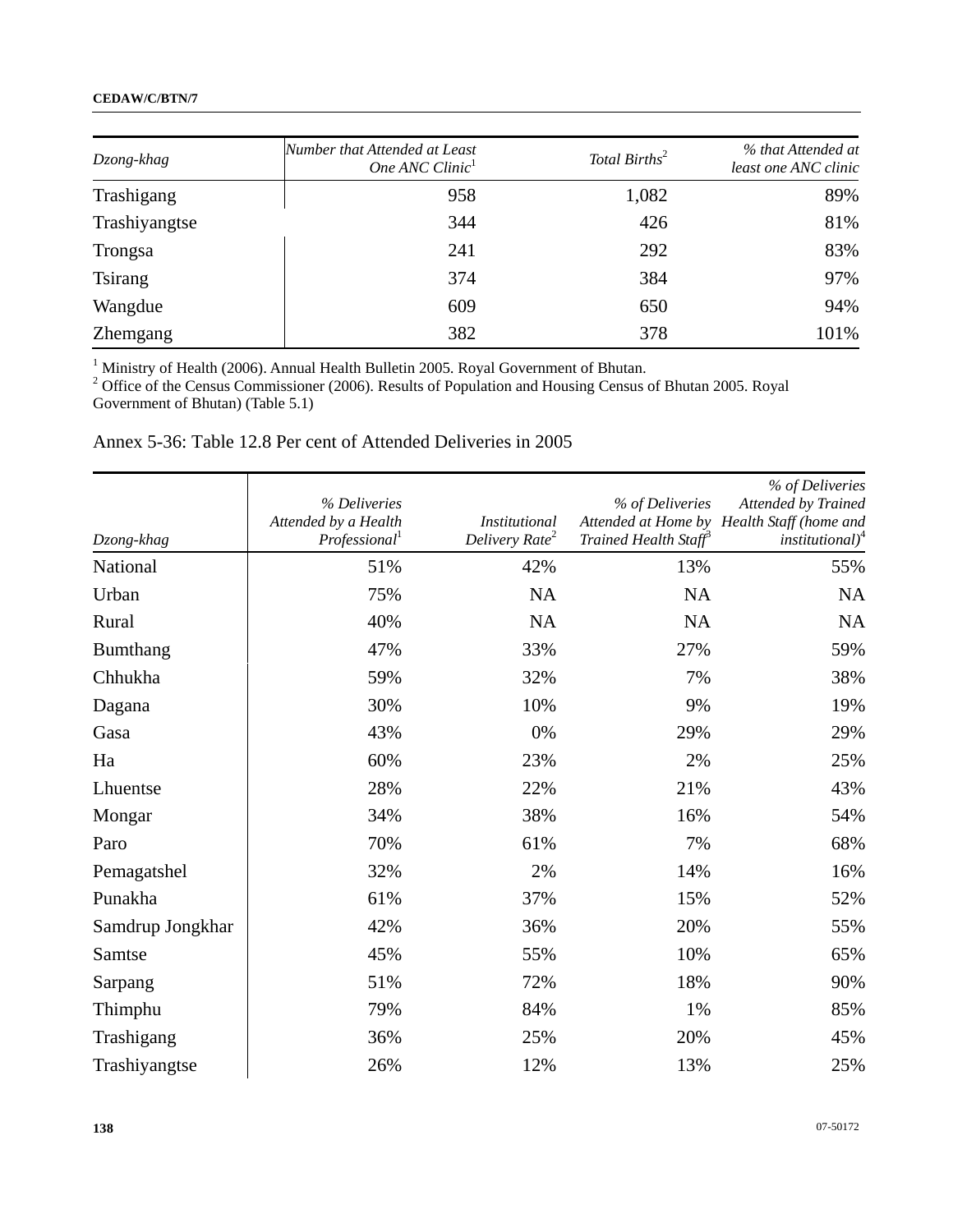| Dzong-khag | Number that Attended at Least One ANC Clinic[1] | Total Births[2] | % that Attended at least one ANC clinic |
|---|---|---|---|
| Trashigang | 958 | 1,082 | 89% |
| Trashiyangtse | 344 | 426 | 81% |
| Trongsa | 241 | 292 | 83% |
| Tsirang | 374 | 384 | 97% |
| Wangdue | 609 | 650 | 94% |
| Zhemgang | 382 | 378 | 101% |

[1] Ministry of Health (2006). Annual Health Bulletin 2005. Royal Government of Bhutan.
[2] Office of the Census Commissioner (2006). Results of Population and Housing Census of Bhutan 2005. Royal Government of Bhutan) (Table 5.1)

Annex 5-36: Table 12.8 Per cent of Attended Deliveries in 2005

| Dzong-khag | % Deliveries Attended by a Health Professional[1] | Institutional Delivery Rate[2] | % of Deliveries Attended at Home by Trained Health Staff[3] | % of Deliveries Attended by Trained Health Staff (home and institutional)[4] |
|---|---|---|---|---|
| National | 51% | 42% | 13% | 55% |
| Urban | 75% | NA | NA | NA |
| Rural | 40% | NA | NA | NA |
| Bumthang | 47% | 33% | 27% | 59% |
| Chhukha | 59% | 32% | 7% | 38% |
| Dagana | 30% | 10% | 9% | 19% |
| Gasa | 43% | 0% | 29% | 29% |
| Ha | 60% | 23% | 2% | 25% |
| Lhuentse | 28% | 22% | 21% | 43% |
| Mongar | 34% | 38% | 16% | 54% |
| Paro | 70% | 61% | 7% | 68% |
| Pemagatshel | 32% | 2% | 14% | 16% |
| Punakha | 61% | 37% | 15% | 52% |
| Samdrup Jongkhar | 42% | 36% | 20% | 55% |
| Samtse | 45% | 55% | 10% | 65% |
| Sarpang | 51% | 72% | 18% | 90% |
| Thimphu | 79% | 84% | 1% | 85% |
| Trashigang | 36% | 25% | 20% | 45% |
| Trashiyangtse | 26% | 12% | 13% | 25% |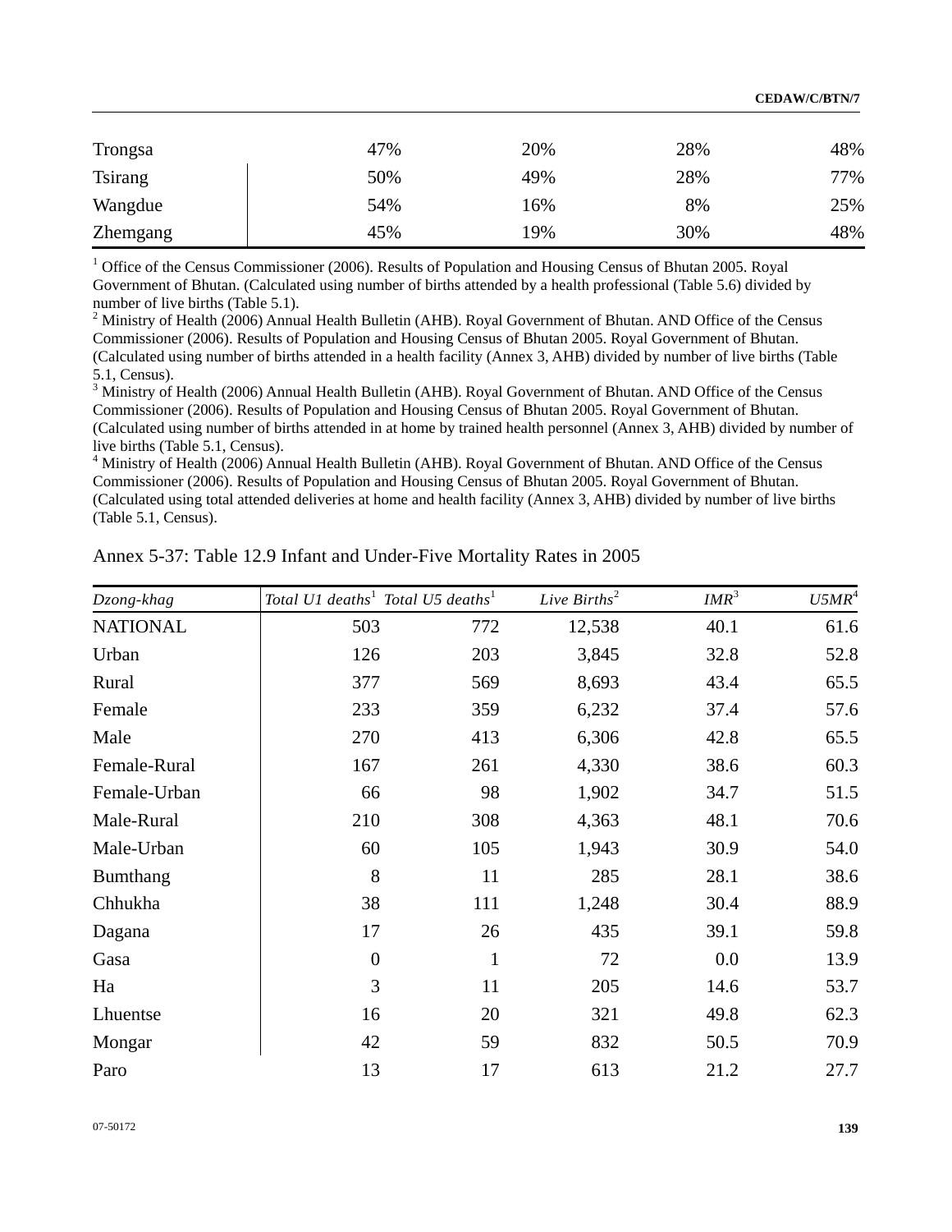| | | | | |
|---|---|---|---|---|
| Trongsa | 47% | 20% | 28% | 48% |
| Tsirang | 50% | 49% | 28% | 77% |
| Wangdue | 54% | 16% | 8% | 25% |
| Zhemgang | 45% | 19% | 30% | 48% |

[1] Office of the Census Commissioner (2006). Results of Population and Housing Census of Bhutan 2005. Royal Government of Bhutan. (Calculated using number of births attended by a health professional (Table 5.6) divided by number of live births (Table 5.1).

[2] Ministry of Health (2006) Annual Health Bulletin (AHB). Royal Government of Bhutan. AND Office of the Census Commissioner (2006). Results of Population and Housing Census of Bhutan 2005. Royal Government of Bhutan. (Calculated using number of births attended in a health facility (Annex 3, AHB) divided by number of live births (Table 5.1, Census).

[3] Ministry of Health (2006) Annual Health Bulletin (AHB). Royal Government of Bhutan. AND Office of the Census Commissioner (2006). Results of Population and Housing Census of Bhutan 2005. Royal Government of Bhutan. (Calculated using number of births attended in at home by trained health personnel (Annex 3, AHB) divided by number of live births (Table 5.1, Census).

[4] Ministry of Health (2006) Annual Health Bulletin (AHB). Royal Government of Bhutan. AND Office of the Census Commissioner (2006). Results of Population and Housing Census of Bhutan 2005. Royal Government of Bhutan. (Calculated using total attended deliveries at home and health facility (Annex 3, AHB) divided by number of live births (Table 5.1, Census).

Annex 5-37: Table 12.9 Infant and Under-Five Mortality Rates in 2005

| *Dzong-khag* | *Total U1 deaths*[1] | *Total U5 deaths*[1] | *Live Births*[2] | *IMR*[3] | *U5MR*[4] |
|---|---|---|---|---|---|
| NATIONAL | 503 | 772 | 12,538 | 40.1 | 61.6 |
| Urban | 126 | 203 | 3,845 | 32.8 | 52.8 |
| Rural | 377 | 569 | 8,693 | 43.4 | 65.5 |
| Female | 233 | 359 | 6,232 | 37.4 | 57.6 |
| Male | 270 | 413 | 6,306 | 42.8 | 65.5 |
| Female-Rural | 167 | 261 | 4,330 | 38.6 | 60.3 |
| Female-Urban | 66 | 98 | 1,902 | 34.7 | 51.5 |
| Male-Rural | 210 | 308 | 4,363 | 48.1 | 70.6 |
| Male-Urban | 60 | 105 | 1,943 | 30.9 | 54.0 |
| Bumthang | 8 | 11 | 285 | 28.1 | 38.6 |
| Chhukha | 38 | 111 | 1,248 | 30.4 | 88.9 |
| Dagana | 17 | 26 | 435 | 39.1 | 59.8 |
| Gasa | 0 | 1 | 72 | 0.0 | 13.9 |
| Ha | 3 | 11 | 205 | 14.6 | 53.7 |
| Lhuentse | 16 | 20 | 321 | 49.8 | 62.3 |
| Mongar | 42 | 59 | 832 | 50.5 | 70.9 |
| Paro | 13 | 17 | 613 | 21.2 | 27.7 |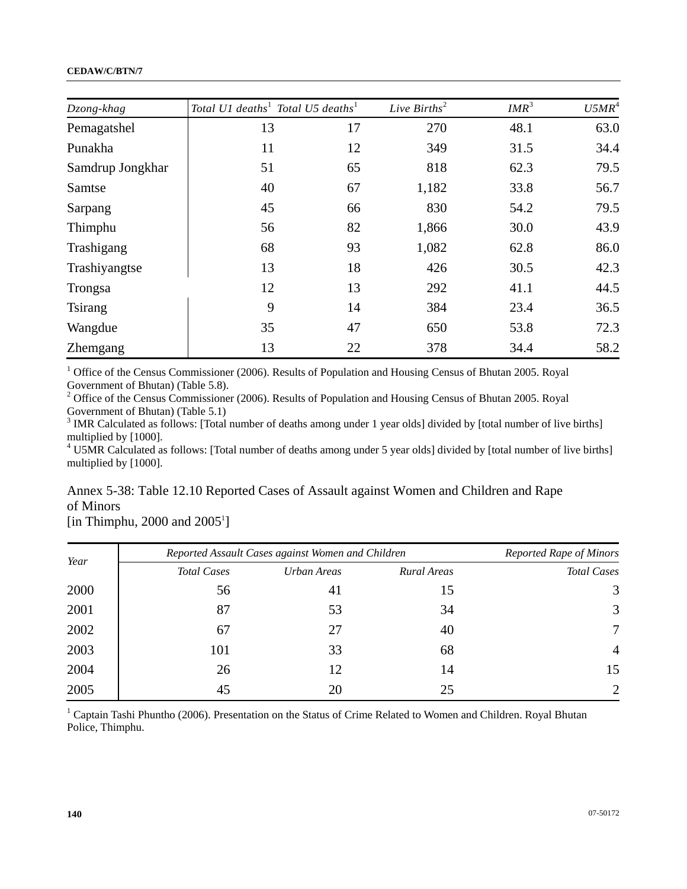| *Dzong-khag* | *Total U1 deaths*[1] | *Total U5 deaths*[1] | *Live Births*[2] | *IMR*[3] | *U5MR*[4] |
|---|---|---|---|---|---|
| Pemagatshel | 13 | 17 | 270 | 48.1 | 63.0 |
| Punakha | 11 | 12 | 349 | 31.5 | 34.4 |
| Samdrup Jongkhar | 51 | 65 | 818 | 62.3 | 79.5 |
| Samtse | 40 | 67 | 1,182 | 33.8 | 56.7 |
| Sarpang | 45 | 66 | 830 | 54.2 | 79.5 |
| Thimphu | 56 | 82 | 1,866 | 30.0 | 43.9 |
| Trashigang | 68 | 93 | 1,082 | 62.8 | 86.0 |
| Trashiyangtse | 13 | 18 | 426 | 30.5 | 42.3 |
| Trongsa | 12 | 13 | 292 | 41.1 | 44.5 |
| Tsirang | 9 | 14 | 384 | 23.4 | 36.5 |
| Wangdue | 35 | 47 | 650 | 53.8 | 72.3 |
| Zhemgang | 13 | 22 | 378 | 34.4 | 58.2 |

[1] Office of the Census Commissioner (2006). Results of Population and Housing Census of Bhutan 2005. Royal Government of Bhutan) (Table 5.8).
[2] Office of the Census Commissioner (2006). Results of Population and Housing Census of Bhutan 2005. Royal Government of Bhutan) (Table 5.1)
[3] IMR Calculated as follows: [Total number of deaths among under 1 year olds] divided by [total number of live births] multiplied by [1000].
[4] U5MR Calculated as follows: [Total number of deaths among under 5 year olds] divided by [total number of live births] multiplied by [1000].

Annex 5-38: Table 12.10 Reported Cases of Assault against Women and Children and Rape of Minors
[in Thimphu, 2000 and 2005[1]]

| *Year* | *Reported Assault Cases against Women and Children* | | | *Reported Rape of Minors* |
|---|---|---|---|---|
| | *Total Cases* | *Urban Areas* | *Rural Areas* | *Total Cases* |
| 2000 | 56 | 41 | 15 | 3 |
| 2001 | 87 | 53 | 34 | 3 |
| 2002 | 67 | 27 | 40 | 7 |
| 2003 | 101 | 33 | 68 | 4 |
| 2004 | 26 | 12 | 14 | 15 |
| 2005 | 45 | 20 | 25 | 2 |

[1] Captain Tashi Phuntho (2006). Presentation on the Status of Crime Related to Women and Children. Royal Bhutan Police, Thimphu.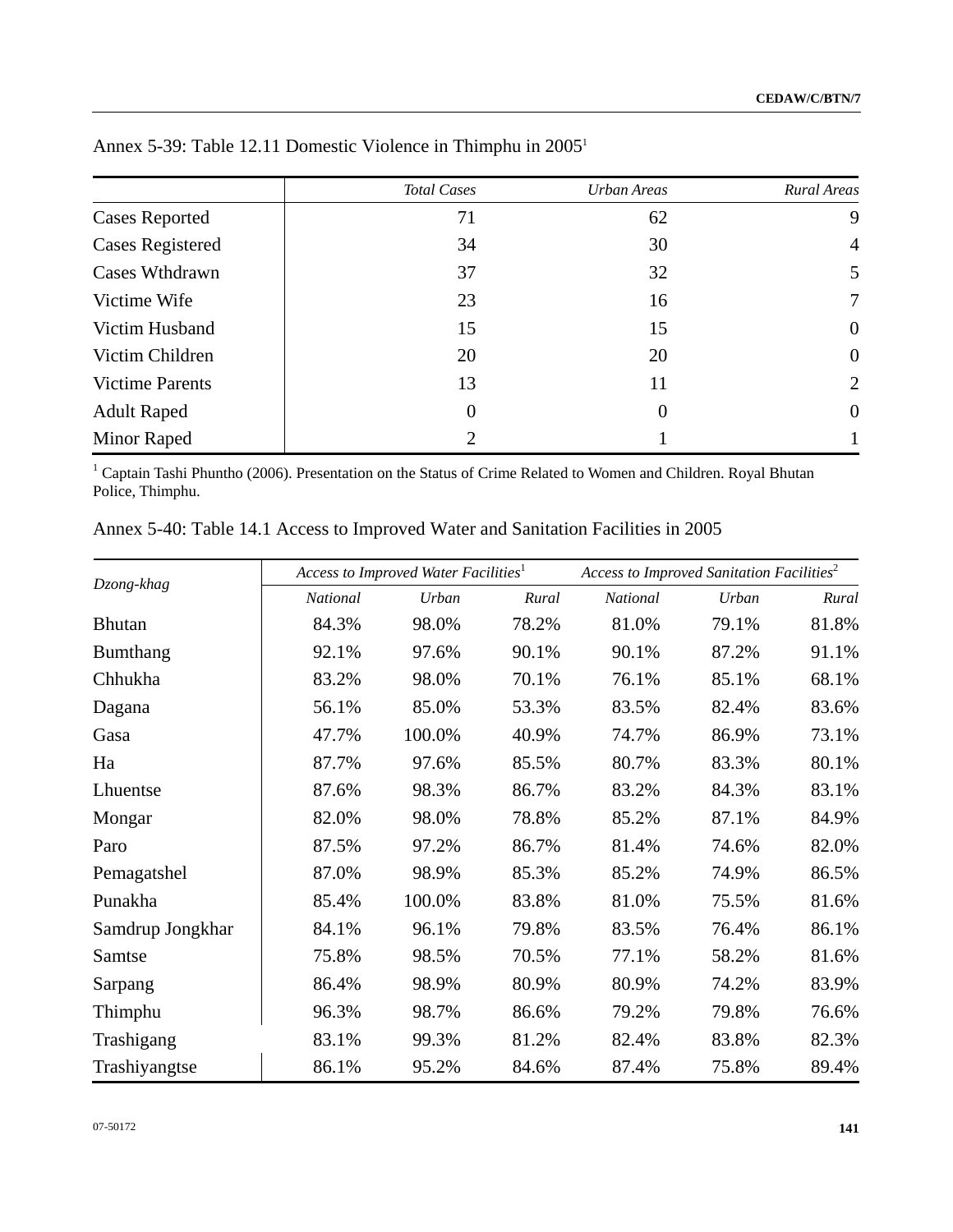Annex 5-39: Table 12.11 Domestic Violence in Thimphu in 2005[1]

| | *Total Cases* | *Urban Areas* | *Rural Areas* |
|---|---|---|---|
| Cases Reported | 71 | 62 | 9 |
| Cases Registered | 34 | 30 | 4 |
| Cases Wthdrawn | 37 | 32 | 5 |
| Victime Wife | 23 | 16 | 7 |
| Victim Husband | 15 | 15 | 0 |
| Victim Children | 20 | 20 | 0 |
| Victime Parents | 13 | 11 | 2 |
| Adult Raped | 0 | 0 | 0 |
| Minor Raped | 2 | 1 | 1 |

[1] Captain Tashi Phuntho (2006). Presentation on the Status of Crime Related to Women and Children. Royal Bhutan Police, Thimphu.

Annex 5-40: Table 14.1 Access to Improved Water and Sanitation Facilities in 2005

| *Dzong-khag* | *Access to Improved Water Facilities*[1] | | | *Access to Improved Sanitation Facilities*[2] | | |
|---|---|---|---|---|---|---|
| | *National* | *Urban* | *Rural* | *National* | *Urban* | *Rural* |
| Bhutan | 84.3% | 98.0% | 78.2% | 81.0% | 79.1% | 81.8% |
| Bumthang | 92.1% | 97.6% | 90.1% | 90.1% | 87.2% | 91.1% |
| Chhukha | 83.2% | 98.0% | 70.1% | 76.1% | 85.1% | 68.1% |
| Dagana | 56.1% | 85.0% | 53.3% | 83.5% | 82.4% | 83.6% |
| Gasa | 47.7% | 100.0% | 40.9% | 74.7% | 86.9% | 73.1% |
| Ha | 87.7% | 97.6% | 85.5% | 80.7% | 83.3% | 80.1% |
| Lhuentse | 87.6% | 98.3% | 86.7% | 83.2% | 84.3% | 83.1% |
| Mongar | 82.0% | 98.0% | 78.8% | 85.2% | 87.1% | 84.9% |
| Paro | 87.5% | 97.2% | 86.7% | 81.4% | 74.6% | 82.0% |
| Pemagatshel | 87.0% | 98.9% | 85.3% | 85.2% | 74.9% | 86.5% |
| Punakha | 85.4% | 100.0% | 83.8% | 81.0% | 75.5% | 81.6% |
| Samdrup Jongkhar | 84.1% | 96.1% | 79.8% | 83.5% | 76.4% | 86.1% |
| Samtse | 75.8% | 98.5% | 70.5% | 77.1% | 58.2% | 81.6% |
| Sarpang | 86.4% | 98.9% | 80.9% | 80.9% | 74.2% | 83.9% |
| Thimphu | 96.3% | 98.7% | 86.6% | 79.2% | 79.8% | 76.6% |
| Trashigang | 83.1% | 99.3% | 81.2% | 82.4% | 83.8% | 82.3% |
| Trashiyangtse | 86.1% | 95.2% | 84.6% | 87.4% | 75.8% | 89.4% |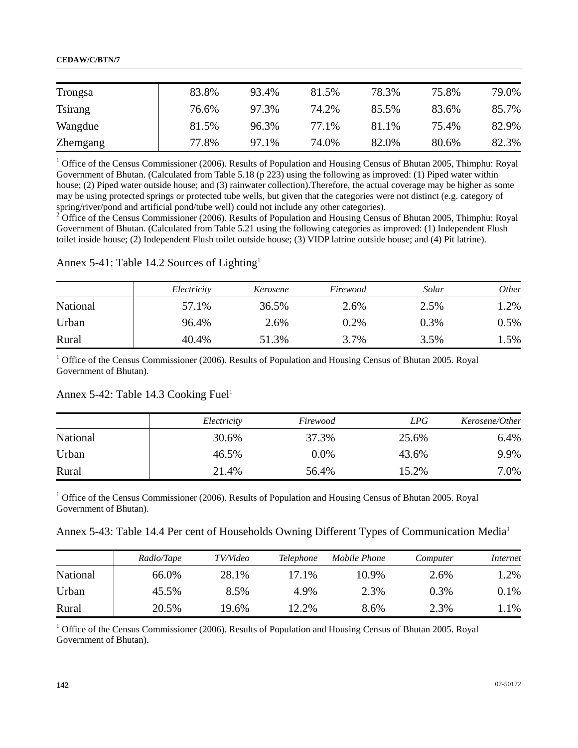| | | | | | | |
|---|---|---|---|---|---|---|
| Trongsa | 83.8% | 93.4% | 81.5% | 78.3% | 75.8% | 79.0% |
| Tsirang | 76.6% | 97.3% | 74.2% | 85.5% | 83.6% | 85.7% |
| Wangdue | 81.5% | 96.3% | 77.1% | 81.1% | 75.4% | 82.9% |
| Zhemgang | 77.8% | 97.1% | 74.0% | 82.0% | 80.6% | 82.3% |

[1] Office of the Census Commissioner (2006). Results of Population and Housing Census of Bhutan 2005, Thimphu: Royal Government of Bhutan. (Calculated from Table 5.18 (p 223) using the following as improved: (1) Piped water within house; (2) Piped water outside house; and (3) rainwater collection).Therefore, the actual coverage may be higher as some may be using protected springs or protected tube wells, but given that the categories were not distinct (e.g. category of spring/river/pond and artificial pond/tube well) could not include any other categories).

[2] Office of the Census Commissioner (2006). Results of Population and Housing Census of Bhutan 2005, Thimphu: Royal Government of Bhutan. (Calculated from Table 5.21 using the following categories as improved: (1) Independent Flush toilet inside house; (2) Independent Flush toilet outside house; (3) VIDP latrine outside house; and (4) Pit latrine).

Annex 5-41: Table 14.2 Sources of Lighting[1]

| | *Electricity* | *Kerosene* | *Firewood* | *Solar* | *Other* |
|---|---|---|---|---|---|
| National | 57.1% | 36.5% | 2.6% | 2.5% | 1.2% |
| Urban | 96.4% | 2.6% | 0.2% | 0.3% | 0.5% |
| Rural | 40.4% | 51.3% | 3.7% | 3.5% | 1.5% |

[1] Office of the Census Commissioner (2006). Results of Population and Housing Census of Bhutan 2005. Royal Government of Bhutan).

Annex 5-42: Table 14.3 Cooking Fuel[1]

| | *Electricity* | *Firewood* | *LPG* | *Kerosene/Other* |
|---|---|---|---|---|
| National | 30.6% | 37.3% | 25.6% | 6.4% |
| Urban | 46.5% | 0.0% | 43.6% | 9.9% |
| Rural | 21.4% | 56.4% | 15.2% | 7.0% |

[1] Office of the Census Commissioner (2006). Results of Population and Housing Census of Bhutan 2005. Royal Government of Bhutan).

Annex 5-43: Table 14.4 Per cent of Households Owning Different Types of Communication Media[1]

| | *Radio/Tape* | *TV/Video* | *Telephone* | *Mobile Phone* | *Computer* | *Internet* |
|---|---|---|---|---|---|---|
| National | 66.0% | 28.1% | 17.1% | 10.9% | 2.6% | 1.2% |
| Urban | 45.5% | 8.5% | 4.9% | 2.3% | 0.3% | 0.1% |
| Rural | 20.5% | 19.6% | 12.2% | 8.6% | 2.3% | 1.1% |

[1] Office of the Census Commissioner (2006). Results of Population and Housing Census of Bhutan 2005. Royal Government of Bhutan).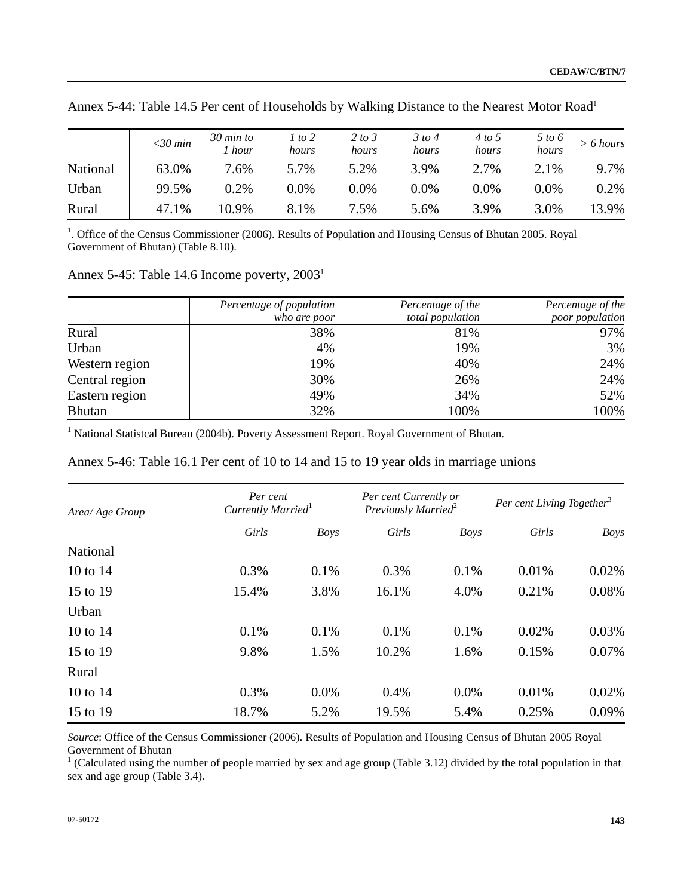Annex 5-44: Table 14.5 Per cent of Households by Walking Distance to the Nearest Motor Road[1]

| | *<30 min* | *30 min to 1 hour* | *1 to 2 hours* | *2 to 3 hours* | *3 to 4 hours* | *4 to 5 hours* | *5 to 6 hours* | *> 6 hours* |
|---|---|---|---|---|---|---|---|---|
| National | 63.0% | 7.6% | 5.7% | 5.2% | 3.9% | 2.7% | 2.1% | 9.7% |
| Urban | 99.5% | 0.2% | 0.0% | 0.0% | 0.0% | 0.0% | 0.0% | 0.2% |
| Rural | 47.1% | 10.9% | 8.1% | 7.5% | 5.6% | 3.9% | 3.0% | 13.9% |

[1]. Office of the Census Commissioner (2006). Results of Population and Housing Census of Bhutan 2005. Royal Government of Bhutan) (Table 8.10).

Annex 5-45: Table 14.6 Income poverty, 2003[1]

| | *Percentage of population who are poor* | *Percentage of the total population* | *Percentage of the poor population* |
|---|---|---|---|
| Rural | 38% | 81% | 97% |
| Urban | 4% | 19% | 3% |
| Western region | 19% | 40% | 24% |
| Central region | 30% | 26% | 24% |
| Eastern region | 49% | 34% | 52% |
| Bhutan | 32% | 100% | 100% |

[1] National Statistcal Bureau (2004b). Poverty Assessment Report. Royal Government of Bhutan.

Annex 5-46: Table 16.1 Per cent of 10 to 14 and 15 to 19 year olds in marriage unions

| *Area/ Age Group* | *Per cent Currently Married*[1] | | *Per cent Currently or Previously Married*[2] | | *Per cent Living Together*[3] | |
|---|---|---|---|---|---|---|
| | *Girls* | *Boys* | *Girls* | *Boys* | *Girls* | *Boys* |
| National | | | | | | |
| 10 to 14 | 0.3% | 0.1% | 0.3% | 0.1% | 0.01% | 0.02% |
| 15 to 19 | 15.4% | 3.8% | 16.1% | 4.0% | 0.21% | 0.08% |
| Urban | | | | | | |
| 10 to 14 | 0.1% | 0.1% | 0.1% | 0.1% | 0.02% | 0.03% |
| 15 to 19 | 9.8% | 1.5% | 10.2% | 1.6% | 0.15% | 0.07% |
| Rural | | | | | | |
| 10 to 14 | 0.3% | 0.0% | 0.4% | 0.0% | 0.01% | 0.02% |
| 15 to 19 | 18.7% | 5.2% | 19.5% | 5.4% | 0.25% | 0.09% |

*Source*: Office of the Census Commissioner (2006). Results of Population and Housing Census of Bhutan 2005 Royal Government of Bhutan

[1] (Calculated using the number of people married by sex and age group (Table 3.12) divided by the total population in that sex and age group (Table 3.4).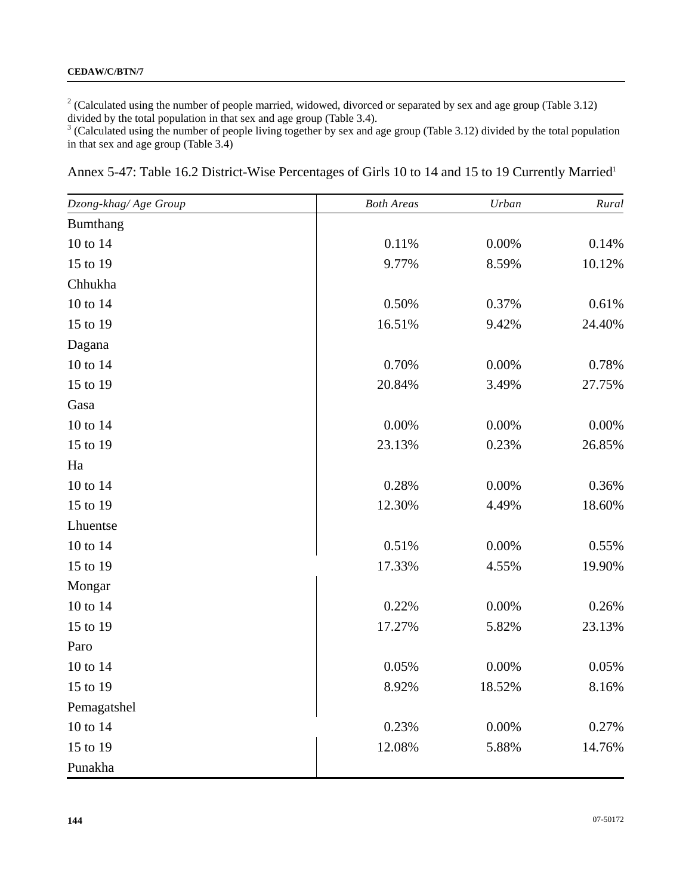[2] (Calculated using the number of people married, widowed, divorced or separated by sex and age group (Table 3.12) divided by the total population in that sex and age group (Table 3.4).

[3] (Calculated using the number of people living together by sex and age group (Table 3.12) divided by the total population in that sex and age group (Table 3.4)

Annex 5-47: Table 16.2 District-Wise Percentages of Girls 10 to 14 and 15 to 19 Currently Married[1]

| *Dzong-khag/ Age Group* | *Both Areas* | *Urban* | *Rural* |
|---|---|---|---|
| Bumthang | | | |
| 10 to 14 | 0.11% | 0.00% | 0.14% |
| 15 to 19 | 9.77% | 8.59% | 10.12% |
| Chhukha | | | |
| 10 to 14 | 0.50% | 0.37% | 0.61% |
| 15 to 19 | 16.51% | 9.42% | 24.40% |
| Dagana | | | |
| 10 to 14 | 0.70% | 0.00% | 0.78% |
| 15 to 19 | 20.84% | 3.49% | 27.75% |
| Gasa | | | |
| 10 to 14 | 0.00% | 0.00% | 0.00% |
| 15 to 19 | 23.13% | 0.23% | 26.85% |
| Ha | | | |
| 10 to 14 | 0.28% | 0.00% | 0.36% |
| 15 to 19 | 12.30% | 4.49% | 18.60% |
| Lhuentse | | | |
| 10 to 14 | 0.51% | 0.00% | 0.55% |
| 15 to 19 | 17.33% | 4.55% | 19.90% |
| Mongar | | | |
| 10 to 14 | 0.22% | 0.00% | 0.26% |
| 15 to 19 | 17.27% | 5.82% | 23.13% |
| Paro | | | |
| 10 to 14 | 0.05% | 0.00% | 0.05% |
| 15 to 19 | 8.92% | 18.52% | 8.16% |
| Pemagatshel | | | |
| 10 to 14 | 0.23% | 0.00% | 0.27% |
| 15 to 19 | 12.08% | 5.88% | 14.76% |
| Punakha | | | |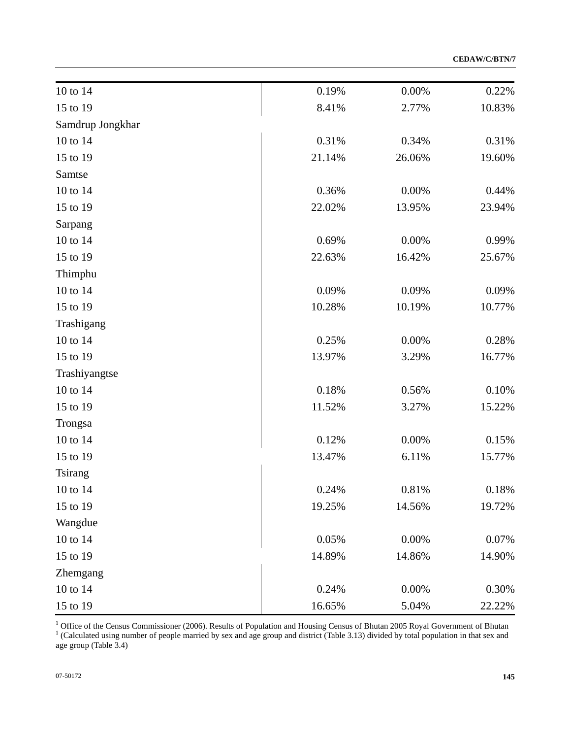| | | | |
|---|---|---|---|
| 10 to 14 | 0.19% | 0.00% | 0.22% |
| 15 to 19 | 8.41% | 2.77% | 10.83% |
| Samdrup Jongkhar | | | |
| 10 to 14 | 0.31% | 0.34% | 0.31% |
| 15 to 19 | 21.14% | 26.06% | 19.60% |
| Samtse | | | |
| 10 to 14 | 0.36% | 0.00% | 0.44% |
| 15 to 19 | 22.02% | 13.95% | 23.94% |
| Sarpang | | | |
| 10 to 14 | 0.69% | 0.00% | 0.99% |
| 15 to 19 | 22.63% | 16.42% | 25.67% |
| Thimphu | | | |
| 10 to 14 | 0.09% | 0.09% | 0.09% |
| 15 to 19 | 10.28% | 10.19% | 10.77% |
| Trashigang | | | |
| 10 to 14 | 0.25% | 0.00% | 0.28% |
| 15 to 19 | 13.97% | 3.29% | 16.77% |
| Trashiyangtse | | | |
| 10 to 14 | 0.18% | 0.56% | 0.10% |
| 15 to 19 | 11.52% | 3.27% | 15.22% |
| Trongsa | | | |
| 10 to 14 | 0.12% | 0.00% | 0.15% |
| 15 to 19 | 13.47% | 6.11% | 15.77% |
| Tsirang | | | |
| 10 to 14 | 0.24% | 0.81% | 0.18% |
| 15 to 19 | 19.25% | 14.56% | 19.72% |
| Wangdue | | | |
| 10 to 14 | 0.05% | 0.00% | 0.07% |
| 15 to 19 | 14.89% | 14.86% | 14.90% |
| Zhemgang | | | |
| 10 to 14 | 0.24% | 0.00% | 0.30% |
| 15 to 19 | 16.65% | 5.04% | 22.22% |

[1] Office of the Census Commissioner (2006). Results of Population and Housing Census of Bhutan 2005 Royal Government of Bhutan

[1] (Calculated using number of people married by sex and age group and district (Table 3.13) divided by total population in that sex and age group (Table 3.4)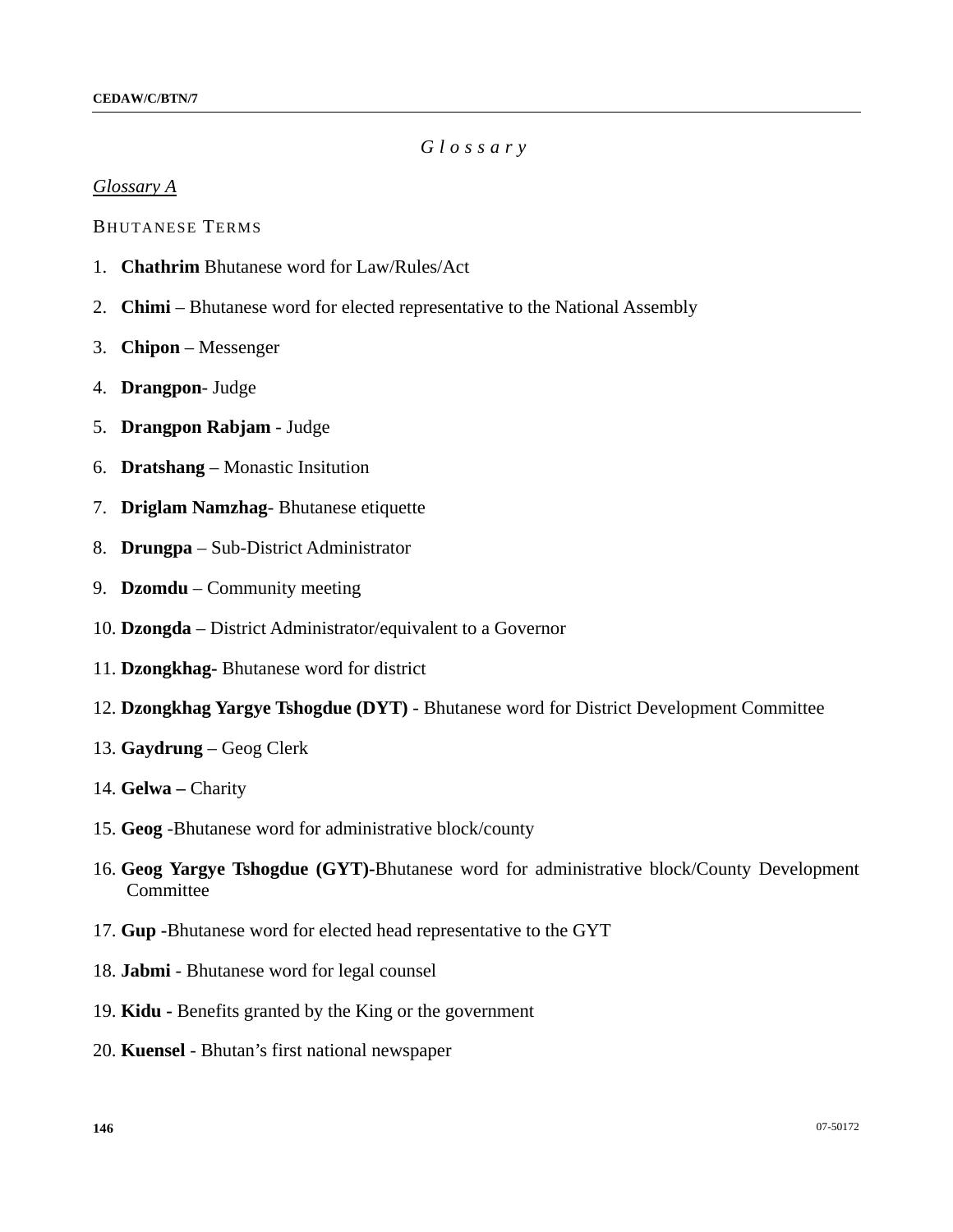# *Glossary*

*Glossary A*

BHUTANESE TERMS

1. **Chathrim** Bhutanese word for Law/Rules/Act
2. **Chimi** – Bhutanese word for elected representative to the National Assembly
3. **Chipon** – Messenger
4. **Drangpon**- Judge
5. **Drangpon Rabjam** - Judge
6. **Dratshang** – Monastic Insitution
7. **Driglam Namzhag**- Bhutanese etiquette
8. **Drungpa** – Sub-District Administrator
9. **Dzomdu** – Community meeting
10. **Dzongda** – District Administrator/equivalent to a Governor
11. **Dzongkhag-** Bhutanese word for district
12. **Dzongkhag Yargye Tshogdue (DYT)** - Bhutanese word for District Development Committee
13. **Gaydrung** – Geog Clerk
14. **Gelwa –** Charity
15. **Geog** -Bhutanese word for administrative block/county
16. **Geog Yargye Tshogdue (GYT)-**Bhutanese word for administrative block/County Development Committee
17. **Gup** -Bhutanese word for elected head representative to the GYT
18. **Jabmi** - Bhutanese word for legal counsel
19. **Kidu -** Benefits granted by the King or the government
20. **Kuensel** - Bhutan's first national newspaper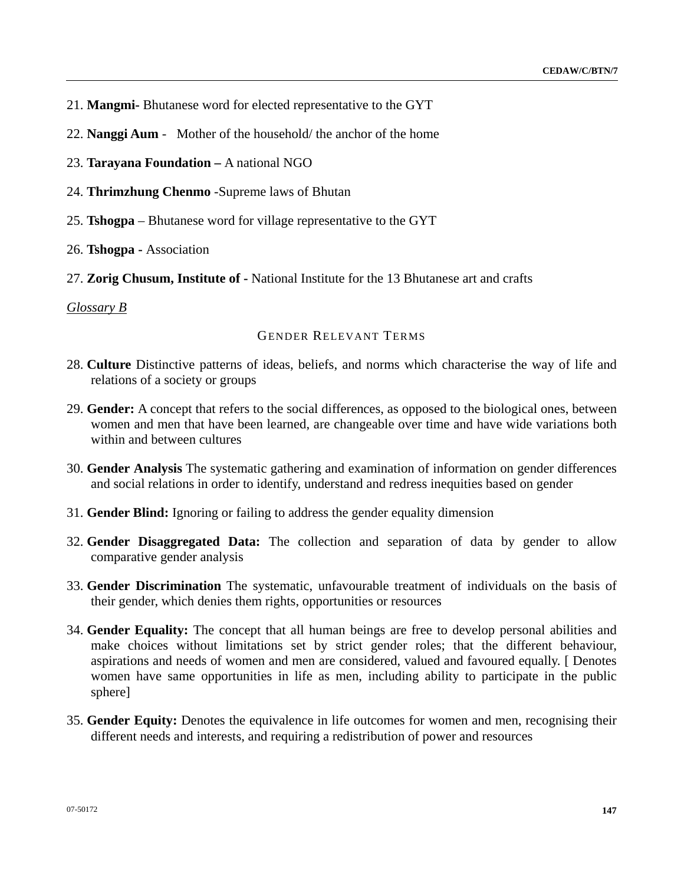21. **Mangmi-** Bhutanese word for elected representative to the GYT

22. **Nanggi Aum** - Mother of the household/ the anchor of the home

23. **Tarayana Foundation –** A national NGO

24. **Thrimzhung Chenmo** -Supreme laws of Bhutan

25. **Tshogpa** – Bhutanese word for village representative to the GYT

26. **Tshogpa -** Association

27. **Zorig Chusum, Institute of -** National Institute for the 13 Bhutanese art and crafts

_Glossary B_

## GENDER RELEVANT TERMS

28. **Culture** Distinctive patterns of ideas, beliefs, and norms which characterise the way of life and relations of a society or groups

29. **Gender:** A concept that refers to the social differences, as opposed to the biological ones, between women and men that have been learned, are changeable over time and have wide variations both within and between cultures

30. **Gender Analysis** The systematic gathering and examination of information on gender differences and social relations in order to identify, understand and redress inequities based on gender

31. **Gender Blind:** Ignoring or failing to address the gender equality dimension

32. **Gender Disaggregated Data:** The collection and separation of data by gender to allow comparative gender analysis

33. **Gender Discrimination** The systematic, unfavourable treatment of individuals on the basis of their gender, which denies them rights, opportunities or resources

34. **Gender Equality:** The concept that all human beings are free to develop personal abilities and make choices without limitations set by strict gender roles; that the different behaviour, aspirations and needs of women and men are considered, valued and favoured equally. [ Denotes women have same opportunities in life as men, including ability to participate in the public sphere]

35. **Gender Equity:** Denotes the equivalence in life outcomes for women and men, recognising their different needs and interests, and requiring a redistribution of power and resources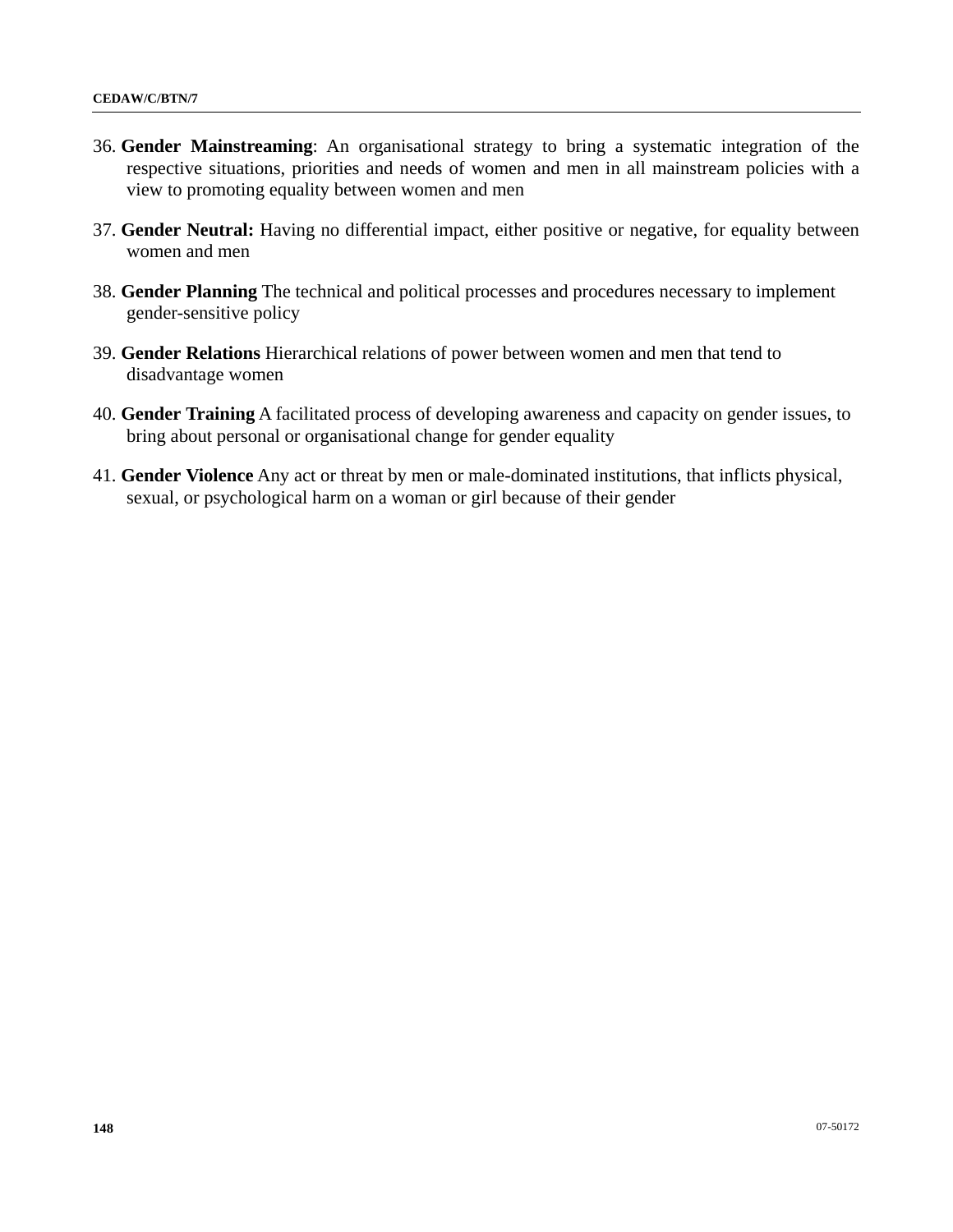36. **Gender Mainstreaming**: An organisational strategy to bring a systematic integration of the respective situations, priorities and needs of women and men in all mainstream policies with a view to promoting equality between women and men

37. **Gender Neutral:** Having no differential impact, either positive or negative, for equality between women and men

38. **Gender Planning** The technical and political processes and procedures necessary to implement gender-sensitive policy

39. **Gender Relations** Hierarchical relations of power between women and men that tend to disadvantage women

40. **Gender Training** A facilitated process of developing awareness and capacity on gender issues, to bring about personal or organisational change for gender equality

41. **Gender Violence** Any act or threat by men or male-dominated institutions, that inflicts physical, sexual, or psychological harm on a woman or girl because of their gender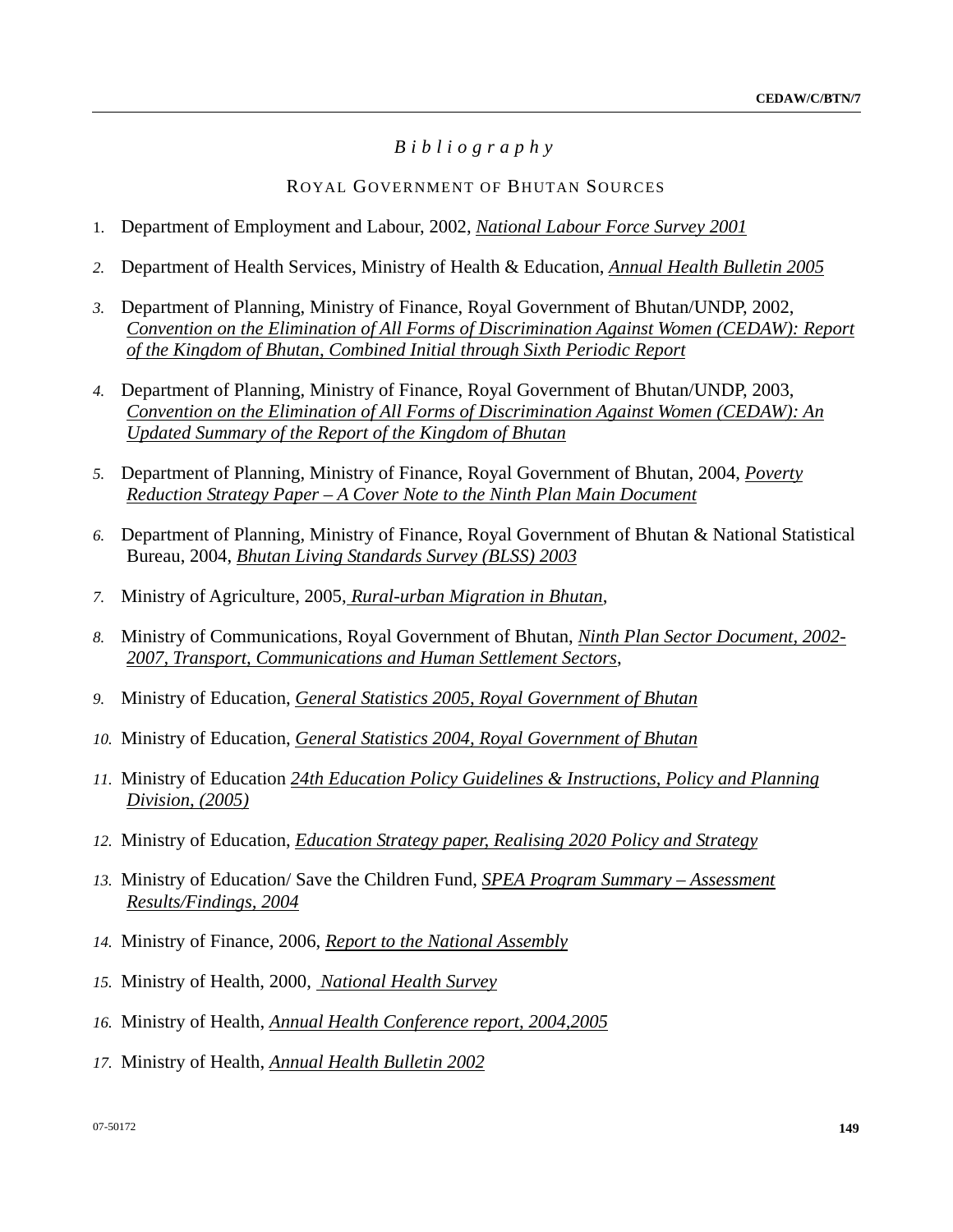# *Bibliography*

## ROYAL GOVERNMENT OF BHUTAN SOURCES

1. Department of Employment and Labour, 2002, *National Labour Force Survey 2001*
2. Department of Health Services, Ministry of Health & Education, *Annual Health Bulletin 2005*
3. Department of Planning, Ministry of Finance, Royal Government of Bhutan/UNDP, 2002, *Convention on the Elimination of All Forms of Discrimination Against Women (CEDAW): Report of the Kingdom of Bhutan, Combined Initial through Sixth Periodic Report*
4. Department of Planning, Ministry of Finance, Royal Government of Bhutan/UNDP, 2003, *Convention on the Elimination of All Forms of Discrimination Against Women (CEDAW): An Updated Summary of the Report of the Kingdom of Bhutan*
5. Department of Planning, Ministry of Finance, Royal Government of Bhutan, 2004, *Poverty Reduction Strategy Paper – A Cover Note to the Ninth Plan Main Document*
6. Department of Planning, Ministry of Finance, Royal Government of Bhutan & National Statistical Bureau, 2004, *Bhutan Living Standards Survey (BLSS) 2003*
7. Ministry of Agriculture, 2005, *Rural-urban Migration in Bhutan*,
8. Ministry of Communications, Royal Government of Bhutan, *Ninth Plan Sector Document, 2002-2007, Transport, Communications and Human Settlement Sectors*,
9. Ministry of Education, *General Statistics 2005, Royal Government of Bhutan*
10. Ministry of Education, *General Statistics 2004, Royal Government of Bhutan*
11. Ministry of Education *24th Education Policy Guidelines & Instructions, Policy and Planning Division, (2005)*
12. Ministry of Education, *Education Strategy paper, Realising 2020 Policy and Strategy*
13. Ministry of Education/ Save the Children Fund, *SPEA Program Summary – Assessment Results/Findings, 2004*
14. Ministry of Finance, 2006, *Report to the National Assembly*
15. Ministry of Health, 2000, *National Health Survey*
16. Ministry of Health, *Annual Health Conference report, 2004,2005*
17. Ministry of Health, *Annual Health Bulletin 2002*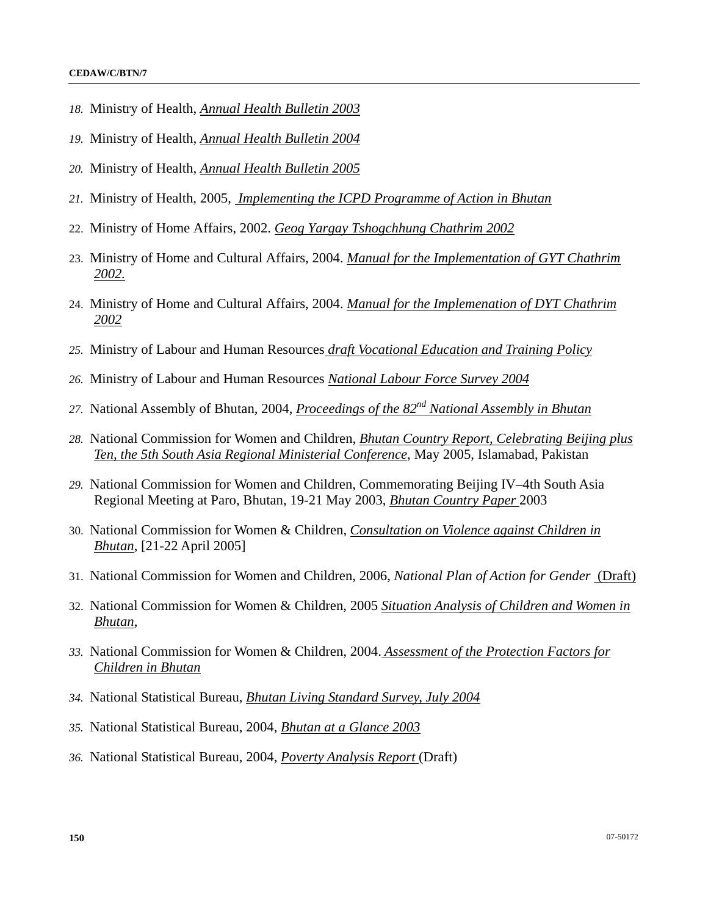18. Ministry of Health, *Annual Health Bulletin 2003*

19. Ministry of Health, *Annual Health Bulletin 2004*

20. Ministry of Health, *Annual Health Bulletin 2005*

21. Ministry of Health, 2005, *Implementing the ICPD Programme of Action in Bhutan*

22. Ministry of Home Affairs, 2002. *Geog Yargay Tshogchhung Chathrim 2002*

23. Ministry of Home and Cultural Affairs, 2004. *Manual for the Implementation of GYT Chathrim 2002*.

24. Ministry of Home and Cultural Affairs, 2004. *Manual for the Implemenation of DYT Chathrim 2002*

25. Ministry of Labour and Human Resources *draft Vocational Education and Training Policy*

26. Ministry of Labour and Human Resources *National Labour Force Survey 2004*

27. National Assembly of Bhutan, 2004, *Proceedings of the 82nd National Assembly in Bhutan*

28. National Commission for Women and Children, *Bhutan Country Report, Celebrating Beijing plus Ten, the 5th South Asia Regional Ministerial Conference*, May 2005, Islamabad, Pakistan

29. National Commission for Women and Children, Commemorating Beijing IV–4th South Asia Regional Meeting at Paro, Bhutan, 19-21 May 2003, *Bhutan Country Paper* 2003

30. National Commission for Women & Children, *Consultation on Violence against Children in Bhutan*, [21-22 April 2005]

31. National Commission for Women and Children, 2006, *National Plan of Action for Gender* (Draft)

32. National Commission for Women & Children, 2005 *Situation Analysis of Children and Women in Bhutan*,

33. National Commission for Women & Children, 2004. *Assessment of the Protection Factors for Children in Bhutan*

34. National Statistical Bureau, *Bhutan Living Standard Survey, July 2004*

35. National Statistical Bureau, 2004, *Bhutan at a Glance 2003*

36. National Statistical Bureau, 2004, *Poverty Analysis Report* (Draft)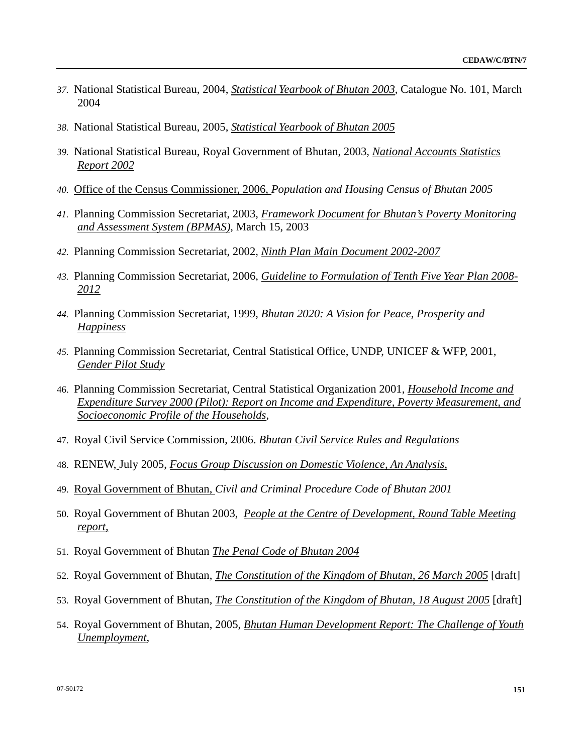37. National Statistical Bureau, 2004, *Statistical Yearbook of Bhutan 2003*, Catalogue No. 101, March 2004

38. National Statistical Bureau, 2005, *Statistical Yearbook of Bhutan 2005*

39. National Statistical Bureau, Royal Government of Bhutan, 2003, *National Accounts Statistics Report 2002*

40. Office of the Census Commissioner, 2006, *Population and Housing Census of Bhutan 2005*

41. Planning Commission Secretariat, 2003, *Framework Document for Bhutan's Poverty Monitoring and Assessment System (BPMAS)*, March 15, 2003

42. Planning Commission Secretariat, 2002, *Ninth Plan Main Document 2002-2007*

43. Planning Commission Secretariat, 2006, *Guideline to Formulation of Tenth Five Year Plan 2008-2012*

44. Planning Commission Secretariat, 1999, *Bhutan 2020: A Vision for Peace, Prosperity and Happiness*

45. Planning Commission Secretariat, Central Statistical Office, UNDP, UNICEF & WFP, 2001, *Gender Pilot Study*

46. Planning Commission Secretariat, Central Statistical Organization 2001, *Household Income and Expenditure Survey 2000 (Pilot): Report on Income and Expenditure, Poverty Measurement, and Socioeconomic Profile of the Households*,

47. Royal Civil Service Commission, 2006. *Bhutan Civil Service Rules and Regulations*

48. RENEW, July 2005, *Focus Group Discussion on Domestic Violence, An Analysis,*

49. Royal Government of Bhutan, *Civil and Criminal Procedure Code of Bhutan 2001*

50. Royal Government of Bhutan 2003, *People at the Centre of Development, Round Table Meeting report,*

51. Royal Government of Bhutan *The Penal Code of Bhutan 2004*

52. Royal Government of Bhutan, *The Constitution of the Kingdom of Bhutan, 26 March 2005* [draft]

53. Royal Government of Bhutan, *The Constitution of the Kingdom of Bhutan, 18 August 2005* [draft]

54. Royal Government of Bhutan, 2005, *Bhutan Human Development Report: The Challenge of Youth Unemployment*,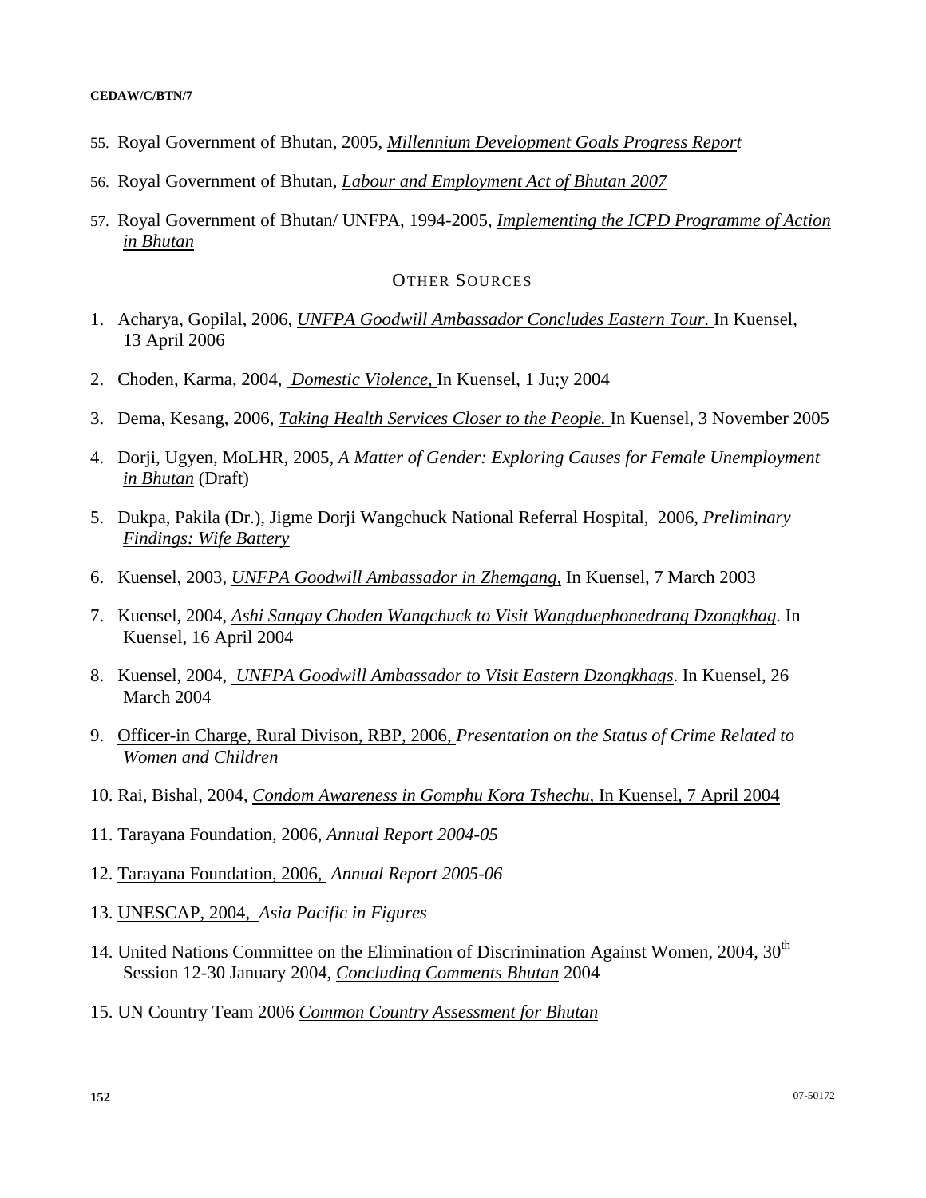55. Royal Government of Bhutan, 2005, *Millennium Development Goals Progress Report*

56. Royal Government of Bhutan, *Labour and Employment Act of Bhutan 2007*

57. Royal Government of Bhutan/ UNFPA, 1994-2005, *Implementing the ICPD Programme of Action in Bhutan*

## OTHER SOURCES

1. Acharya, Gopilal, 2006, *UNFPA Goodwill Ambassador Concludes Eastern Tour.* In Kuensel, 13 April 2006

2. Choden, Karma, 2004, *Domestic Violence,* In Kuensel, 1 Ju;y 2004

3. Dema, Kesang, 2006, *Taking Health Services Closer to the People.* In Kuensel, 3 November 2005

4. Dorji, Ugyen, MoLHR, 2005, *A Matter of Gender: Exploring Causes for Female Unemployment in Bhutan* (Draft)

5. Dukpa, Pakila (Dr.), Jigme Dorji Wangchuck National Referral Hospital, 2006, *Preliminary Findings: Wife Battery*

6. Kuensel, 2003, *UNFPA Goodwill Ambassador in Zhemgang,* In Kuensel, 7 March 2003

7. Kuensel, 2004, *Ashi Sangay Choden Wangchuck to Visit Wangduephonedrang Dzongkhag*. In Kuensel, 16 April 2004

8. Kuensel, 2004, *UNFPA Goodwill Ambassador to Visit Eastern Dzongkhags*. In Kuensel, 26 March 2004

9. Officer-in Charge, Rural Divison, RBP, 2006, *Presentation on the Status of Crime Related to Women and Children*

10. Rai, Bishal, 2004, *Condom Awareness in Gomphu Kora Tshechu,* In Kuensel, 7 April 2004

11. Tarayana Foundation, 2006, *Annual Report 2004-05*

12. Tarayana Foundation, 2006, *Annual Report 2005-06*

13. UNESCAP, 2004, *Asia Pacific in Figures*

14. United Nations Committee on the Elimination of Discrimination Against Women, 2004, 30th Session 12-30 January 2004, *Concluding Comments Bhutan* 2004

15. UN Country Team 2006 *Common Country Assessment for Bhutan*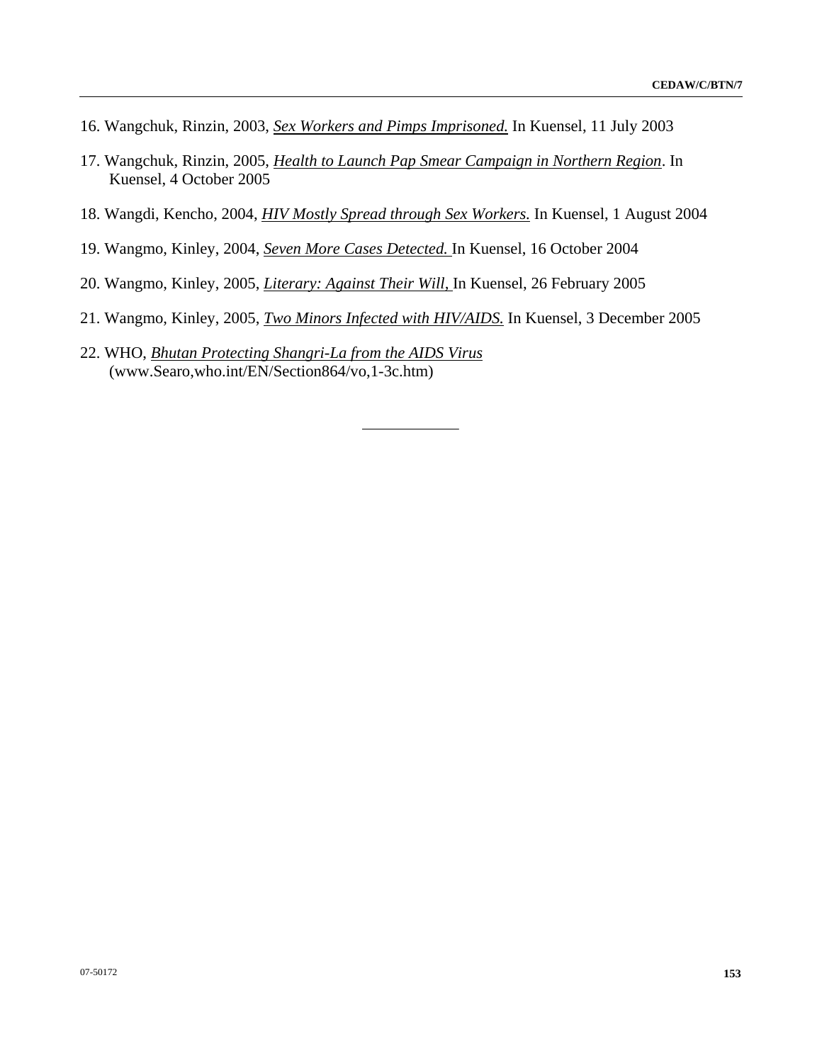16. Wangchuk, Rinzin, 2003, *Sex Workers and Pimps Imprisoned.* In Kuensel, 11 July 2003

17. Wangchuk, Rinzin, 2005, *Health to Launch Pap Smear Campaign in Northern Region*. In Kuensel, 4 October 2005

18. Wangdi, Kencho, 2004, *HIV Mostly Spread through Sex Workers.* In Kuensel, 1 August 2004

19. Wangmo, Kinley, 2004, *Seven More Cases Detected.* In Kuensel, 16 October 2004

20. Wangmo, Kinley, 2005, *Literary: Against Their Will,* In Kuensel, 26 February 2005

21. Wangmo, Kinley, 2005, *Two Minors Infected with HIV/AIDS.* In Kuensel, 3 December 2005

22. WHO, *Bhutan Protecting Shangri-La from the AIDS Virus* (www.Searo,who.int/EN/Section864/vo,1-3c.htm)